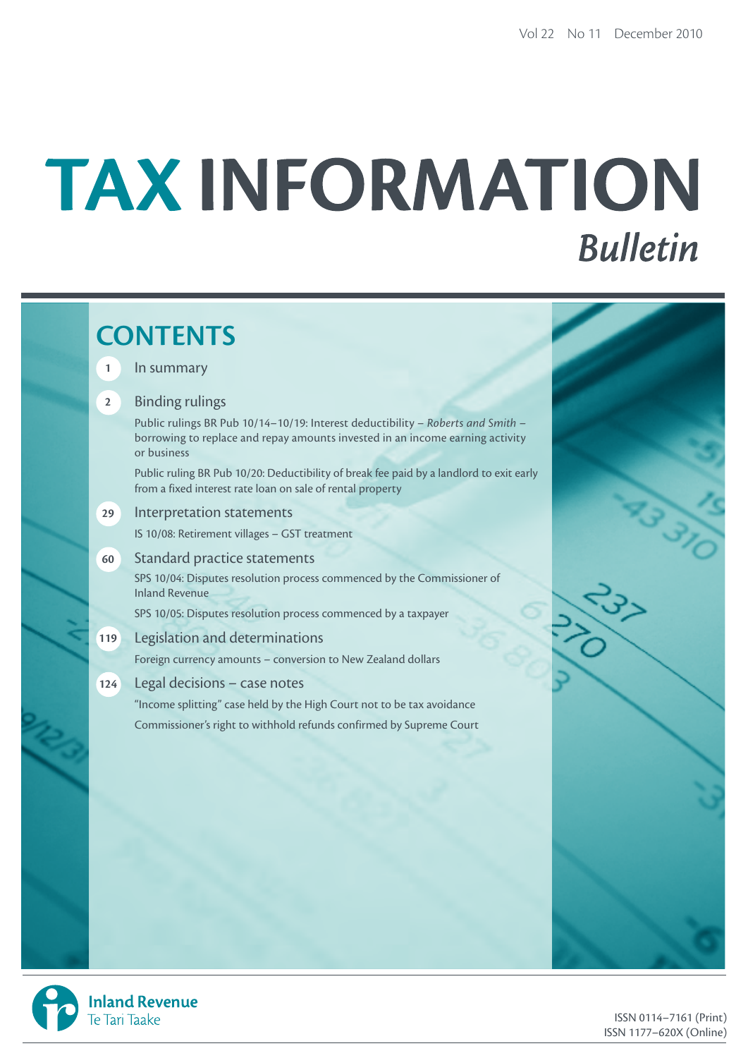Vol 22 No 11 December 2010

# TAX INFORMATION *Bulletin*

## CONTENTS

**1** In summary

**2** Binding rulings

Public rulings BR Pub 10/14–10/19: Interest deductibility – *Roberts and Smith* – borrowing to replace and repay amounts invested in an income earning activity or business

Public ruling BR Pub 10/20: Deductibility of break fee paid by a landlord to exit early from a fixed interest rate loan on sale of rental property

**29** Interpretation statements

IS 10/08: Retirement villages – GST treatment

**60** Standard practice statements

SPS 10/04: Disputes resolution process commenced by the Commissioner of Inland Revenue

SPS 10/05: Disputes resolution process commenced by a taxpayer

**119** Legislation and determinations

Foreign currency amounts – conversion to New Zealand dollars

**124** Legal decisions – case notes

"Income splitting" case held by the High Court not to be tax avoidance

Commissioner's right to withhold refunds confirmed by Supreme Court

Inland Revenue
Te Tari Taake

ISSN 0114–7161 (Print)
ISSN 1177–620X (Online)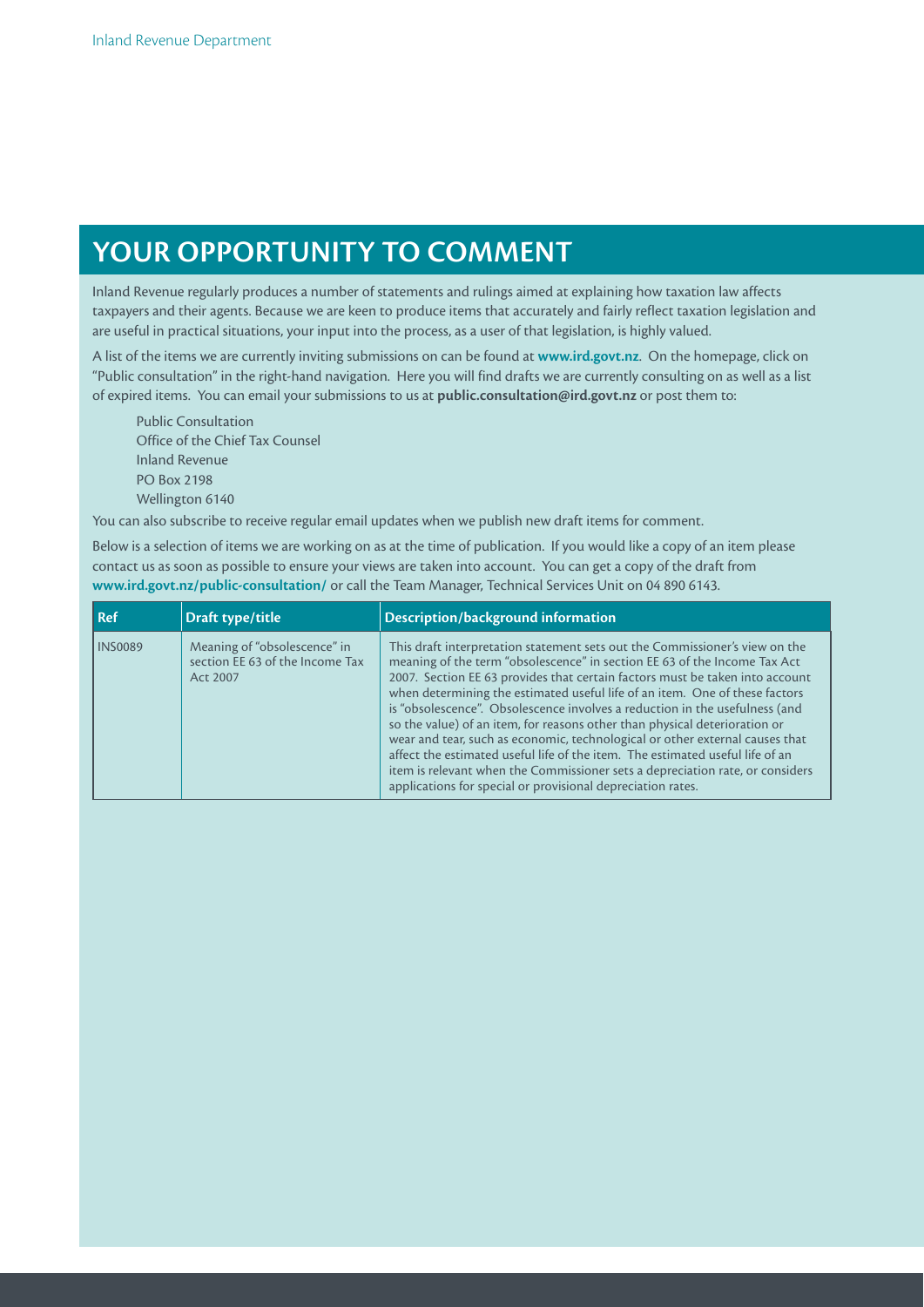# YOUR OPPORTUNITY TO COMMENT

Inland Revenue regularly produces a number of statements and rulings aimed at explaining how taxation law affects taxpayers and their agents. Because we are keen to produce items that accurately and fairly reflect taxation legislation and are useful in practical situations, your input into the process, as a user of that legislation, is highly valued.

A list of the items we are currently inviting submissions on can be found at **www.ird.govt.nz**. On the homepage, click on "Public consultation" in the right-hand navigation. Here you will find drafts we are currently consulting on as well as a list of expired items. You can email your submissions to us at **public.consultation@ird.govt.nz** or post them to:

Public Consultation
Office of the Chief Tax Counsel
Inland Revenue
PO Box 2198
Wellington 6140

You can also subscribe to receive regular email updates when we publish new draft items for comment.

Below is a selection of items we are working on as at the time of publication. If you would like a copy of an item please contact us as soon as possible to ensure your views are taken into account. You can get a copy of the draft from **www.ird.govt.nz/public-consultation/** or call the Team Manager, Technical Services Unit on 04 890 6143.

| Ref | Draft type/title | Description/background information |
|---|---|---|
| INS0089 | Meaning of "obsolescence" in section EE 63 of the Income Tax Act 2007 | This draft interpretation statement sets out the Commissioner's view on the meaning of the term "obsolescence" in section EE 63 of the Income Tax Act 2007. Section EE 63 provides that certain factors must be taken into account when determining the estimated useful life of an item. One of these factors is "obsolescence". Obsolescence involves a reduction in the usefulness (and so the value) of an item, for reasons other than physical deterioration or wear and tear, such as economic, technological or other external causes that affect the estimated useful life of the item. The estimated useful life of an item is relevant when the Commissioner sets a depreciation rate, or considers applications for special or provisional depreciation rates. |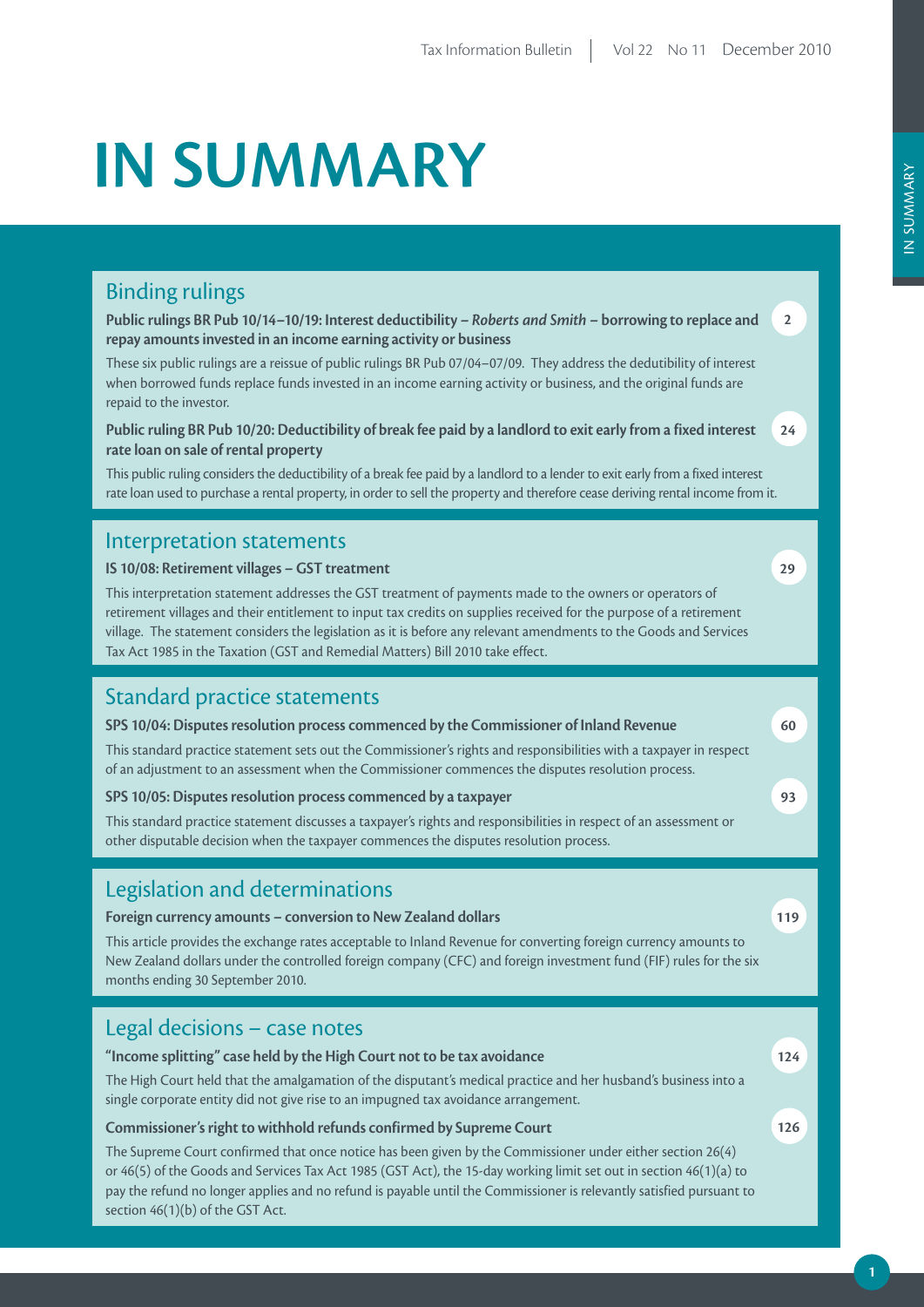# IN SUMMARY

## Binding rulings

**Public rulings BR Pub 10/14–10/19: Interest deductibility – *Roberts and Smith* – borrowing to replace and repay amounts invested in an income earning activity or business** — 2

These six public rulings are a reissue of public rulings BR Pub 07/04–07/09. They address the dedutibility of interest when borrowed funds replace funds invested in an income earning activity or business, and the original funds are repaid to the investor.

**Public ruling BR Pub 10/20: Deductibility of break fee paid by a landlord to exit early from a fixed interest rate loan on sale of rental property** — 24

This public ruling considers the deductibility of a break fee paid by a landlord to a lender to exit early from a fixed interest rate loan used to purchase a rental property, in order to sell the property and therefore cease deriving rental income from it.

## Interpretation statements

**IS 10/08: Retirement villages – GST treatment** — 29

This interpretation statement addresses the GST treatment of payments made to the owners or operators of retirement villages and their entitlement to input tax credits on supplies received for the purpose of a retirement village. The statement considers the legislation as it is before any relevant amendments to the Goods and Services Tax Act 1985 in the Taxation (GST and Remedial Matters) Bill 2010 take effect.

## Standard practice statements

**SPS 10/04: Disputes resolution process commenced by the Commissioner of Inland Revenue** — 60

This standard practice statement sets out the Commissioner's rights and responsibilities with a taxpayer in respect of an adjustment to an assessment when the Commissioner commences the disputes resolution process.

**SPS 10/05: Disputes resolution process commenced by a taxpayer** — 93

This standard practice statement discusses a taxpayer's rights and responsibilities in respect of an assessment or other disputable decision when the taxpayer commences the disputes resolution process.

## Legislation and determinations

**Foreign currency amounts – conversion to New Zealand dollars** — 119

This article provides the exchange rates acceptable to Inland Revenue for converting foreign currency amounts to New Zealand dollars under the controlled foreign company (CFC) and foreign investment fund (FIF) rules for the six months ending 30 September 2010.

## Legal decisions – case notes

**"Income splitting" case held by the High Court not to be tax avoidance** — 124

The High Court held that the amalgamation of the disputant's medical practice and her husband's business into a single corporate entity did not give rise to an impugned tax avoidance arrangement.

**Commissioner's right to withhold refunds confirmed by Supreme Court** — 126

The Supreme Court confirmed that once notice has been given by the Commissioner under either section 26(4) or 46(5) of the Goods and Services Tax Act 1985 (GST Act), the 15-day working limit set out in section 46(1)(a) to pay the refund no longer applies and no refund is payable until the Commissioner is relevantly satisfied pursuant to section 46(1)(b) of the GST Act.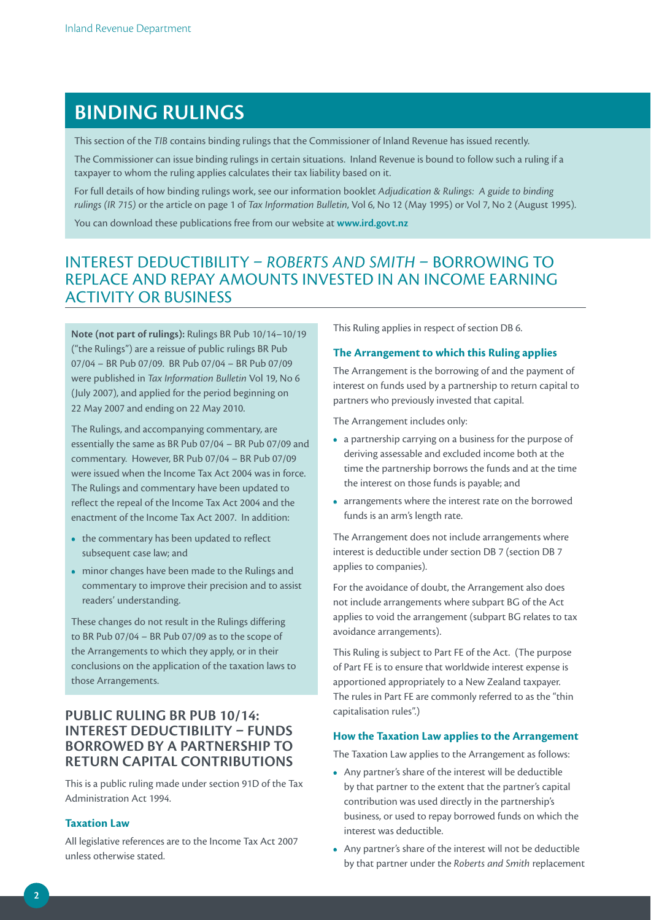# BINDING RULINGS

This section of the *TIB* contains binding rulings that the Commissioner of Inland Revenue has issued recently.

The Commissioner can issue binding rulings in certain situations. Inland Revenue is bound to follow such a ruling if a taxpayer to whom the ruling applies calculates their tax liability based on it.

For full details of how binding rulings work, see our information booklet *Adjudication & Rulings: A guide to binding rulings (IR 715)* or the article on page 1 of *Tax Information Bulletin*, Vol 6, No 12 (May 1995) or Vol 7, No 2 (August 1995).

You can download these publications free from our website at **www.ird.govt.nz**

## INTEREST DEDUCTIBILITY – *ROBERTS AND SMITH* – BORROWING TO REPLACE AND REPAY AMOUNTS INVESTED IN AN INCOME EARNING ACTIVITY OR BUSINESS

**Note (not part of rulings):** Rulings BR Pub 10/14–10/19 ("the Rulings") are a reissue of public rulings BR Pub 07/04 – BR Pub 07/09. BR Pub 07/04 – BR Pub 07/09 were published in *Tax Information Bulletin* Vol 19, No 6 (July 2007), and applied for the period beginning on 22 May 2007 and ending on 22 May 2010.

The Rulings, and accompanying commentary, are essentially the same as BR Pub 07/04 – BR Pub 07/09 and commentary. However, BR Pub 07/04 – BR Pub 07/09 were issued when the Income Tax Act 2004 was in force. The Rulings and commentary have been updated to reflect the repeal of the Income Tax Act 2004 and the enactment of the Income Tax Act 2007. In addition:

- the commentary has been updated to reflect subsequent case law; and
- minor changes have been made to the Rulings and commentary to improve their precision and to assist readers' understanding.

These changes do not result in the Rulings differing to BR Pub 07/04 – BR Pub 07/09 as to the scope of the Arrangements to which they apply, or in their conclusions on the application of the taxation laws to those Arrangements.

### PUBLIC RULING BR PUB 10/14: INTEREST DEDUCTIBILITY – FUNDS BORROWED BY A PARTNERSHIP TO RETURN CAPITAL CONTRIBUTIONS

This is a public ruling made under section 91D of the Tax Administration Act 1994.

#### Taxation Law

All legislative references are to the Income Tax Act 2007 unless otherwise stated.

This Ruling applies in respect of section DB 6.

#### The Arrangement to which this Ruling applies

The Arrangement is the borrowing of and the payment of interest on funds used by a partnership to return capital to partners who previously invested that capital.

The Arrangement includes only:

- a partnership carrying on a business for the purpose of deriving assessable and excluded income both at the time the partnership borrows the funds and at the time the interest on those funds is payable; and
- arrangements where the interest rate on the borrowed funds is an arm's length rate.

The Arrangement does not include arrangements where interest is deductible under section DB 7 (section DB 7 applies to companies).

For the avoidance of doubt, the Arrangement also does not include arrangements where subpart BG of the Act applies to void the arrangement (subpart BG relates to tax avoidance arrangements).

This Ruling is subject to Part FE of the Act. (The purpose of Part FE is to ensure that worldwide interest expense is apportioned appropriately to a New Zealand taxpayer. The rules in Part FE are commonly referred to as the "thin capitalisation rules".)

#### How the Taxation Law applies to the Arrangement

The Taxation Law applies to the Arrangement as follows:

- Any partner's share of the interest will be deductible by that partner to the extent that the partner's capital contribution was used directly in the partnership's business, or used to repay borrowed funds on which the interest was deductible.
- Any partner's share of the interest will not be deductible by that partner under the *Roberts and Smith* replacement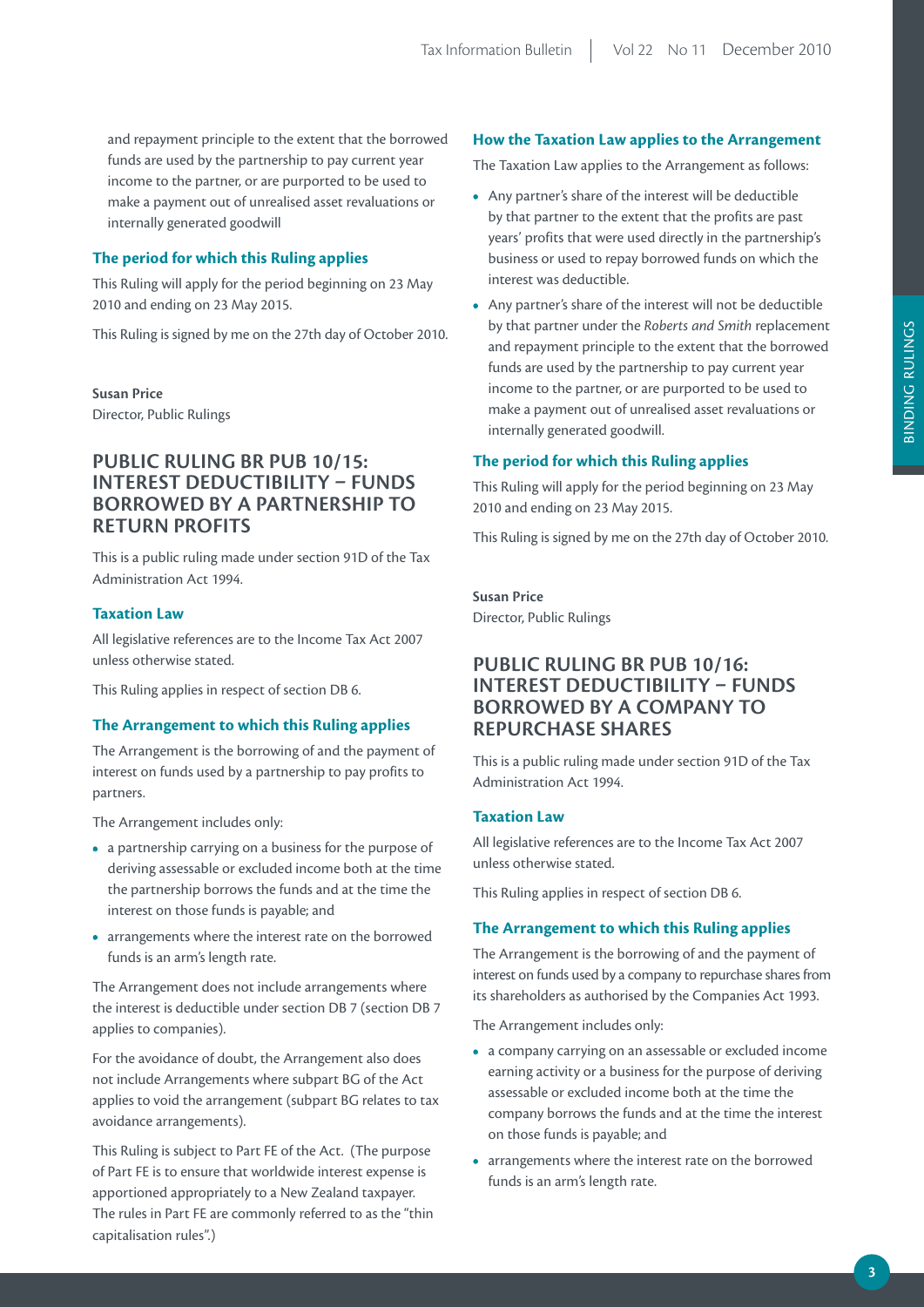and repayment principle to the extent that the borrowed funds are used by the partnership to pay current year income to the partner, or are purported to be used to make a payment out of unrealised asset revaluations or internally generated goodwill

### The period for which this Ruling applies

This Ruling will apply for the period beginning on 23 May 2010 and ending on 23 May 2015.

This Ruling is signed by me on the 27th day of October 2010.

**Susan Price**
Director, Public Rulings

## PUBLIC RULING BR PUB 10/15: INTEREST DEDUCTIBILITY – FUNDS BORROWED BY A PARTNERSHIP TO RETURN PROFITS

This is a public ruling made under section 91D of the Tax Administration Act 1994.

### Taxation Law

All legislative references are to the Income Tax Act 2007 unless otherwise stated.

This Ruling applies in respect of section DB 6.

### The Arrangement to which this Ruling applies

The Arrangement is the borrowing of and the payment of interest on funds used by a partnership to pay profits to partners.

The Arrangement includes only:

- a partnership carrying on a business for the purpose of deriving assessable or excluded income both at the time the partnership borrows the funds and at the time the interest on those funds is payable; and
- arrangements where the interest rate on the borrowed funds is an arm's length rate.

The Arrangement does not include arrangements where the interest is deductible under section DB 7 (section DB 7 applies to companies).

For the avoidance of doubt, the Arrangement also does not include Arrangements where subpart BG of the Act applies to void the arrangement (subpart BG relates to tax avoidance arrangements).

This Ruling is subject to Part FE of the Act. (The purpose of Part FE is to ensure that worldwide interest expense is apportioned appropriately to a New Zealand taxpayer. The rules in Part FE are commonly referred to as the "thin capitalisation rules".)

### How the Taxation Law applies to the Arrangement

The Taxation Law applies to the Arrangement as follows:

- Any partner's share of the interest will be deductible by that partner to the extent that the profits are past years' profits that were used directly in the partnership's business or used to repay borrowed funds on which the interest was deductible.
- Any partner's share of the interest will not be deductible by that partner under the *Roberts and Smith* replacement and repayment principle to the extent that the borrowed funds are used by the partnership to pay current year income to the partner, or are purported to be used to make a payment out of unrealised asset revaluations or internally generated goodwill.

### The period for which this Ruling applies

This Ruling will apply for the period beginning on 23 May 2010 and ending on 23 May 2015.

This Ruling is signed by me on the 27th day of October 2010.

**Susan Price**
Director, Public Rulings

## PUBLIC RULING BR PUB 10/16: INTEREST DEDUCTIBILITY – FUNDS BORROWED BY A COMPANY TO REPURCHASE SHARES

This is a public ruling made under section 91D of the Tax Administration Act 1994.

### Taxation Law

All legislative references are to the Income Tax Act 2007 unless otherwise stated.

This Ruling applies in respect of section DB 6.

### The Arrangement to which this Ruling applies

The Arrangement is the borrowing of and the payment of interest on funds used by a company to repurchase shares from its shareholders as authorised by the Companies Act 1993.

The Arrangement includes only:

- a company carrying on an assessable or excluded income earning activity or a business for the purpose of deriving assessable or excluded income both at the time the company borrows the funds and at the time the interest on those funds is payable; and
- arrangements where the interest rate on the borrowed funds is an arm's length rate.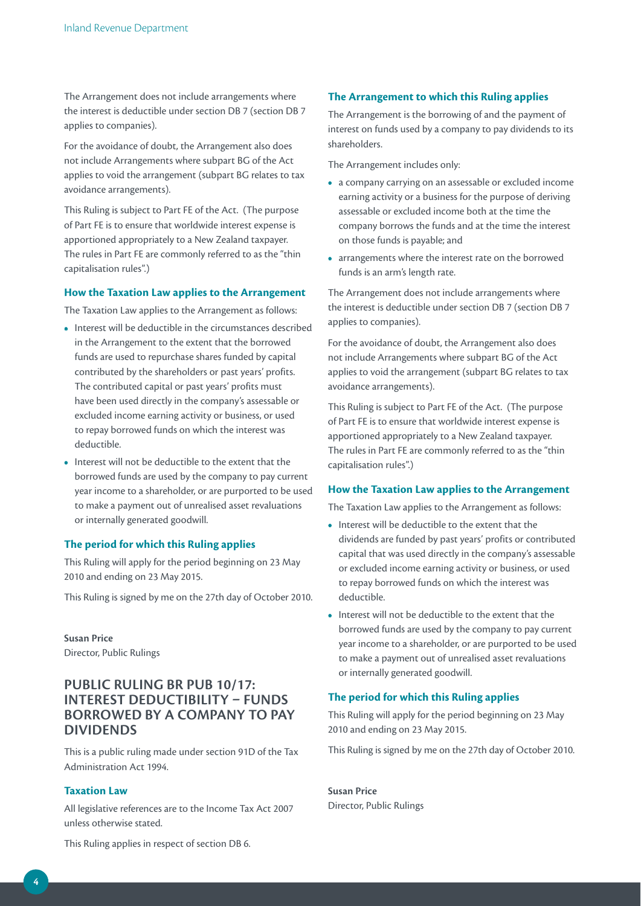The Arrangement does not include arrangements where the interest is deductible under section DB 7 (section DB 7 applies to companies).

For the avoidance of doubt, the Arrangement also does not include Arrangements where subpart BG of the Act applies to void the arrangement (subpart BG relates to tax avoidance arrangements).

This Ruling is subject to Part FE of the Act. (The purpose of Part FE is to ensure that worldwide interest expense is apportioned appropriately to a New Zealand taxpayer. The rules in Part FE are commonly referred to as the "thin capitalisation rules".)

### How the Taxation Law applies to the Arrangement

The Taxation Law applies to the Arrangement as follows:

- Interest will be deductible in the circumstances described in the Arrangement to the extent that the borrowed funds are used to repurchase shares funded by capital contributed by the shareholders or past years' profits. The contributed capital or past years' profits must have been used directly in the company's assessable or excluded income earning activity or business, or used to repay borrowed funds on which the interest was deductible.
- Interest will not be deductible to the extent that the borrowed funds are used by the company to pay current year income to a shareholder, or are purported to be used to make a payment out of unrealised asset revaluations or internally generated goodwill.

### The period for which this Ruling applies

This Ruling will apply for the period beginning on 23 May 2010 and ending on 23 May 2015.

This Ruling is signed by me on the 27th day of October 2010.

**Susan Price**
Director, Public Rulings

## PUBLIC RULING BR PUB 10/17: INTEREST DEDUCTIBILITY – FUNDS BORROWED BY A COMPANY TO PAY DIVIDENDS

This is a public ruling made under section 91D of the Tax Administration Act 1994.

### Taxation Law

All legislative references are to the Income Tax Act 2007 unless otherwise stated.

This Ruling applies in respect of section DB 6.

### The Arrangement to which this Ruling applies

The Arrangement is the borrowing of and the payment of interest on funds used by a company to pay dividends to its shareholders.

The Arrangement includes only:

- a company carrying on an assessable or excluded income earning activity or a business for the purpose of deriving assessable or excluded income both at the time the company borrows the funds and at the time the interest on those funds is payable; and
- arrangements where the interest rate on the borrowed funds is an arm's length rate.

The Arrangement does not include arrangements where the interest is deductible under section DB 7 (section DB 7 applies to companies).

For the avoidance of doubt, the Arrangement also does not include Arrangements where subpart BG of the Act applies to void the arrangement (subpart BG relates to tax avoidance arrangements).

This Ruling is subject to Part FE of the Act. (The purpose of Part FE is to ensure that worldwide interest expense is apportioned appropriately to a New Zealand taxpayer. The rules in Part FE are commonly referred to as the "thin capitalisation rules".)

### How the Taxation Law applies to the Arrangement

The Taxation Law applies to the Arrangement as follows:

- Interest will be deductible to the extent that the dividends are funded by past years' profits or contributed capital that was used directly in the company's assessable or excluded income earning activity or business, or used to repay borrowed funds on which the interest was deductible.
- Interest will not be deductible to the extent that the borrowed funds are used by the company to pay current year income to a shareholder, or are purported to be used to make a payment out of unrealised asset revaluations or internally generated goodwill.

### The period for which this Ruling applies

This Ruling will apply for the period beginning on 23 May 2010 and ending on 23 May 2015.

This Ruling is signed by me on the 27th day of October 2010.

**Susan Price**
Director, Public Rulings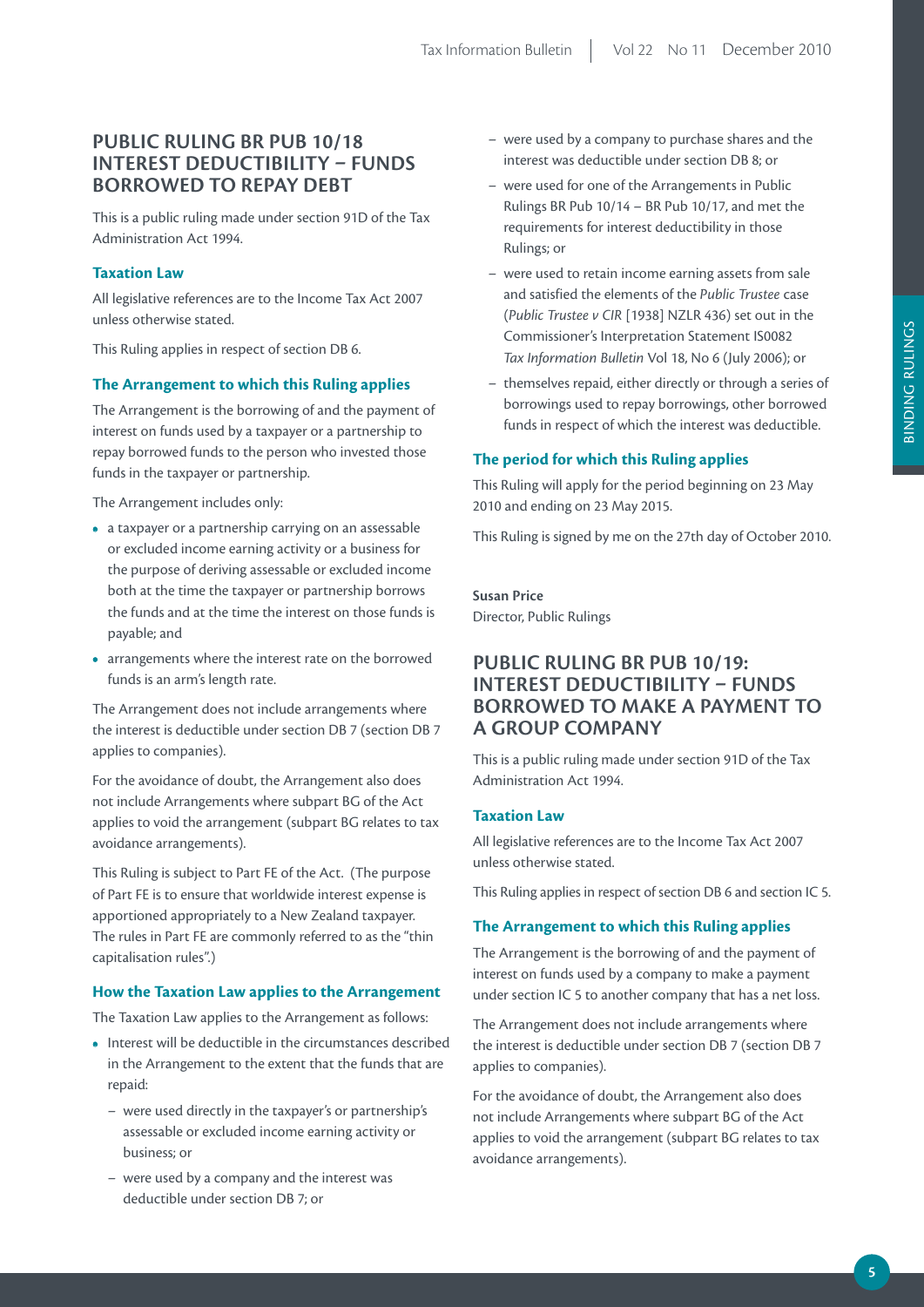## PUBLIC RULING BR PUB 10/18 INTEREST DEDUCTIBILITY – FUNDS BORROWED TO REPAY DEBT

This is a public ruling made under section 91D of the Tax Administration Act 1994.

### Taxation Law

All legislative references are to the Income Tax Act 2007 unless otherwise stated.

This Ruling applies in respect of section DB 6.

### The Arrangement to which this Ruling applies

The Arrangement is the borrowing of and the payment of interest on funds used by a taxpayer or a partnership to repay borrowed funds to the person who invested those funds in the taxpayer or partnership.

The Arrangement includes only:

- a taxpayer or a partnership carrying on an assessable or excluded income earning activity or a business for the purpose of deriving assessable or excluded income both at the time the taxpayer or partnership borrows the funds and at the time the interest on those funds is payable; and
- arrangements where the interest rate on the borrowed funds is an arm's length rate.

The Arrangement does not include arrangements where the interest is deductible under section DB 7 (section DB 7 applies to companies).

For the avoidance of doubt, the Arrangement also does not include Arrangements where subpart BG of the Act applies to void the arrangement (subpart BG relates to tax avoidance arrangements).

This Ruling is subject to Part FE of the Act. (The purpose of Part FE is to ensure that worldwide interest expense is apportioned appropriately to a New Zealand taxpayer. The rules in Part FE are commonly referred to as the "thin capitalisation rules".)

### How the Taxation Law applies to the Arrangement

The Taxation Law applies to the Arrangement as follows:

- Interest will be deductible in the circumstances described in the Arrangement to the extent that the funds that are repaid:
  - were used directly in the taxpayer's or partnership's assessable or excluded income earning activity or business; or
  - were used by a company and the interest was deductible under section DB 7; or
  - were used by a company to purchase shares and the interest was deductible under section DB 8; or
  - were used for one of the Arrangements in Public Rulings BR Pub 10/14 – BR Pub 10/17, and met the requirements for interest deductibility in those Rulings; or
  - were used to retain income earning assets from sale and satisfied the elements of the *Public Trustee* case (*Public Trustee v CIR* [1938] NZLR 436) set out in the Commissioner's Interpretation Statement IS0082 *Tax Information Bulletin* Vol 18, No 6 (July 2006); or
  - themselves repaid, either directly or through a series of borrowings used to repay borrowings, other borrowed funds in respect of which the interest was deductible.

### The period for which this Ruling applies

This Ruling will apply for the period beginning on 23 May 2010 and ending on 23 May 2015.

This Ruling is signed by me on the 27th day of October 2010.

**Susan Price**
Director, Public Rulings

## PUBLIC RULING BR PUB 10/19: INTEREST DEDUCTIBILITY – FUNDS BORROWED TO MAKE A PAYMENT TO A GROUP COMPANY

This is a public ruling made under section 91D of the Tax Administration Act 1994.

### Taxation Law

All legislative references are to the Income Tax Act 2007 unless otherwise stated.

This Ruling applies in respect of section DB 6 and section IC 5.

### The Arrangement to which this Ruling applies

The Arrangement is the borrowing of and the payment of interest on funds used by a company to make a payment under section IC 5 to another company that has a net loss.

The Arrangement does not include arrangements where the interest is deductible under section DB 7 (section DB 7 applies to companies).

For the avoidance of doubt, the Arrangement also does not include Arrangements where subpart BG of the Act applies to void the arrangement (subpart BG relates to tax avoidance arrangements).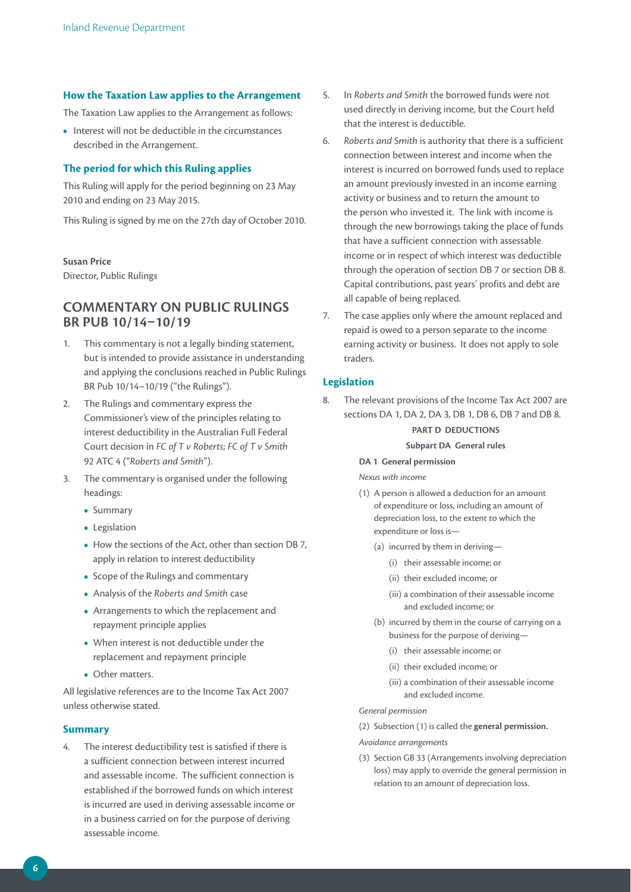### How the Taxation Law applies to the Arrangement

The Taxation Law applies to the Arrangement as follows:

- Interest will not be deductible in the circumstances described in the Arrangement.

### The period for which this Ruling applies

This Ruling will apply for the period beginning on 23 May 2010 and ending on 23 May 2015.

This Ruling is signed by me on the 27th day of October 2010.

**Susan Price**
Director, Public Rulings

## COMMENTARY ON PUBLIC RULINGS BR PUB 10/14–10/19

1. This commentary is not a legally binding statement, but is intended to provide assistance in understanding and applying the conclusions reached in Public Rulings BR Pub 10/14–10/19 ("the Rulings").
2. The Rulings and commentary express the Commissioner's view of the principles relating to interest deductibility in the Australian Full Federal Court decision in *FC of T v Roberts*; *FC of T v Smith* 92 ATC 4 ("*Roberts and Smith*").
3. The commentary is organised under the following headings:
   - Summary
   - Legislation
   - How the sections of the Act, other than section DB 7, apply in relation to interest deductibility
   - Scope of the Rulings and commentary
   - Analysis of the *Roberts and Smith* case
   - Arrangements to which the replacement and repayment principle applies
   - When interest is not deductible under the replacement and repayment principle
   - Other matters.

All legislative references are to the Income Tax Act 2007 unless otherwise stated.

### Summary

4. The interest deductibility test is satisfied if there is a sufficient connection between interest incurred and assessable income. The sufficient connection is established if the borrowed funds on which interest is incurred are used in deriving assessable income or in a business carried on for the purpose of deriving assessable income.
5. In *Roberts and Smith* the borrowed funds were not used directly in deriving income, but the Court held that the interest is deductible.
6. *Roberts and Smith* is authority that there is a sufficient connection between interest and income when the interest is incurred on borrowed funds used to replace an amount previously invested in an income earning activity or business and to return the amount to the person who invested it. The link with income is through the new borrowings taking the place of funds that have a sufficient connection with assessable income or in respect of which interest was deductible through the operation of section DB 7 or section DB 8. Capital contributions, past years' profits and debt are all capable of being replaced.
7. The case applies only where the amount replaced and repaid is owed to a person separate to the income earning activity or business. It does not apply to sole traders.

### Legislation

8. The relevant provisions of the Income Tax Act 2007 are sections DA 1, DA 2, DA 3, DB 1, DB 6, DB 7 and DB 8.

**PART D DEDUCTIONS**

**Subpart DA General rules**

**DA 1 General permission**

*Nexus with income*

(1) A person is allowed a deduction for an amount of expenditure or loss, including an amount of depreciation loss, to the extent to which the expenditure or loss is—

(a) incurred by them in deriving—

(i) their assessable income; or

(ii) their excluded income; or

(iii) a combination of their assessable income and excluded income; or

(b) incurred by them in the course of carrying on a business for the purpose of deriving—

(i) their assessable income; or

(ii) their excluded income; or

(iii) a combination of their assessable income and excluded income.

*General permission*

(2) Subsection (1) is called the **general permission.**

*Avoidance arrangements*

(3) Section GB 33 (Arrangements involving depreciation loss) may apply to override the general permission in relation to an amount of depreciation loss.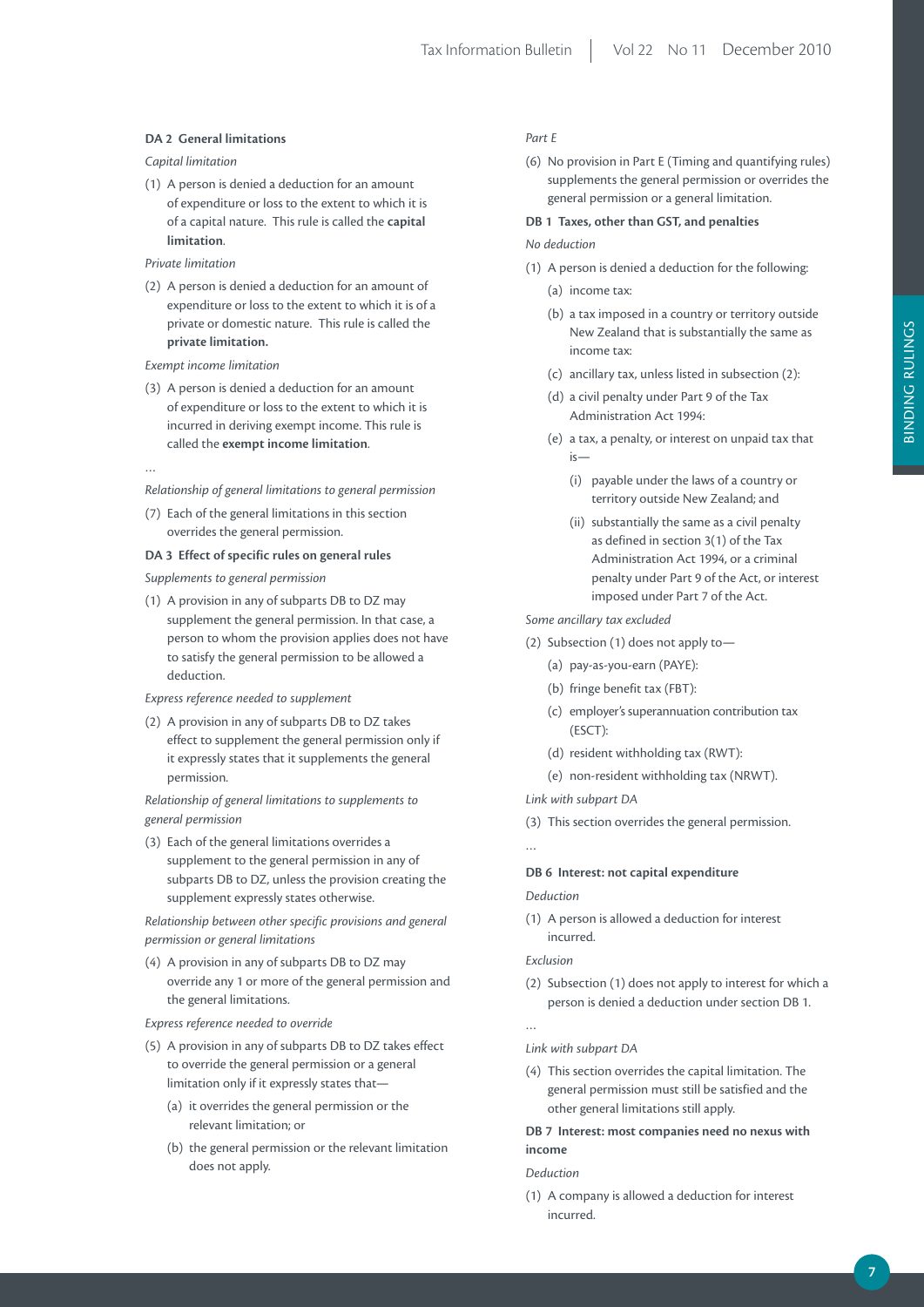**DA 2 General limitations**

*Capital limitation*

(1) A person is denied a deduction for an amount of expenditure or loss to the extent to which it is of a capital nature. This rule is called the **capital limitation**.

*Private limitation*

(2) A person is denied a deduction for an amount of expenditure or loss to the extent to which it is of a private or domestic nature. This rule is called the **private limitation.**

*Exempt income limitation*

(3) A person is denied a deduction for an amount of expenditure or loss to the extent to which it is incurred in deriving exempt income. This rule is called the **exempt income limitation**.

…

*Relationship of general limitations to general permission*

(7) Each of the general limitations in this section overrides the general permission.

**DA 3 Effect of specific rules on general rules**

*Supplements to general permission*

(1) A provision in any of subparts DB to DZ may supplement the general permission. In that case, a person to whom the provision applies does not have to satisfy the general permission to be allowed a deduction.

*Express reference needed to supplement*

(2) A provision in any of subparts DB to DZ takes effect to supplement the general permission only if it expressly states that it supplements the general permission.

*Relationship of general limitations to supplements to general permission*

(3) Each of the general limitations overrides a supplement to the general permission in any of subparts DB to DZ, unless the provision creating the supplement expressly states otherwise.

*Relationship between other specific provisions and general permission or general limitations*

(4) A provision in any of subparts DB to DZ may override any 1 or more of the general permission and the general limitations.

*Express reference needed to override*

(5) A provision in any of subparts DB to DZ takes effect to override the general permission or a general limitation only if it expressly states that—

  (a) it overrides the general permission or the relevant limitation; or

  (b) the general permission or the relevant limitation does not apply.

*Part E*

(6) No provision in Part E (Timing and quantifying rules) supplements the general permission or overrides the general permission or a general limitation.

**DB 1 Taxes, other than GST, and penalties**

*No deduction*

(1) A person is denied a deduction for the following:

  (a) income tax:

  (b) a tax imposed in a country or territory outside New Zealand that is substantially the same as income tax:

  (c) ancillary tax, unless listed in subsection (2):

  (d) a civil penalty under Part 9 of the Tax Administration Act 1994:

  (e) a tax, a penalty, or interest on unpaid tax that is—

    (i) payable under the laws of a country or territory outside New Zealand; and

    (ii) substantially the same as a civil penalty as defined in section 3(1) of the Tax Administration Act 1994, or a criminal penalty under Part 9 of the Act, or interest imposed under Part 7 of the Act.

*Some ancillary tax excluded*

(2) Subsection (1) does not apply to—

  (a) pay-as-you-earn (PAYE):

  (b) fringe benefit tax (FBT):

  (c) employer's superannuation contribution tax (ESCT):

  (d) resident withholding tax (RWT):

  (e) non-resident withholding tax (NRWT).

*Link with subpart DA*

(3) This section overrides the general permission.

…

**DB 6 Interest: not capital expenditure**

*Deduction*

(1) A person is allowed a deduction for interest incurred.

*Exclusion*

(2) Subsection (1) does not apply to interest for which a person is denied a deduction under section DB 1.

…

*Link with subpart DA*

(4) This section overrides the capital limitation. The general permission must still be satisfied and the other general limitations still apply.

**DB 7 Interest: most companies need no nexus with income**

*Deduction*

(1) A company is allowed a deduction for interest incurred.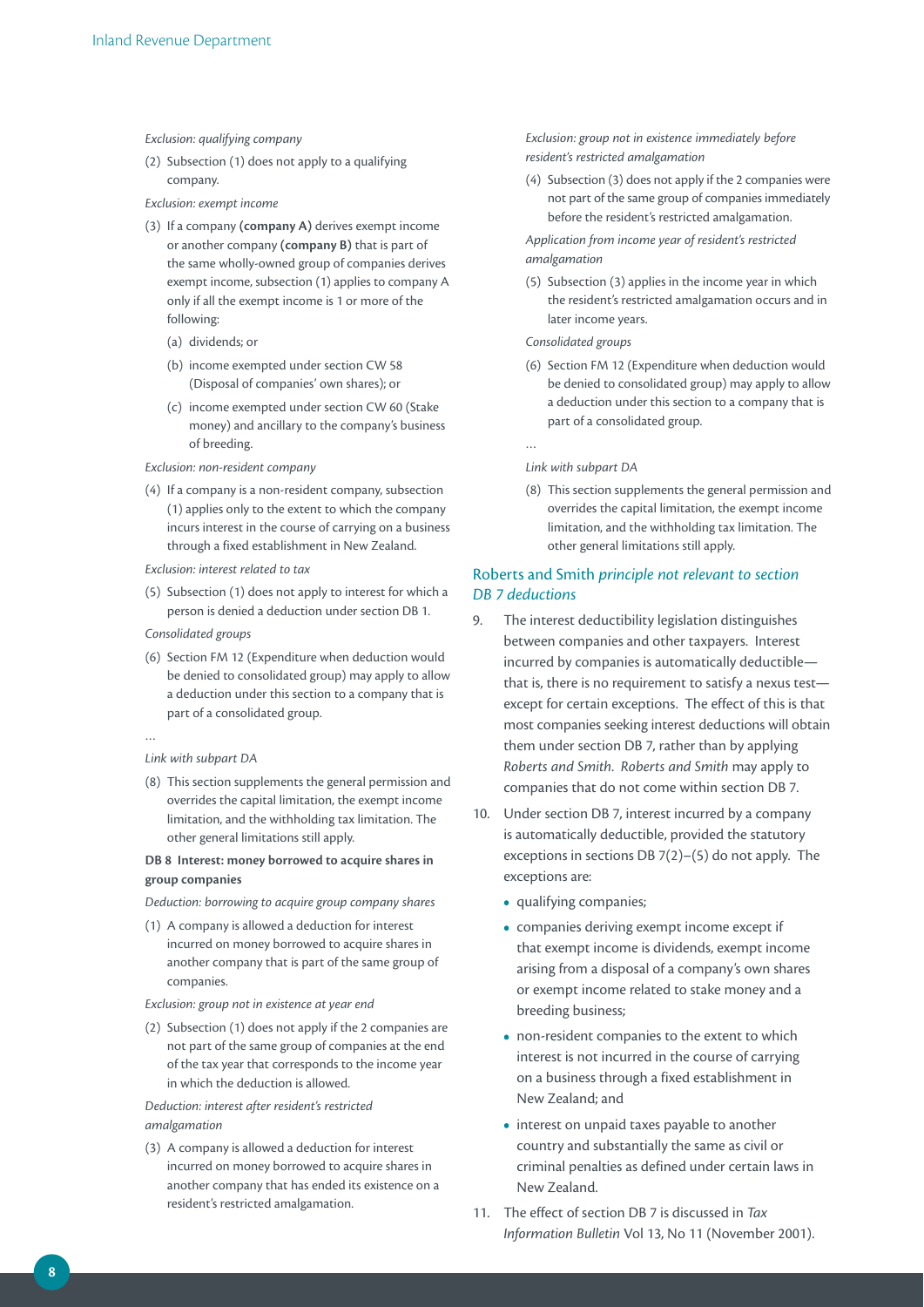*Exclusion: qualifying company*

(2) Subsection (1) does not apply to a qualifying company.

*Exclusion: exempt income*

(3) If a company **(company A)** derives exempt income or another company **(company B)** that is part of the same wholly-owned group of companies derives exempt income, subsection (1) applies to company A only if all the exempt income is 1 or more of the following:

(a) dividends; or

(b) income exempted under section CW 58 (Disposal of companies' own shares); or

(c) income exempted under section CW 60 (Stake money) and ancillary to the company's business of breeding.

*Exclusion: non-resident company*

(4) If a company is a non-resident company, subsection (1) applies only to the extent to which the company incurs interest in the course of carrying on a business through a fixed establishment in New Zealand.

*Exclusion: interest related to tax*

(5) Subsection (1) does not apply to interest for which a person is denied a deduction under section DB 1.

*Consolidated groups*

(6) Section FM 12 (Expenditure when deduction would be denied to consolidated group) may apply to allow a deduction under this section to a company that is part of a consolidated group.

…

*Link with subpart DA*

(8) This section supplements the general permission and overrides the capital limitation, the exempt income limitation, and the withholding tax limitation. The other general limitations still apply.

**DB 8 Interest: money borrowed to acquire shares in group companies**

*Deduction: borrowing to acquire group company shares*

(1) A company is allowed a deduction for interest incurred on money borrowed to acquire shares in another company that is part of the same group of companies.

*Exclusion: group not in existence at year end*

(2) Subsection (1) does not apply if the 2 companies are not part of the same group of companies at the end of the tax year that corresponds to the income year in which the deduction is allowed.

*Deduction: interest after resident's restricted amalgamation*

(3) A company is allowed a deduction for interest incurred on money borrowed to acquire shares in another company that has ended its existence on a resident's restricted amalgamation.

*Exclusion: group not in existence immediately before resident's restricted amalgamation*

(4) Subsection (3) does not apply if the 2 companies were not part of the same group of companies immediately before the resident's restricted amalgamation.

*Application from income year of resident's restricted amalgamation*

(5) Subsection (3) applies in the income year in which the resident's restricted amalgamation occurs and in later income years.

*Consolidated groups*

(6) Section FM 12 (Expenditure when deduction would be denied to consolidated group) may apply to allow a deduction under this section to a company that is part of a consolidated group.

…

*Link with subpart DA*

(8) This section supplements the general permission and overrides the capital limitation, the exempt income limitation, and the withholding tax limitation. The other general limitations still apply.

## Roberts and Smith *principle not relevant to section DB 7 deductions*

9. The interest deductibility legislation distinguishes between companies and other taxpayers. Interest incurred by companies is automatically deductible—that is, there is no requirement to satisfy a nexus test—except for certain exceptions. The effect of this is that most companies seeking interest deductions will obtain them under section DB 7, rather than by applying *Roberts and Smith*. *Roberts and Smith* may apply to companies that do not come within section DB 7.

10. Under section DB 7, interest incurred by a company is automatically deductible, provided the statutory exceptions in sections DB 7(2)–(5) do not apply. The exceptions are:

- qualifying companies;
- companies deriving exempt income except if that exempt income is dividends, exempt income arising from a disposal of a company's own shares or exempt income related to stake money and a breeding business;
- non-resident companies to the extent to which interest is not incurred in the course of carrying on a business through a fixed establishment in New Zealand; and
- interest on unpaid taxes payable to another country and substantially the same as civil or criminal penalties as defined under certain laws in New Zealand.

11. The effect of section DB 7 is discussed in *Tax Information Bulletin* Vol 13, No 11 (November 2001).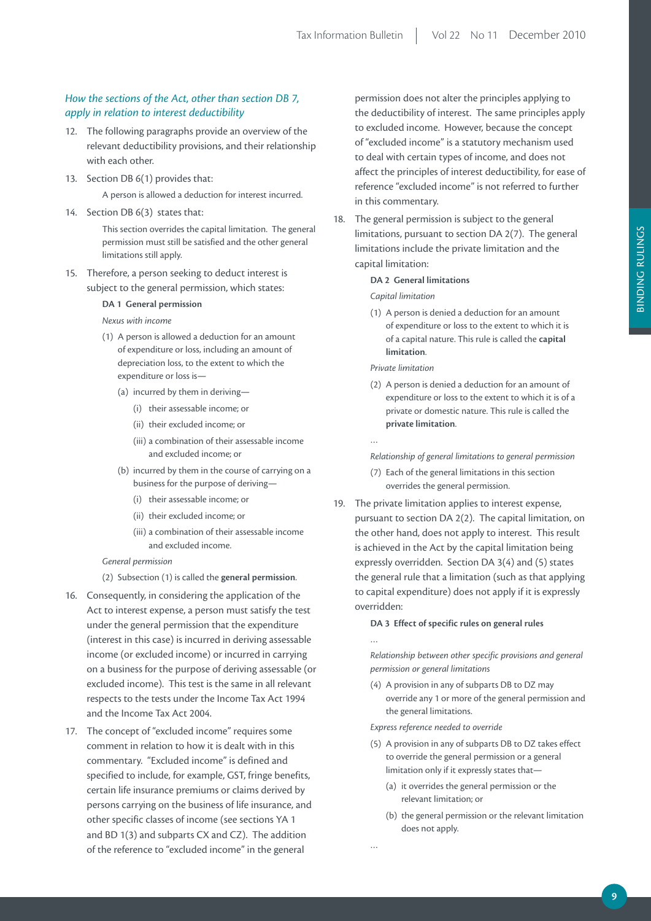### *How the sections of the Act, other than section DB 7, apply in relation to interest deductibility*

12. The following paragraphs provide an overview of the relevant deductibility provisions, and their relationship with each other.

13. Section DB 6(1) provides that:

    A person is allowed a deduction for interest incurred.

14. Section DB 6(3) states that:

    This section overrides the capital limitation. The general permission must still be satisfied and the other general limitations still apply.

15. Therefore, a person seeking to deduct interest is subject to the general permission, which states:

    **DA 1 General permission**

    *Nexus with income*

    (1) A person is allowed a deduction for an amount of expenditure or loss, including an amount of depreciation loss, to the extent to which the expenditure or loss is—

    (a) incurred by them in deriving—

    (i) their assessable income; or

    (ii) their excluded income; or

    (iii) a combination of their assessable income and excluded income; or

    (b) incurred by them in the course of carrying on a business for the purpose of deriving—

    (i) their assessable income; or

    (ii) their excluded income; or

    (iii) a combination of their assessable income and excluded income.

    *General permission*

    (2) Subsection (1) is called the **general permission**.

16. Consequently, in considering the application of the Act to interest expense, a person must satisfy the test under the general permission that the expenditure (interest in this case) is incurred in deriving assessable income (or excluded income) or incurred in carrying on a business for the purpose of deriving assessable (or excluded income). This test is the same in all relevant respects to the tests under the Income Tax Act 1994 and the Income Tax Act 2004.

17. The concept of "excluded income" requires some comment in relation to how it is dealt with in this commentary. "Excluded income" is defined and specified to include, for example, GST, fringe benefits, certain life insurance premiums or claims derived by persons carrying on the business of life insurance, and other specific classes of income (see sections YA 1 and BD 1(3) and subparts CX and CZ). The addition of the reference to "excluded income" in the general permission does not alter the principles applying to the deductibility of interest. The same principles apply to excluded income. However, because the concept of "excluded income" is a statutory mechanism used to deal with certain types of income, and does not affect the principles of interest deductibility, for ease of reference "excluded income" is not referred to further in this commentary.

18. The general permission is subject to the general limitations, pursuant to section DA 2(7). The general limitations include the private limitation and the capital limitation:

    **DA 2 General limitations**

    *Capital limitation*

    (1) A person is denied a deduction for an amount of expenditure or loss to the extent to which it is of a capital nature. This rule is called the **capital limitation**.

    *Private limitation*

    (2) A person is denied a deduction for an amount of expenditure or loss to the extent to which it is of a private or domestic nature. This rule is called the **private limitation**.

    …

    *Relationship of general limitations to general permission*

    (7) Each of the general limitations in this section overrides the general permission.

19. The private limitation applies to interest expense, pursuant to section DA 2(2). The capital limitation, on the other hand, does not apply to interest. This result is achieved in the Act by the capital limitation being expressly overridden. Section DA 3(4) and (5) states the general rule that a limitation (such as that applying to capital expenditure) does not apply if it is expressly overridden:

    **DA 3 Effect of specific rules on general rules**

    …

    *Relationship between other specific provisions and general permission or general limitations*

    (4) A provision in any of subparts DB to DZ may override any 1 or more of the general permission and the general limitations.

    *Express reference needed to override*

    (5) A provision in any of subparts DB to DZ takes effect to override the general permission or a general limitation only if it expressly states that—

    (a) it overrides the general permission or the relevant limitation; or

    (b) the general permission or the relevant limitation does not apply.

    …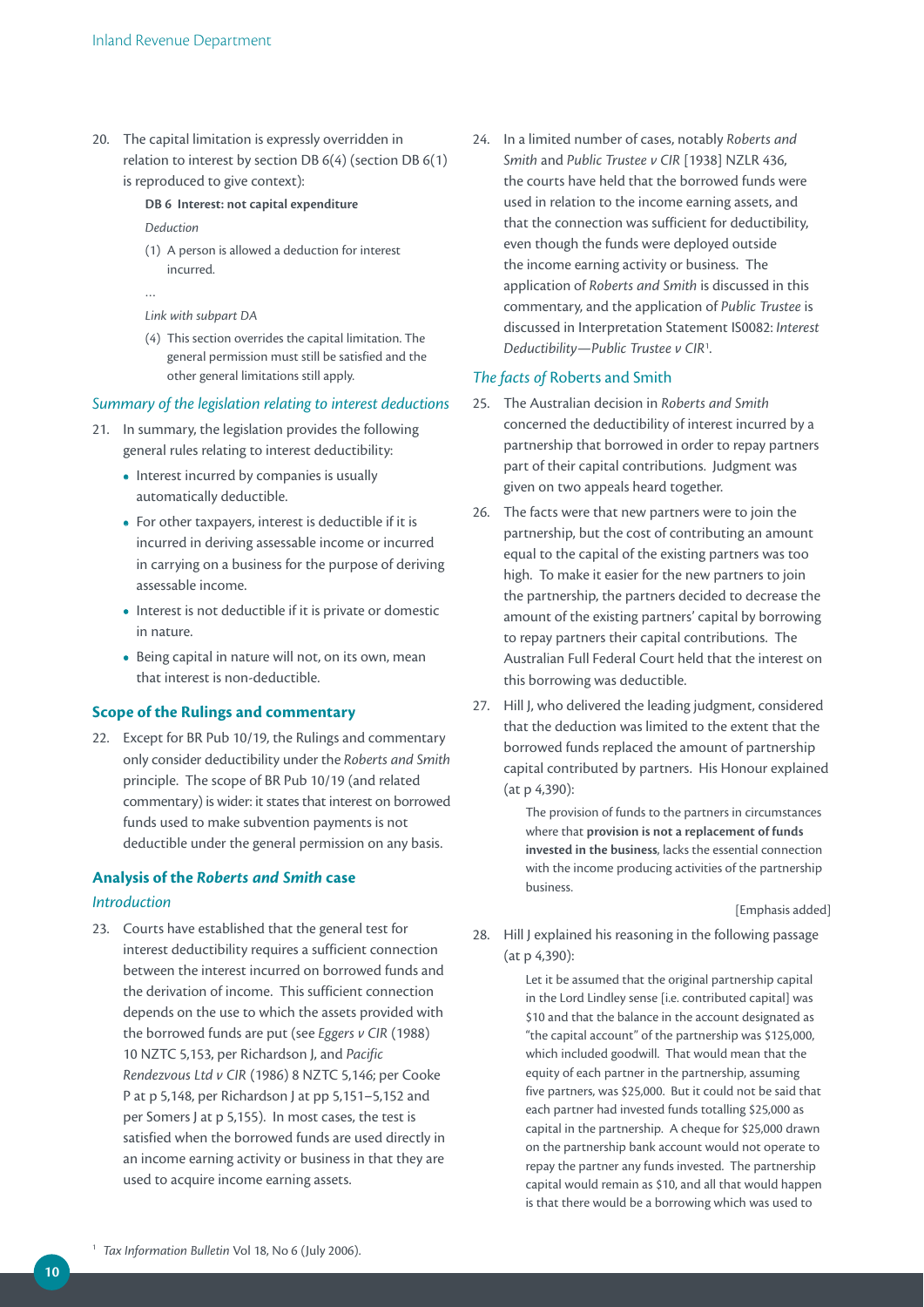20. The capital limitation is expressly overridden in relation to interest by section DB 6(4) (section DB 6(1) is reproduced to give context):

> **DB 6 Interest: not capital expenditure**
>
> *Deduction*
>
> (1) A person is allowed a deduction for interest incurred.
>
> …
>
> *Link with subpart DA*
>
> (4) This section overrides the capital limitation. The general permission must still be satisfied and the other general limitations still apply.

### *Summary of the legislation relating to interest deductions*

21. In summary, the legislation provides the following general rules relating to interest deductibility:
    - Interest incurred by companies is usually automatically deductible.
    - For other taxpayers, interest is deductible if it is incurred in deriving assessable income or incurred in carrying on a business for the purpose of deriving assessable income.
    - Interest is not deductible if it is private or domestic in nature.
    - Being capital in nature will not, on its own, mean that interest is non-deductible.

## Scope of the Rulings and commentary

22. Except for BR Pub 10/19, the Rulings and commentary only consider deductibility under the *Roberts and Smith* principle. The scope of BR Pub 10/19 (and related commentary) is wider: it states that interest on borrowed funds used to make subvention payments is not deductible under the general permission on any basis.

## Analysis of the *Roberts and Smith* case

### *Introduction*

23. Courts have established that the general test for interest deductibility requires a sufficient connection between the interest incurred on borrowed funds and the derivation of income. This sufficient connection depends on the use to which the assets provided with the borrowed funds are put (see *Eggers v CIR* (1988) 10 NZTC 5,153, per Richardson J, and *Pacific Rendezvous Ltd v CIR* (1986) 8 NZTC 5,146; per Cooke P at p 5,148, per Richardson J at pp 5,151–5,152 and per Somers J at p 5,155). In most cases, the test is satisfied when the borrowed funds are used directly in an income earning activity or business in that they are used to acquire income earning assets.

24. In a limited number of cases, notably *Roberts and Smith* and *Public Trustee v CIR* [1938] NZLR 436, the courts have held that the borrowed funds were used in relation to the income earning assets, and that the connection was sufficient for deductibility, even though the funds were deployed outside the income earning activity or business. The application of *Roberts and Smith* is discussed in this commentary, and the application of *Public Trustee* is discussed in Interpretation Statement IS0082: *Interest Deductibility—Public Trustee v CIR*[1].

### *The facts of* Roberts and Smith

25. The Australian decision in *Roberts and Smith* concerned the deductibility of interest incurred by a partnership that borrowed in order to repay partners part of their capital contributions. Judgment was given on two appeals heard together.

26. The facts were that new partners were to join the partnership, but the cost of contributing an amount equal to the capital of the existing partners was too high. To make it easier for the new partners to join the partnership, the partners decided to decrease the amount of the existing partners' capital by borrowing to repay partners their capital contributions. The Australian Full Federal Court held that the interest on this borrowing was deductible.

27. Hill J, who delivered the leading judgment, considered that the deduction was limited to the extent that the borrowed funds replaced the amount of partnership capital contributed by partners. His Honour explained (at p 4,390):

> The provision of funds to the partners in circumstances where that **provision is not a replacement of funds invested in the business**, lacks the essential connection with the income producing activities of the partnership business.
>
> [Emphasis added]

28. Hill J explained his reasoning in the following passage (at p 4,390):

> Let it be assumed that the original partnership capital in the Lord Lindley sense [i.e. contributed capital] was $10 and that the balance in the account designated as "the capital account" of the partnership was $125,000, which included goodwill. That would mean that the equity of each partner in the partnership, assuming five partners, was $25,000. But it could not be said that each partner had invested funds totalling $25,000 as capital in the partnership. A cheque for $25,000 drawn on the partnership bank account would not operate to repay the partner any funds invested. The partnership capital would remain as $10, and all that would happen is that there would be a borrowing which was used to

[1] *Tax Information Bulletin* Vol 18, No 6 (July 2006).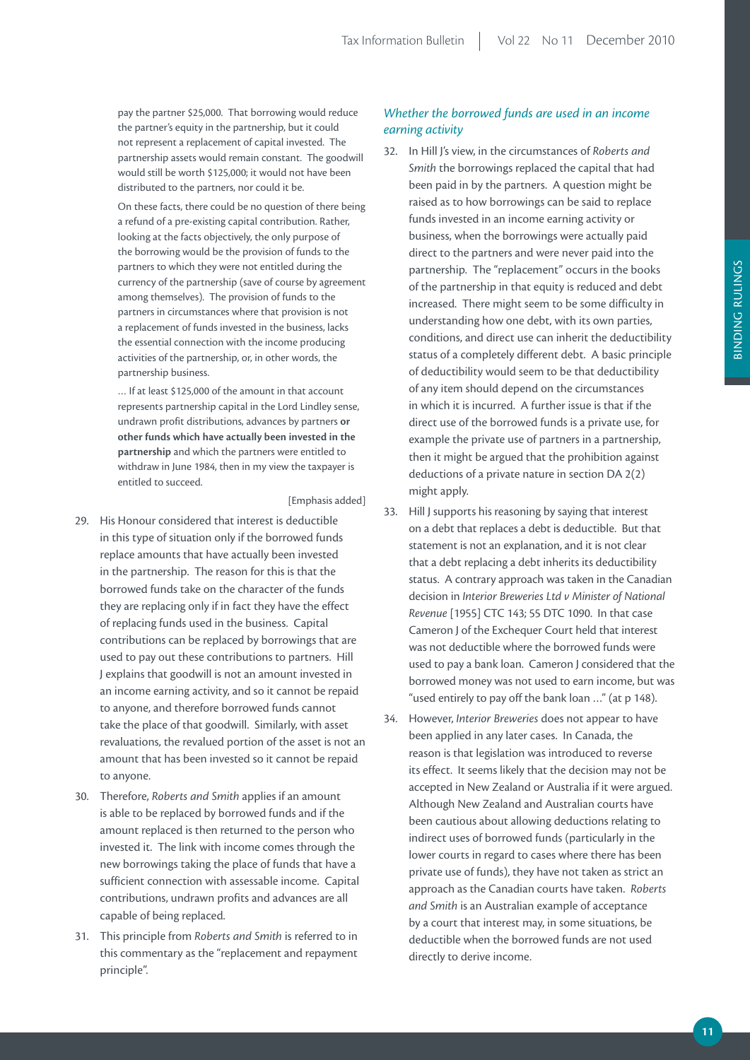> pay the partner $25,000. That borrowing would reduce the partner's equity in the partnership, but it could not represent a replacement of capital invested. The partnership assets would remain constant. The goodwill would still be worth $125,000; it would not have been distributed to the partners, nor could it be.
>
> On these facts, there could be no question of there being a refund of a pre-existing capital contribution. Rather, looking at the facts objectively, the only purpose of the borrowing would be the provision of funds to the partners to which they were not entitled during the currency of the partnership (save of course by agreement among themselves). The provision of funds to the partners in circumstances where that provision is not a replacement of funds invested in the business, lacks the essential connection with the income producing activities of the partnership, or, in other words, the partnership business.
>
> … If at least $125,000 of the amount in that account represents partnership capital in the Lord Lindley sense, undrawn profit distributions, advances by partners **or other funds which have actually been invested in the partnership** and which the partners were entitled to withdraw in June 1984, then in my view the taxpayer is entitled to succeed.
>
> [Emphasis added]

29. His Honour considered that interest is deductible in this type of situation only if the borrowed funds replace amounts that have actually been invested in the partnership. The reason for this is that the borrowed funds take on the character of the funds they are replacing only if in fact they have the effect of replacing funds used in the business. Capital contributions can be replaced by borrowings that are used to pay out these contributions to partners. Hill J explains that goodwill is not an amount invested in an income earning activity, and so it cannot be repaid to anyone, and therefore borrowed funds cannot take the place of that goodwill. Similarly, with asset revaluations, the revalued portion of the asset is not an amount that has been invested so it cannot be repaid to anyone.

30. Therefore, *Roberts and Smith* applies if an amount is able to be replaced by borrowed funds and if the amount replaced is then returned to the person who invested it. The link with income comes through the new borrowings taking the place of funds that have a sufficient connection with assessable income. Capital contributions, undrawn profits and advances are all capable of being replaced.

31. This principle from *Roberts and Smith* is referred to in this commentary as the "replacement and repayment principle".

### *Whether the borrowed funds are used in an income earning activity*

32. In Hill J's view, in the circumstances of *Roberts and Smith* the borrowings replaced the capital that had been paid in by the partners. A question might be raised as to how borrowings can be said to replace funds invested in an income earning activity or business, when the borrowings were actually paid direct to the partners and were never paid into the partnership. The "replacement" occurs in the books of the partnership in that equity is reduced and debt increased. There might seem to be some difficulty in understanding how one debt, with its own parties, conditions, and direct use can inherit the deductibility status of a completely different debt. A basic principle of deductibility would seem to be that deductibility of any item should depend on the circumstances in which it is incurred. A further issue is that if the direct use of the borrowed funds is a private use, for example the private use of partners in a partnership, then it might be argued that the prohibition against deductions of a private nature in section DA 2(2) might apply.

33. Hill J supports his reasoning by saying that interest on a debt that replaces a debt is deductible. But that statement is not an explanation, and it is not clear that a debt replacing a debt inherits its deductibility status. A contrary approach was taken in the Canadian decision in *Interior Breweries Ltd v Minister of National Revenue* [1955] CTC 143; 55 DTC 1090. In that case Cameron J of the Exchequer Court held that interest was not deductible where the borrowed funds were used to pay a bank loan. Cameron J considered that the borrowed money was not used to earn income, but was "used entirely to pay off the bank loan …" (at p 148).

34. However, *Interior Breweries* does not appear to have been applied in any later cases. In Canada, the reason is that legislation was introduced to reverse its effect. It seems likely that the decision may not be accepted in New Zealand or Australia if it were argued. Although New Zealand and Australian courts have been cautious about allowing deductions relating to indirect uses of borrowed funds (particularly in the lower courts in regard to cases where there has been private use of funds), they have not taken as strict an approach as the Canadian courts have taken. *Roberts and Smith* is an Australian example of acceptance by a court that interest may, in some situations, be deductible when the borrowed funds are not used directly to derive income.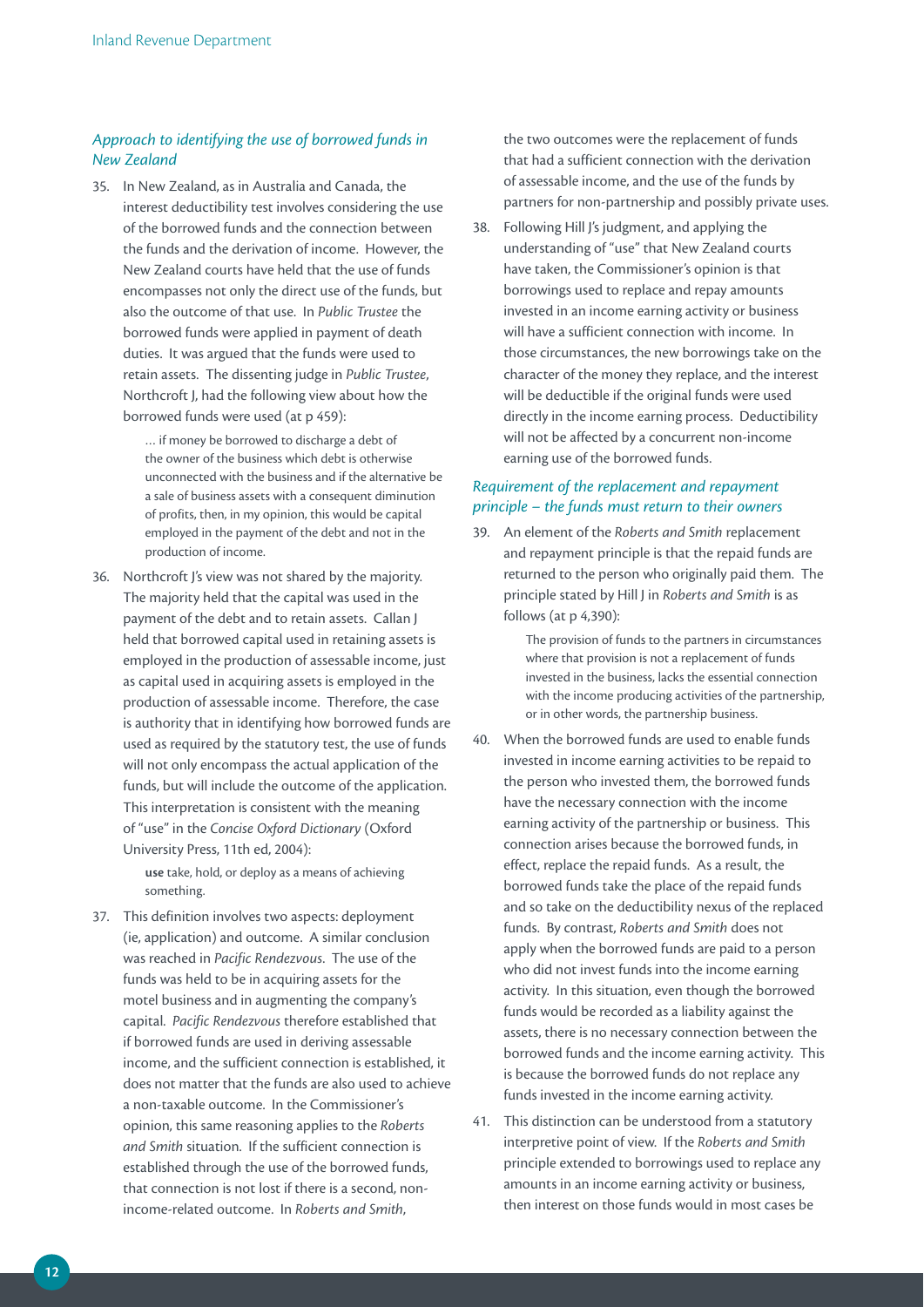### *Approach to identifying the use of borrowed funds in New Zealand*

35. In New Zealand, as in Australia and Canada, the interest deductibility test involves considering the use of the borrowed funds and the connection between the funds and the derivation of income. However, the New Zealand courts have held that the use of funds encompasses not only the direct use of the funds, but also the outcome of that use. In *Public Trustee* the borrowed funds were applied in payment of death duties. It was argued that the funds were used to retain assets. The dissenting judge in *Public Trustee*, Northcroft J, had the following view about how the borrowed funds were used (at p 459):

   > … if money be borrowed to discharge a debt of the owner of the business which debt is otherwise unconnected with the business and if the alternative be a sale of business assets with a consequent diminution of profits, then, in my opinion, this would be capital employed in the payment of the debt and not in the production of income.

36. Northcroft J's view was not shared by the majority. The majority held that the capital was used in the payment of the debt and to retain assets. Callan J held that borrowed capital used in retaining assets is employed in the production of assessable income, just as capital used in acquiring assets is employed in the production of assessable income. Therefore, the case is authority that in identifying how borrowed funds are used as required by the statutory test, the use of funds will not only encompass the actual application of the funds, but will include the outcome of the application. This interpretation is consistent with the meaning of "use" in the *Concise Oxford Dictionary* (Oxford University Press, 11th ed, 2004):

   > **use** take, hold, or deploy as a means of achieving something.

37. This definition involves two aspects: deployment (ie, application) and outcome. A similar conclusion was reached in *Pacific Rendezvous*. The use of the funds was held to be in acquiring assets for the motel business and in augmenting the company's capital. *Pacific Rendezvous* therefore established that if borrowed funds are used in deriving assessable income, and the sufficient connection is established, it does not matter that the funds are also used to achieve a non-taxable outcome. In the Commissioner's opinion, this same reasoning applies to the *Roberts and Smith* situation. If the sufficient connection is established through the use of the borrowed funds, that connection is not lost if there is a second, non-income-related outcome. In *Roberts and Smith*, the two outcomes were the replacement of funds that had a sufficient connection with the derivation of assessable income, and the use of the funds by partners for non-partnership and possibly private uses.

38. Following Hill J's judgment, and applying the understanding of "use" that New Zealand courts have taken, the Commissioner's opinion is that borrowings used to replace and repay amounts invested in an income earning activity or business will have a sufficient connection with income. In those circumstances, the new borrowings take on the character of the money they replace, and the interest will be deductible if the original funds were used directly in the income earning process. Deductibility will not be affected by a concurrent non-income earning use of the borrowed funds.

### *Requirement of the replacement and repayment principle – the funds must return to their owners*

39. An element of the *Roberts and Smith* replacement and repayment principle is that the repaid funds are returned to the person who originally paid them. The principle stated by Hill J in *Roberts and Smith* is as follows (at p 4,390):

   > The provision of funds to the partners in circumstances where that provision is not a replacement of funds invested in the business, lacks the essential connection with the income producing activities of the partnership, or in other words, the partnership business.

40. When the borrowed funds are used to enable funds invested in income earning activities to be repaid to the person who invested them, the borrowed funds have the necessary connection with the income earning activity of the partnership or business. This connection arises because the borrowed funds, in effect, replace the repaid funds. As a result, the borrowed funds take the place of the repaid funds and so take on the deductibility nexus of the replaced funds. By contrast, *Roberts and Smith* does not apply when the borrowed funds are paid to a person who did not invest funds into the income earning activity. In this situation, even though the borrowed funds would be recorded as a liability against the assets, there is no necessary connection between the borrowed funds and the income earning activity. This is because the borrowed funds do not replace any funds invested in the income earning activity.

41. This distinction can be understood from a statutory interpretive point of view. If the *Roberts and Smith* principle extended to borrowings used to replace any amounts in an income earning activity or business, then interest on those funds would in most cases be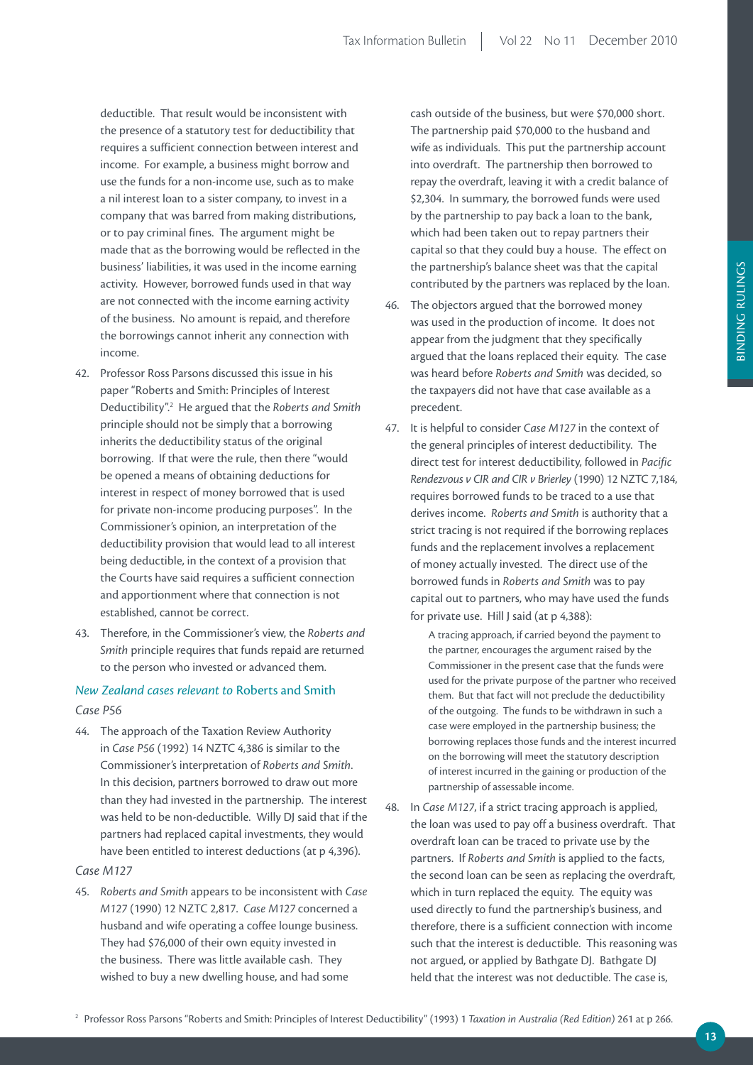deductible. That result would be inconsistent with the presence of a statutory test for deductibility that requires a sufficient connection between interest and income. For example, a business might borrow and use the funds for a non-income use, such as to make a nil interest loan to a sister company, to invest in a company that was barred from making distributions, or to pay criminal fines. The argument might be made that as the borrowing would be reflected in the business' liabilities, it was used in the income earning activity. However, borrowed funds used in that way are not connected with the income earning activity of the business. No amount is repaid, and therefore the borrowings cannot inherit any connection with income.

42. Professor Ross Parsons discussed this issue in his paper "Roberts and Smith: Principles of Interest Deductibility".[2] He argued that the *Roberts and Smith* principle should not be simply that a borrowing inherits the deductibility status of the original borrowing. If that were the rule, then there "would be opened a means of obtaining deductions for interest in respect of money borrowed that is used for private non-income producing purposes". In the Commissioner's opinion, an interpretation of the deductibility provision that would lead to all interest being deductible, in the context of a provision that the Courts have said requires a sufficient connection and apportionment where that connection is not established, cannot be correct.

43. Therefore, in the Commissioner's view, the *Roberts and Smith* principle requires that funds repaid are returned to the person who invested or advanced them.

### *New Zealand cases relevant to* Roberts and Smith

#### *Case P56*

44. The approach of the Taxation Review Authority in *Case P56* (1992) 14 NZTC 4,386 is similar to the Commissioner's interpretation of *Roberts and Smith*. In this decision, partners borrowed to draw out more than they had invested in the partnership. The interest was held to be non-deductible. Willy DJ said that if the partners had replaced capital investments, they would have been entitled to interest deductions (at p 4,396).

#### *Case M127*

45. *Roberts and Smith* appears to be inconsistent with *Case M127* (1990) 12 NZTC 2,817. *Case M127* concerned a husband and wife operating a coffee lounge business. They had $76,000 of their own equity invested in the business. There was little available cash. They wished to buy a new dwelling house, and had some cash outside of the business, but were $70,000 short. The partnership paid $70,000 to the husband and wife as individuals. This put the partnership account into overdraft. The partnership then borrowed to repay the overdraft, leaving it with a credit balance of $2,304. In summary, the borrowed funds were used by the partnership to pay back a loan to the bank, which had been taken out to repay partners their capital so that they could buy a house. The effect on the partnership's balance sheet was that the capital contributed by the partners was replaced by the loan.

46. The objectors argued that the borrowed money was used in the production of income. It does not appear from the judgment that they specifically argued that the loans replaced their equity. The case was heard before *Roberts and Smith* was decided, so the taxpayers did not have that case available as a precedent.

47. It is helpful to consider *Case M127* in the context of the general principles of interest deductibility. The direct test for interest deductibility, followed in *Pacific Rendezvous v CIR and CIR v Brierley* (1990) 12 NZTC 7,184, requires borrowed funds to be traced to a use that derives income. *Roberts and Smith* is authority that a strict tracing is not required if the borrowing replaces funds and the replacement involves a replacement of money actually invested. The direct use of the borrowed funds in *Roberts and Smith* was to pay capital out to partners, who may have used the funds for private use. Hill J said (at p 4,388):

> A tracing approach, if carried beyond the payment to the partner, encourages the argument raised by the Commissioner in the present case that the funds were used for the private purpose of the partner who received them. But that fact will not preclude the deductibility of the outgoing. The funds to be withdrawn in such a case were employed in the partnership business; the borrowing replaces those funds and the interest incurred on the borrowing will meet the statutory description of interest incurred in the gaining or production of the partnership of assessable income.

48. In *Case M127*, if a strict tracing approach is applied, the loan was used to pay off a business overdraft. That overdraft loan can be traced to private use by the partners. If *Roberts and Smith* is applied to the facts, the second loan can be seen as replacing the overdraft, which in turn replaced the equity. The equity was used directly to fund the partnership's business, and therefore, there is a sufficient connection with income such that the interest is deductible. This reasoning was not argued, or applied by Bathgate DJ. Bathgate DJ held that the interest was not deductible. The case is,

[2] Professor Ross Parsons "Roberts and Smith: Principles of Interest Deductibility" (1993) 1 *Taxation in Australia (Red Edition)* 261 at p 266.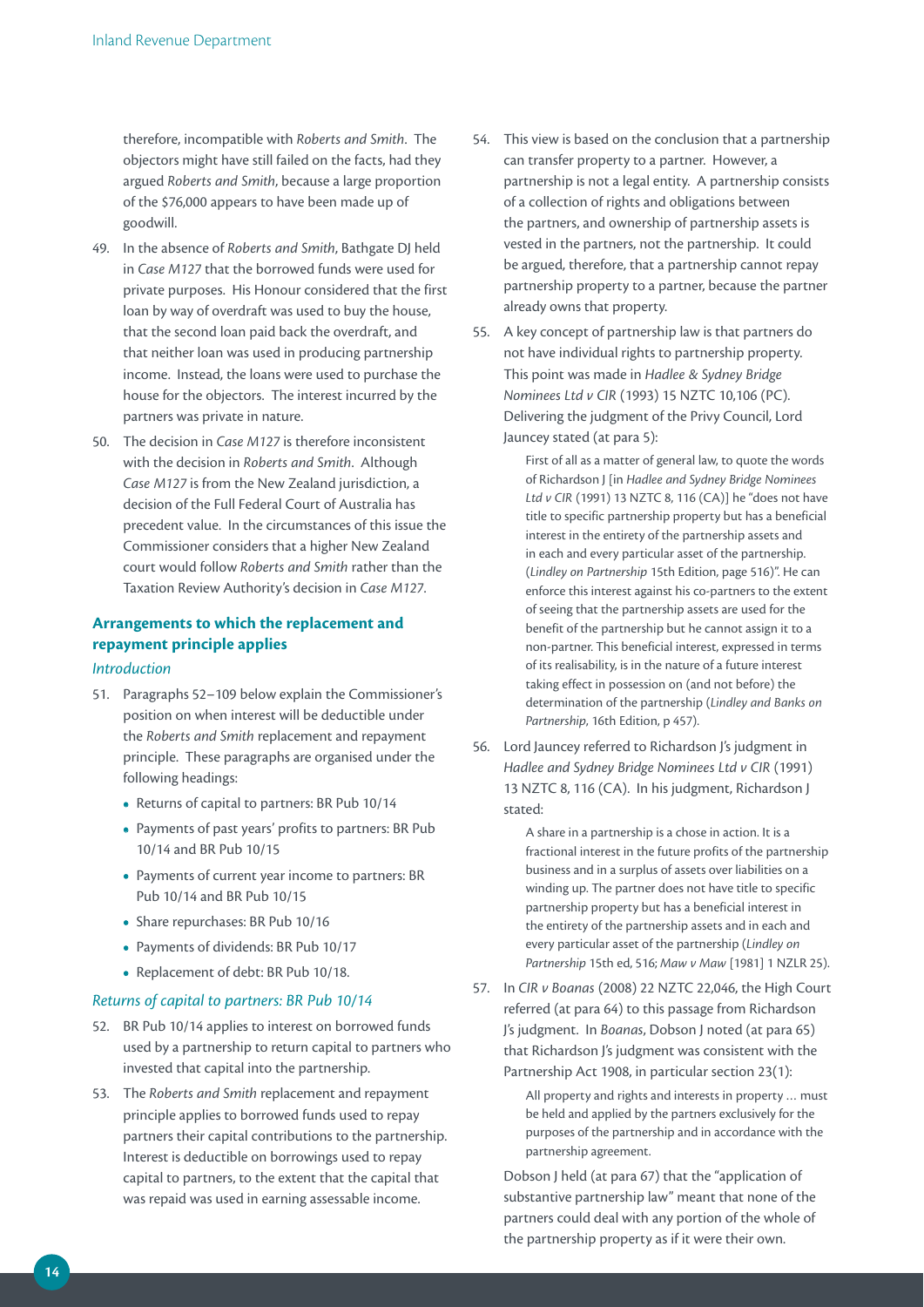therefore, incompatible with *Roberts and Smith*. The objectors might have still failed on the facts, had they argued *Roberts and Smith*, because a large proportion of the $76,000 appears to have been made up of goodwill.

49. In the absence of *Roberts and Smith*, Bathgate DJ held in *Case M127* that the borrowed funds were used for private purposes. His Honour considered that the first loan by way of overdraft was used to buy the house, that the second loan paid back the overdraft, and that neither loan was used in producing partnership income. Instead, the loans were used to purchase the house for the objectors. The interest incurred by the partners was private in nature.

50. The decision in *Case M127* is therefore inconsistent with the decision in *Roberts and Smith*. Although *Case M127* is from the New Zealand jurisdiction, a decision of the Full Federal Court of Australia has precedent value. In the circumstances of this issue the Commissioner considers that a higher New Zealand court would follow *Roberts and Smith* rather than the Taxation Review Authority's decision in *Case M127*.

## Arrangements to which the replacement and repayment principle applies

### *Introduction*

51. Paragraphs 52–109 below explain the Commissioner's position on when interest will be deductible under the *Roberts and Smith* replacement and repayment principle. These paragraphs are organised under the following headings:
    - Returns of capital to partners: BR Pub 10/14
    - Payments of past years' profits to partners: BR Pub 10/14 and BR Pub 10/15
    - Payments of current year income to partners: BR Pub 10/14 and BR Pub 10/15
    - Share repurchases: BR Pub 10/16
    - Payments of dividends: BR Pub 10/17
    - Replacement of debt: BR Pub 10/18.

### *Returns of capital to partners: BR Pub 10/14*

52. BR Pub 10/14 applies to interest on borrowed funds used by a partnership to return capital to partners who invested that capital into the partnership.

53. The *Roberts and Smith* replacement and repayment principle applies to borrowed funds used to repay partners their capital contributions to the partnership. Interest is deductible on borrowings used to repay capital to partners, to the extent that the capital that was repaid was used in earning assessable income.

54. This view is based on the conclusion that a partnership can transfer property to a partner. However, a partnership is not a legal entity. A partnership consists of a collection of rights and obligations between the partners, and ownership of partnership assets is vested in the partners, not the partnership. It could be argued, therefore, that a partnership cannot repay partnership property to a partner, because the partner already owns that property.

55. A key concept of partnership law is that partners do not have individual rights to partnership property. This point was made in *Hadlee & Sydney Bridge Nominees Ltd v CIR* (1993) 15 NZTC 10,106 (PC). Delivering the judgment of the Privy Council, Lord Jauncey stated (at para 5):

    > First of all as a matter of general law, to quote the words of Richardson J [in *Hadlee and Sydney Bridge Nominees Ltd v CIR* (1991) 13 NZTC 8, 116 (CA)] he "does not have title to specific partnership property but has a beneficial interest in the entirety of the partnership assets and in each and every particular asset of the partnership. (*Lindley on Partnership* 15th Edition, page 516)". He can enforce this interest against his co-partners to the extent of seeing that the partnership assets are used for the benefit of the partnership but he cannot assign it to a non-partner. This beneficial interest, expressed in terms of its realisability, is in the nature of a future interest taking effect in possession on (and not before) the determination of the partnership (*Lindley and Banks on Partnership*, 16th Edition, p 457).

56. Lord Jauncey referred to Richardson J's judgment in *Hadlee and Sydney Bridge Nominees Ltd v CIR* (1991) 13 NZTC 8, 116 (CA). In his judgment, Richardson J stated:

    > A share in a partnership is a chose in action. It is a fractional interest in the future profits of the partnership business and in a surplus of assets over liabilities on a winding up. The partner does not have title to specific partnership property but has a beneficial interest in the entirety of the partnership assets and in each and every particular asset of the partnership (*Lindley on Partnership* 15th ed, 516; *Maw v Maw* [1981] 1 NZLR 25).

57. In *CIR v Boanas* (2008) 22 NZTC 22,046, the High Court referred (at para 64) to this passage from Richardson J's judgment. In *Boanas*, Dobson J noted (at para 65) that Richardson J's judgment was consistent with the Partnership Act 1908, in particular section 23(1):

    > All property and rights and interests in property … must be held and applied by the partners exclusively for the purposes of the partnership and in accordance with the partnership agreement.

    Dobson J held (at para 67) that the "application of substantive partnership law" meant that none of the partners could deal with any portion of the whole of the partnership property as if it were their own.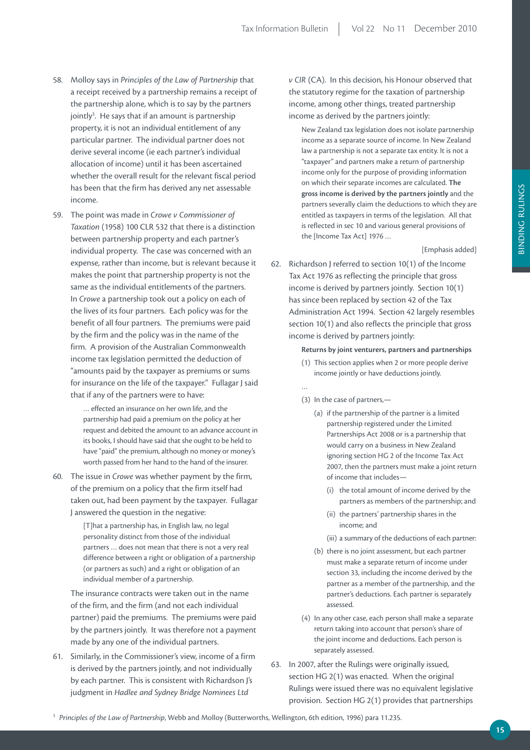58. Molloy says in *Principles of the Law of Partnership* that a receipt received by a partnership remains a receipt of the partnership alone, which is to say by the partners jointly[3]. He says that if an amount is partnership property, it is not an individual entitlement of any particular partner. The individual partner does not derive several income (ie each partner's individual allocation of income) until it has been ascertained whether the overall result for the relevant fiscal period has been that the firm has derived any net assessable income.

59. The point was made in *Crowe v Commissioner of Taxation* (1958) 100 CLR 532 that there is a distinction between partnership property and each partner's individual property. The case was concerned with an expense, rather than income, but is relevant because it makes the point that partnership property is not the same as the individual entitlements of the partners. In *Crowe* a partnership took out a policy on each of the lives of its four partners. Each policy was for the benefit of all four partners. The premiums were paid by the firm and the policy was in the name of the firm. A provision of the Australian Commonwealth income tax legislation permitted the deduction of "amounts paid by the taxpayer as premiums or sums for insurance on the life of the taxpayer." Fullagar J said that if any of the partners were to have:

> … effected an insurance on her own life, and the partnership had paid a premium on the policy at her request and debited the amount to an advance account in its books, I should have said that she ought to be held to have "paid" the premium, although no money or money's worth passed from her hand to the hand of the insurer.

60. The issue in *Crowe* was whether payment by the firm, of the premium on a policy that the firm itself had taken out, had been payment by the taxpayer. Fullagar J answered the question in the negative:

> [T]hat a partnership has, in English law, no legal personality distinct from those of the individual partners … does not mean that there is not a very real difference between a right or obligation of a partnership (or partners as such) and a right or obligation of an individual member of a partnership.

The insurance contracts were taken out in the name of the firm, and the firm (and not each individual partner) paid the premiums. The premiums were paid by the partners jointly. It was therefore not a payment made by any one of the individual partners.

61. Similarly, in the Commissioner's view, income of a firm is derived by the partners jointly, and not individually by each partner. This is consistent with Richardson J's judgment in *Hadlee and Sydney Bridge Nominees Ltd v CIR* (CA). In this decision, his Honour observed that the statutory regime for the taxation of partnership income, among other things, treated partnership income as derived by the partners jointly:

> New Zealand tax legislation does not isolate partnership income as a separate source of income. In New Zealand law a partnership is not a separate tax entity. It is not a "taxpayer" and partners make a return of partnership income only for the purpose of providing information on which their separate incomes are calculated. **The gross income is derived by the partners jointly** and the partners severally claim the deductions to which they are entitled as taxpayers in terms of the legislation. All that is reflected in sec 10 and various general provisions of the [Income Tax Act] 1976 …
>
> [Emphasis added]

62. Richardson J referred to section 10(1) of the Income Tax Act 1976 as reflecting the principle that gross income is derived by partners jointly. Section 10(1) has since been replaced by section 42 of the Tax Administration Act 1994. Section 42 largely resembles section 10(1) and also reflects the principle that gross income is derived by partners jointly:

> **Returns by joint venturers, partners and partnerships**
>
> (1) This section applies when 2 or more people derive income jointly or have deductions jointly.
>
> …
>
> (3) In the case of partners,—
>
> (a) if the partnership of the partner is a limited partnership registered under the Limited Partnerships Act 2008 or is a partnership that would carry on a business in New Zealand ignoring section HG 2 of the Income Tax Act 2007, then the partners must make a joint return of income that includes—
>
> (i) the total amount of income derived by the partners as members of the partnership; and
>
> (ii) the partners' partnership shares in the income; and
>
> (iii) a summary of the deductions of each partner:
>
> (b) there is no joint assessment, but each partner must make a separate return of income under section 33, including the income derived by the partner as a member of the partnership, and the partner's deductions. Each partner is separately assessed.
>
> (4) In any other case, each person shall make a separate return taking into account that person's share of the joint income and deductions. Each person is separately assessed.

63. In 2007, after the Rulings were originally issued, section HG 2(1) was enacted. When the original Rulings were issued there was no equivalent legislative provision. Section HG 2(1) provides that partnerships

[3] *Principles of the Law of Partnership*, Webb and Molloy (Butterworths, Wellington, 6th edition, 1996) para 11.235.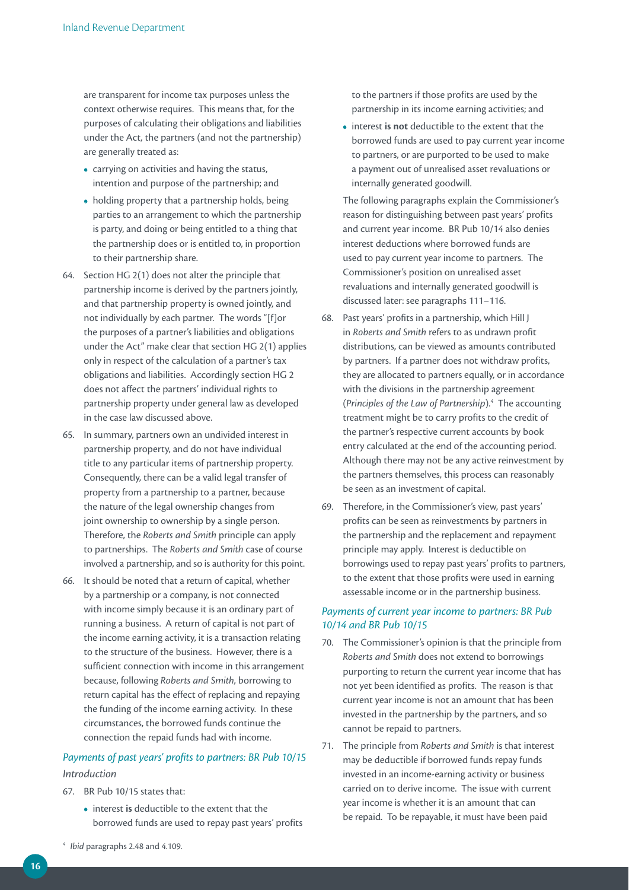are transparent for income tax purposes unless the context otherwise requires. This means that, for the purposes of calculating their obligations and liabilities under the Act, the partners (and not the partnership) are generally treated as:

- carrying on activities and having the status, intention and purpose of the partnership; and
- holding property that a partnership holds, being parties to an arrangement to which the partnership is party, and doing or being entitled to a thing that the partnership does or is entitled to, in proportion to their partnership share.

64. Section HG 2(1) does not alter the principle that partnership income is derived by the partners jointly, and that partnership property is owned jointly, and not individually by each partner. The words "[f]or the purposes of a partner's liabilities and obligations under the Act" make clear that section HG 2(1) applies only in respect of the calculation of a partner's tax obligations and liabilities. Accordingly section HG 2 does not affect the partners' individual rights to partnership property under general law as developed in the case law discussed above.

65. In summary, partners own an undivided interest in partnership property, and do not have individual title to any particular items of partnership property. Consequently, there can be a valid legal transfer of property from a partnership to a partner, because the nature of the legal ownership changes from joint ownership to ownership by a single person. Therefore, the *Roberts and Smith* principle can apply to partnerships. The *Roberts and Smith* case of course involved a partnership, and so is authority for this point.

66. It should be noted that a return of capital, whether by a partnership or a company, is not connected with income simply because it is an ordinary part of running a business. A return of capital is not part of the income earning activity, it is a transaction relating to the structure of the business. However, there is a sufficient connection with income in this arrangement because, following *Roberts and Smith*, borrowing to return capital has the effect of replacing and repaying the funding of the income earning activity. In these circumstances, the borrowed funds continue the connection the repaid funds had with income.

### *Payments of past years' profits to partners: BR Pub 10/15*

*Introduction*

67. BR Pub 10/15 states that:

- interest **is** deductible to the extent that the borrowed funds are used to repay past years' profits to the partners if those profits are used by the partnership in its income earning activities; and
- interest **is not** deductible to the extent that the borrowed funds are used to pay current year income to partners, or are purported to be used to make a payment out of unrealised asset revaluations or internally generated goodwill.

The following paragraphs explain the Commissioner's reason for distinguishing between past years' profits and current year income. BR Pub 10/14 also denies interest deductions where borrowed funds are used to pay current year income to partners. The Commissioner's position on unrealised asset revaluations and internally generated goodwill is discussed later: see paragraphs 111–116.

68. Past years' profits in a partnership, which Hill J in *Roberts and Smith* refers to as undrawn profit distributions, can be viewed as amounts contributed by partners. If a partner does not withdraw profits, they are allocated to partners equally, or in accordance with the divisions in the partnership agreement (*Principles of the Law of Partnership*).[4] The accounting treatment might be to carry profits to the credit of the partner's respective current accounts by book entry calculated at the end of the accounting period. Although there may not be any active reinvestment by the partners themselves, this process can reasonably be seen as an investment of capital.

69. Therefore, in the Commissioner's view, past years' profits can be seen as reinvestments by partners in the partnership and the replacement and repayment principle may apply. Interest is deductible on borrowings used to repay past years' profits to partners, to the extent that those profits were used in earning assessable income or in the partnership business.

### *Payments of current year income to partners: BR Pub 10/14 and BR Pub 10/15*

70. The Commissioner's opinion is that the principle from *Roberts and Smith* does not extend to borrowings purporting to return the current year income that has not yet been identified as profits. The reason is that current year income is not an amount that has been invested in the partnership by the partners, and so cannot be repaid to partners.

71. The principle from *Roberts and Smith* is that interest may be deductible if borrowed funds repay funds invested in an income-earning activity or business carried on to derive income. The issue with current year income is whether it is an amount that can be repaid. To be repayable, it must have been paid

[4] *Ibid* paragraphs 2.48 and 4.109.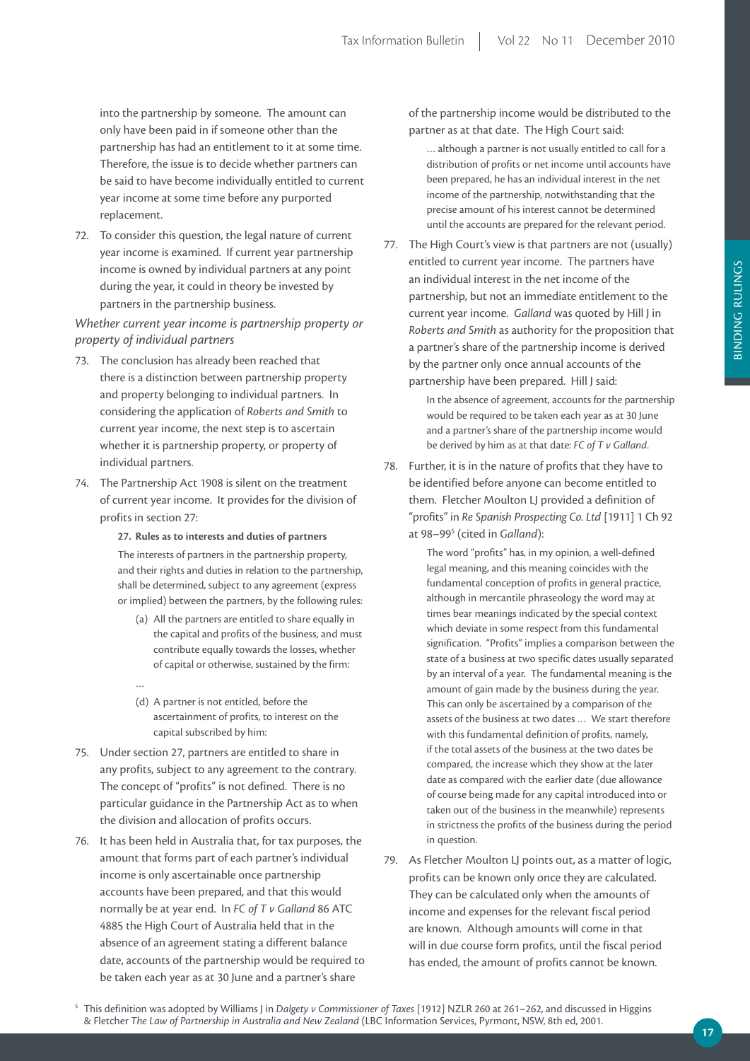into the partnership by someone. The amount can only have been paid in if someone other than the partnership has had an entitlement to it at some time. Therefore, the issue is to decide whether partners can be said to have become individually entitled to current year income at some time before any purported replacement.

72. To consider this question, the legal nature of current year income is examined. If current year partnership income is owned by individual partners at any point during the year, it could in theory be invested by partners in the partnership business.

*Whether current year income is partnership property or property of individual partners*

73. The conclusion has already been reached that there is a distinction between partnership property and property belonging to individual partners. In considering the application of *Roberts and Smith* to current year income, the next step is to ascertain whether it is partnership property, or property of individual partners.

74. The Partnership Act 1908 is silent on the treatment of current year income. It provides for the division of profits in section 27:

> **27. Rules as to interests and duties of partners**
>
> The interests of partners in the partnership property, and their rights and duties in relation to the partnership, shall be determined, subject to any agreement (express or implied) between the partners, by the following rules:
>
> (a) All the partners are entitled to share equally in the capital and profits of the business, and must contribute equally towards the losses, whether of capital or otherwise, sustained by the firm:
>
> …
>
> (d) A partner is not entitled, before the ascertainment of profits, to interest on the capital subscribed by him:

75. Under section 27, partners are entitled to share in any profits, subject to any agreement to the contrary. The concept of "profits" is not defined. There is no particular guidance in the Partnership Act as to when the division and allocation of profits occurs.

76. It has been held in Australia that, for tax purposes, the amount that forms part of each partner's individual income is only ascertainable once partnership accounts have been prepared, and that this would normally be at year end. In *FC of T v Galland* 86 ATC 4885 the High Court of Australia held that in the absence of an agreement stating a different balance date, accounts of the partnership would be required to be taken each year as at 30 June and a partner's share of the partnership income would be distributed to the partner as at that date. The High Court said:

> … although a partner is not usually entitled to call for a distribution of profits or net income until accounts have been prepared, he has an individual interest in the net income of the partnership, notwithstanding that the precise amount of his interest cannot be determined until the accounts are prepared for the relevant period.

77. The High Court's view is that partners are not (usually) entitled to current year income. The partners have an individual interest in the net income of the partnership, but not an immediate entitlement to the current year income. *Galland* was quoted by Hill J in *Roberts and Smith* as authority for the proposition that a partner's share of the partnership income is derived by the partner only once annual accounts of the partnership have been prepared. Hill J said:

> In the absence of agreement, accounts for the partnership would be required to be taken each year as at 30 June and a partner's share of the partnership income would be derived by him as at that date: *FC of T v Galland*.

78. Further, it is in the nature of profits that they have to be identified before anyone can become entitled to them. Fletcher Moulton LJ provided a definition of "profits" in *Re Spanish Prospecting Co. Ltd* [1911] 1 Ch 92 at 98–99[5] (cited in *Galland*):

> The word "profits" has, in my opinion, a well-defined legal meaning, and this meaning coincides with the fundamental conception of profits in general practice, although in mercantile phraseology the word may at times bear meanings indicated by the special context which deviate in some respect from this fundamental signification. "Profits" implies a comparison between the state of a business at two specific dates usually separated by an interval of a year. The fundamental meaning is the amount of gain made by the business during the year. This can only be ascertained by a comparison of the assets of the business at two dates … We start therefore with this fundamental definition of profits, namely, if the total assets of the business at the two dates be compared, the increase which they show at the later date as compared with the earlier date (due allowance of course being made for any capital introduced into or taken out of the business in the meanwhile) represents in strictness the profits of the business during the period in question.

79. As Fletcher Moulton LJ points out, as a matter of logic, profits can be known only once they are calculated. They can be calculated only when the amounts of income and expenses for the relevant fiscal period are known. Although amounts will come in that will in due course form profits, until the fiscal period has ended, the amount of profits cannot be known.

[5] This definition was adopted by Williams J in *Dalgety v Commissioner of Taxes* [1912] NZLR 260 at 261–262, and discussed in Higgins & Fletcher *The Law of Partnership in Australia and New Zealand* (LBC Information Services, Pyrmont, NSW, 8th ed, 2001.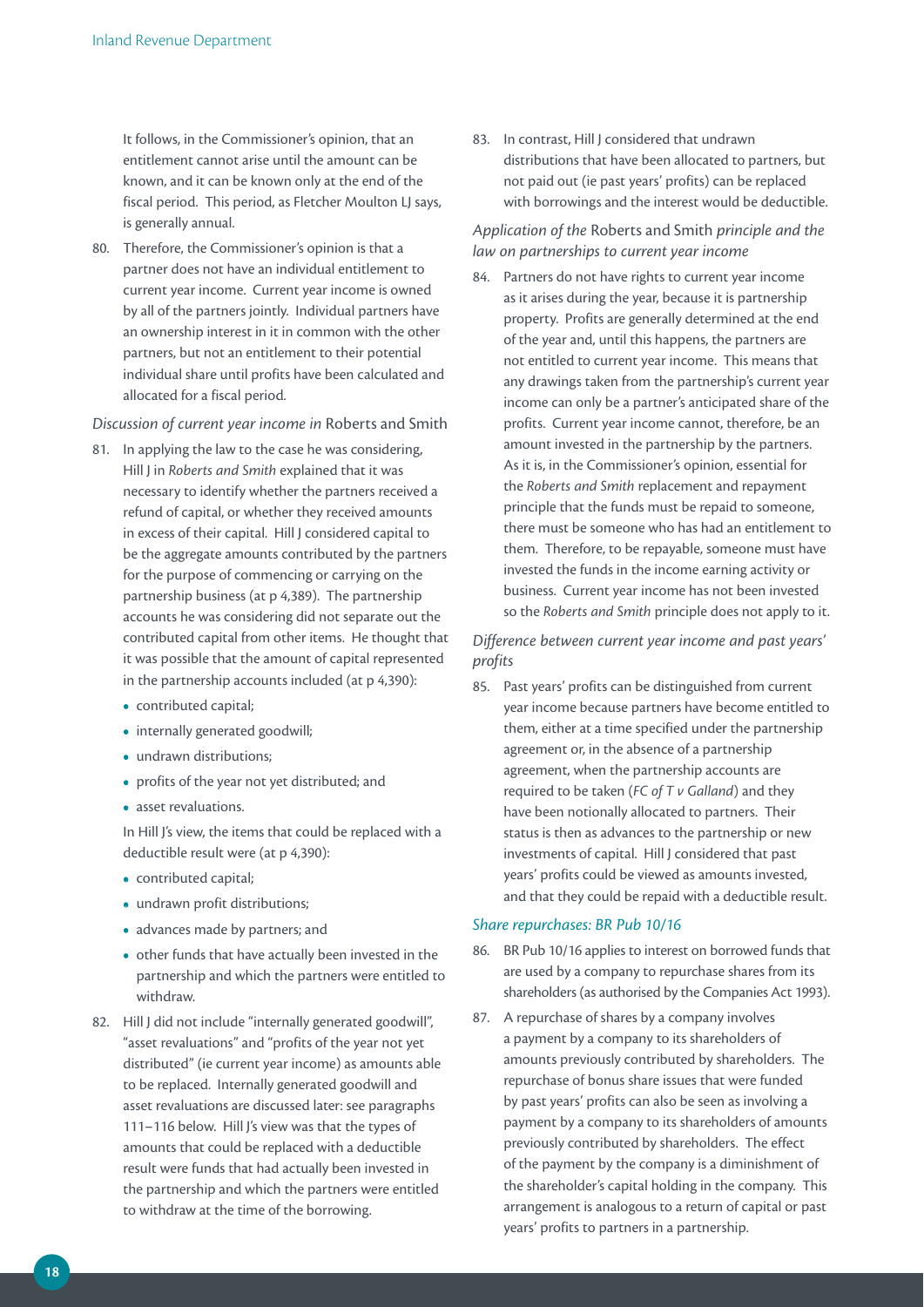It follows, in the Commissioner's opinion, that an entitlement cannot arise until the amount can be known, and it can be known only at the end of the fiscal period. This period, as Fletcher Moulton LJ says, is generally annual.

80. Therefore, the Commissioner's opinion is that a partner does not have an individual entitlement to current year income. Current year income is owned by all of the partners jointly. Individual partners have an ownership interest in it in common with the other partners, but not an entitlement to their potential individual share until profits have been calculated and allocated for a fiscal period.

*Discussion of current year income in* Roberts and Smith

81. In applying the law to the case he was considering, Hill J in *Roberts and Smith* explained that it was necessary to identify whether the partners received a refund of capital, or whether they received amounts in excess of their capital. Hill J considered capital to be the aggregate amounts contributed by the partners for the purpose of commencing or carrying on the partnership business (at p 4,389). The partnership accounts he was considering did not separate out the contributed capital from other items. He thought that it was possible that the amount of capital represented in the partnership accounts included (at p 4,390):

   - contributed capital;
   - internally generated goodwill;
   - undrawn distributions;
   - profits of the year not yet distributed; and
   - asset revaluations.

   In Hill J's view, the items that could be replaced with a deductible result were (at p 4,390):

   - contributed capital;
   - undrawn profit distributions;
   - advances made by partners; and
   - other funds that have actually been invested in the partnership and which the partners were entitled to withdraw.

82. Hill J did not include "internally generated goodwill", "asset revaluations" and "profits of the year not yet distributed" (ie current year income) as amounts able to be replaced. Internally generated goodwill and asset revaluations are discussed later: see paragraphs 111–116 below. Hill J's view was that the types of amounts that could be replaced with a deductible result were funds that had actually been invested in the partnership and which the partners were entitled to withdraw at the time of the borrowing.

83. In contrast, Hill J considered that undrawn distributions that have been allocated to partners, but not paid out (ie past years' profits) can be replaced with borrowings and the interest would be deductible.

*Application of the* Roberts and Smith *principle and the law on partnerships to current year income*

84. Partners do not have rights to current year income as it arises during the year, because it is partnership property. Profits are generally determined at the end of the year and, until this happens, the partners are not entitled to current year income. This means that any drawings taken from the partnership's current year income can only be a partner's anticipated share of the profits. Current year income cannot, therefore, be an amount invested in the partnership by the partners. As it is, in the Commissioner's opinion, essential for the *Roberts and Smith* replacement and repayment principle that the funds must be repaid to someone, there must be someone who has had an entitlement to them. Therefore, to be repayable, someone must have invested the funds in the income earning activity or business. Current year income has not been invested so the *Roberts and Smith* principle does not apply to it.

*Difference between current year income and past years' profits*

85. Past years' profits can be distinguished from current year income because partners have become entitled to them, either at a time specified under the partnership agreement or, in the absence of a partnership agreement, when the partnership accounts are required to be taken (*FC of T v Galland*) and they have been notionally allocated to partners. Their status is then as advances to the partnership or new investments of capital. Hill J considered that past years' profits could be viewed as amounts invested, and that they could be repaid with a deductible result.

*Share repurchases: BR Pub 10/16*

86. BR Pub 10/16 applies to interest on borrowed funds that are used by a company to repurchase shares from its shareholders (as authorised by the Companies Act 1993).

87. A repurchase of shares by a company involves a payment by a company to its shareholders of amounts previously contributed by shareholders. The repurchase of bonus share issues that were funded by past years' profits can also be seen as involving a payment by a company to its shareholders of amounts previously contributed by shareholders. The effect of the payment by the company is a diminishment of the shareholder's capital holding in the company. This arrangement is analogous to a return of capital or past years' profits to partners in a partnership.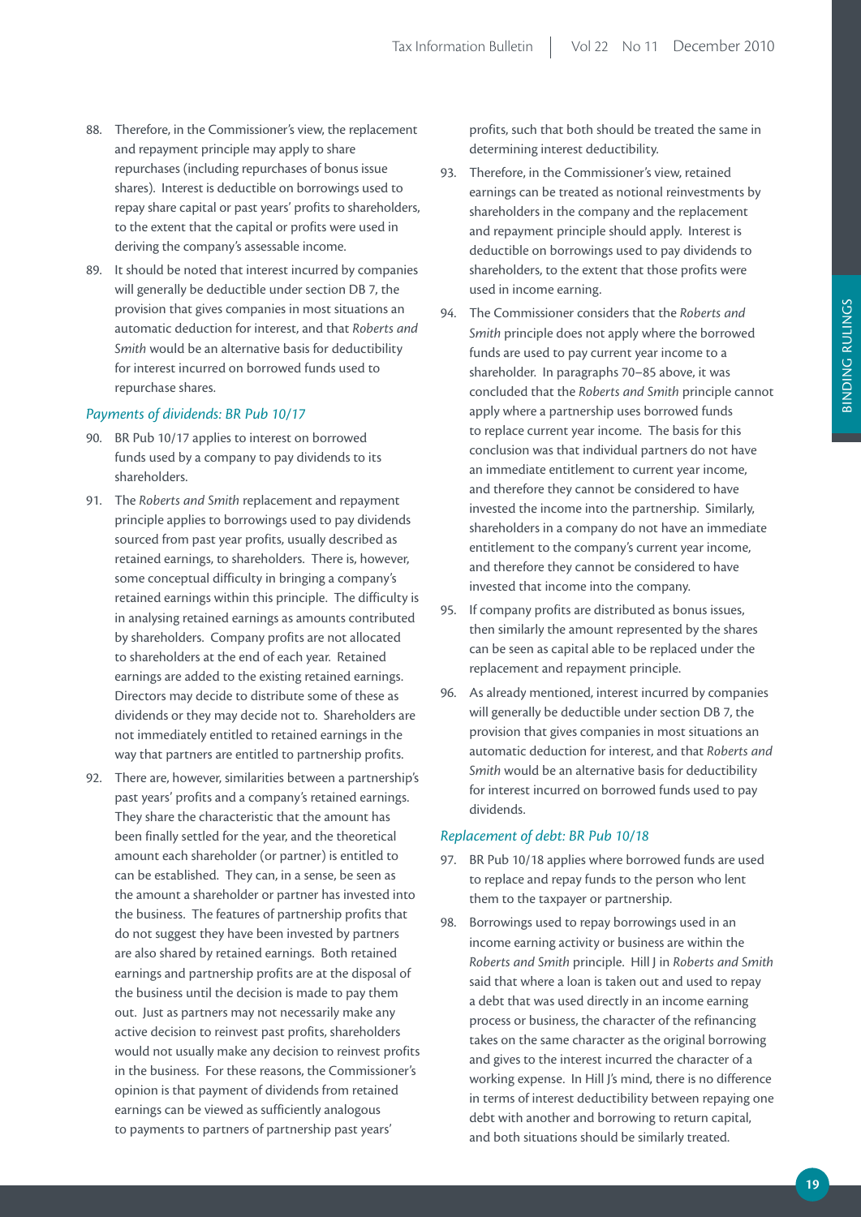88. Therefore, in the Commissioner's view, the replacement and repayment principle may apply to share repurchases (including repurchases of bonus issue shares). Interest is deductible on borrowings used to repay share capital or past years' profits to shareholders, to the extent that the capital or profits were used in deriving the company's assessable income.

89. It should be noted that interest incurred by companies will generally be deductible under section DB 7, the provision that gives companies in most situations an automatic deduction for interest, and that *Roberts and Smith* would be an alternative basis for deductibility for interest incurred on borrowed funds used to repurchase shares.

### *Payments of dividends: BR Pub 10/17*

90. BR Pub 10/17 applies to interest on borrowed funds used by a company to pay dividends to its shareholders.

91. The *Roberts and Smith* replacement and repayment principle applies to borrowings used to pay dividends sourced from past year profits, usually described as retained earnings, to shareholders. There is, however, some conceptual difficulty in bringing a company's retained earnings within this principle. The difficulty is in analysing retained earnings as amounts contributed by shareholders. Company profits are not allocated to shareholders at the end of each year. Retained earnings are added to the existing retained earnings. Directors may decide to distribute some of these as dividends or they may decide not to. Shareholders are not immediately entitled to retained earnings in the way that partners are entitled to partnership profits.

92. There are, however, similarities between a partnership's past years' profits and a company's retained earnings. They share the characteristic that the amount has been finally settled for the year, and the theoretical amount each shareholder (or partner) is entitled to can be established. They can, in a sense, be seen as the amount a shareholder or partner has invested into the business. The features of partnership profits that do not suggest they have been invested by partners are also shared by retained earnings. Both retained earnings and partnership profits are at the disposal of the business until the decision is made to pay them out. Just as partners may not necessarily make any active decision to reinvest past profits, shareholders would not usually make any decision to reinvest profits in the business. For these reasons, the Commissioner's opinion is that payment of dividends from retained earnings can be viewed as sufficiently analogous to payments to partners of partnership past years' profits, such that both should be treated the same in determining interest deductibility.

93. Therefore, in the Commissioner's view, retained earnings can be treated as notional reinvestments by shareholders in the company and the replacement and repayment principle should apply. Interest is deductible on borrowings used to pay dividends to shareholders, to the extent that those profits were used in income earning.

94. The Commissioner considers that the *Roberts and Smith* principle does not apply where the borrowed funds are used to pay current year income to a shareholder. In paragraphs 70–85 above, it was concluded that the *Roberts and Smith* principle cannot apply where a partnership uses borrowed funds to replace current year income. The basis for this conclusion was that individual partners do not have an immediate entitlement to current year income, and therefore they cannot be considered to have invested the income into the partnership. Similarly, shareholders in a company do not have an immediate entitlement to the company's current year income, and therefore they cannot be considered to have invested that income into the company.

95. If company profits are distributed as bonus issues, then similarly the amount represented by the shares can be seen as capital able to be replaced under the replacement and repayment principle.

96. As already mentioned, interest incurred by companies will generally be deductible under section DB 7, the provision that gives companies in most situations an automatic deduction for interest, and that *Roberts and Smith* would be an alternative basis for deductibility for interest incurred on borrowed funds used to pay dividends.

### *Replacement of debt: BR Pub 10/18*

97. BR Pub 10/18 applies where borrowed funds are used to replace and repay funds to the person who lent them to the taxpayer or partnership.

98. Borrowings used to repay borrowings used in an income earning activity or business are within the *Roberts and Smith* principle. Hill J in *Roberts and Smith* said that where a loan is taken out and used to repay a debt that was used directly in an income earning process or business, the character of the refinancing takes on the same character as the original borrowing and gives to the interest incurred the character of a working expense. In Hill J's mind, there is no difference in terms of interest deductibility between repaying one debt with another and borrowing to return capital, and both situations should be similarly treated.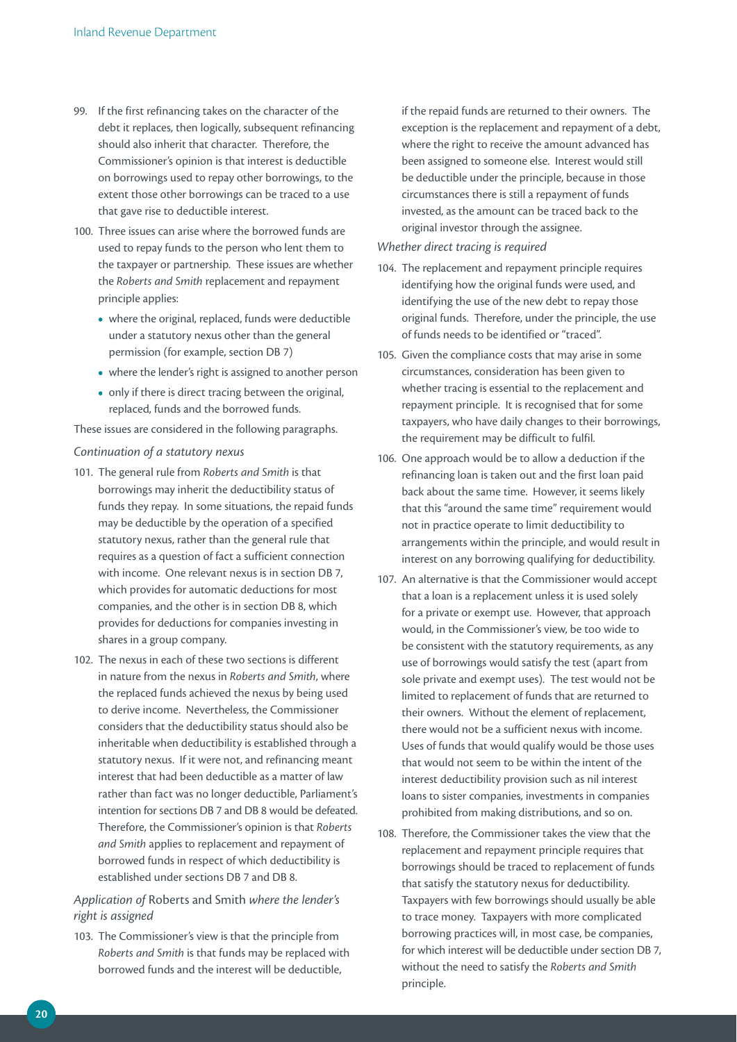99. If the first refinancing takes on the character of the debt it replaces, then logically, subsequent refinancing should also inherit that character. Therefore, the Commissioner's opinion is that interest is deductible on borrowings used to repay other borrowings, to the extent those other borrowings can be traced to a use that gave rise to deductible interest.

100. Three issues can arise where the borrowed funds are used to repay funds to the person who lent them to the taxpayer or partnership. These issues are whether the *Roberts and Smith* replacement and repayment principle applies:
   - where the original, replaced, funds were deductible under a statutory nexus other than the general permission (for example, section DB 7)
   - where the lender's right is assigned to another person
   - only if there is direct tracing between the original, replaced, funds and the borrowed funds.

These issues are considered in the following paragraphs.

*Continuation of a statutory nexus*

101. The general rule from *Roberts and Smith* is that borrowings may inherit the deductibility status of funds they repay. In some situations, the repaid funds may be deductible by the operation of a specified statutory nexus, rather than the general rule that requires as a question of fact a sufficient connection with income. One relevant nexus is in section DB 7, which provides for automatic deductions for most companies, and the other is in section DB 8, which provides for deductions for companies investing in shares in a group company.

102. The nexus in each of these two sections is different in nature from the nexus in *Roberts and Smith*, where the replaced funds achieved the nexus by being used to derive income. Nevertheless, the Commissioner considers that the deductibility status should also be inheritable when deductibility is established through a statutory nexus. If it were not, and refinancing meant interest that had been deductible as a matter of law rather than fact was no longer deductible, Parliament's intention for sections DB 7 and DB 8 would be defeated. Therefore, the Commissioner's opinion is that *Roberts and Smith* applies to replacement and repayment of borrowed funds in respect of which deductibility is established under sections DB 7 and DB 8.

*Application of* Roberts and Smith *where the lender's right is assigned*

103. The Commissioner's view is that the principle from *Roberts and Smith* is that funds may be replaced with borrowed funds and the interest will be deductible, if the repaid funds are returned to their owners. The exception is the replacement and repayment of a debt, where the right to receive the amount advanced has been assigned to someone else. Interest would still be deductible under the principle, because in those circumstances there is still a repayment of funds invested, as the amount can be traced back to the original investor through the assignee.

*Whether direct tracing is required*

104. The replacement and repayment principle requires identifying how the original funds were used, and identifying the use of the new debt to repay those original funds. Therefore, under the principle, the use of funds needs to be identified or "traced".

105. Given the compliance costs that may arise in some circumstances, consideration has been given to whether tracing is essential to the replacement and repayment principle. It is recognised that for some taxpayers, who have daily changes to their borrowings, the requirement may be difficult to fulfil.

106. One approach would be to allow a deduction if the refinancing loan is taken out and the first loan paid back about the same time. However, it seems likely that this "around the same time" requirement would not in practice operate to limit deductibility to arrangements within the principle, and would result in interest on any borrowing qualifying for deductibility.

107. An alternative is that the Commissioner would accept that a loan is a replacement unless it is used solely for a private or exempt use. However, that approach would, in the Commissioner's view, be too wide to be consistent with the statutory requirements, as any use of borrowings would satisfy the test (apart from sole private and exempt uses). The test would not be limited to replacement of funds that are returned to their owners. Without the element of replacement, there would not be a sufficient nexus with income. Uses of funds that would qualify would be those uses that would not seem to be within the intent of the interest deductibility provision such as nil interest loans to sister companies, investments in companies prohibited from making distributions, and so on.

108. Therefore, the Commissioner takes the view that the replacement and repayment principle requires that borrowings should be traced to replacement of funds that satisfy the statutory nexus for deductibility. Taxpayers with few borrowings should usually be able to trace money. Taxpayers with more complicated borrowing practices will, in most case, be companies, for which interest will be deductible under section DB 7, without the need to satisfy the *Roberts and Smith* principle.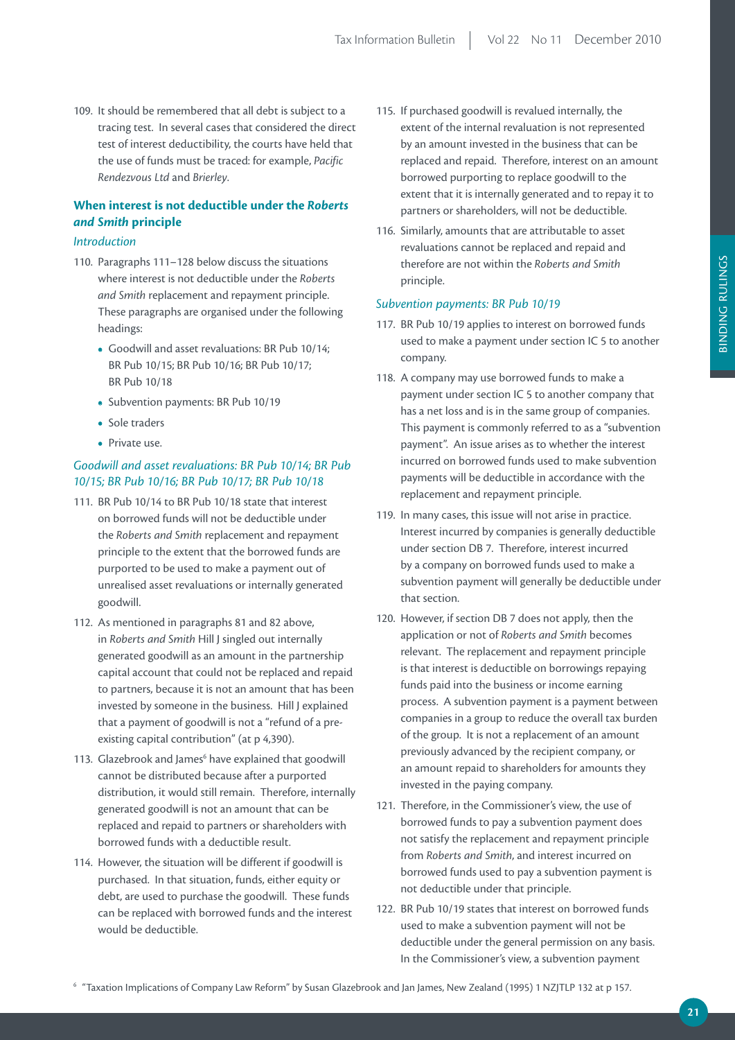109. It should be remembered that all debt is subject to a tracing test. In several cases that considered the direct test of interest deductibility, the courts have held that the use of funds must be traced: for example, *Pacific Rendezvous Ltd* and *Brierley*.

### When interest is not deductible under the *Roberts and Smith* principle

*Introduction*

110. Paragraphs 111–128 below discuss the situations where interest is not deductible under the *Roberts and Smith* replacement and repayment principle. These paragraphs are organised under the following headings:
    - Goodwill and asset revaluations: BR Pub 10/14; BR Pub 10/15; BR Pub 10/16; BR Pub 10/17; BR Pub 10/18
    - Subvention payments: BR Pub 10/19
    - Sole traders
    - Private use.

*Goodwill and asset revaluations: BR Pub 10/14; BR Pub 10/15; BR Pub 10/16; BR Pub 10/17; BR Pub 10/18*

111. BR Pub 10/14 to BR Pub 10/18 state that interest on borrowed funds will not be deductible under the *Roberts and Smith* replacement and repayment principle to the extent that the borrowed funds are purported to be used to make a payment out of unrealised asset revaluations or internally generated goodwill.

112. As mentioned in paragraphs 81 and 82 above, in *Roberts and Smith* Hill J singled out internally generated goodwill as an amount in the partnership capital account that could not be replaced and repaid to partners, because it is not an amount that has been invested by someone in the business. Hill J explained that a payment of goodwill is not a "refund of a pre-existing capital contribution" (at p 4,390).

113. Glazebrook and James[6] have explained that goodwill cannot be distributed because after a purported distribution, it would still remain. Therefore, internally generated goodwill is not an amount that can be replaced and repaid to partners or shareholders with borrowed funds with a deductible result.

114. However, the situation will be different if goodwill is purchased. In that situation, funds, either equity or debt, are used to purchase the goodwill. These funds can be replaced with borrowed funds and the interest would be deductible.

115. If purchased goodwill is revalued internally, the extent of the internal revaluation is not represented by an amount invested in the business that can be replaced and repaid. Therefore, interest on an amount borrowed purporting to replace goodwill to the extent that it is internally generated and to repay it to partners or shareholders, will not be deductible.

116. Similarly, amounts that are attributable to asset revaluations cannot be replaced and repaid and therefore are not within the *Roberts and Smith* principle.

*Subvention payments: BR Pub 10/19*

117. BR Pub 10/19 applies to interest on borrowed funds used to make a payment under section IC 5 to another company.

118. A company may use borrowed funds to make a payment under section IC 5 to another company that has a net loss and is in the same group of companies. This payment is commonly referred to as a "subvention payment". An issue arises as to whether the interest incurred on borrowed funds used to make subvention payments will be deductible in accordance with the replacement and repayment principle.

119. In many cases, this issue will not arise in practice. Interest incurred by companies is generally deductible under section DB 7. Therefore, interest incurred by a company on borrowed funds used to make a subvention payment will generally be deductible under that section.

120. However, if section DB 7 does not apply, then the application or not of *Roberts and Smith* becomes relevant. The replacement and repayment principle is that interest is deductible on borrowings repaying funds paid into the business or income earning process. A subvention payment is a payment between companies in a group to reduce the overall tax burden of the group. It is not a replacement of an amount previously advanced by the recipient company, or an amount repaid to shareholders for amounts they invested in the paying company.

121. Therefore, in the Commissioner's view, the use of borrowed funds to pay a subvention payment does not satisfy the replacement and repayment principle from *Roberts and Smith*, and interest incurred on borrowed funds used to pay a subvention payment is not deductible under that principle.

122. BR Pub 10/19 states that interest on borrowed funds used to make a subvention payment will not be deductible under the general permission on any basis. In the Commissioner's view, a subvention payment

[6] "Taxation Implications of Company Law Reform" by Susan Glazebrook and Jan James, New Zealand (1995) 1 NZJTLP 132 at p 157.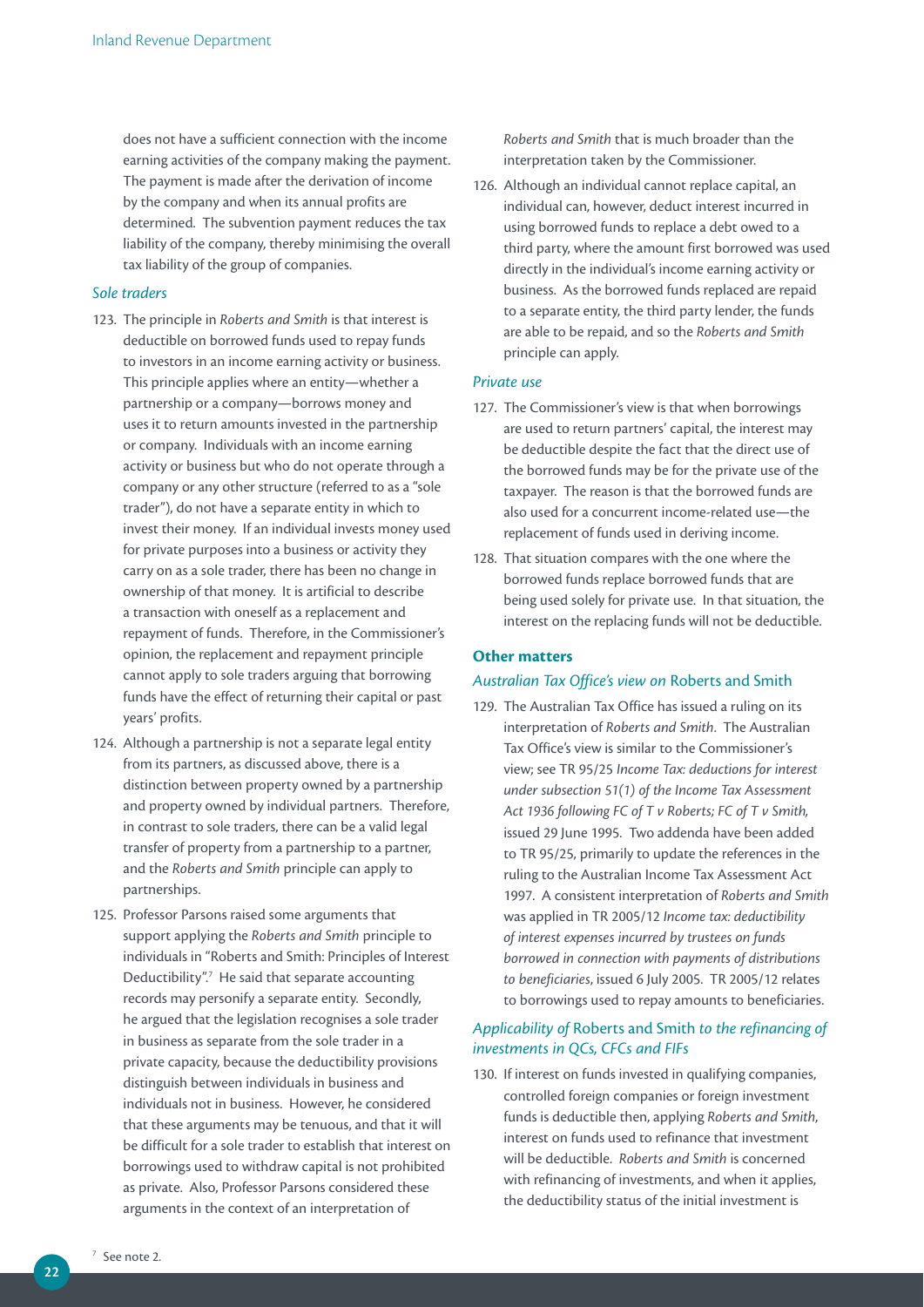does not have a sufficient connection with the income earning activities of the company making the payment. The payment is made after the derivation of income by the company and when its annual profits are determined. The subvention payment reduces the tax liability of the company, thereby minimising the overall tax liability of the group of companies.

### *Sole traders*

123. The principle in *Roberts and Smith* is that interest is deductible on borrowed funds used to repay funds to investors in an income earning activity or business. This principle applies where an entity—whether a partnership or a company—borrows money and uses it to return amounts invested in the partnership or company. Individuals with an income earning activity or business but who do not operate through a company or any other structure (referred to as a "sole trader"), do not have a separate entity in which to invest their money. If an individual invests money used for private purposes into a business or activity they carry on as a sole trader, there has been no change in ownership of that money. It is artificial to describe a transaction with oneself as a replacement and repayment of funds. Therefore, in the Commissioner's opinion, the replacement and repayment principle cannot apply to sole traders arguing that borrowing funds have the effect of returning their capital or past years' profits.

124. Although a partnership is not a separate legal entity from its partners, as discussed above, there is a distinction between property owned by a partnership and property owned by individual partners. Therefore, in contrast to sole traders, there can be a valid legal transfer of property from a partnership to a partner, and the *Roberts and Smith* principle can apply to partnerships.

125. Professor Parsons raised some arguments that support applying the *Roberts and Smith* principle to individuals in "Roberts and Smith: Principles of Interest Deductibility".[7] He said that separate accounting records may personify a separate entity. Secondly, he argued that the legislation recognises a sole trader in business as separate from the sole trader in a private capacity, because the deductibility provisions distinguish between individuals in business and individuals not in business. However, he considered that these arguments may be tenuous, and that it will be difficult for a sole trader to establish that interest on borrowings used to withdraw capital is not prohibited as private. Also, Professor Parsons considered these arguments in the context of an interpretation of *Roberts and Smith* that is much broader than the interpretation taken by the Commissioner.

126. Although an individual cannot replace capital, an individual can, however, deduct interest incurred in using borrowed funds to replace a debt owed to a third party, where the amount first borrowed was used directly in the individual's income earning activity or business. As the borrowed funds replaced are repaid to a separate entity, the third party lender, the funds are able to be repaid, and so the *Roberts and Smith* principle can apply.

### *Private use*

127. The Commissioner's view is that when borrowings are used to return partners' capital, the interest may be deductible despite the fact that the direct use of the borrowed funds may be for the private use of the taxpayer. The reason is that the borrowed funds are also used for a concurrent income-related use—the replacement of funds used in deriving income.

128. That situation compares with the one where the borrowed funds replace borrowed funds that are being used solely for private use. In that situation, the interest on the replacing funds will not be deductible.

## Other matters

### *Australian Tax Office's view on* Roberts and Smith

129. The Australian Tax Office has issued a ruling on its interpretation of *Roberts and Smith*. The Australian Tax Office's view is similar to the Commissioner's view; see TR 95/25 *Income Tax: deductions for interest under subsection 51(1) of the Income Tax Assessment Act 1936 following FC of T v Roberts; FC of T v Smith*, issued 29 June 1995. Two addenda have been added to TR 95/25, primarily to update the references in the ruling to the Australian Income Tax Assessment Act 1997. A consistent interpretation of *Roberts and Smith* was applied in TR 2005/12 *Income tax: deductibility of interest expenses incurred by trustees on funds borrowed in connection with payments of distributions to beneficiaries*, issued 6 July 2005. TR 2005/12 relates to borrowings used to repay amounts to beneficiaries.

### *Applicability of* Roberts and Smith *to the refinancing of investments in QCs, CFCs and FIFs*

130. If interest on funds invested in qualifying companies, controlled foreign companies or foreign investment funds is deductible then, applying *Roberts and Smith*, interest on funds used to refinance that investment will be deductible. *Roberts and Smith* is concerned with refinancing of investments, and when it applies, the deductibility status of the initial investment is

[7] See note 2.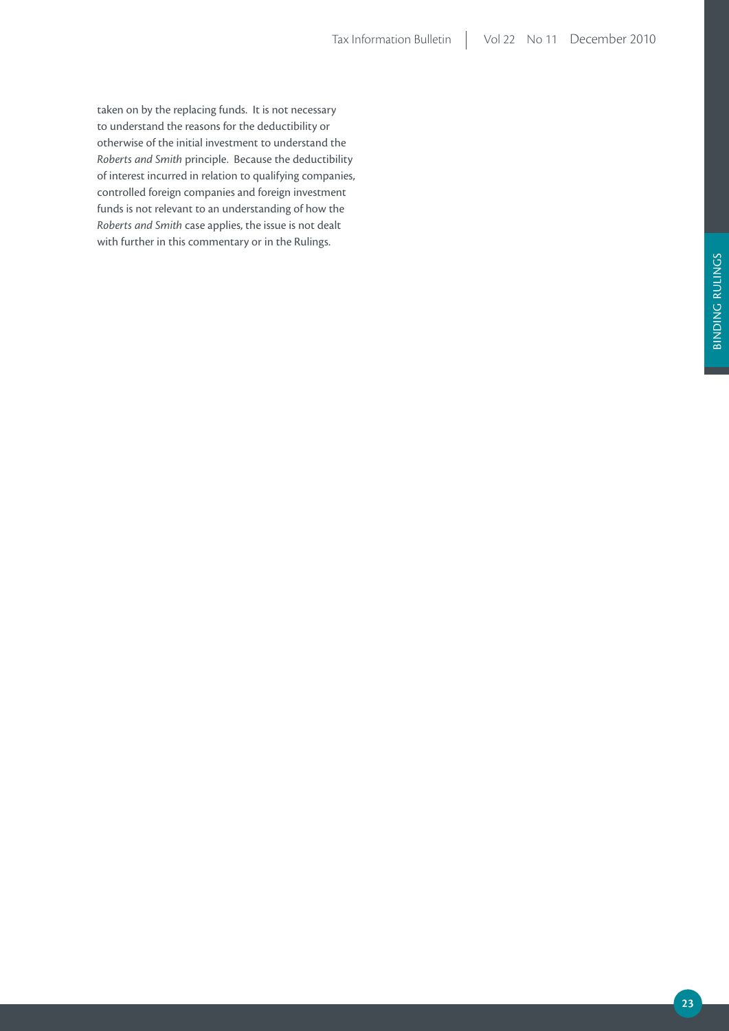taken on by the replacing funds. It is not necessary to understand the reasons for the deductibility or otherwise of the initial investment to understand the *Roberts and Smith* principle. Because the deductibility of interest incurred in relation to qualifying companies, controlled foreign companies and foreign investment funds is not relevant to an understanding of how the *Roberts and Smith* case applies, the issue is not dealt with further in this commentary or in the Rulings.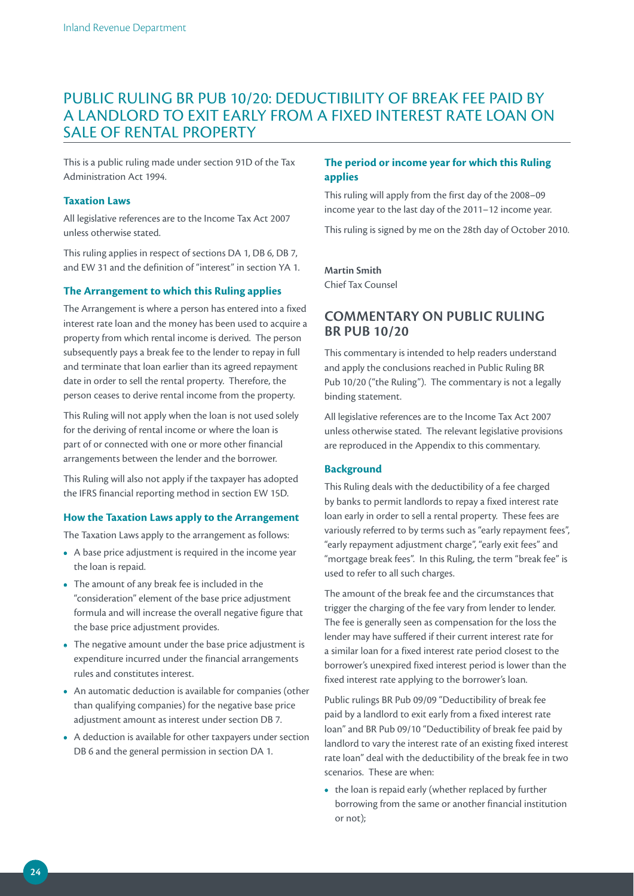# PUBLIC RULING BR PUB 10/20: DEDUCTIBILITY OF BREAK FEE PAID BY A LANDLORD TO EXIT EARLY FROM A FIXED INTEREST RATE LOAN ON SALE OF RENTAL PROPERTY

This is a public ruling made under section 91D of the Tax Administration Act 1994.

### Taxation Laws

All legislative references are to the Income Tax Act 2007 unless otherwise stated.

This ruling applies in respect of sections DA 1, DB 6, DB 7, and EW 31 and the definition of "interest" in section YA 1.

### The Arrangement to which this Ruling applies

The Arrangement is where a person has entered into a fixed interest rate loan and the money has been used to acquire a property from which rental income is derived. The person subsequently pays a break fee to the lender to repay in full and terminate that loan earlier than its agreed repayment date in order to sell the rental property. Therefore, the person ceases to derive rental income from the property.

This Ruling will not apply when the loan is not used solely for the deriving of rental income or where the loan is part of or connected with one or more other financial arrangements between the lender and the borrower.

This Ruling will also not apply if the taxpayer has adopted the IFRS financial reporting method in section EW 15D.

### How the Taxation Laws apply to the Arrangement

The Taxation Laws apply to the arrangement as follows:

- A base price adjustment is required in the income year the loan is repaid.
- The amount of any break fee is included in the "consideration" element of the base price adjustment formula and will increase the overall negative figure that the base price adjustment provides.
- The negative amount under the base price adjustment is expenditure incurred under the financial arrangements rules and constitutes interest.
- An automatic deduction is available for companies (other than qualifying companies) for the negative base price adjustment amount as interest under section DB 7.
- A deduction is available for other taxpayers under section DB 6 and the general permission in section DA 1.

### The period or income year for which this Ruling applies

This ruling will apply from the first day of the 2008–09 income year to the last day of the 2011–12 income year.

This ruling is signed by me on the 28th day of October 2010.

**Martin Smith**
Chief Tax Counsel

## COMMENTARY ON PUBLIC RULING BR PUB 10/20

This commentary is intended to help readers understand and apply the conclusions reached in Public Ruling BR Pub 10/20 ("the Ruling"). The commentary is not a legally binding statement.

All legislative references are to the Income Tax Act 2007 unless otherwise stated. The relevant legislative provisions are reproduced in the Appendix to this commentary.

### Background

This Ruling deals with the deductibility of a fee charged by banks to permit landlords to repay a fixed interest rate loan early in order to sell a rental property. These fees are variously referred to by terms such as "early repayment fees", "early repayment adjustment charge", "early exit fees" and "mortgage break fees". In this Ruling, the term "break fee" is used to refer to all such charges.

The amount of the break fee and the circumstances that trigger the charging of the fee vary from lender to lender. The fee is generally seen as compensation for the loss the lender may have suffered if their current interest rate for a similar loan for a fixed interest rate period closest to the borrower's unexpired fixed interest period is lower than the fixed interest rate applying to the borrower's loan.

Public rulings BR Pub 09/09 "Deductibility of break fee paid by a landlord to exit early from a fixed interest rate loan" and BR Pub 09/10 "Deductibility of break fee paid by landlord to vary the interest rate of an existing fixed interest rate loan" deal with the deductibility of the break fee in two scenarios. These are when:

- the loan is repaid early (whether replaced by further borrowing from the same or another financial institution or not);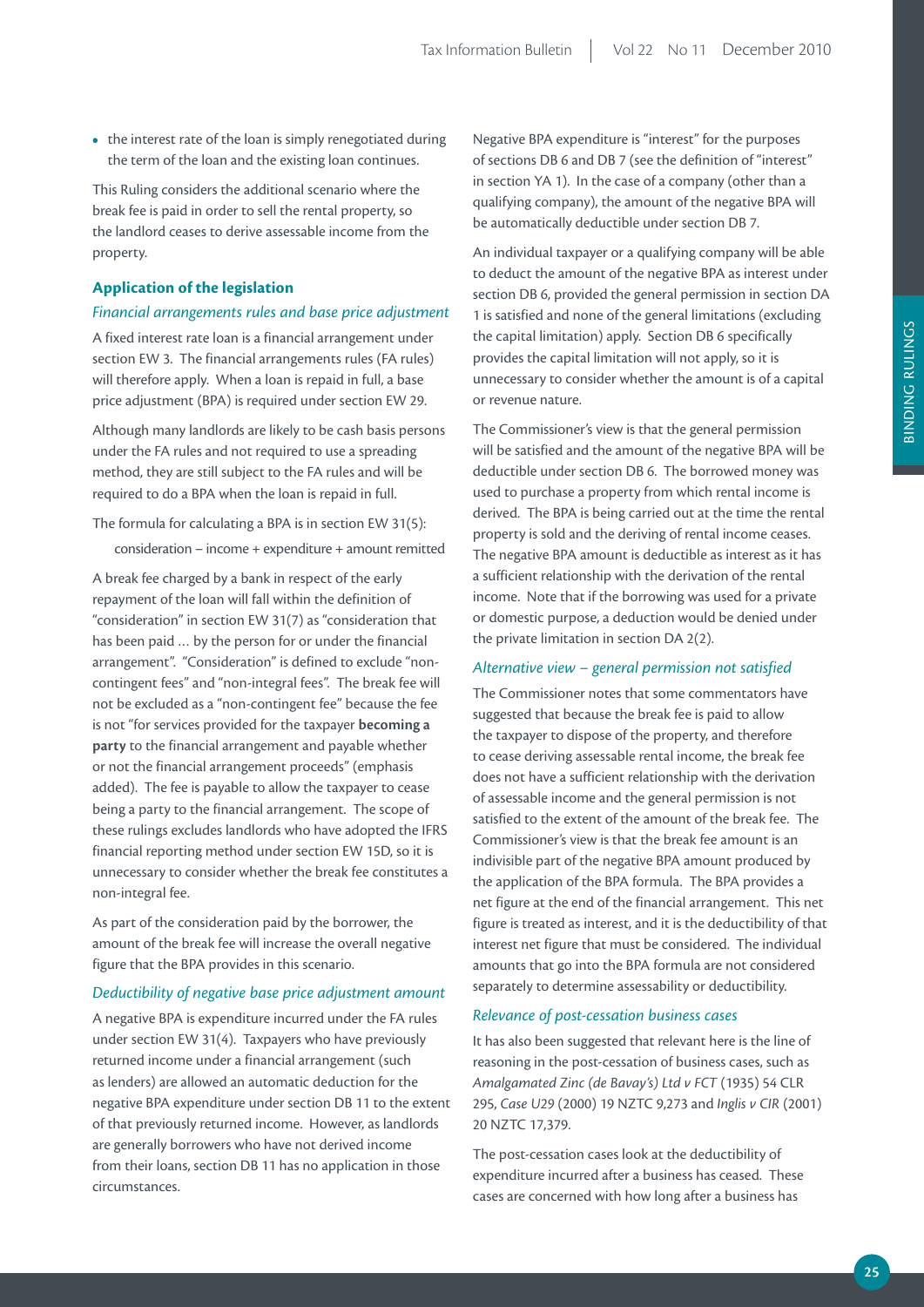- the interest rate of the loan is simply renegotiated during the term of the loan and the existing loan continues.

This Ruling considers the additional scenario where the break fee is paid in order to sell the rental property, so the landlord ceases to derive assessable income from the property.

### Application of the legislation

*Financial arrangements rules and base price adjustment*

A fixed interest rate loan is a financial arrangement under section EW 3. The financial arrangements rules (FA rules) will therefore apply. When a loan is repaid in full, a base price adjustment (BPA) is required under section EW 29.

Although many landlords are likely to be cash basis persons under the FA rules and not required to use a spreading method, they are still subject to the FA rules and will be required to do a BPA when the loan is repaid in full.

The formula for calculating a BPA is in section EW 31(5):

consideration – income + expenditure + amount remitted

A break fee charged by a bank in respect of the early repayment of the loan will fall within the definition of "consideration" in section EW 31(7) as "consideration that has been paid … by the person for or under the financial arrangement". "Consideration" is defined to exclude "non-contingent fees" and "non-integral fees". The break fee will not be excluded as a "non-contingent fee" because the fee is not "for services provided for the taxpayer **becoming a party** to the financial arrangement and payable whether or not the financial arrangement proceeds" (emphasis added). The fee is payable to allow the taxpayer to cease being a party to the financial arrangement. The scope of these rulings excludes landlords who have adopted the IFRS financial reporting method under section EW 15D, so it is unnecessary to consider whether the break fee constitutes a non-integral fee.

As part of the consideration paid by the borrower, the amount of the break fee will increase the overall negative figure that the BPA provides in this scenario.

*Deductibility of negative base price adjustment amount*

A negative BPA is expenditure incurred under the FA rules under section EW 31(4). Taxpayers who have previously returned income under a financial arrangement (such as lenders) are allowed an automatic deduction for the negative BPA expenditure under section DB 11 to the extent of that previously returned income. However, as landlords are generally borrowers who have not derived income from their loans, section DB 11 has no application in those circumstances.

Negative BPA expenditure is "interest" for the purposes of sections DB 6 and DB 7 (see the definition of "interest" in section YA 1). In the case of a company (other than a qualifying company), the amount of the negative BPA will be automatically deductible under section DB 7.

An individual taxpayer or a qualifying company will be able to deduct the amount of the negative BPA as interest under section DB 6, provided the general permission in section DA 1 is satisfied and none of the general limitations (excluding the capital limitation) apply. Section DB 6 specifically provides the capital limitation will not apply, so it is unnecessary to consider whether the amount is of a capital or revenue nature.

The Commissioner's view is that the general permission will be satisfied and the amount of the negative BPA will be deductible under section DB 6. The borrowed money was used to purchase a property from which rental income is derived. The BPA is being carried out at the time the rental property is sold and the deriving of rental income ceases. The negative BPA amount is deductible as interest as it has a sufficient relationship with the derivation of the rental income. Note that if the borrowing was used for a private or domestic purpose, a deduction would be denied under the private limitation in section DA 2(2).

*Alternative view – general permission not satisfied*

The Commissioner notes that some commentators have suggested that because the break fee is paid to allow the taxpayer to dispose of the property, and therefore to cease deriving assessable rental income, the break fee does not have a sufficient relationship with the derivation of assessable income and the general permission is not satisfied to the extent of the amount of the break fee. The Commissioner's view is that the break fee amount is an indivisible part of the negative BPA amount produced by the application of the BPA formula. The BPA provides a net figure at the end of the financial arrangement. This net figure is treated as interest, and it is the deductibility of that interest net figure that must be considered. The individual amounts that go into the BPA formula are not considered separately to determine assessability or deductibility.

*Relevance of post-cessation business cases*

It has also been suggested that relevant here is the line of reasoning in the post-cessation of business cases, such as *Amalgamated Zinc (de Bavay's) Ltd v FCT* (1935) 54 CLR 295, *Case U29* (2000) 19 NZTC 9,273 and *Inglis v CIR* (2001) 20 NZTC 17,379.

The post-cessation cases look at the deductibility of expenditure incurred after a business has ceased. These cases are concerned with how long after a business has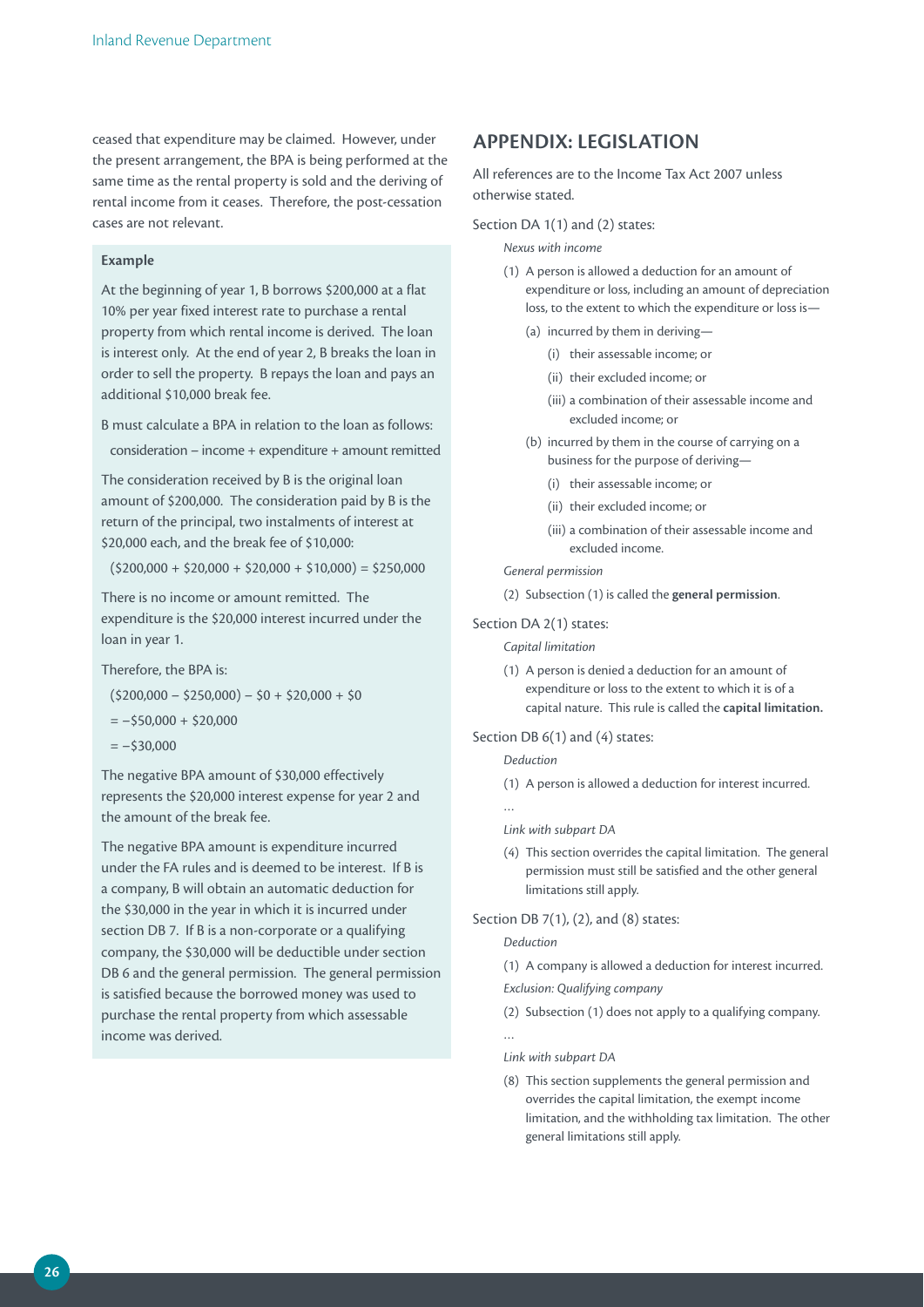ceased that expenditure may be claimed. However, under the present arrangement, the BPA is being performed at the same time as the rental property is sold and the deriving of rental income from it ceases. Therefore, the post-cessation cases are not relevant.

> **Example**
>
> At the beginning of year 1, B borrows $200,000 at a flat 10% per year fixed interest rate to purchase a rental property from which rental income is derived. The loan is interest only. At the end of year 2, B breaks the loan in order to sell the property. B repays the loan and pays an additional $10,000 break fee.
>
> B must calculate a BPA in relation to the loan as follows:
>
> consideration – income + expenditure + amount remitted
>
> The consideration received by B is the original loan amount of $200,000. The consideration paid by B is the return of the principal, two instalments of interest at $20,000 each, and the break fee of $10,000:
>
> ($200,000 + $20,000 + $20,000 + $10,000) = $250,000
>
> There is no income or amount remitted. The expenditure is the $20,000 interest incurred under the loan in year 1.
>
> Therefore, the BPA is:
>
> ($200,000 – $250,000) – $0 + $20,000 + $0
>
> = –$50,000 + $20,000
>
> = –$30,000
>
> The negative BPA amount of $30,000 effectively represents the $20,000 interest expense for year 2 and the amount of the break fee.
>
> The negative BPA amount is expenditure incurred under the FA rules and is deemed to be interest. If B is a company, B will obtain an automatic deduction for the $30,000 in the year in which it is incurred under section DB 7. If B is a non-corporate or a qualifying company, the $30,000 will be deductible under section DB 6 and the general permission. The general permission is satisfied because the borrowed money was used to purchase the rental property from which assessable income was derived.

## APPENDIX: LEGISLATION

All references are to the Income Tax Act 2007 unless otherwise stated.

Section DA 1(1) and (2) states:

> *Nexus with income*
>
> (1) A person is allowed a deduction for an amount of expenditure or loss, including an amount of depreciation loss, to the extent to which the expenditure or loss is—
>
> (a) incurred by them in deriving—
>
> (i) their assessable income; or
>
> (ii) their excluded income; or
>
> (iii) a combination of their assessable income and excluded income; or
>
> (b) incurred by them in the course of carrying on a business for the purpose of deriving—
>
> (i) their assessable income; or
>
> (ii) their excluded income; or
>
> (iii) a combination of their assessable income and excluded income.
>
> *General permission*
>
> (2) Subsection (1) is called the **general permission**.

Section DA 2(1) states:

> *Capital limitation*
>
> (1) A person is denied a deduction for an amount of expenditure or loss to the extent to which it is of a capital nature. This rule is called the **capital limitation.**

Section DB 6(1) and (4) states:

> *Deduction*
>
> (1) A person is allowed a deduction for interest incurred.
>
> …
>
> *Link with subpart DA*
>
> (4) This section overrides the capital limitation. The general permission must still be satisfied and the other general limitations still apply.

Section DB 7(1), (2), and (8) states:

> *Deduction*
>
> (1) A company is allowed a deduction for interest incurred.
>
> *Exclusion: Qualifying company*
>
> (2) Subsection (1) does not apply to a qualifying company.
>
> …
>
> *Link with subpart DA*
>
> (8) This section supplements the general permission and overrides the capital limitation, the exempt income limitation, and the withholding tax limitation. The other general limitations still apply.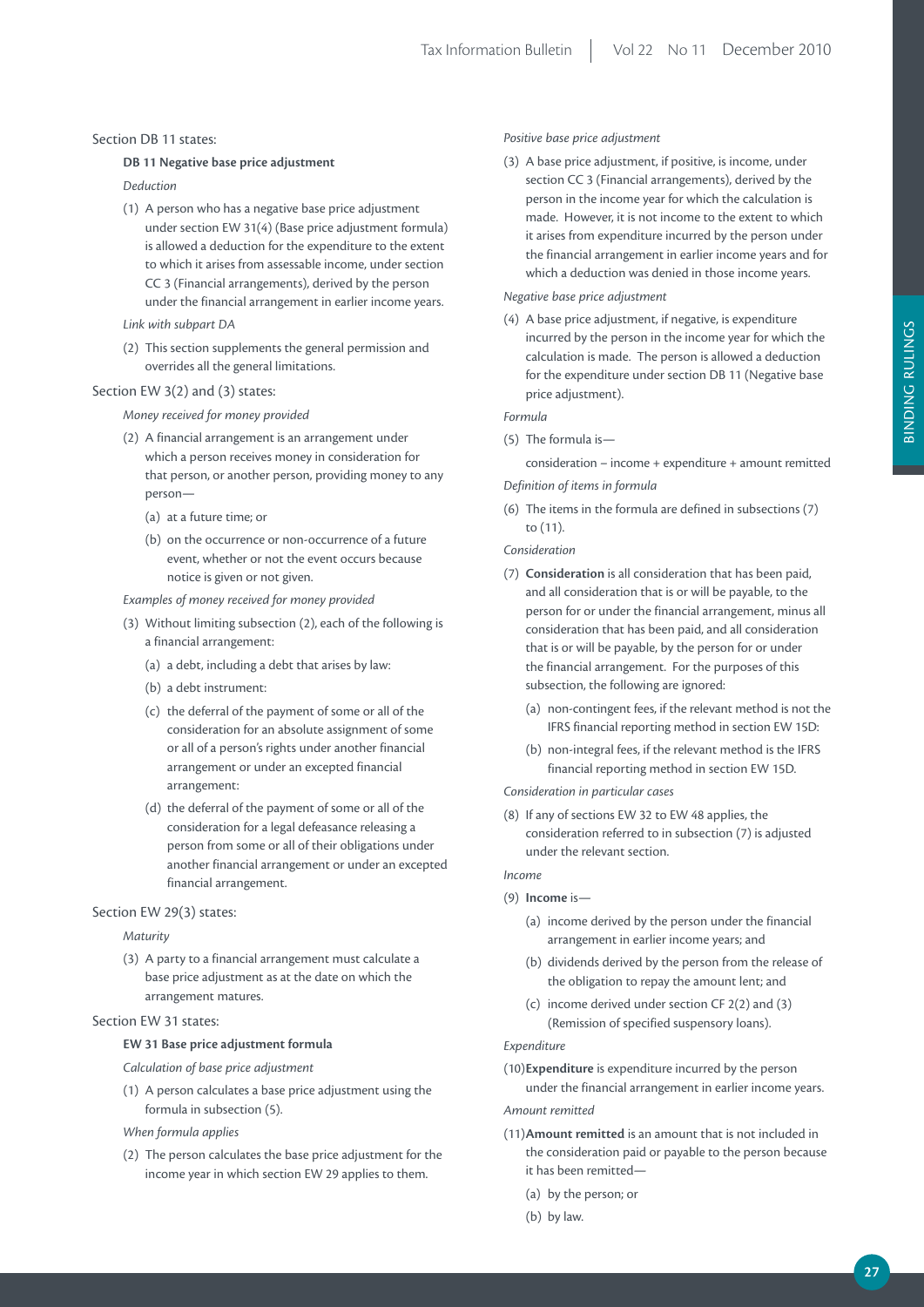Section DB 11 states:

**DB 11 Negative base price adjustment**

*Deduction*

(1) A person who has a negative base price adjustment under section EW 31(4) (Base price adjustment formula) is allowed a deduction for the expenditure to the extent to which it arises from assessable income, under section CC 3 (Financial arrangements), derived by the person under the financial arrangement in earlier income years.

*Link with subpart DA*

(2) This section supplements the general permission and overrides all the general limitations.

Section EW 3(2) and (3) states:

*Money received for money provided*

(2) A financial arrangement is an arrangement under which a person receives money in consideration for that person, or another person, providing money to any person—

(a) at a future time; or

(b) on the occurrence or non-occurrence of a future event, whether or not the event occurs because notice is given or not given.

*Examples of money received for money provided*

(3) Without limiting subsection (2), each of the following is a financial arrangement:

(a) a debt, including a debt that arises by law:

(b) a debt instrument:

(c) the deferral of the payment of some or all of the consideration for an absolute assignment of some or all of a person's rights under another financial arrangement or under an excepted financial arrangement:

(d) the deferral of the payment of some or all of the consideration for a legal defeasance releasing a person from some or all of their obligations under another financial arrangement or under an excepted financial arrangement.

Section EW 29(3) states:

*Maturity*

(3) A party to a financial arrangement must calculate a base price adjustment as at the date on which the arrangement matures.

Section EW 31 states:

**EW 31 Base price adjustment formula**

*Calculation of base price adjustment*

(1) A person calculates a base price adjustment using the formula in subsection (5).

*When formula applies*

(2) The person calculates the base price adjustment for the income year in which section EW 29 applies to them.

*Positive base price adjustment*

(3) A base price adjustment, if positive, is income, under section CC 3 (Financial arrangements), derived by the person in the income year for which the calculation is made. However, it is not income to the extent to which it arises from expenditure incurred by the person under the financial arrangement in earlier income years and for which a deduction was denied in those income years.

*Negative base price adjustment*

(4) A base price adjustment, if negative, is expenditure incurred by the person in the income year for which the calculation is made. The person is allowed a deduction for the expenditure under section DB 11 (Negative base price adjustment).

*Formula*

(5) The formula is—

consideration – income + expenditure + amount remitted

*Definition of items in formula*

(6) The items in the formula are defined in subsections (7) to (11).

*Consideration*

(7) **Consideration** is all consideration that has been paid, and all consideration that is or will be payable, to the person for or under the financial arrangement, minus all consideration that has been paid, and all consideration that is or will be payable, by the person for or under the financial arrangement. For the purposes of this subsection, the following are ignored:

(a) non-contingent fees, if the relevant method is not the IFRS financial reporting method in section EW 15D:

(b) non-integral fees, if the relevant method is the IFRS financial reporting method in section EW 15D.

*Consideration in particular cases*

(8) If any of sections EW 32 to EW 48 applies, the consideration referred to in subsection (7) is adjusted under the relevant section.

*Income*

(9) **Income** is—

(a) income derived by the person under the financial arrangement in earlier income years; and

(b) dividends derived by the person from the release of the obligation to repay the amount lent; and

(c) income derived under section CF 2(2) and (3) (Remission of specified suspensory loans).

*Expenditure*

(10) **Expenditure** is expenditure incurred by the person under the financial arrangement in earlier income years.

*Amount remitted*

(11) **Amount remitted** is an amount that is not included in the consideration paid or payable to the person because it has been remitted—

(a) by the person; or

(b) by law.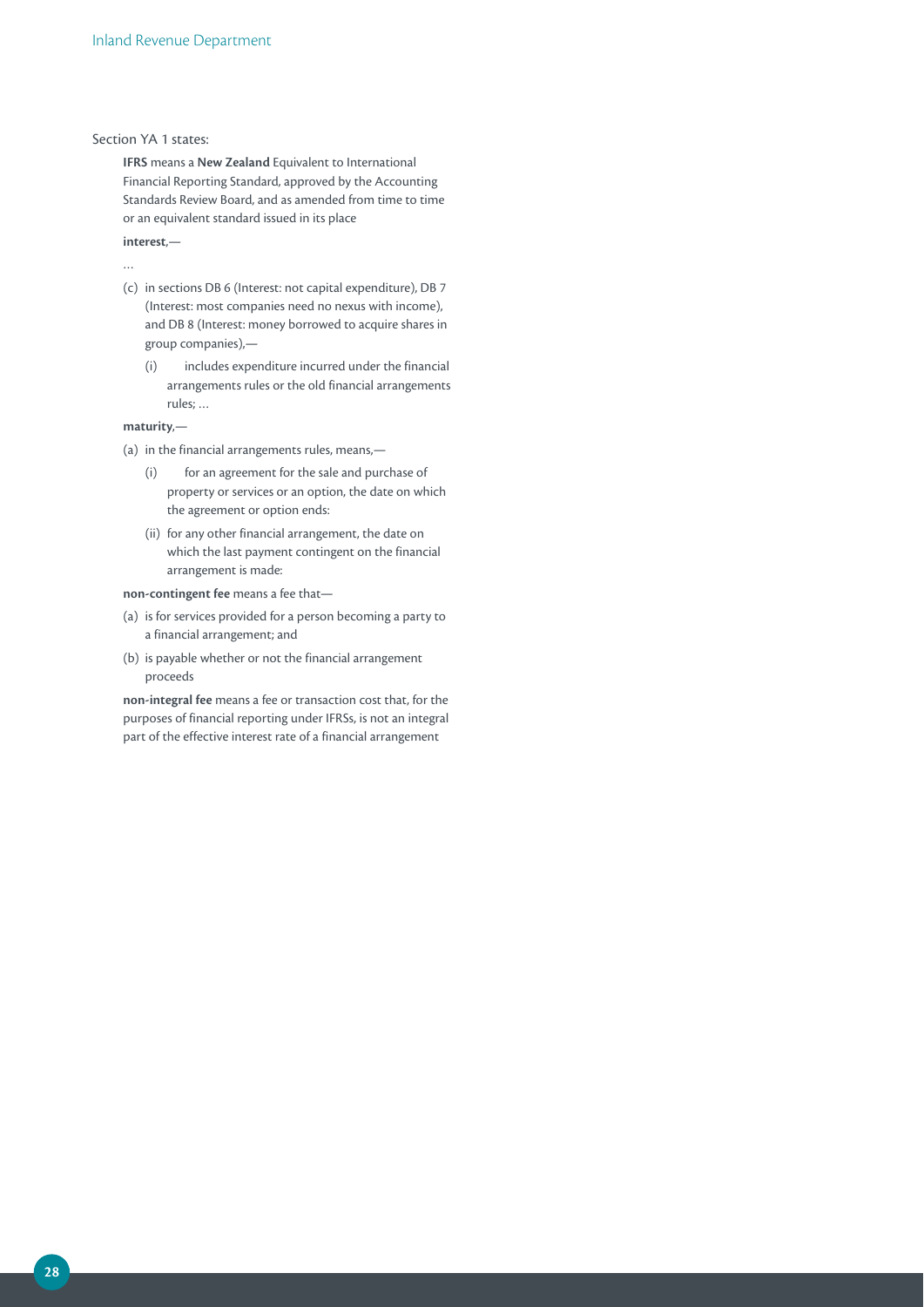Section YA 1 states:

**IFRS** means a **New Zealand** Equivalent to International Financial Reporting Standard, approved by the Accounting Standards Review Board, and as amended from time to time or an equivalent standard issued in its place

**interest**,—

…

(c) in sections DB 6 (Interest: not capital expenditure), DB 7 (Interest: most companies need no nexus with income), and DB 8 (Interest: money borrowed to acquire shares in group companies),—

  (i) includes expenditure incurred under the financial arrangements rules or the old financial arrangements rules; …

**maturity**,—

(a) in the financial arrangements rules, means,—

  (i) for an agreement for the sale and purchase of property or services or an option, the date on which the agreement or option ends:

  (ii) for any other financial arrangement, the date on which the last payment contingent on the financial arrangement is made:

**non-contingent fee** means a fee that—

(a) is for services provided for a person becoming a party to a financial arrangement; and

(b) is payable whether or not the financial arrangement proceeds

**non-integral fee** means a fee or transaction cost that, for the purposes of financial reporting under IFRSs, is not an integral part of the effective interest rate of a financial arrangement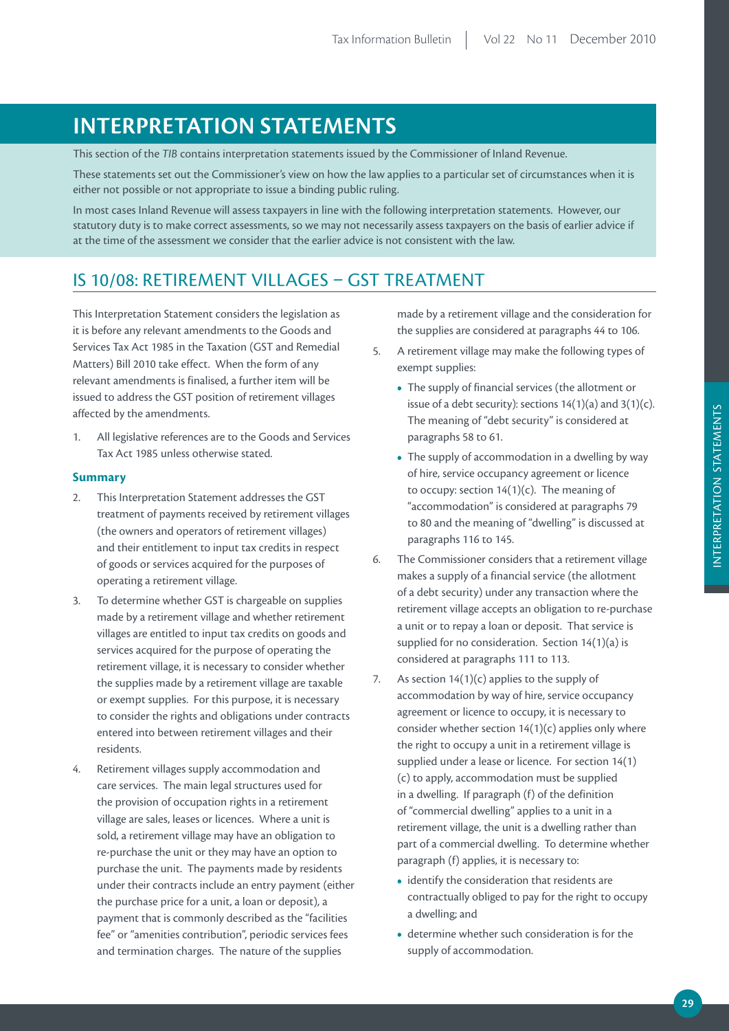# INTERPRETATION STATEMENTS

This section of the *TIB* contains interpretation statements issued by the Commissioner of Inland Revenue.

These statements set out the Commissioner's view on how the law applies to a particular set of circumstances when it is either not possible or not appropriate to issue a binding public ruling.

In most cases Inland Revenue will assess taxpayers in line with the following interpretation statements. However, our statutory duty is to make correct assessments, so we may not necessarily assess taxpayers on the basis of earlier advice if at the time of the assessment we consider that the earlier advice is not consistent with the law.

## IS 10/08: RETIREMENT VILLAGES – GST TREATMENT

This Interpretation Statement considers the legislation as it is before any relevant amendments to the Goods and Services Tax Act 1985 in the Taxation (GST and Remedial Matters) Bill 2010 take effect. When the form of any relevant amendments is finalised, a further item will be issued to address the GST position of retirement villages affected by the amendments.

1. All legislative references are to the Goods and Services Tax Act 1985 unless otherwise stated.

### Summary

2. This Interpretation Statement addresses the GST treatment of payments received by retirement villages (the owners and operators of retirement villages) and their entitlement to input tax credits in respect of goods or services acquired for the purposes of operating a retirement village.

3. To determine whether GST is chargeable on supplies made by a retirement village and whether retirement villages are entitled to input tax credits on goods and services acquired for the purpose of operating the retirement village, it is necessary to consider whether the supplies made by a retirement village are taxable or exempt supplies. For this purpose, it is necessary to consider the rights and obligations under contracts entered into between retirement villages and their residents.

4. Retirement villages supply accommodation and care services. The main legal structures used for the provision of occupation rights in a retirement village are sales, leases or licences. Where a unit is sold, a retirement village may have an obligation to re-purchase the unit or they may have an option to purchase the unit. The payments made by residents under their contracts include an entry payment (either the purchase price for a unit, a loan or deposit), a payment that is commonly described as the "facilities fee" or "amenities contribution", periodic services fees and termination charges. The nature of the supplies made by a retirement village and the consideration for the supplies are considered at paragraphs 44 to 106.

5. A retirement village may make the following types of exempt supplies:

   - The supply of financial services (the allotment or issue of a debt security): sections 14(1)(a) and 3(1)(c). The meaning of "debt security" is considered at paragraphs 58 to 61.
   - The supply of accommodation in a dwelling by way of hire, service occupancy agreement or licence to occupy: section 14(1)(c). The meaning of "accommodation" is considered at paragraphs 79 to 80 and the meaning of "dwelling" is discussed at paragraphs 116 to 145.

6. The Commissioner considers that a retirement village makes a supply of a financial service (the allotment of a debt security) under any transaction where the retirement village accepts an obligation to re-purchase a unit or to repay a loan or deposit. That service is supplied for no consideration. Section 14(1)(a) is considered at paragraphs 111 to 113.

7. As section 14(1)(c) applies to the supply of accommodation by way of hire, service occupancy agreement or licence to occupy, it is necessary to consider whether section 14(1)(c) applies only where the right to occupy a unit in a retirement village is supplied under a lease or licence. For section 14(1)(c) to apply, accommodation must be supplied in a dwelling. If paragraph (f) of the definition of "commercial dwelling" applies to a unit in a retirement village, the unit is a dwelling rather than part of a commercial dwelling. To determine whether paragraph (f) applies, it is necessary to:

   - identify the consideration that residents are contractually obliged to pay for the right to occupy a dwelling; and
   - determine whether such consideration is for the supply of accommodation.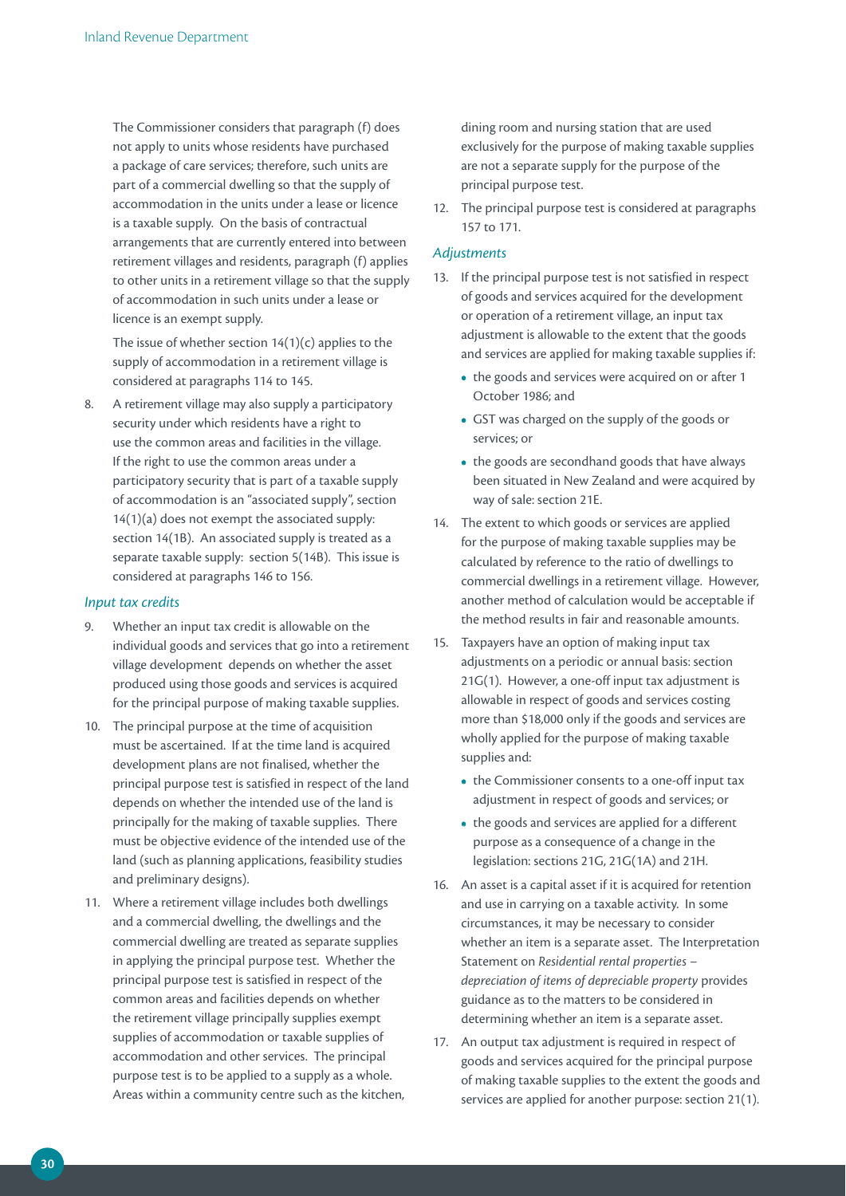The Commissioner considers that paragraph (f) does not apply to units whose residents have purchased a package of care services; therefore, such units are part of a commercial dwelling so that the supply of accommodation in the units under a lease or licence is a taxable supply. On the basis of contractual arrangements that are currently entered into between retirement villages and residents, paragraph (f) applies to other units in a retirement village so that the supply of accommodation in such units under a lease or licence is an exempt supply.

The issue of whether section 14(1)(c) applies to the supply of accommodation in a retirement village is considered at paragraphs 114 to 145.

8. A retirement village may also supply a participatory security under which residents have a right to use the common areas and facilities in the village. If the right to use the common areas under a participatory security that is part of a taxable supply of accommodation is an "associated supply", section 14(1)(a) does not exempt the associated supply: section 14(1B). An associated supply is treated as a separate taxable supply: section 5(14B). This issue is considered at paragraphs 146 to 156.

### *Input tax credits*

9. Whether an input tax credit is allowable on the individual goods and services that go into a retirement village development depends on whether the asset produced using those goods and services is acquired for the principal purpose of making taxable supplies.

10. The principal purpose at the time of acquisition must be ascertained. If at the time land is acquired development plans are not finalised, whether the principal purpose test is satisfied in respect of the land depends on whether the intended use of the land is principally for the making of taxable supplies. There must be objective evidence of the intended use of the land (such as planning applications, feasibility studies and preliminary designs).

11. Where a retirement village includes both dwellings and a commercial dwelling, the dwellings and the commercial dwelling are treated as separate supplies in applying the principal purpose test. Whether the principal purpose test is satisfied in respect of the common areas and facilities depends on whether the retirement village principally supplies exempt supplies of accommodation or taxable supplies of accommodation and other services. The principal purpose test is to be applied to a supply as a whole. Areas within a community centre such as the kitchen, dining room and nursing station that are used exclusively for the purpose of making taxable supplies are not a separate supply for the purpose of the principal purpose test.

12. The principal purpose test is considered at paragraphs 157 to 171.

### *Adjustments*

13. If the principal purpose test is not satisfied in respect of goods and services acquired for the development or operation of a retirement village, an input tax adjustment is allowable to the extent that the goods and services are applied for making taxable supplies if:
    - the goods and services were acquired on or after 1 October 1986; and
    - GST was charged on the supply of the goods or services; or
    - the goods are secondhand goods that have always been situated in New Zealand and were acquired by way of sale: section 21E.

14. The extent to which goods or services are applied for the purpose of making taxable supplies may be calculated by reference to the ratio of dwellings to commercial dwellings in a retirement village. However, another method of calculation would be acceptable if the method results in fair and reasonable amounts.

15. Taxpayers have an option of making input tax adjustments on a periodic or annual basis: section 21G(1). However, a one-off input tax adjustment is allowable in respect of goods and services costing more than $18,000 only if the goods and services are wholly applied for the purpose of making taxable supplies and:
    - the Commissioner consents to a one-off input tax adjustment in respect of goods and services; or
    - the goods and services are applied for a different purpose as a consequence of a change in the legislation: sections 21G, 21G(1A) and 21H.

16. An asset is a capital asset if it is acquired for retention and use in carrying on a taxable activity. In some circumstances, it may be necessary to consider whether an item is a separate asset. The Interpretation Statement on *Residential rental properties – depreciation of items of depreciable property* provides guidance as to the matters to be considered in determining whether an item is a separate asset.

17. An output tax adjustment is required in respect of goods and services acquired for the principal purpose of making taxable supplies to the extent the goods and services are applied for another purpose: section 21(1).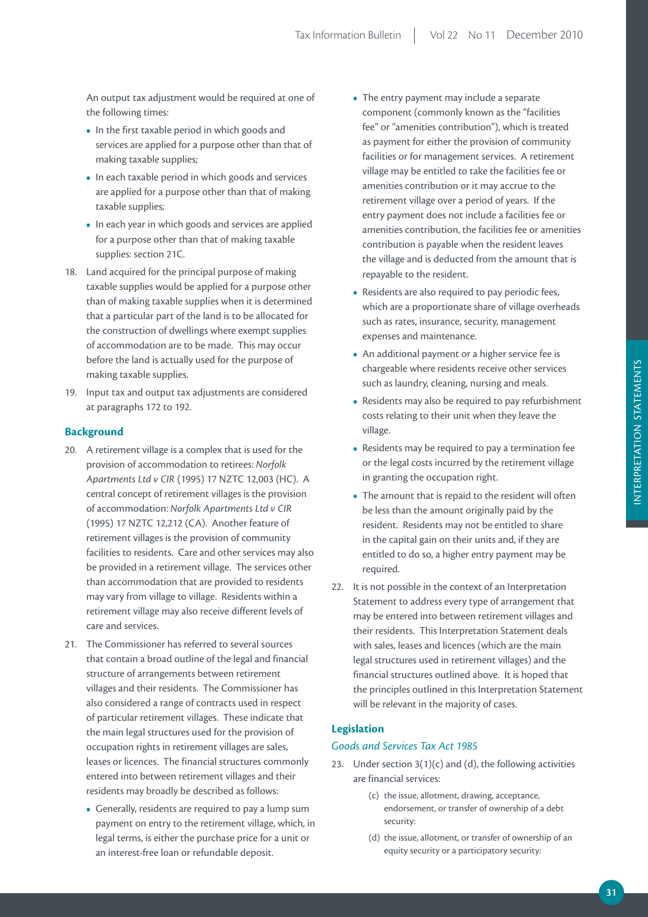An output tax adjustment would be required at one of the following times:

- In the first taxable period in which goods and services are applied for a purpose other than that of making taxable supplies;
- In each taxable period in which goods and services are applied for a purpose other than that of making taxable supplies;
- In each year in which goods and services are applied for a purpose other than that of making taxable supplies: section 21C.

18. Land acquired for the principal purpose of making taxable supplies would be applied for a purpose other than of making taxable supplies when it is determined that a particular part of the land is to be allocated for the construction of dwellings where exempt supplies of accommodation are to be made. This may occur before the land is actually used for the purpose of making taxable supplies.

19. Input tax and output tax adjustments are considered at paragraphs 172 to 192.

### Background

20. A retirement village is a complex that is used for the provision of accommodation to retirees: *Norfolk Apartments Ltd v CIR* (1995) 17 NZTC 12,003 (HC). A central concept of retirement villages is the provision of accommodation: *Norfolk Apartments Ltd v CIR* (1995) 17 NZTC 12,212 (CA). Another feature of retirement villages is the provision of community facilities to residents. Care and other services may also be provided in a retirement village. The services other than accommodation that are provided to residents may vary from village to village. Residents within a retirement village may also receive different levels of care and services.

21. The Commissioner has referred to several sources that contain a broad outline of the legal and financial structure of arrangements between retirement villages and their residents. The Commissioner has also considered a range of contracts used in respect of particular retirement villages. These indicate that the main legal structures used for the provision of occupation rights in retirement villages are sales, leases or licences. The financial structures commonly entered into between retirement villages and their residents may broadly be described as follows:

    - Generally, residents are required to pay a lump sum payment on entry to the retirement village, which, in legal terms, is either the purchase price for a unit or an interest-free loan or refundable deposit.
    - The entry payment may include a separate component (commonly known as the "facilities fee" or "amenities contribution"), which is treated as payment for either the provision of community facilities or for management services. A retirement village may be entitled to take the facilities fee or amenities contribution or it may accrue to the retirement village over a period of years. If the entry payment does not include a facilities fee or amenities contribution, the facilities fee or amenities contribution is payable when the resident leaves the village and is deducted from the amount that is repayable to the resident.
    - Residents are also required to pay periodic fees, which are a proportionate share of village overheads such as rates, insurance, security, management expenses and maintenance.
    - An additional payment or a higher service fee is chargeable where residents receive other services such as laundry, cleaning, nursing and meals.
    - Residents may also be required to pay refurbishment costs relating to their unit when they leave the village.
    - Residents may be required to pay a termination fee or the legal costs incurred by the retirement village in granting the occupation right.
    - The amount that is repaid to the resident will often be less than the amount originally paid by the resident. Residents may not be entitled to share in the capital gain on their units and, if they are entitled to do so, a higher entry payment may be required.

22. It is not possible in the context of an Interpretation Statement to address every type of arrangement that may be entered into between retirement villages and their residents. This Interpretation Statement deals with sales, leases and licences (which are the main legal structures used in retirement villages) and the financial structures outlined above. It is hoped that the principles outlined in this Interpretation Statement will be relevant in the majority of cases.

### Legislation

#### *Goods and Services Tax Act 1985*

23. Under section 3(1)(c) and (d), the following activities are financial services:

    > (c) the issue, allotment, drawing, acceptance, endorsement, or transfer of ownership of a debt security:
    >
    > (d) the issue, allotment, or transfer of ownership of an equity security or a participatory security: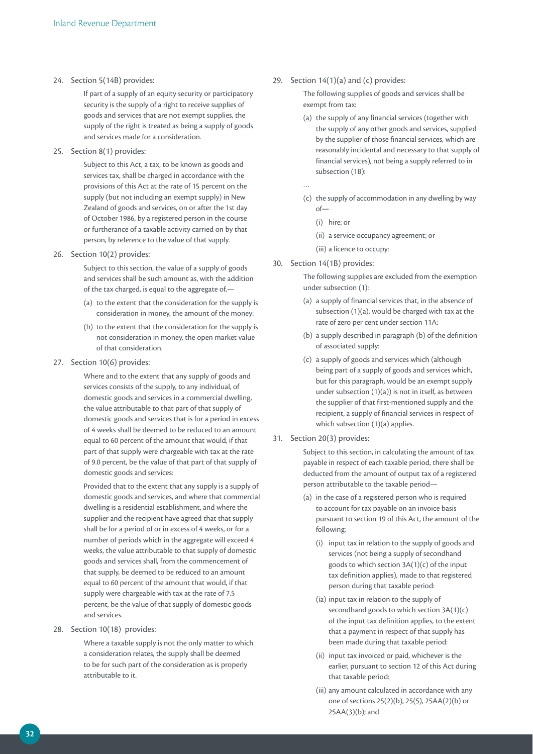24. Section 5(14B) provides:

    If part of a supply of an equity security or participatory security is the supply of a right to receive supplies of goods and services that are not exempt supplies, the supply of the right is treated as being a supply of goods and services made for a consideration.

25. Section 8(1) provides:

    Subject to this Act, a tax, to be known as goods and services tax, shall be charged in accordance with the provisions of this Act at the rate of 15 percent on the supply (but not including an exempt supply) in New Zealand of goods and services, on or after the 1st day of October 1986, by a registered person in the course or furtherance of a taxable activity carried on by that person, by reference to the value of that supply.

26. Section 10(2) provides:

    Subject to this section, the value of a supply of goods and services shall be such amount as, with the addition of the tax charged, is equal to the aggregate of,—

    (a) to the extent that the consideration for the supply is consideration in money, the amount of the money:

    (b) to the extent that the consideration for the supply is not consideration in money, the open market value of that consideration.

27. Section 10(6) provides:

    Where and to the extent that any supply of goods and services consists of the supply, to any individual, of domestic goods and services in a commercial dwelling, the value attributable to that part of that supply of domestic goods and services that is for a period in excess of 4 weeks shall be deemed to be reduced to an amount equal to 60 percent of the amount that would, if that part of that supply were chargeable with tax at the rate of 9.0 percent, be the value of that part of that supply of domestic goods and services:

    Provided that to the extent that any supply is a supply of domestic goods and services, and where that commercial dwelling is a residential establishment, and where the supplier and the recipient have agreed that that supply shall be for a period of or in excess of 4 weeks, or for a number of periods which in the aggregate will exceed 4 weeks, the value attributable to that supply of domestic goods and services shall, from the commencement of that supply, be deemed to be reduced to an amount equal to 60 percent of the amount that would, if that supply were chargeable with tax at the rate of 7.5 percent, be the value of that supply of domestic goods and services.

28. Section 10(18) provides:

    Where a taxable supply is not the only matter to which a consideration relates, the supply shall be deemed to be for such part of the consideration as is properly attributable to it.

29. Section 14(1)(a) and (c) provides:

    The following supplies of goods and services shall be exempt from tax:

    (a) the supply of any financial services (together with the supply of any other goods and services, supplied by the supplier of those financial services, which are reasonably incidental and necessary to that supply of financial services), not being a supply referred to in subsection (1B):

    …

    (c) the supply of accommodation in any dwelling by way of—

    (i) hire; or

    (ii) a service occupancy agreement; or

    (iii) a licence to occupy:

30. Section 14(1B) provides:

    The following supplies are excluded from the exemption under subsection (1):

    (a) a supply of financial services that, in the absence of subsection (1)(a), would be charged with tax at the rate of zero per cent under section 11A:

    (b) a supply described in paragraph (b) of the definition of associated supply:

    (c) a supply of goods and services which (although being part of a supply of goods and services which, but for this paragraph, would be an exempt supply under subsection (1)(a)) is not in itself, as between the supplier of that first-mentioned supply and the recipient, a supply of financial services in respect of which subsection (1)(a) applies.

31. Section 20(3) provides:

    Subject to this section, in calculating the amount of tax payable in respect of each taxable period, there shall be deducted from the amount of output tax of a registered person attributable to the taxable period—

    (a) in the case of a registered person who is required to account for tax payable on an invoice basis pursuant to section 19 of this Act, the amount of the following:

    (i) input tax in relation to the supply of goods and services (not being a supply of secondhand goods to which section 3A(1)(c) of the input tax definition applies), made to that registered person during that taxable period:

    (ia) input tax in relation to the supply of secondhand goods to which section 3A(1)(c) of the input tax definition applies, to the extent that a payment in respect of that supply has been made during that taxable period:

    (ii) input tax invoiced or paid, whichever is the earlier, pursuant to section 12 of this Act during that taxable period:

    (iii) any amount calculated in accordance with any one of sections 25(2)(b), 25(5), 25AA(2)(b) or 25AA(3)(b); and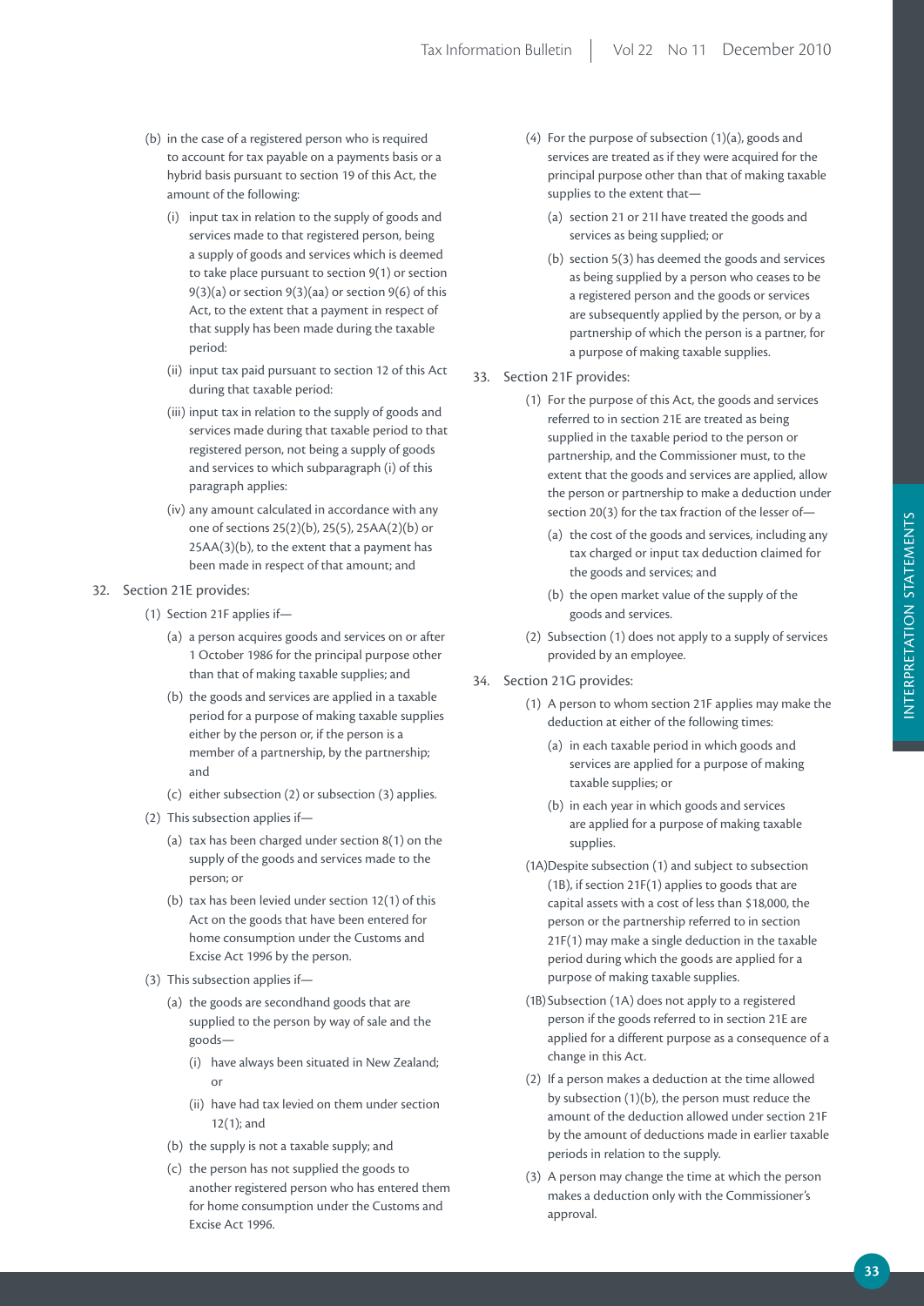(b) in the case of a registered person who is required to account for tax payable on a payments basis or a hybrid basis pursuant to section 19 of this Act, the amount of the following:

(i) input tax in relation to the supply of goods and services made to that registered person, being a supply of goods and services which is deemed to take place pursuant to section 9(1) or section 9(3)(a) or section 9(3)(aa) or section 9(6) of this Act, to the extent that a payment in respect of that supply has been made during the taxable period:

(ii) input tax paid pursuant to section 12 of this Act during that taxable period:

(iii) input tax in relation to the supply of goods and services made during that taxable period to that registered person, not being a supply of goods and services to which subparagraph (i) of this paragraph applies:

(iv) any amount calculated in accordance with any one of sections 25(2)(b), 25(5), 25AA(2)(b) or 25AA(3)(b), to the extent that a payment has been made in respect of that amount; and

32. Section 21E provides:

(1) Section 21F applies if—

(a) a person acquires goods and services on or after 1 October 1986 for the principal purpose other than that of making taxable supplies; and

(b) the goods and services are applied in a taxable period for a purpose of making taxable supplies either by the person or, if the person is a member of a partnership, by the partnership; and

(c) either subsection (2) or subsection (3) applies.

(2) This subsection applies if—

(a) tax has been charged under section 8(1) on the supply of the goods and services made to the person; or

(b) tax has been levied under section 12(1) of this Act on the goods that have been entered for home consumption under the Customs and Excise Act 1996 by the person.

(3) This subsection applies if—

(a) the goods are secondhand goods that are supplied to the person by way of sale and the goods—

(i) have always been situated in New Zealand; or

(ii) have had tax levied on them under section 12(1); and

(b) the supply is not a taxable supply; and

(c) the person has not supplied the goods to another registered person who has entered them for home consumption under the Customs and Excise Act 1996.

(4) For the purpose of subsection (1)(a), goods and services are treated as if they were acquired for the principal purpose other than that of making taxable supplies to the extent that—

(a) section 21 or 21I have treated the goods and services as being supplied; or

(b) section 5(3) has deemed the goods and services as being supplied by a person who ceases to be a registered person and the goods or services are subsequently applied by the person, or by a partnership of which the person is a partner, for a purpose of making taxable supplies.

33. Section 21F provides:

(1) For the purpose of this Act, the goods and services referred to in section 21E are treated as being supplied in the taxable period to the person or partnership, and the Commissioner must, to the extent that the goods and services are applied, allow the person or partnership to make a deduction under section 20(3) for the tax fraction of the lesser of—

(a) the cost of the goods and services, including any tax charged or input tax deduction claimed for the goods and services; and

(b) the open market value of the supply of the goods and services.

(2) Subsection (1) does not apply to a supply of services provided by an employee.

34. Section 21G provides:

(1) A person to whom section 21F applies may make the deduction at either of the following times:

(a) in each taxable period in which goods and services are applied for a purpose of making taxable supplies; or

(b) in each year in which goods and services are applied for a purpose of making taxable supplies.

(1A) Despite subsection (1) and subject to subsection (1B), if section 21F(1) applies to goods that are capital assets with a cost of less than $18,000, the person or the partnership referred to in section 21F(1) may make a single deduction in the taxable period during which the goods are applied for a purpose of making taxable supplies.

(1B) Subsection (1A) does not apply to a registered person if the goods referred to in section 21E are applied for a different purpose as a consequence of a change in this Act.

(2) If a person makes a deduction at the time allowed by subsection (1)(b), the person must reduce the amount of the deduction allowed under section 21F by the amount of deductions made in earlier taxable periods in relation to the supply.

(3) A person may change the time at which the person makes a deduction only with the Commissioner's approval.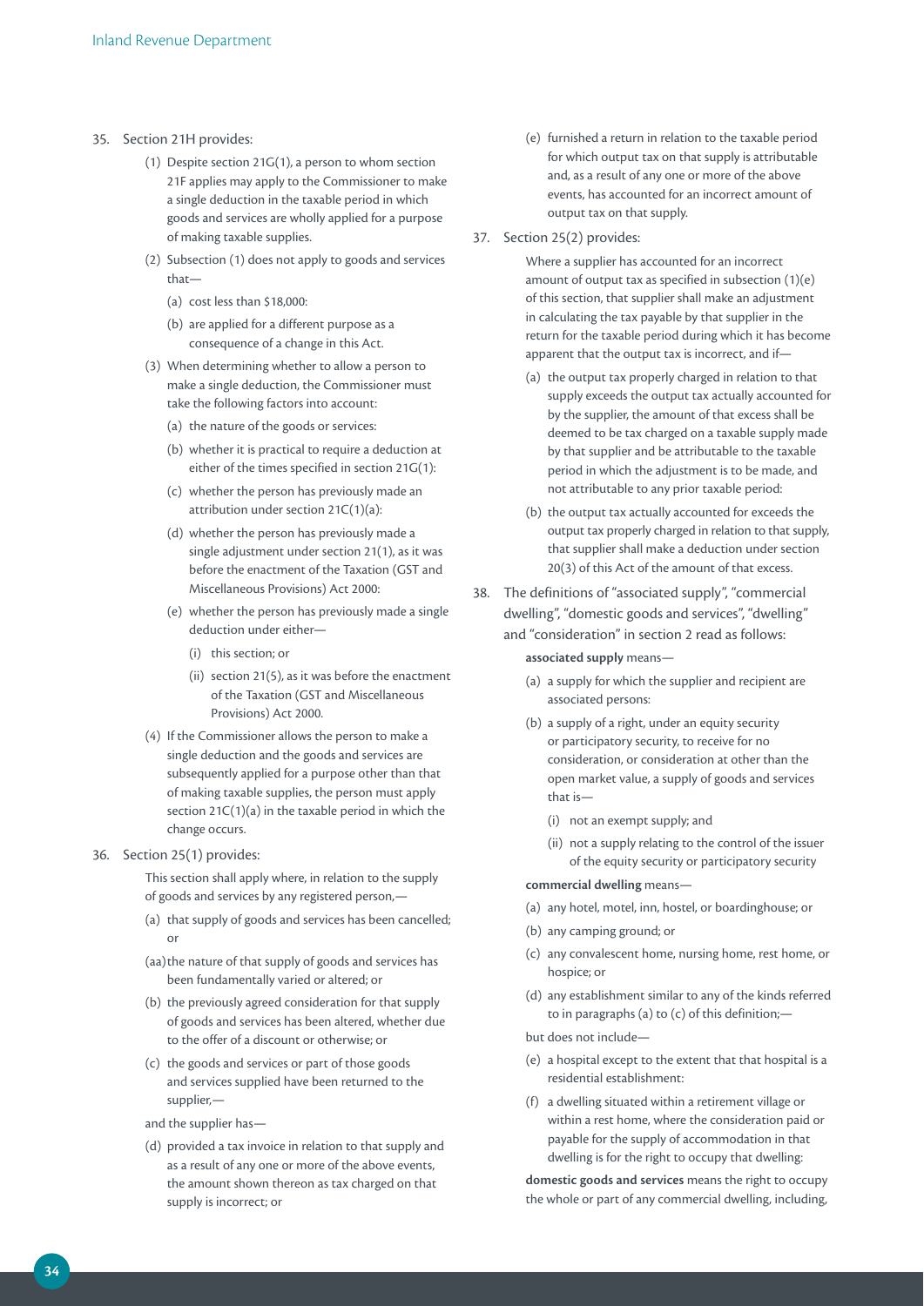35. Section 21H provides:

    (1) Despite section 21G(1), a person to whom section 21F applies may apply to the Commissioner to make a single deduction in the taxable period in which goods and services are wholly applied for a purpose of making taxable supplies.

    (2) Subsection (1) does not apply to goods and services that—

    (a) cost less than $18,000:

    (b) are applied for a different purpose as a consequence of a change in this Act.

    (3) When determining whether to allow a person to make a single deduction, the Commissioner must take the following factors into account:

    (a) the nature of the goods or services:

    (b) whether it is practical to require a deduction at either of the times specified in section 21G(1):

    (c) whether the person has previously made an attribution under section 21C(1)(a):

    (d) whether the person has previously made a single adjustment under section 21(1), as it was before the enactment of the Taxation (GST and Miscellaneous Provisions) Act 2000:

    (e) whether the person has previously made a single deduction under either—

    (i) this section; or

    (ii) section 21(5), as it was before the enactment of the Taxation (GST and Miscellaneous Provisions) Act 2000.

    (4) If the Commissioner allows the person to make a single deduction and the goods and services are subsequently applied for a purpose other than that of making taxable supplies, the person must apply section 21C(1)(a) in the taxable period in which the change occurs.

36. Section 25(1) provides:

    This section shall apply where, in relation to the supply of goods and services by any registered person,—

    (a) that supply of goods and services has been cancelled; or

    (aa) the nature of that supply of goods and services has been fundamentally varied or altered; or

    (b) the previously agreed consideration for that supply of goods and services has been altered, whether due to the offer of a discount or otherwise; or

    (c) the goods and services or part of those goods and services supplied have been returned to the supplier,—

    and the supplier has—

    (d) provided a tax invoice in relation to that supply and as a result of any one or more of the above events, the amount shown thereon as tax charged on that supply is incorrect; or

    (e) furnished a return in relation to the taxable period for which output tax on that supply is attributable and, as a result of any one or more of the above events, has accounted for an incorrect amount of output tax on that supply.

37. Section 25(2) provides:

    Where a supplier has accounted for an incorrect amount of output tax as specified in subsection (1)(e) of this section, that supplier shall make an adjustment in calculating the tax payable by that supplier in the return for the taxable period during which it has become apparent that the output tax is incorrect, and if—

    (a) the output tax properly charged in relation to that supply exceeds the output tax actually accounted for by the supplier, the amount of that excess shall be deemed to be tax charged on a taxable supply made by that supplier and be attributable to the taxable period in which the adjustment is to be made, and not attributable to any prior taxable period:

    (b) the output tax actually accounted for exceeds the output tax properly charged in relation to that supply, that supplier shall make a deduction under section 20(3) of this Act of the amount of that excess.

38. The definitions of "associated supply", "commercial dwelling", "domestic goods and services", "dwelling" and "consideration" in section 2 read as follows:

    **associated supply** means—

    (a) a supply for which the supplier and recipient are associated persons:

    (b) a supply of a right, under an equity security or participatory security, to receive for no consideration, or consideration at other than the open market value, a supply of goods and services that is—

    (i) not an exempt supply; and

    (ii) not a supply relating to the control of the issuer of the equity security or participatory security

    **commercial dwelling** means—

    (a) any hotel, motel, inn, hostel, or boardinghouse; or

    (b) any camping ground; or

    (c) any convalescent home, nursing home, rest home, or hospice; or

    (d) any establishment similar to any of the kinds referred to in paragraphs (a) to (c) of this definition;—

    but does not include—

    (e) a hospital except to the extent that that hospital is a residential establishment:

    (f) a dwelling situated within a retirement village or within a rest home, where the consideration paid or payable for the supply of accommodation in that dwelling is for the right to occupy that dwelling:

    **domestic goods and services** means the right to occupy the whole or part of any commercial dwelling, including,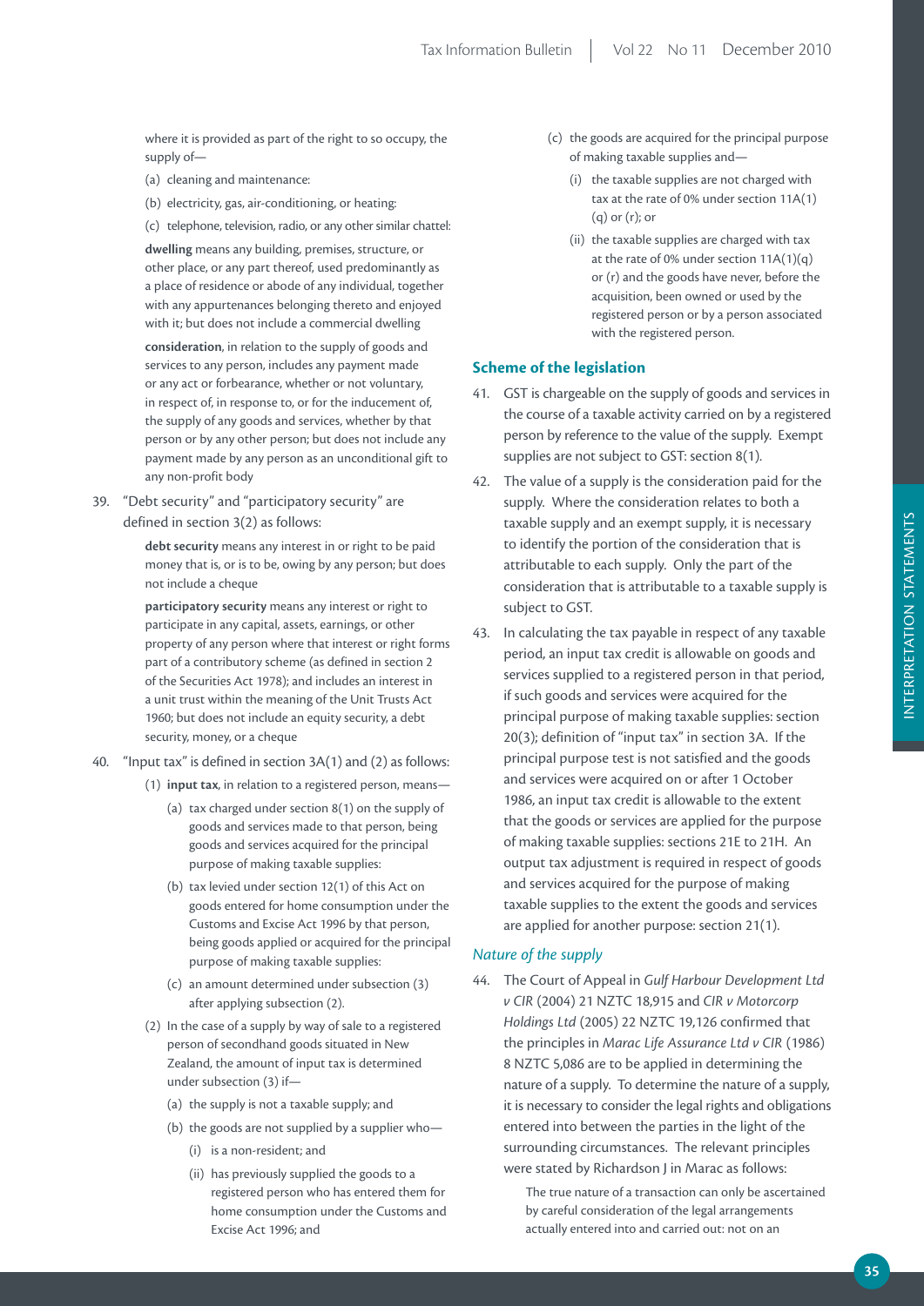where it is provided as part of the right to so occupy, the supply of—

(a) cleaning and maintenance:

(b) electricity, gas, air-conditioning, or heating:

(c) telephone, television, radio, or any other similar chattel:

**dwelling** means any building, premises, structure, or other place, or any part thereof, used predominantly as a place of residence or abode of any individual, together with any appurtenances belonging thereto and enjoyed with it; but does not include a commercial dwelling

**consideration**, in relation to the supply of goods and services to any person, includes any payment made or any act or forbearance, whether or not voluntary, in respect of, in response to, or for the inducement of, the supply of any goods and services, whether by that person or by any other person; but does not include any payment made by any person as an unconditional gift to any non-profit body

39. "Debt security" and "participatory security" are defined in section 3(2) as follows:

> **debt security** means any interest in or right to be paid money that is, or is to be, owing by any person; but does not include a cheque
>
> **participatory security** means any interest or right to participate in any capital, assets, earnings, or other property of any person where that interest or right forms part of a contributory scheme (as defined in section 2 of the Securities Act 1978); and includes an interest in a unit trust within the meaning of the Unit Trusts Act 1960; but does not include an equity security, a debt security, money, or a cheque

40. "Input tax" is defined in section 3A(1) and (2) as follows:

> (1) **input tax**, in relation to a registered person, means—
>
> (a) tax charged under section 8(1) on the supply of goods and services made to that person, being goods and services acquired for the principal purpose of making taxable supplies:
>
> (b) tax levied under section 12(1) of this Act on goods entered for home consumption under the Customs and Excise Act 1996 by that person, being goods applied or acquired for the principal purpose of making taxable supplies:
>
> (c) an amount determined under subsection (3) after applying subsection (2).
>
> (2) In the case of a supply by way of sale to a registered person of secondhand goods situated in New Zealand, the amount of input tax is determined under subsection (3) if—
>
> (a) the supply is not a taxable supply; and
>
> (b) the goods are not supplied by a supplier who—
>
> (i) is a non-resident; and
>
> (ii) has previously supplied the goods to a registered person who has entered them for home consumption under the Customs and Excise Act 1996; and
>
> (c) the goods are acquired for the principal purpose of making taxable supplies and—
>
> (i) the taxable supplies are not charged with tax at the rate of 0% under section 11A(1)(q) or (r); or
>
> (ii) the taxable supplies are charged with tax at the rate of 0% under section 11A(1)(q) or (r) and the goods have never, before the acquisition, been owned or used by the registered person or by a person associated with the registered person.

## Scheme of the legislation

41. GST is chargeable on the supply of goods and services in the course of a taxable activity carried on by a registered person by reference to the value of the supply. Exempt supplies are not subject to GST: section 8(1).

42. The value of a supply is the consideration paid for the supply. Where the consideration relates to both a taxable supply and an exempt supply, it is necessary to identify the portion of the consideration that is attributable to each supply. Only the part of the consideration that is attributable to a taxable supply is subject to GST.

43. In calculating the tax payable in respect of any taxable period, an input tax credit is allowable on goods and services supplied to a registered person in that period, if such goods and services were acquired for the principal purpose of making taxable supplies: section 20(3); definition of "input tax" in section 3A. If the principal purpose test is not satisfied and the goods and services were acquired on or after 1 October 1986, an input tax credit is allowable to the extent that the goods or services are applied for the purpose of making taxable supplies: sections 21E to 21H. An output tax adjustment is required in respect of goods and services acquired for the purpose of making taxable supplies to the extent the goods and services are applied for another purpose: section 21(1).

### *Nature of the supply*

44. The Court of Appeal in *Gulf Harbour Development Ltd v CIR* (2004) 21 NZTC 18,915 and *CIR v Motorcorp Holdings Ltd* (2005) 22 NZTC 19,126 confirmed that the principles in *Marac Life Assurance Ltd v CIR* (1986) 8 NZTC 5,086 are to be applied in determining the nature of a supply. To determine the nature of a supply, it is necessary to consider the legal rights and obligations entered into between the parties in the light of the surrounding circumstances. The relevant principles were stated by Richardson J in Marac as follows:

> The true nature of a transaction can only be ascertained by careful consideration of the legal arrangements actually entered into and carried out: not on an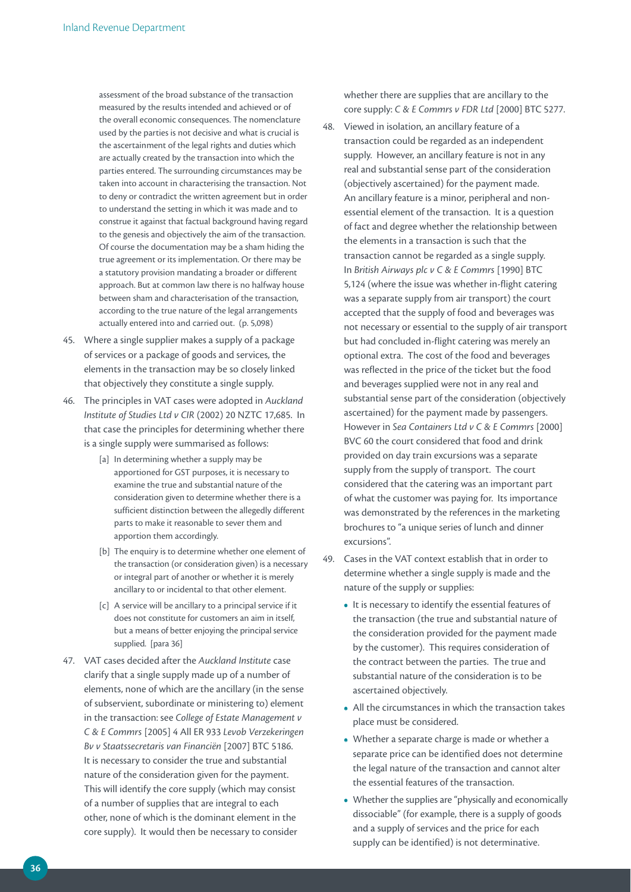> assessment of the broad substance of the transaction measured by the results intended and achieved or of the overall economic consequences. The nomenclature used by the parties is not decisive and what is crucial is the ascertainment of the legal rights and duties which are actually created by the transaction into which the parties entered. The surrounding circumstances may be taken into account in characterising the transaction. Not to deny or contradict the written agreement but in order to understand the setting in which it was made and to construe it against that factual background having regard to the genesis and objectively the aim of the transaction. Of course the documentation may be a sham hiding the true agreement or its implementation. Or there may be a statutory provision mandating a broader or different approach. But at common law there is no halfway house between sham and characterisation of the transaction, according to the true nature of the legal arrangements actually entered into and carried out. (p. 5,098)

45. Where a single supplier makes a supply of a package of services or a package of goods and services, the elements in the transaction may be so closely linked that objectively they constitute a single supply.

46. The principles in VAT cases were adopted in *Auckland Institute of Studies Ltd v CIR* (2002) 20 NZTC 17,685. In that case the principles for determining whether there is a single supply were summarised as follows:

    [a] In determining whether a supply may be apportioned for GST purposes, it is necessary to examine the true and substantial nature of the consideration given to determine whether there is a sufficient distinction between the allegedly different parts to make it reasonable to sever them and apportion them accordingly.

    [b] The enquiry is to determine whether one element of the transaction (or consideration given) is a necessary or integral part of another or whether it is merely ancillary to or incidental to that other element.

    [c] A service will be ancillary to a principal service if it does not constitute for customers an aim in itself, but a means of better enjoying the principal service supplied. [para 36]

47. VAT cases decided after the *Auckland Institute* case clarify that a single supply made up of a number of elements, none of which are the ancillary (in the sense of subservient, subordinate or ministering to) element in the transaction: see *College of Estate Management v C & E Commrs* [2005] 4 All ER 933 *Levob Verzekeringen Bv v Staatssecretaris van Financiën* [2007] BTC 5186. It is necessary to consider the true and substantial nature of the consideration given for the payment. This will identify the core supply (which may consist of a number of supplies that are integral to each other, none of which is the dominant element in the core supply). It would then be necessary to consider whether there are supplies that are ancillary to the core supply: *C & E Commrs v FDR Ltd* [2000] BTC 5277.

48. Viewed in isolation, an ancillary feature of a transaction could be regarded as an independent supply. However, an ancillary feature is not in any real and substantial sense part of the consideration (objectively ascertained) for the payment made. An ancillary feature is a minor, peripheral and non-essential element of the transaction. It is a question of fact and degree whether the relationship between the elements in a transaction is such that the transaction cannot be regarded as a single supply. In *British Airways plc v C & E Commrs* [1990] BTC 5,124 (where the issue was whether in-flight catering was a separate supply from air transport) the court accepted that the supply of food and beverages was not necessary or essential to the supply of air transport but had concluded in-flight catering was merely an optional extra. The cost of the food and beverages was reflected in the price of the ticket but the food and beverages supplied were not in any real and substantial sense part of the consideration (objectively ascertained) for the payment made by passengers. However in *Sea Containers Ltd v C & E Commrs* [2000] BVC 60 the court considered that food and drink provided on day train excursions was a separate supply from the supply of transport. The court considered that the catering was an important part of what the customer was paying for. Its importance was demonstrated by the references in the marketing brochures to "a unique series of lunch and dinner excursions".

49. Cases in the VAT context establish that in order to determine whether a single supply is made and the nature of the supply or supplies:

    - It is necessary to identify the essential features of the transaction (the true and substantial nature of the consideration provided for the payment made by the customer). This requires consideration of the contract between the parties. The true and substantial nature of the consideration is to be ascertained objectively.
    - All the circumstances in which the transaction takes place must be considered.
    - Whether a separate charge is made or whether a separate price can be identified does not determine the legal nature of the transaction and cannot alter the essential features of the transaction.
    - Whether the supplies are "physically and economically dissociable" (for example, there is a supply of goods and a supply of services and the price for each supply can be identified) is not determinative.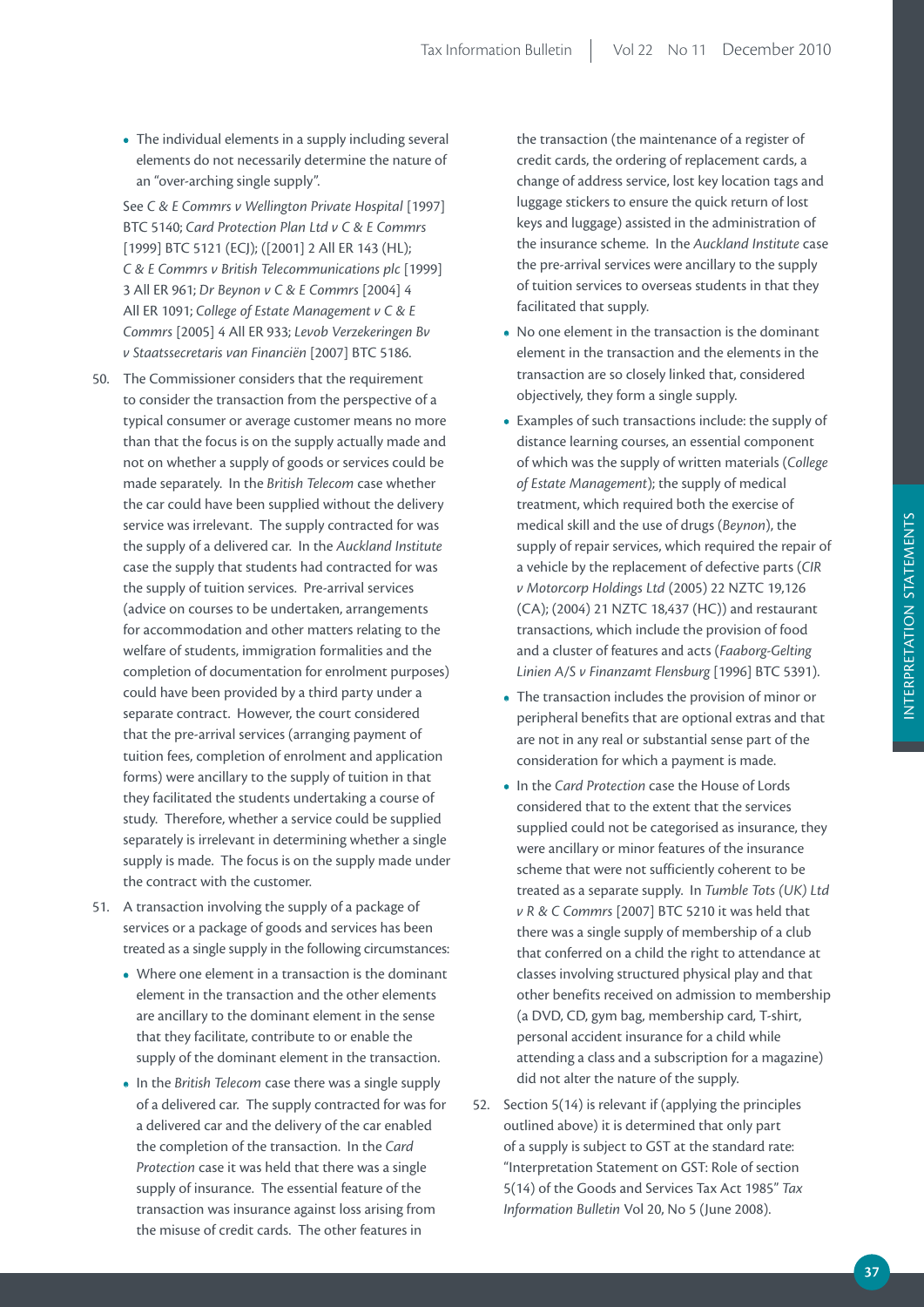- The individual elements in a supply including several elements do not necessarily determine the nature of an "over-arching single supply".

See *C & E Commrs v Wellington Private Hospital* [1997] BTC 5140; *Card Protection Plan Ltd v C & E Commrs* [1999] BTC 5121 (ECJ); ([2001] 2 All ER 143 (HL); *C & E Commrs v British Telecommunications plc* [1999] 3 All ER 961; *Dr Beynon v C & E Commrs* [2004] 4 All ER 1091; *College of Estate Management v C & E Commrs* [2005] 4 All ER 933; *Levob Verzekeringen Bv v Staatssecretaris van Financiën* [2007] BTC 5186.

50. The Commissioner considers that the requirement to consider the transaction from the perspective of a typical consumer or average customer means no more than that the focus is on the supply actually made and not on whether a supply of goods or services could be made separately. In the *British Telecom* case whether the car could have been supplied without the delivery service was irrelevant. The supply contracted for was the supply of a delivered car. In the *Auckland Institute* case the supply that students had contracted for was the supply of tuition services. Pre-arrival services (advice on courses to be undertaken, arrangements for accommodation and other matters relating to the welfare of students, immigration formalities and the completion of documentation for enrolment purposes) could have been provided by a third party under a separate contract. However, the court considered that the pre-arrival services (arranging payment of tuition fees, completion of enrolment and application forms) were ancillary to the supply of tuition in that they facilitated the students undertaking a course of study. Therefore, whether a service could be supplied separately is irrelevant in determining whether a single supply is made. The focus is on the supply made under the contract with the customer.

51. A transaction involving the supply of a package of services or a package of goods and services has been treated as a single supply in the following circumstances:
    - Where one element in a transaction is the dominant element in the transaction and the other elements are ancillary to the dominant element in the sense that they facilitate, contribute to or enable the supply of the dominant element in the transaction.
    - In the *British Telecom* case there was a single supply of a delivered car. The supply contracted for was for a delivered car and the delivery of the car enabled the completion of the transaction. In the *Card Protection* case it was held that there was a single supply of insurance. The essential feature of the transaction was insurance against loss arising from the misuse of credit cards. The other features in the transaction (the maintenance of a register of credit cards, the ordering of replacement cards, a change of address service, lost key location tags and luggage stickers to ensure the quick return of lost keys and luggage) assisted in the administration of the insurance scheme. In the *Auckland Institute* case the pre-arrival services were ancillary to the supply of tuition services to overseas students in that they facilitated that supply.
    - No one element in the transaction is the dominant element in the transaction and the elements in the transaction are so closely linked that, considered objectively, they form a single supply.
    - Examples of such transactions include: the supply of distance learning courses, an essential component of which was the supply of written materials (*College of Estate Management*); the supply of medical treatment, which required both the exercise of medical skill and the use of drugs (*Beynon*), the supply of repair services, which required the repair of a vehicle by the replacement of defective parts (*CIR v Motorcorp Holdings Ltd* (2005) 22 NZTC 19,126 (CA); (2004) 21 NZTC 18,437 (HC)) and restaurant transactions, which include the provision of food and a cluster of features and acts (*Faaborg-Gelting Linien A/S v Finanzamt Flensburg* [1996] BTC 5391).
    - The transaction includes the provision of minor or peripheral benefits that are optional extras and that are not in any real or substantial sense part of the consideration for which a payment is made.
    - In the *Card Protection* case the House of Lords considered that to the extent that the services supplied could not be categorised as insurance, they were ancillary or minor features of the insurance scheme that were not sufficiently coherent to be treated as a separate supply. In *Tumble Tots (UK) Ltd v R & C Commrs* [2007] BTC 5210 it was held that there was a single supply of membership of a club that conferred on a child the right to attendance at classes involving structured physical play and that other benefits received on admission to membership (a DVD, CD, gym bag, membership card, T-shirt, personal accident insurance for a child while attending a class and a subscription for a magazine) did not alter the nature of the supply.

52. Section 5(14) is relevant if (applying the principles outlined above) it is determined that only part of a supply is subject to GST at the standard rate: "Interpretation Statement on GST: Role of section 5(14) of the Goods and Services Tax Act 1985" *Tax Information Bulletin* Vol 20, No 5 (June 2008).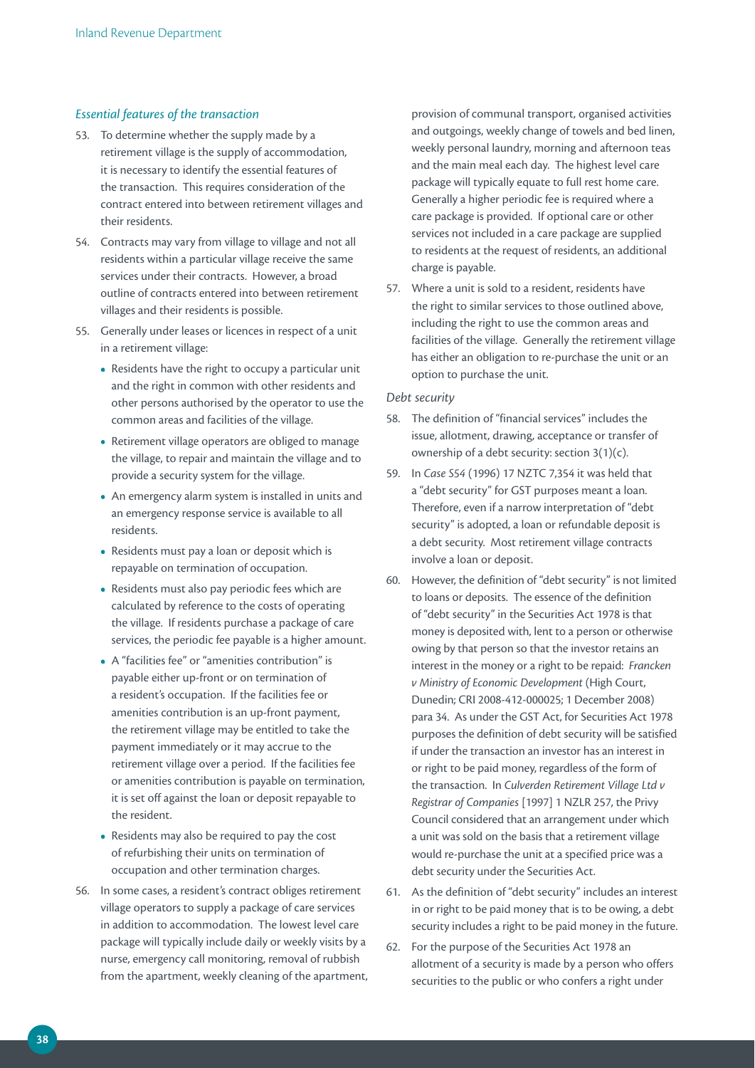*Essential features of the transaction*

53. To determine whether the supply made by a retirement village is the supply of accommodation, it is necessary to identify the essential features of the transaction. This requires consideration of the contract entered into between retirement villages and their residents.

54. Contracts may vary from village to village and not all residents within a particular village receive the same services under their contracts. However, a broad outline of contracts entered into between retirement villages and their residents is possible.

55. Generally under leases or licences in respect of a unit in a retirement village:

    - Residents have the right to occupy a particular unit and the right in common with other residents and other persons authorised by the operator to use the common areas and facilities of the village.
    - Retirement village operators are obliged to manage the village, to repair and maintain the village and to provide a security system for the village.
    - An emergency alarm system is installed in units and an emergency response service is available to all residents.
    - Residents must pay a loan or deposit which is repayable on termination of occupation.
    - Residents must also pay periodic fees which are calculated by reference to the costs of operating the village. If residents purchase a package of care services, the periodic fee payable is a higher amount.
    - A "facilities fee" or "amenities contribution" is payable either up-front or on termination of a resident's occupation. If the facilities fee or amenities contribution is an up-front payment, the retirement village may be entitled to take the payment immediately or it may accrue to the retirement village over a period. If the facilities fee or amenities contribution is payable on termination, it is set off against the loan or deposit repayable to the resident.
    - Residents may also be required to pay the cost of refurbishing their units on termination of occupation and other termination charges.

56. In some cases, a resident's contract obliges retirement village operators to supply a package of care services in addition to accommodation. The lowest level care package will typically include daily or weekly visits by a nurse, emergency call monitoring, removal of rubbish from the apartment, weekly cleaning of the apartment, provision of communal transport, organised activities and outgoings, weekly change of towels and bed linen, weekly personal laundry, morning and afternoon teas and the main meal each day. The highest level care package will typically equate to full rest home care. Generally a higher periodic fee is required where a care package is provided. If optional care or other services not included in a care package are supplied to residents at the request of residents, an additional charge is payable.

57. Where a unit is sold to a resident, residents have the right to similar services to those outlined above, including the right to use the common areas and facilities of the village. Generally the retirement village has either an obligation to re-purchase the unit or an option to purchase the unit.

*Debt security*

58. The definition of "financial services" includes the issue, allotment, drawing, acceptance or transfer of ownership of a debt security: section 3(1)(c).

59. In *Case S54* (1996) 17 NZTC 7,354 it was held that a "debt security" for GST purposes meant a loan. Therefore, even if a narrow interpretation of "debt security" is adopted, a loan or refundable deposit is a debt security. Most retirement village contracts involve a loan or deposit.

60. However, the definition of "debt security" is not limited to loans or deposits. The essence of the definition of "debt security" in the Securities Act 1978 is that money is deposited with, lent to a person or otherwise owing by that person so that the investor retains an interest in the money or a right to be repaid: *Francken v Ministry of Economic Development* (High Court, Dunedin; CRI 2008-412-000025; 1 December 2008) para 34. As under the GST Act, for Securities Act 1978 purposes the definition of debt security will be satisfied if under the transaction an investor has an interest in or right to be paid money, regardless of the form of the transaction. In *Culverden Retirement Village Ltd v Registrar of Companies* [1997] 1 NZLR 257, the Privy Council considered that an arrangement under which a unit was sold on the basis that a retirement village would re-purchase the unit at a specified price was a debt security under the Securities Act.

61. As the definition of "debt security" includes an interest in or right to be paid money that is to be owing, a debt security includes a right to be paid money in the future.

62. For the purpose of the Securities Act 1978 an allotment of a security is made by a person who offers securities to the public or who confers a right under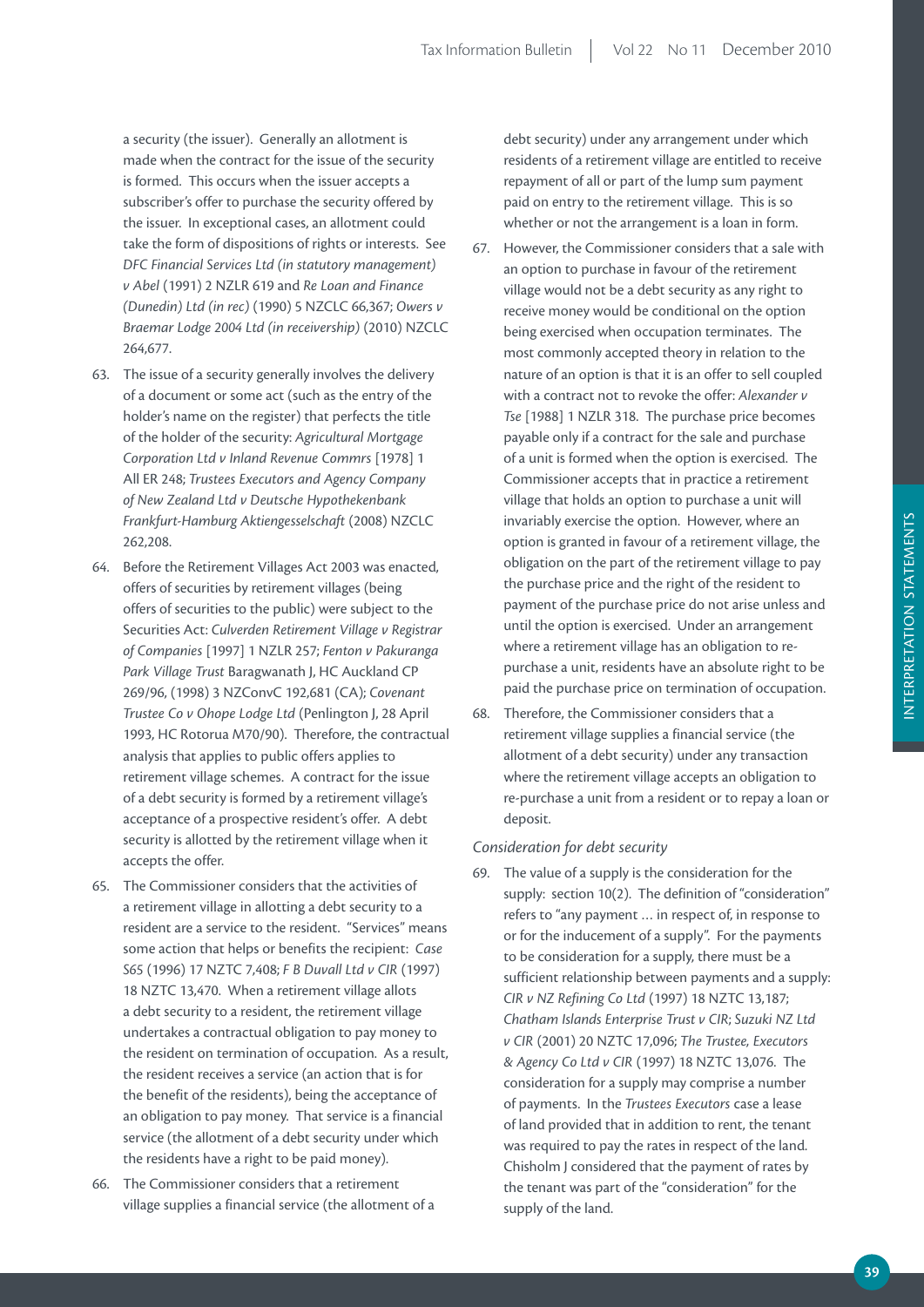a security (the issuer). Generally an allotment is made when the contract for the issue of the security is formed. This occurs when the issuer accepts a subscriber's offer to purchase the security offered by the issuer. In exceptional cases, an allotment could take the form of dispositions of rights or interests. See *DFC Financial Services Ltd (in statutory management) v Abel* (1991) 2 NZLR 619 and *Re Loan and Finance (Dunedin) Ltd (in rec)* (1990) 5 NZCLC 66,367; *Owers v Braemar Lodge 2004 Ltd (in receivership)* (2010) NZCLC 264,677.

63. The issue of a security generally involves the delivery of a document or some act (such as the entry of the holder's name on the register) that perfects the title of the holder of the security: *Agricultural Mortgage Corporation Ltd v Inland Revenue Commrs* [1978] 1 All ER 248; *Trustees Executors and Agency Company of New Zealand Ltd v Deutsche Hypothekenbank Frankfurt-Hamburg Aktiengesselschaft* (2008) NZCLC 262,208.

64. Before the Retirement Villages Act 2003 was enacted, offers of securities by retirement villages (being offers of securities to the public) were subject to the Securities Act: *Culverden Retirement Village v Registrar of Companies* [1997] 1 NZLR 257; *Fenton v Pakuranga Park Village Trust* Baragwanath J, HC Auckland CP 269/96, (1998) 3 NZConvC 192,681 (CA); *Covenant Trustee Co v Ohope Lodge Ltd* (Penlington J, 28 April 1993, HC Rotorua M70/90). Therefore, the contractual analysis that applies to public offers applies to retirement village schemes. A contract for the issue of a debt security is formed by a retirement village's acceptance of a prospective resident's offer. A debt security is allotted by the retirement village when it accepts the offer.

65. The Commissioner considers that the activities of a retirement village in allotting a debt security to a resident are a service to the resident. "Services" means some action that helps or benefits the recipient: *Case S65* (1996) 17 NZTC 7,408; *F B Duvall Ltd v CIR* (1997) 18 NZTC 13,470. When a retirement village allots a debt security to a resident, the retirement village undertakes a contractual obligation to pay money to the resident on termination of occupation. As a result, the resident receives a service (an action that is for the benefit of the residents), being the acceptance of an obligation to pay money. That service is a financial service (the allotment of a debt security under which the residents have a right to be paid money).

66. The Commissioner considers that a retirement village supplies a financial service (the allotment of a debt security) under any arrangement under which residents of a retirement village are entitled to receive repayment of all or part of the lump sum payment paid on entry to the retirement village. This is so whether or not the arrangement is a loan in form.

67. However, the Commissioner considers that a sale with an option to purchase in favour of the retirement village would not be a debt security as any right to receive money would be conditional on the option being exercised when occupation terminates. The most commonly accepted theory in relation to the nature of an option is that it is an offer to sell coupled with a contract not to revoke the offer: *Alexander v Tse* [1988] 1 NZLR 318. The purchase price becomes payable only if a contract for the sale and purchase of a unit is formed when the option is exercised. The Commissioner accepts that in practice a retirement village that holds an option to purchase a unit will invariably exercise the option. However, where an option is granted in favour of a retirement village, the obligation on the part of the retirement village to pay the purchase price and the right of the resident to payment of the purchase price do not arise unless and until the option is exercised. Under an arrangement where a retirement village has an obligation to re-purchase a unit, residents have an absolute right to be paid the purchase price on termination of occupation.

68. Therefore, the Commissioner considers that a retirement village supplies a financial service (the allotment of a debt security) under any transaction where the retirement village accepts an obligation to re-purchase a unit from a resident or to repay a loan or deposit.

*Consideration for debt security*

69. The value of a supply is the consideration for the supply: section 10(2). The definition of "consideration" refers to "any payment … in respect of, in response to or for the inducement of a supply". For the payments to be consideration for a supply, there must be a sufficient relationship between payments and a supply: *CIR v NZ Refining Co Ltd* (1997) 18 NZTC 13,187; *Chatham Islands Enterprise Trust v CIR*; *Suzuki NZ Ltd v CIR* (2001) 20 NZTC 17,096; *The Trustee, Executors & Agency Co Ltd v CIR* (1997) 18 NZTC 13,076. The consideration for a supply may comprise a number of payments. In the *Trustees Executors* case a lease of land provided that in addition to rent, the tenant was required to pay the rates in respect of the land. Chisholm J considered that the payment of rates by the tenant was part of the "consideration" for the supply of the land.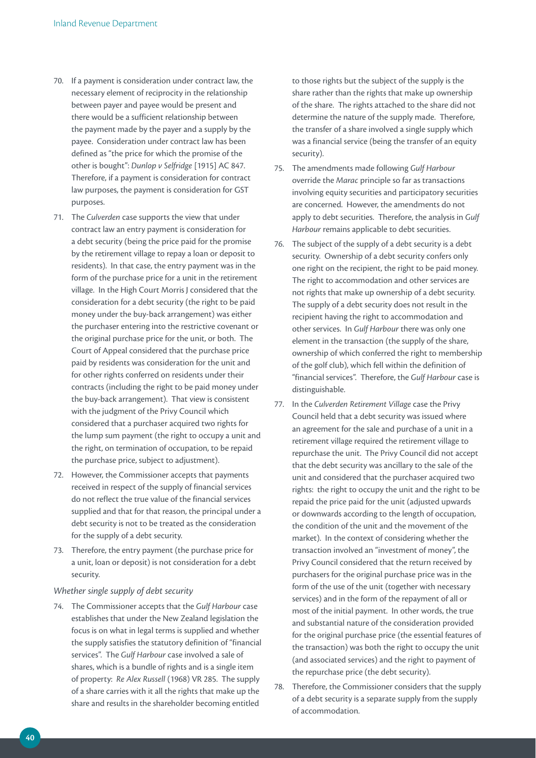70. If a payment is consideration under contract law, the necessary element of reciprocity in the relationship between payer and payee would be present and there would be a sufficient relationship between the payment made by the payer and a supply by the payee. Consideration under contract law has been defined as "the price for which the promise of the other is bought": *Dunlop v Selfridge* [1915] AC 847. Therefore, if a payment is consideration for contract law purposes, the payment is consideration for GST purposes.

71. The *Culverden* case supports the view that under contract law an entry payment is consideration for a debt security (being the price paid for the promise by the retirement village to repay a loan or deposit to residents). In that case, the entry payment was in the form of the purchase price for a unit in the retirement village. In the High Court Morris J considered that the consideration for a debt security (the right to be paid money under the buy-back arrangement) was either the purchaser entering into the restrictive covenant or the original purchase price for the unit, or both. The Court of Appeal considered that the purchase price paid by residents was consideration for the unit and for other rights conferred on residents under their contracts (including the right to be paid money under the buy-back arrangement). That view is consistent with the judgment of the Privy Council which considered that a purchaser acquired two rights for the lump sum payment (the right to occupy a unit and the right, on termination of occupation, to be repaid the purchase price, subject to adjustment).

72. However, the Commissioner accepts that payments received in respect of the supply of financial services do not reflect the true value of the financial services supplied and that for that reason, the principal under a debt security is not to be treated as the consideration for the supply of a debt security.

73. Therefore, the entry payment (the purchase price for a unit, loan or deposit) is not consideration for a debt security.

*Whether single supply of debt security*

74. The Commissioner accepts that the *Gulf Harbour* case establishes that under the New Zealand legislation the focus is on what in legal terms is supplied and whether the supply satisfies the statutory definition of "financial services". The *Gulf Harbour* case involved a sale of shares, which is a bundle of rights and is a single item of property: *Re Alex Russell* (1968) VR 285. The supply of a share carries with it all the rights that make up the share and results in the shareholder becoming entitled to those rights but the subject of the supply is the share rather than the rights that make up ownership of the share. The rights attached to the share did not determine the nature of the supply made. Therefore, the transfer of a share involved a single supply which was a financial service (being the transfer of an equity security).

75. The amendments made following *Gulf Harbour* override the *Marac* principle so far as transactions involving equity securities and participatory securities are concerned. However, the amendments do not apply to debt securities. Therefore, the analysis in *Gulf Harbour* remains applicable to debt securities.

76. The subject of the supply of a debt security is a debt security. Ownership of a debt security confers only one right on the recipient, the right to be paid money. The right to accommodation and other services are not rights that make up ownership of a debt security. The supply of a debt security does not result in the recipient having the right to accommodation and other services. In *Gulf Harbour* there was only one element in the transaction (the supply of the share, ownership of which conferred the right to membership of the golf club), which fell within the definition of "financial services". Therefore, the *Gulf Harbour* case is distinguishable.

77. In the *Culverden Retirement Village* case the Privy Council held that a debt security was issued where an agreement for the sale and purchase of a unit in a retirement village required the retirement village to repurchase the unit. The Privy Council did not accept that the debt security was ancillary to the sale of the unit and considered that the purchaser acquired two rights: the right to occupy the unit and the right to be repaid the price paid for the unit (adjusted upwards or downwards according to the length of occupation, the condition of the unit and the movement of the market). In the context of considering whether the transaction involved an "investment of money", the Privy Council considered that the return received by purchasers for the original purchase price was in the form of the use of the unit (together with necessary services) and in the form of the repayment of all or most of the initial payment. In other words, the true and substantial nature of the consideration provided for the original purchase price (the essential features of the transaction) was both the right to occupy the unit (and associated services) and the right to payment of the repurchase price (the debt security).

78. Therefore, the Commissioner considers that the supply of a debt security is a separate supply from the supply of accommodation.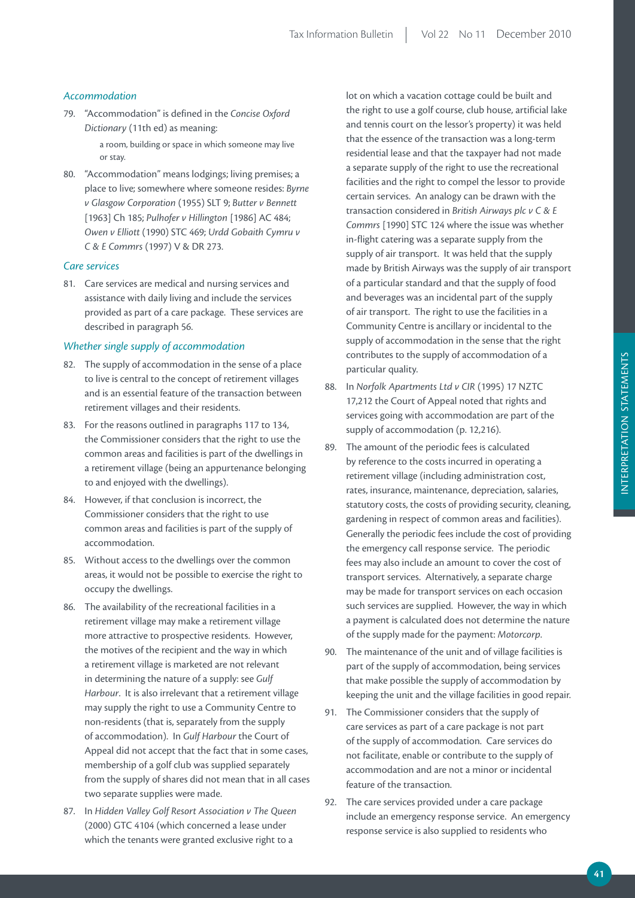### *Accommodation*

79. "Accommodation" is defined in the *Concise Oxford Dictionary* (11th ed) as meaning:

    > a room, building or space in which someone may live or stay.

80. "Accommodation" means lodgings; living premises; a place to live; somewhere where someone resides: *Byrne v Glasgow Corporation* (1955) SLT 9; *Butter v Bennett* [1963] Ch 185; *Pulhofer v Hillington* [1986] AC 484; *Owen v Elliott* (1990) STC 469; *Urdd Gobaith Cymru v C & E Commrs* (1997) V & DR 273.

### *Care services*

81. Care services are medical and nursing services and assistance with daily living and include the services provided as part of a care package. These services are described in paragraph 56.

### *Whether single supply of accommodation*

82. The supply of accommodation in the sense of a place to live is central to the concept of retirement villages and is an essential feature of the transaction between retirement villages and their residents.

83. For the reasons outlined in paragraphs 117 to 134, the Commissioner considers that the right to use the common areas and facilities is part of the dwellings in a retirement village (being an appurtenance belonging to and enjoyed with the dwellings).

84. However, if that conclusion is incorrect, the Commissioner considers that the right to use common areas and facilities is part of the supply of accommodation.

85. Without access to the dwellings over the common areas, it would not be possible to exercise the right to occupy the dwellings.

86. The availability of the recreational facilities in a retirement village may make a retirement village more attractive to prospective residents. However, the motives of the recipient and the way in which a retirement village is marketed are not relevant in determining the nature of a supply: see *Gulf Harbour*. It is also irrelevant that a retirement village may supply the right to use a Community Centre to non-residents (that is, separately from the supply of accommodation). In *Gulf Harbour* the Court of Appeal did not accept that the fact that in some cases, membership of a golf club was supplied separately from the supply of shares did not mean that in all cases two separate supplies were made.

87. In *Hidden Valley Golf Resort Association v The Queen* (2000) GTC 4104 (which concerned a lease under which the tenants were granted exclusive right to a lot on which a vacation cottage could be built and the right to use a golf course, club house, artificial lake and tennis court on the lessor's property) it was held that the essence of the transaction was a long-term residential lease and that the taxpayer had not made a separate supply of the right to use the recreational facilities and the right to compel the lessor to provide certain services. An analogy can be drawn with the transaction considered in *British Airways plc v C & E Commrs* [1990] STC 124 where the issue was whether in-flight catering was a separate supply from the supply of air transport. It was held that the supply made by British Airways was the supply of air transport of a particular standard and that the supply of food and beverages was an incidental part of the supply of air transport. The right to use the facilities in a Community Centre is ancillary or incidental to the supply of accommodation in the sense that the right contributes to the supply of accommodation of a particular quality.

88. In *Norfolk Apartments Ltd v CIR* (1995) 17 NZTC 17,212 the Court of Appeal noted that rights and services going with accommodation are part of the supply of accommodation (p. 12,216).

89. The amount of the periodic fees is calculated by reference to the costs incurred in operating a retirement village (including administration cost, rates, insurance, maintenance, depreciation, salaries, statutory costs, the costs of providing security, cleaning, gardening in respect of common areas and facilities). Generally the periodic fees include the cost of providing the emergency call response service. The periodic fees may also include an amount to cover the cost of transport services. Alternatively, a separate charge may be made for transport services on each occasion such services are supplied. However, the way in which a payment is calculated does not determine the nature of the supply made for the payment: *Motorcorp*.

90. The maintenance of the unit and of village facilities is part of the supply of accommodation, being services that make possible the supply of accommodation by keeping the unit and the village facilities in good repair.

91. The Commissioner considers that the supply of care services as part of a care package is not part of the supply of accommodation. Care services do not facilitate, enable or contribute to the supply of accommodation and are not a minor or incidental feature of the transaction.

92. The care services provided under a care package include an emergency response service. An emergency response service is also supplied to residents who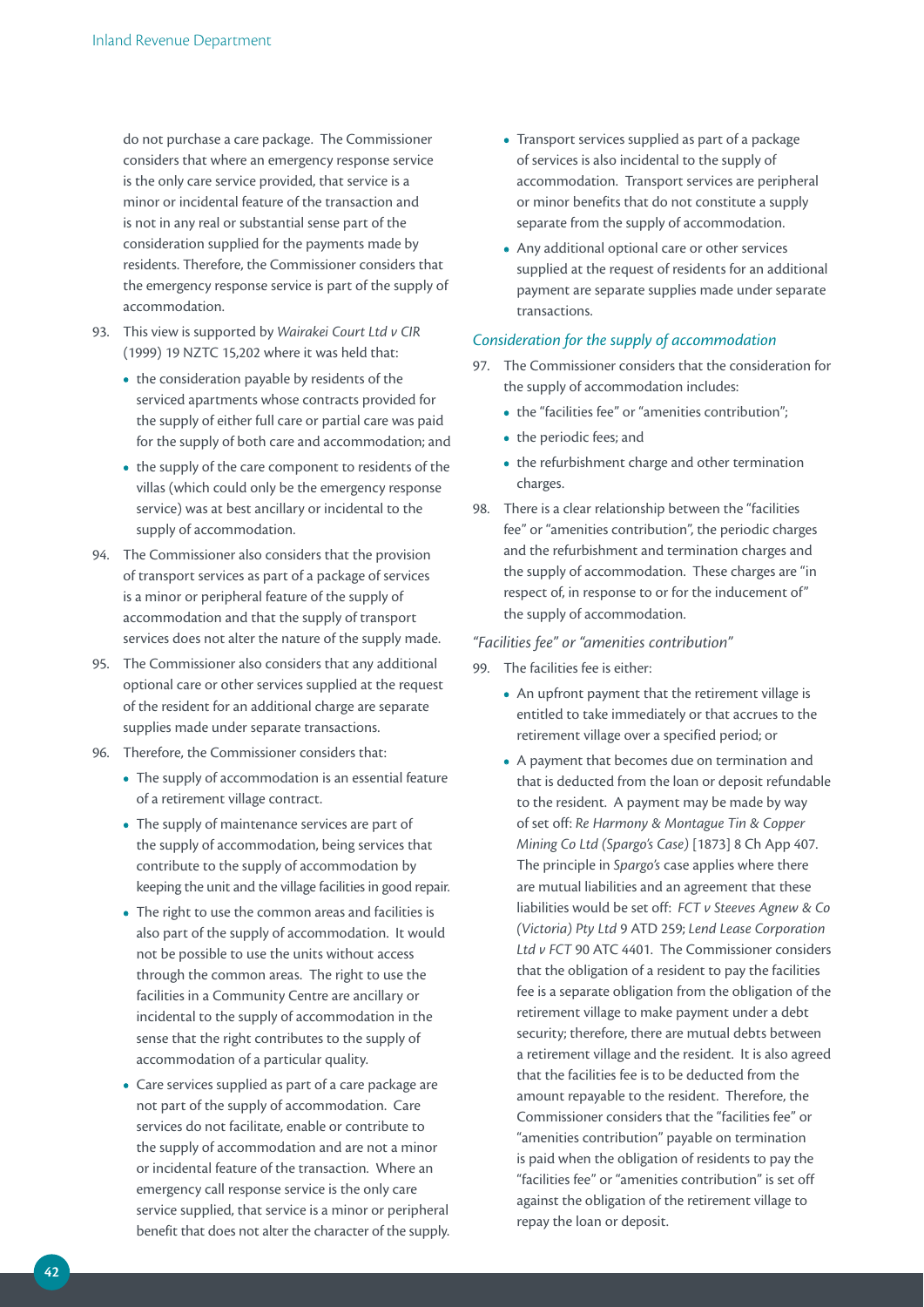do not purchase a care package. The Commissioner considers that where an emergency response service is the only care service provided, that service is a minor or incidental feature of the transaction and is not in any real or substantial sense part of the consideration supplied for the payments made by residents. Therefore, the Commissioner considers that the emergency response service is part of the supply of accommodation.

93. This view is supported by *Wairakei Court Ltd v CIR* (1999) 19 NZTC 15,202 where it was held that:

- the consideration payable by residents of the serviced apartments whose contracts provided for the supply of either full care or partial care was paid for the supply of both care and accommodation; and
- the supply of the care component to residents of the villas (which could only be the emergency response service) was at best ancillary or incidental to the supply of accommodation.

94. The Commissioner also considers that the provision of transport services as part of a package of services is a minor or peripheral feature of the supply of accommodation and that the supply of transport services does not alter the nature of the supply made.

95. The Commissioner also considers that any additional optional care or other services supplied at the request of the resident for an additional charge are separate supplies made under separate transactions.

96. Therefore, the Commissioner considers that:

- The supply of accommodation is an essential feature of a retirement village contract.
- The supply of maintenance services are part of the supply of accommodation, being services that contribute to the supply of accommodation by keeping the unit and the village facilities in good repair.
- The right to use the common areas and facilities is also part of the supply of accommodation. It would not be possible to use the units without access through the common areas. The right to use the facilities in a Community Centre are ancillary or incidental to the supply of accommodation in the sense that the right contributes to the supply of accommodation of a particular quality.
- Care services supplied as part of a care package are not part of the supply of accommodation. Care services do not facilitate, enable or contribute to the supply of accommodation and are not a minor or incidental feature of the transaction. Where an emergency call response service is the only care service supplied, that service is a minor or peripheral benefit that does not alter the character of the supply.
- Transport services supplied as part of a package of services is also incidental to the supply of accommodation. Transport services are peripheral or minor benefits that do not constitute a supply separate from the supply of accommodation.
- Any additional optional care or other services supplied at the request of residents for an additional payment are separate supplies made under separate transactions.

### *Consideration for the supply of accommodation*

97. The Commissioner considers that the consideration for the supply of accommodation includes:

- the "facilities fee" or "amenities contribution";
- the periodic fees; and
- the refurbishment charge and other termination charges.

98. There is a clear relationship between the "facilities fee" or "amenities contribution", the periodic charges and the refurbishment and termination charges and the supply of accommodation. These charges are "in respect of, in response to or for the inducement of" the supply of accommodation.

#### *"Facilities fee" or "amenities contribution"*

99. The facilities fee is either:

- An upfront payment that the retirement village is entitled to take immediately or that accrues to the retirement village over a specified period; or
- A payment that becomes due on termination and that is deducted from the loan or deposit refundable to the resident. A payment may be made by way of set off: *Re Harmony & Montague Tin & Copper Mining Co Ltd (Spargo's Case)* [1873] 8 Ch App 407. The principle in *Spargo's* case applies where there are mutual liabilities and an agreement that these liabilities would be set off: *FCT v Steeves Agnew & Co (Victoria) Pty Ltd* 9 ATD 259; *Lend Lease Corporation Ltd v FCT* 90 ATC 4401. The Commissioner considers that the obligation of a resident to pay the facilities fee is a separate obligation from the obligation of the retirement village to make payment under a debt security; therefore, there are mutual debts between a retirement village and the resident. It is also agreed that the facilities fee is to be deducted from the amount repayable to the resident. Therefore, the Commissioner considers that the "facilities fee" or "amenities contribution" payable on termination is paid when the obligation of residents to pay the "facilities fee" or "amenities contribution" is set off against the obligation of the retirement village to repay the loan or deposit.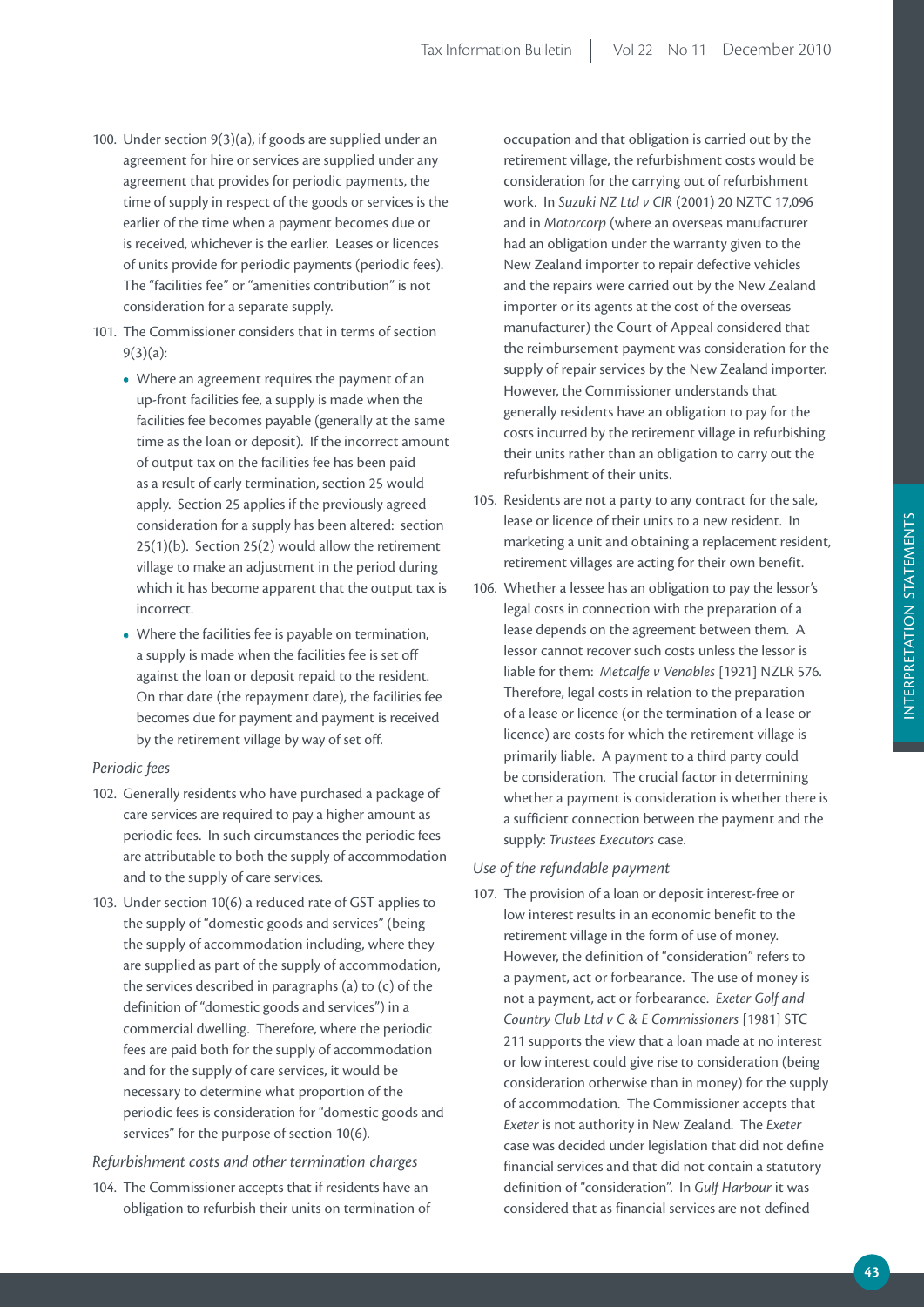100. Under section 9(3)(a), if goods are supplied under an agreement for hire or services are supplied under any agreement that provides for periodic payments, the time of supply in respect of the goods or services is the earlier of the time when a payment becomes due or is received, whichever is the earlier. Leases or licences of units provide for periodic payments (periodic fees). The "facilities fee" or "amenities contribution" is not consideration for a separate supply.

101. The Commissioner considers that in terms of section 9(3)(a):

- Where an agreement requires the payment of an up-front facilities fee, a supply is made when the facilities fee becomes payable (generally at the same time as the loan or deposit). If the incorrect amount of output tax on the facilities fee has been paid as a result of early termination, section 25 would apply. Section 25 applies if the previously agreed consideration for a supply has been altered: section 25(1)(b). Section 25(2) would allow the retirement village to make an adjustment in the period during which it has become apparent that the output tax is incorrect.
- Where the facilities fee is payable on termination, a supply is made when the facilities fee is set off against the loan or deposit repaid to the resident. On that date (the repayment date), the facilities fee becomes due for payment and payment is received by the retirement village by way of set off.

*Periodic fees*

102. Generally residents who have purchased a package of care services are required to pay a higher amount as periodic fees. In such circumstances the periodic fees are attributable to both the supply of accommodation and to the supply of care services.

103. Under section 10(6) a reduced rate of GST applies to the supply of "domestic goods and services" (being the supply of accommodation including, where they are supplied as part of the supply of accommodation, the services described in paragraphs (a) to (c) of the definition of "domestic goods and services") in a commercial dwelling. Therefore, where the periodic fees are paid both for the supply of accommodation and for the supply of care services, it would be necessary to determine what proportion of the periodic fees is consideration for "domestic goods and services" for the purpose of section 10(6).

*Refurbishment costs and other termination charges*

104. The Commissioner accepts that if residents have an obligation to refurbish their units on termination of occupation and that obligation is carried out by the retirement village, the refurbishment costs would be consideration for the carrying out of refurbishment work. In *Suzuki NZ Ltd v CIR* (2001) 20 NZTC 17,096 and in *Motorcorp* (where an overseas manufacturer had an obligation under the warranty given to the New Zealand importer to repair defective vehicles and the repairs were carried out by the New Zealand importer or its agents at the cost of the overseas manufacturer) the Court of Appeal considered that the reimbursement payment was consideration for the supply of repair services by the New Zealand importer. However, the Commissioner understands that generally residents have an obligation to pay for the costs incurred by the retirement village in refurbishing their units rather than an obligation to carry out the refurbishment of their units.

105. Residents are not a party to any contract for the sale, lease or licence of their units to a new resident. In marketing a unit and obtaining a replacement resident, retirement villages are acting for their own benefit.

106. Whether a lessee has an obligation to pay the lessor's legal costs in connection with the preparation of a lease depends on the agreement between them. A lessor cannot recover such costs unless the lessor is liable for them: *Metcalfe v Venables* [1921] NZLR 576. Therefore, legal costs in relation to the preparation of a lease or licence (or the termination of a lease or licence) are costs for which the retirement village is primarily liable. A payment to a third party could be consideration. The crucial factor in determining whether a payment is consideration is whether there is a sufficient connection between the payment and the supply: *Trustees Executors* case.

*Use of the refundable payment*

107. The provision of a loan or deposit interest-free or low interest results in an economic benefit to the retirement village in the form of use of money. However, the definition of "consideration" refers to a payment, act or forbearance. The use of money is not a payment, act or forbearance. *Exeter Golf and Country Club Ltd v C & E Commissioners* [1981] STC 211 supports the view that a loan made at no interest or low interest could give rise to consideration (being consideration otherwise than in money) for the supply of accommodation. The Commissioner accepts that *Exeter* is not authority in New Zealand. The *Exeter* case was decided under legislation that did not define financial services and that did not contain a statutory definition of "consideration". In *Gulf Harbour* it was considered that as financial services are not defined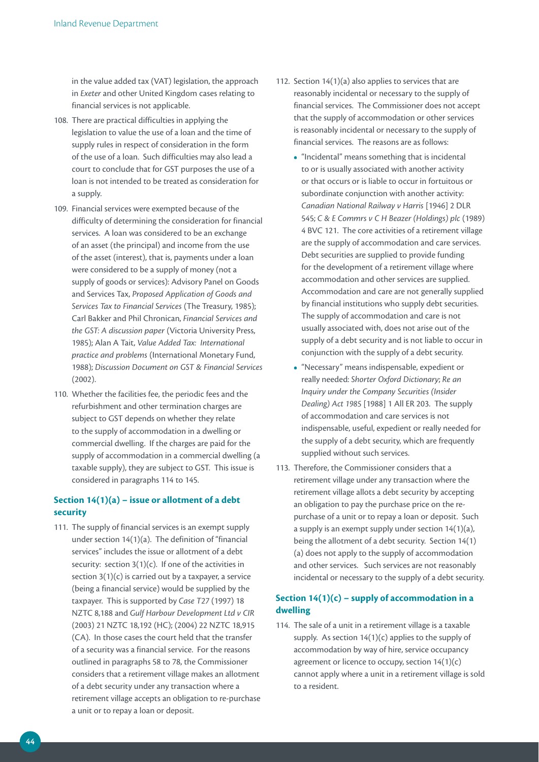in the value added tax (VAT) legislation, the approach in *Exeter* and other United Kingdom cases relating to financial services is not applicable.

108. There are practical difficulties in applying the legislation to value the use of a loan and the time of supply rules in respect of consideration in the form of the use of a loan. Such difficulties may also lead a court to conclude that for GST purposes the use of a loan is not intended to be treated as consideration for a supply.

109. Financial services were exempted because of the difficulty of determining the consideration for financial services. A loan was considered to be an exchange of an asset (the principal) and income from the use of the asset (interest), that is, payments under a loan were considered to be a supply of money (not a supply of goods or services): Advisory Panel on Goods and Services Tax, *Proposed Application of Goods and Services Tax to Financial Services* (The Treasury, 1985); Carl Bakker and Phil Chronican, *Financial Services and the GST: A discussion paper* (Victoria University Press, 1985); Alan A Tait, *Value Added Tax: International practice and problems* (International Monetary Fund, 1988); *Discussion Document on GST & Financial Services* (2002).

110. Whether the facilities fee, the periodic fees and the refurbishment and other termination charges are subject to GST depends on whether they relate to the supply of accommodation in a dwelling or commercial dwelling. If the charges are paid for the supply of accommodation in a commercial dwelling (a taxable supply), they are subject to GST. This issue is considered in paragraphs 114 to 145.

### Section 14(1)(a) – issue or allotment of a debt security

111. The supply of financial services is an exempt supply under section 14(1)(a). The definition of "financial services" includes the issue or allotment of a debt security: section 3(1)(c). If one of the activities in section 3(1)(c) is carried out by a taxpayer, a service (being a financial service) would be supplied by the taxpayer. This is supported by *Case T27* (1997) 18 NZTC 8,188 and *Gulf Harbour Development Ltd v CIR* (2003) 21 NZTC 18,192 (HC); (2004) 22 NZTC 18,915 (CA). In those cases the court held that the transfer of a security was a financial service. For the reasons outlined in paragraphs 58 to 78, the Commissioner considers that a retirement village makes an allotment of a debt security under any transaction where a retirement village accepts an obligation to re-purchase a unit or to repay a loan or deposit.

112. Section 14(1)(a) also applies to services that are reasonably incidental or necessary to the supply of financial services. The Commissioner does not accept that the supply of accommodation or other services is reasonably incidental or necessary to the supply of financial services. The reasons are as follows:

- "Incidental" means something that is incidental to or is usually associated with another activity or that occurs or is liable to occur in fortuitous or subordinate conjunction with another activity: *Canadian National Railway v Harris* [1946] 2 DLR 545; *C & E Commrs v C H Beazer (Holdings) plc* (1989) 4 BVC 121. The core activities of a retirement village are the supply of accommodation and care services. Debt securities are supplied to provide funding for the development of a retirement village where accommodation and other services are supplied. Accommodation and care are not generally supplied by financial institutions who supply debt securities. The supply of accommodation and care is not usually associated with, does not arise out of the supply of a debt security and is not liable to occur in conjunction with the supply of a debt security.
- "Necessary" means indispensable, expedient or really needed: *Shorter Oxford Dictionary*; *Re an Inquiry under the Company Securities (Insider Dealing) Act 1985* [1988] 1 All ER 203. The supply of accommodation and care services is not indispensable, useful, expedient or really needed for the supply of a debt security, which are frequently supplied without such services.

113. Therefore, the Commissioner considers that a retirement village under any transaction where the retirement village allots a debt security by accepting an obligation to pay the purchase price on the re-purchase of a unit or to repay a loan or deposit. Such a supply is an exempt supply under section 14(1)(a), being the allotment of a debt security. Section 14(1)(a) does not apply to the supply of accommodation and other services. Such services are not reasonably incidental or necessary to the supply of a debt security.

### Section 14(1)(c) – supply of accommodation in a dwelling

114. The sale of a unit in a retirement village is a taxable supply. As section 14(1)(c) applies to the supply of accommodation by way of hire, service occupancy agreement or licence to occupy, section 14(1)(c) cannot apply where a unit in a retirement village is sold to a resident.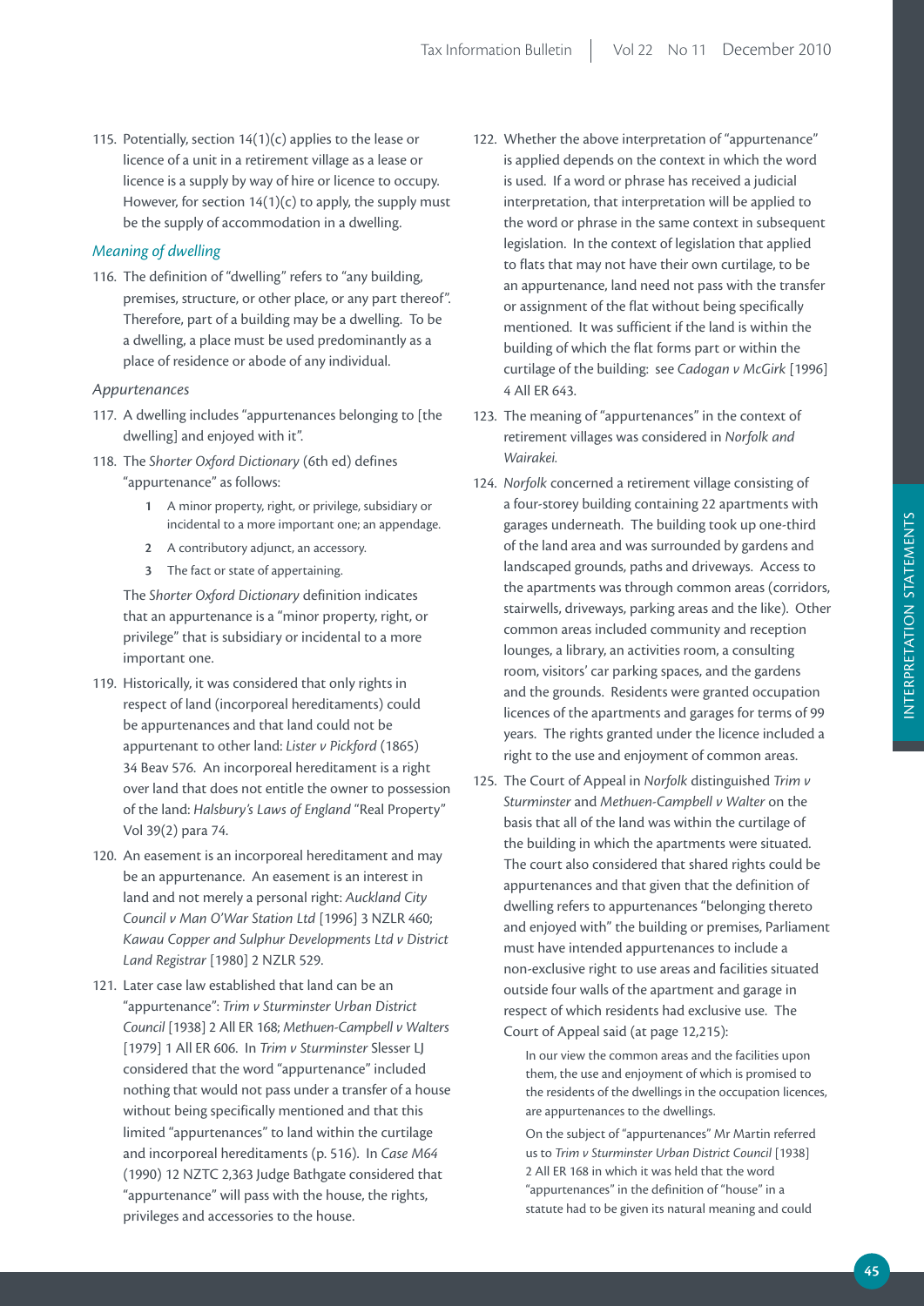115. Potentially, section 14(1)(c) applies to the lease or licence of a unit in a retirement village as a lease or licence is a supply by way of hire or licence to occupy. However, for section 14(1)(c) to apply, the supply must be the supply of accommodation in a dwelling.

### *Meaning of dwelling*

116. The definition of "dwelling" refers to "any building, premises, structure, or other place, or any part thereof". Therefore, part of a building may be a dwelling. To be a dwelling, a place must be used predominantly as a place of residence or abode of any individual.

#### *Appurtenances*

117. A dwelling includes "appurtenances belonging to [the dwelling] and enjoyed with it".

118. The *Shorter Oxford Dictionary* (6th ed) defines "appurtenance" as follows:

    1 A minor property, right, or privilege, subsidiary or incidental to a more important one; an appendage.

    2 A contributory adjunct, an accessory.

    3 The fact or state of appertaining.

    The *Shorter Oxford Dictionary* definition indicates that an appurtenance is a "minor property, right, or privilege" that is subsidiary or incidental to a more important one.

119. Historically, it was considered that only rights in respect of land (incorporeal hereditaments) could be appurtenances and that land could not be appurtenant to other land: *Lister v Pickford* (1865) 34 Beav 576. An incorporeal hereditament is a right over land that does not entitle the owner to possession of the land: *Halsbury's Laws of England* "Real Property" Vol 39(2) para 74.

120. An easement is an incorporeal hereditament and may be an appurtenance. An easement is an interest in land and not merely a personal right: *Auckland City Council v Man O'War Station Ltd* [1996] 3 NZLR 460; *Kawau Copper and Sulphur Developments Ltd v District Land Registrar* [1980] 2 NZLR 529.

121. Later case law established that land can be an "appurtenance": *Trim v Sturminster Urban District Council* [1938] 2 All ER 168; *Methuen-Campbell v Walters* [1979] 1 All ER 606. In *Trim v Sturminster* Slesser LJ considered that the word "appurtenance" included nothing that would not pass under a transfer of a house without being specifically mentioned and that this limited "appurtenances" to land within the curtilage and incorporeal hereditaments (p. 516). In *Case M64* (1990) 12 NZTC 2,363 Judge Bathgate considered that "appurtenance" will pass with the house, the rights, privileges and accessories to the house.

122. Whether the above interpretation of "appurtenance" is applied depends on the context in which the word is used. If a word or phrase has received a judicial interpretation, that interpretation will be applied to the word or phrase in the same context in subsequent legislation. In the context of legislation that applied to flats that may not have their own curtilage, to be an appurtenance, land need not pass with the transfer or assignment of the flat without being specifically mentioned. It was sufficient if the land is within the building of which the flat forms part or within the curtilage of the building: see *Cadogan v McGirk* [1996] 4 All ER 643.

123. The meaning of "appurtenances" in the context of retirement villages was considered in *Norfolk and Wairakei.*

124. *Norfolk* concerned a retirement village consisting of a four-storey building containing 22 apartments with garages underneath. The building took up one-third of the land area and was surrounded by gardens and landscaped grounds, paths and driveways. Access to the apartments was through common areas (corridors, stairwells, driveways, parking areas and the like). Other common areas included community and reception lounges, a library, an activities room, a consulting room, visitors' car parking spaces, and the gardens and the grounds. Residents were granted occupation licences of the apartments and garages for terms of 99 years. The rights granted under the licence included a right to the use and enjoyment of common areas.

125. The Court of Appeal in *Norfolk* distinguished *Trim v Sturminster* and *Methuen-Campbell v Walter* on the basis that all of the land was within the curtilage of the building in which the apartments were situated. The court also considered that shared rights could be appurtenances and that given that the definition of dwelling refers to appurtenances "belonging thereto and enjoyed with" the building or premises, Parliament must have intended appurtenances to include a non-exclusive right to use areas and facilities situated outside four walls of the apartment and garage in respect of which residents had exclusive use. The Court of Appeal said (at page 12,215):

    > In our view the common areas and the facilities upon them, the use and enjoyment of which is promised to the residents of the dwellings in the occupation licences, are appurtenances to the dwellings.
    >
    > On the subject of "appurtenances" Mr Martin referred us to *Trim v Sturminster Urban District Council* [1938] 2 All ER 168 in which it was held that the word "appurtenances" in the definition of "house" in a statute had to be given its natural meaning and could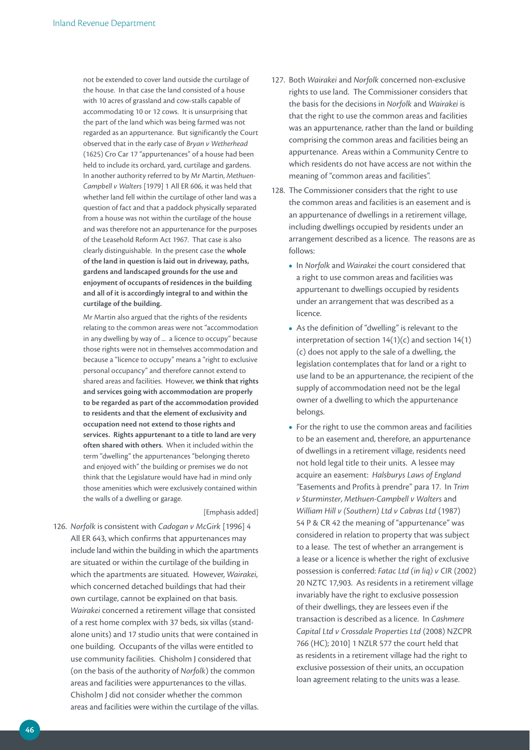> not be extended to cover land outside the curtilage of the house. In that case the land consisted of a house with 10 acres of grassland and cow-stalls capable of accommodating 10 or 12 cows. It is unsurprising that the part of the land which was being farmed was not regarded as an appurtenance. But significantly the Court observed that in the early case of *Bryan v Wetherhead* (1625) Cro Car 17 "appurtenances" of a house had been held to include its orchard, yard, curtilage and gardens. In another authority referred to by Mr Martin, *Methuen-Campbell v Walters* [1979] 1 All ER 606, it was held that whether land fell within the curtilage of other land was a question of fact and that a paddock physically separated from a house was not within the curtilage of the house and was therefore not an appurtenance for the purposes of the Leasehold Reform Act 1967. That case is also clearly distinguishable. In the present case the **whole of the land in question is laid out in driveway, paths, gardens and landscaped grounds for the use and enjoyment of occupants of residences in the building and all of it is accordingly integral to and within the curtilage of the building.**
>
> Mr Martin also argued that the rights of the residents relating to the common areas were not "accommodation in any dwelling by way of ... a licence to occupy" because those rights were not in themselves accommodation and because a "licence to occupy" means a "right to exclusive personal occupancy" and therefore cannot extend to shared areas and facilities. However, **we think that rights and services going with accommodation are properly to be regarded as part of the accommodation provided to residents and that the element of exclusivity and occupation need not extend to those rights and services. Rights appurtenant to a title to land are very often shared with others**. When it included within the term "dwelling" the appurtenances "belonging thereto and enjoyed with" the building or premises we do not think that the Legislature would have had in mind only those amenities which were exclusively contained within the walls of a dwelling or garage.
>
> [Emphasis added]

126. *Norfolk* is consistent with *Cadogan v McGirk* [1996] 4 All ER 643, which confirms that appurtenances may include land within the building in which the apartments are situated or within the curtilage of the building in which the apartments are situated. However, *Wairakei*, which concerned detached buildings that had their own curtilage, cannot be explained on that basis. *Wairakei* concerned a retirement village that consisted of a rest home complex with 37 beds, six villas (stand-alone units) and 17 studio units that were contained in one building. Occupants of the villas were entitled to use community facilities. Chisholm J considered that (on the basis of the authority of *Norfolk*) the common areas and facilities were appurtenances to the villas. Chisholm J did not consider whether the common areas and facilities were within the curtilage of the villas.

127. Both *Wairakei* and *Norfolk* concerned non-exclusive rights to use land. The Commissioner considers that the basis for the decisions in *Norfolk* and *Wairakei* is that the right to use the common areas and facilities was an appurtenance, rather than the land or building comprising the common areas and facilities being an appurtenance. Areas within a Community Centre to which residents do not have access are not within the meaning of "common areas and facilities".

128. The Commissioner considers that the right to use the common areas and facilities is an easement and is an appurtenance of dwellings in a retirement village, including dwellings occupied by residents under an arrangement described as a licence. The reasons are as follows:

    - In *Norfolk* and *Wairakei* the court considered that a right to use common areas and facilities was appurtenant to dwellings occupied by residents under an arrangement that was described as a licence.
    - As the definition of "dwelling" is relevant to the interpretation of section 14(1)(c) and section 14(1)(c) does not apply to the sale of a dwelling, the legislation contemplates that for land or a right to use land to be an appurtenance, the recipient of the supply of accommodation need not be the legal owner of a dwelling to which the appurtenance belongs.
    - For the right to use the common areas and facilities to be an easement and, therefore, an appurtenance of dwellings in a retirement village, residents need not hold legal title to their units. A lessee may acquire an easement: *Halsburys Laws of England* "Easements and Profits à prendre" para 17. In *Trim v Sturminster*, *Methuen-Campbell v Walters* and *William Hill v (Southern) Ltd v Cabras Ltd* (1987) 54 P & CR 42 the meaning of "appurtenance" was considered in relation to property that was subject to a lease. The test of whether an arrangement is a lease or a licence is whether the right of exclusive possession is conferred: *Fatac Ltd (in liq) v CIR* (2002) 20 NZTC 17,903. As residents in a retirement village invariably have the right to exclusive possession of their dwellings, they are lessees even if the transaction is described as a licence. In *Cashmere Capital Ltd v Crossdale Properties Ltd* (2008) NZCPR 766 (HC); 2010] 1 NZLR 577 the court held that as residents in a retirement village had the right to exclusive possession of their units, an occupation loan agreement relating to the units was a lease.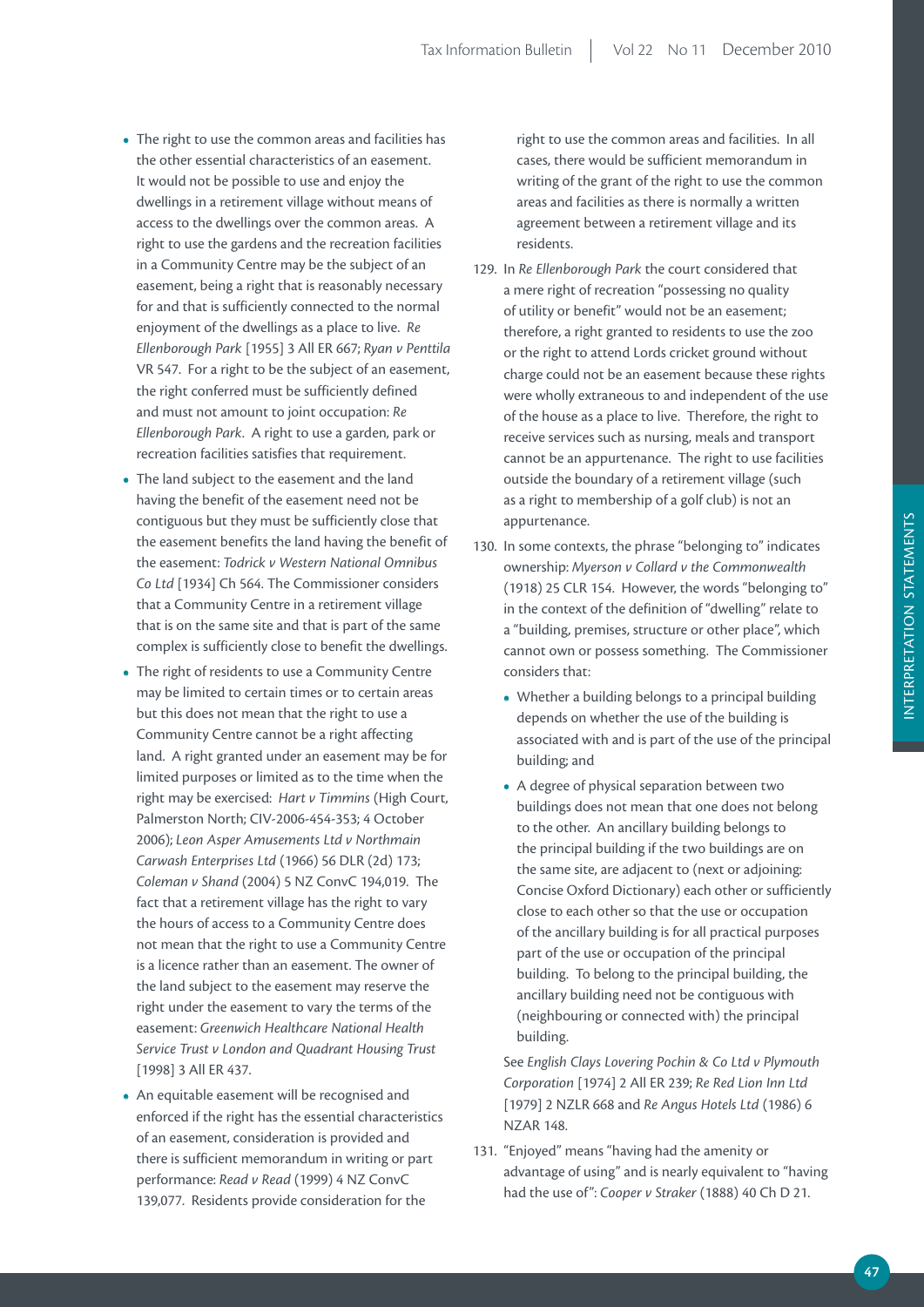- The right to use the common areas and facilities has the other essential characteristics of an easement. It would not be possible to use and enjoy the dwellings in a retirement village without means of access to the dwellings over the common areas. A right to use the gardens and the recreation facilities in a Community Centre may be the subject of an easement, being a right that is reasonably necessary for and that is sufficiently connected to the normal enjoyment of the dwellings as a place to live. *Re Ellenborough Park* [1955] 3 All ER 667; *Ryan v Penttila* VR 547. For a right to be the subject of an easement, the right conferred must be sufficiently defined and must not amount to joint occupation: *Re Ellenborough Park*. A right to use a garden, park or recreation facilities satisfies that requirement.
- The land subject to the easement and the land having the benefit of the easement need not be contiguous but they must be sufficiently close that the easement benefits the land having the benefit of the easement: *Todrick v Western National Omnibus Co Ltd* [1934] Ch 564. The Commissioner considers that a Community Centre in a retirement village that is on the same site and that is part of the same complex is sufficiently close to benefit the dwellings.
- The right of residents to use a Community Centre may be limited to certain times or to certain areas but this does not mean that the right to use a Community Centre cannot be a right affecting land. A right granted under an easement may be for limited purposes or limited as to the time when the right may be exercised: *Hart v Timmins* (High Court, Palmerston North; CIV-2006-454-353; 4 October 2006); *Leon Asper Amusements Ltd v Northmain Carwash Enterprises Ltd* (1966) 56 DLR (2d) 173; *Coleman v Shand* (2004) 5 NZ ConvC 194,019. The fact that a retirement village has the right to vary the hours of access to a Community Centre does not mean that the right to use a Community Centre is a licence rather than an easement. The owner of the land subject to the easement may reserve the right under the easement to vary the terms of the easement: *Greenwich Healthcare National Health Service Trust v London and Quadrant Housing Trust* [1998] 3 All ER 437.
- An equitable easement will be recognised and enforced if the right has the essential characteristics of an easement, consideration is provided and there is sufficient memorandum in writing or part performance: *Read v Read* (1999) 4 NZ ConvC 139,077. Residents provide consideration for the right to use the common areas and facilities. In all cases, there would be sufficient memorandum in writing of the grant of the right to use the common areas and facilities as there is normally a written agreement between a retirement village and its residents.

129. In *Re Ellenborough Park* the court considered that a mere right of recreation "possessing no quality of utility or benefit" would not be an easement; therefore, a right granted to residents to use the zoo or the right to attend Lords cricket ground without charge could not be an easement because these rights were wholly extraneous to and independent of the use of the house as a place to live. Therefore, the right to receive services such as nursing, meals and transport cannot be an appurtenance. The right to use facilities outside the boundary of a retirement village (such as a right to membership of a golf club) is not an appurtenance.

130. In some contexts, the phrase "belonging to" indicates ownership: *Myerson v Collard v the Commonwealth* (1918) 25 CLR 154. However, the words "belonging to" in the context of the definition of "dwelling" relate to a "building, premises, structure or other place", which cannot own or possess something. The Commissioner considers that:
    - Whether a building belongs to a principal building depends on whether the use of the building is associated with and is part of the use of the principal building; and
    - A degree of physical separation between two buildings does not mean that one does not belong to the other. An ancillary building belongs to the principal building if the two buildings are on the same site, are adjacent to (next or adjoining: Concise Oxford Dictionary) each other or sufficiently close to each other so that the use or occupation of the ancillary building is for all practical purposes part of the use or occupation of the principal building. To belong to the principal building, the ancillary building need not be contiguous with (neighbouring or connected with) the principal building.

    See *English Clays Lovering Pochin & Co Ltd v Plymouth Corporation* [1974] 2 All ER 239; *Re Red Lion Inn Ltd* [1979] 2 NZLR 668 and *Re Angus Hotels Ltd* (1986) 6 NZAR 148.

131. "Enjoyed" means "having had the amenity or advantage of using" and is nearly equivalent to "having had the use of": *Cooper v Straker* (1888) 40 Ch D 21.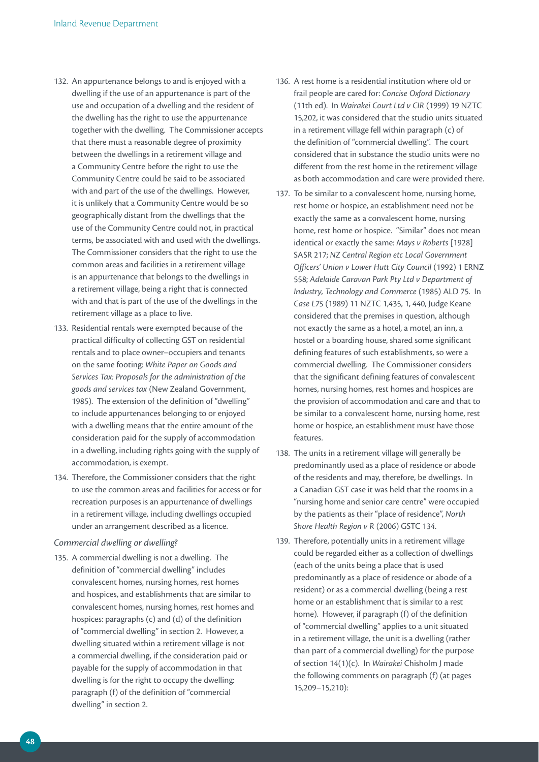132. An appurtenance belongs to and is enjoyed with a dwelling if the use of an appurtenance is part of the use and occupation of a dwelling and the resident of the dwelling has the right to use the appurtenance together with the dwelling. The Commissioner accepts that there must a reasonable degree of proximity between the dwellings in a retirement village and a Community Centre before the right to use the Community Centre could be said to be associated with and part of the use of the dwellings. However, it is unlikely that a Community Centre would be so geographically distant from the dwellings that the use of the Community Centre could not, in practical terms, be associated with and used with the dwellings. The Commissioner considers that the right to use the common areas and facilities in a retirement village is an appurtenance that belongs to the dwellings in a retirement village, being a right that is connected with and that is part of the use of the dwellings in the retirement village as a place to live.

133. Residential rentals were exempted because of the practical difficulty of collecting GST on residential rentals and to place owner–occupiers and tenants on the same footing: *White Paper on Goods and Services Tax: Proposals for the administration of the goods and services tax* (New Zealand Government, 1985). The extension of the definition of "dwelling" to include appurtenances belonging to or enjoyed with a dwelling means that the entire amount of the consideration paid for the supply of accommodation in a dwelling, including rights going with the supply of accommodation, is exempt.

134. Therefore, the Commissioner considers that the right to use the common areas and facilities for access or for recreation purposes is an appurtenance of dwellings in a retirement village, including dwellings occupied under an arrangement described as a licence.

*Commercial dwelling or dwelling?*

135. A commercial dwelling is not a dwelling. The definition of "commercial dwelling" includes convalescent homes, nursing homes, rest homes and hospices, and establishments that are similar to convalescent homes, nursing homes, rest homes and hospices: paragraphs (c) and (d) of the definition of "commercial dwelling" in section 2. However, a dwelling situated within a retirement village is not a commercial dwelling, if the consideration paid or payable for the supply of accommodation in that dwelling is for the right to occupy the dwelling: paragraph (f) of the definition of "commercial dwelling" in section 2.

136. A rest home is a residential institution where old or frail people are cared for: *Concise Oxford Dictionary* (11th ed). In *Wairakei Court Ltd v CIR* (1999) 19 NZTC 15,202, it was considered that the studio units situated in a retirement village fell within paragraph (c) of the definition of "commercial dwelling". The court considered that in substance the studio units were no different from the rest home in the retirement village as both accommodation and care were provided there.

137. To be similar to a convalescent home, nursing home, rest home or hospice, an establishment need not be exactly the same as a convalescent home, nursing home, rest home or hospice. "Similar" does not mean identical or exactly the same: *Mays v Roberts* [1928] SASR 217; *NZ Central Region etc Local Government Officers' Union v Lower Hutt City Council* (1992) 1 ERNZ 558; *Adelaide Caravan Park Pty Ltd v Department of Industry, Technology and Commerce* (1985) ALD 75. In *Case L75* (1989) 11 NZTC 1,435, 1, 440, Judge Keane considered that the premises in question, although not exactly the same as a hotel, a motel, an inn, a hostel or a boarding house, shared some significant defining features of such establishments, so were a commercial dwelling. The Commissioner considers that the significant defining features of convalescent homes, nursing homes, rest homes and hospices are the provision of accommodation and care and that to be similar to a convalescent home, nursing home, rest home or hospice, an establishment must have those features.

138. The units in a retirement village will generally be predominantly used as a place of residence or abode of the residents and may, therefore, be dwellings. In a Canadian GST case it was held that the rooms in a "nursing home and senior care centre" were occupied by the patients as their "place of residence", *North Shore Health Region v R* (2006) GSTC 134.

139. Therefore, potentially units in a retirement village could be regarded either as a collection of dwellings (each of the units being a place that is used predominantly as a place of residence or abode of a resident) or as a commercial dwelling (being a rest home or an establishment that is similar to a rest home). However, if paragraph (f) of the definition of "commercial dwelling" applies to a unit situated in a retirement village, the unit is a dwelling (rather than part of a commercial dwelling) for the purpose of section 14(1)(c). In *Wairakei* Chisholm J made the following comments on paragraph (f) (at pages 15,209–15,210):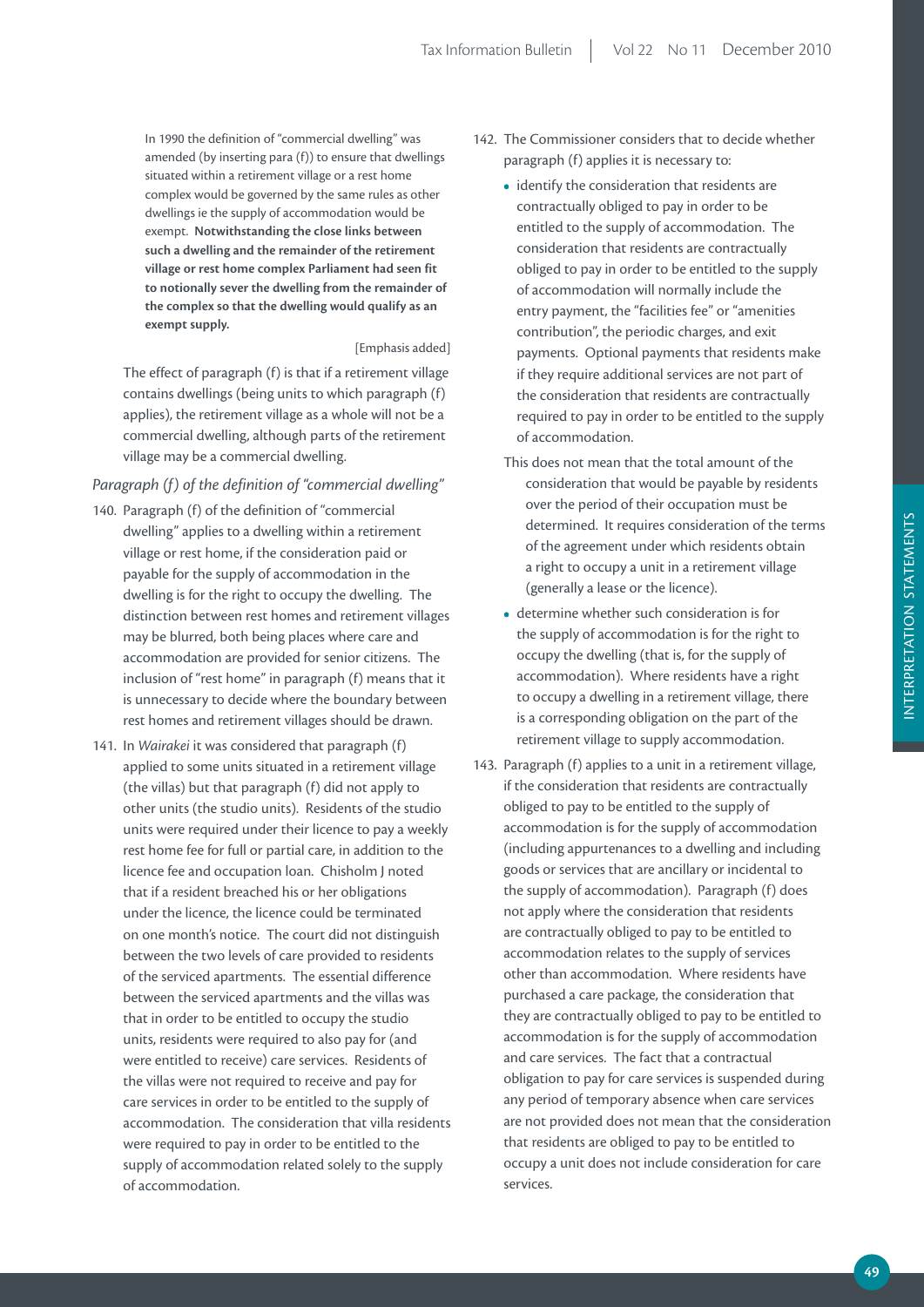> In 1990 the definition of "commercial dwelling" was amended (by inserting para (f)) to ensure that dwellings situated within a retirement village or a rest home complex would be governed by the same rules as other dwellings ie the supply of accommodation would be exempt. **Notwithstanding the close links between such a dwelling and the remainder of the retirement village or rest home complex Parliament had seen fit to notionally sever the dwelling from the remainder of the complex so that the dwelling would qualify as an exempt supply.**
>
> [Emphasis added]

The effect of paragraph (f) is that if a retirement village contains dwellings (being units to which paragraph (f) applies), the retirement village as a whole will not be a commercial dwelling, although parts of the retirement village may be a commercial dwelling.

*Paragraph (f) of the definition of "commercial dwelling"*

140. Paragraph (f) of the definition of "commercial dwelling" applies to a dwelling within a retirement village or rest home, if the consideration paid or payable for the supply of accommodation in the dwelling is for the right to occupy the dwelling. The distinction between rest homes and retirement villages may be blurred, both being places where care and accommodation are provided for senior citizens. The inclusion of "rest home" in paragraph (f) means that it is unnecessary to decide where the boundary between rest homes and retirement villages should be drawn.

141. In *Wairakei* it was considered that paragraph (f) applied to some units situated in a retirement village (the villas) but that paragraph (f) did not apply to other units (the studio units). Residents of the studio units were required under their licence to pay a weekly rest home fee for full or partial care, in addition to the licence fee and occupation loan. Chisholm J noted that if a resident breached his or her obligations under the licence, the licence could be terminated on one month's notice. The court did not distinguish between the two levels of care provided to residents of the serviced apartments. The essential difference between the serviced apartments and the villas was that in order to be entitled to occupy the studio units, residents were required to also pay for (and were entitled to receive) care services. Residents of the villas were not required to receive and pay for care services in order to be entitled to the supply of accommodation. The consideration that villa residents were required to pay in order to be entitled to the supply of accommodation related solely to the supply of accommodation.

142. The Commissioner considers that to decide whether paragraph (f) applies it is necessary to:

- identify the consideration that residents are contractually obliged to pay in order to be entitled to the supply of accommodation. The consideration that residents are contractually obliged to pay in order to be entitled to the supply of accommodation will normally include the entry payment, the "facilities fee" or "amenities contribution", the periodic charges, and exit payments. Optional payments that residents make if they require additional services are not part of the consideration that residents are contractually required to pay in order to be entitled to the supply of accommodation.

  This does not mean that the total amount of the consideration that would be payable by residents over the period of their occupation must be determined. It requires consideration of the terms of the agreement under which residents obtain a right to occupy a unit in a retirement village (generally a lease or the licence).

- determine whether such consideration is for the supply of accommodation is for the right to occupy the dwelling (that is, for the supply of accommodation). Where residents have a right to occupy a dwelling in a retirement village, there is a corresponding obligation on the part of the retirement village to supply accommodation.

143. Paragraph (f) applies to a unit in a retirement village, if the consideration that residents are contractually obliged to pay to be entitled to the supply of accommodation is for the supply of accommodation (including appurtenances to a dwelling and including goods or services that are ancillary or incidental to the supply of accommodation). Paragraph (f) does not apply where the consideration that residents are contractually obliged to pay to be entitled to accommodation relates to the supply of services other than accommodation. Where residents have purchased a care package, the consideration that they are contractually obliged to pay to be entitled to accommodation is for the supply of accommodation and care services. The fact that a contractual obligation to pay for care services is suspended during any period of temporary absence when care services are not provided does not mean that the consideration that residents are obliged to pay to be entitled to occupy a unit does not include consideration for care services.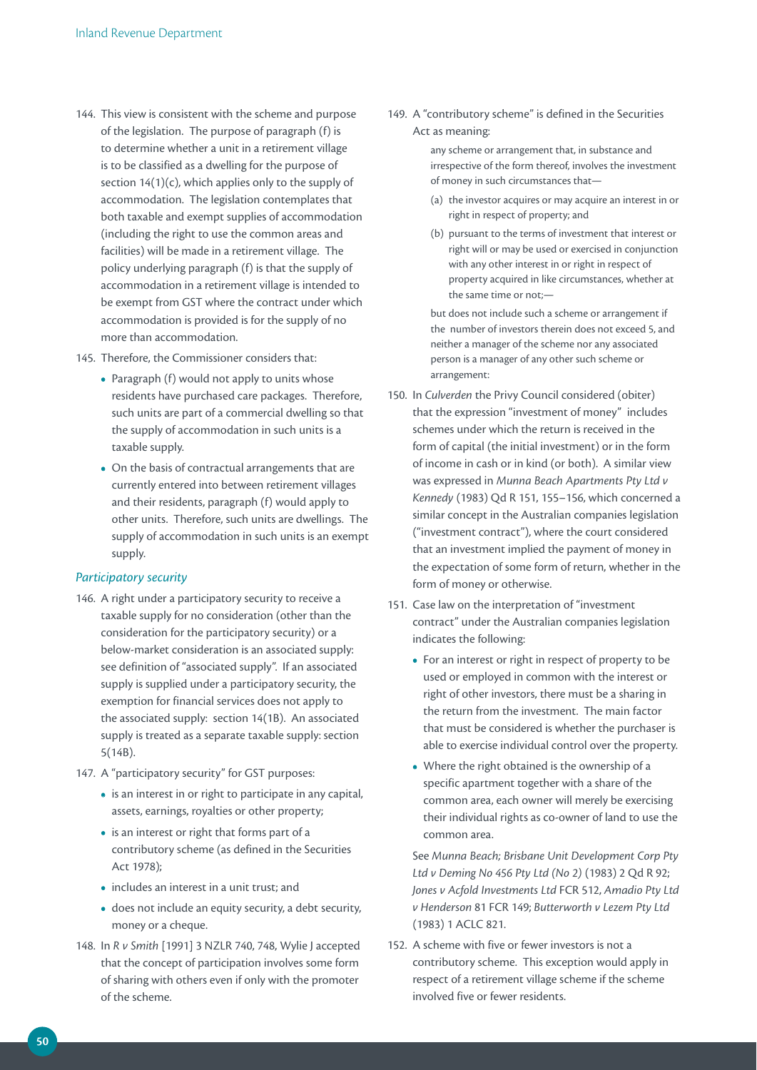144. This view is consistent with the scheme and purpose of the legislation. The purpose of paragraph (f) is to determine whether a unit in a retirement village is to be classified as a dwelling for the purpose of section 14(1)(c), which applies only to the supply of accommodation. The legislation contemplates that both taxable and exempt supplies of accommodation (including the right to use the common areas and facilities) will be made in a retirement village. The policy underlying paragraph (f) is that the supply of accommodation in a retirement village is intended to be exempt from GST where the contract under which accommodation is provided is for the supply of no more than accommodation.

145. Therefore, the Commissioner considers that:

- Paragraph (f) would not apply to units whose residents have purchased care packages. Therefore, such units are part of a commercial dwelling so that the supply of accommodation in such units is a taxable supply.
- On the basis of contractual arrangements that are currently entered into between retirement villages and their residents, paragraph (f) would apply to other units. Therefore, such units are dwellings. The supply of accommodation in such units is an exempt supply.

### *Participatory security*

146. A right under a participatory security to receive a taxable supply for no consideration (other than the consideration for the participatory security) or a below-market consideration is an associated supply: see definition of "associated supply". If an associated supply is supplied under a participatory security, the exemption for financial services does not apply to the associated supply: section 14(1B). An associated supply is treated as a separate taxable supply: section 5(14B).

147. A "participatory security" for GST purposes:

- is an interest in or right to participate in any capital, assets, earnings, royalties or other property;
- is an interest or right that forms part of a contributory scheme (as defined in the Securities Act 1978);
- includes an interest in a unit trust; and
- does not include an equity security, a debt security, money or a cheque.

148. In *R v Smith* [1991] 3 NZLR 740, 748, Wylie J accepted that the concept of participation involves some form of sharing with others even if only with the promoter of the scheme.

149. A "contributory scheme" is defined in the Securities Act as meaning:

> any scheme or arrangement that, in substance and irrespective of the form thereof, involves the investment of money in such circumstances that—
>
> (a) the investor acquires or may acquire an interest in or right in respect of property; and
>
> (b) pursuant to the terms of investment that interest or right will or may be used or exercised in conjunction with any other interest in or right in respect of property acquired in like circumstances, whether at the same time or not;—
>
> but does not include such a scheme or arrangement if the number of investors therein does not exceed 5, and neither a manager of the scheme nor any associated person is a manager of any other such scheme or arrangement:

150. In *Culverden* the Privy Council considered (obiter) that the expression "investment of money" includes schemes under which the return is received in the form of capital (the initial investment) or in the form of income in cash or in kind (or both). A similar view was expressed in *Munna Beach Apartments Pty Ltd v Kennedy* (1983) Qd R 151, 155–156, which concerned a similar concept in the Australian companies legislation ("investment contract"), where the court considered that an investment implied the payment of money in the expectation of some form of return, whether in the form of money or otherwise.

151. Case law on the interpretation of "investment contract" under the Australian companies legislation indicates the following:

- For an interest or right in respect of property to be used or employed in common with the interest or right of other investors, there must be a sharing in the return from the investment. The main factor that must be considered is whether the purchaser is able to exercise individual control over the property.
- Where the right obtained is the ownership of a specific apartment together with a share of the common area, each owner will merely be exercising their individual rights as co-owner of land to use the common area.

See *Munna Beach*; *Brisbane Unit Development Corp Pty Ltd v Deming No 456 Pty Ltd (No 2)* (1983) 2 Qd R 92; *Jones v Acfold Investments Ltd* FCR 512, *Amadio Pty Ltd v Henderson* 81 FCR 149; *Butterworth v Lezem Pty Ltd* (1983) 1 ACLC 821.

152. A scheme with five or fewer investors is not a contributory scheme. This exception would apply in respect of a retirement village scheme if the scheme involved five or fewer residents.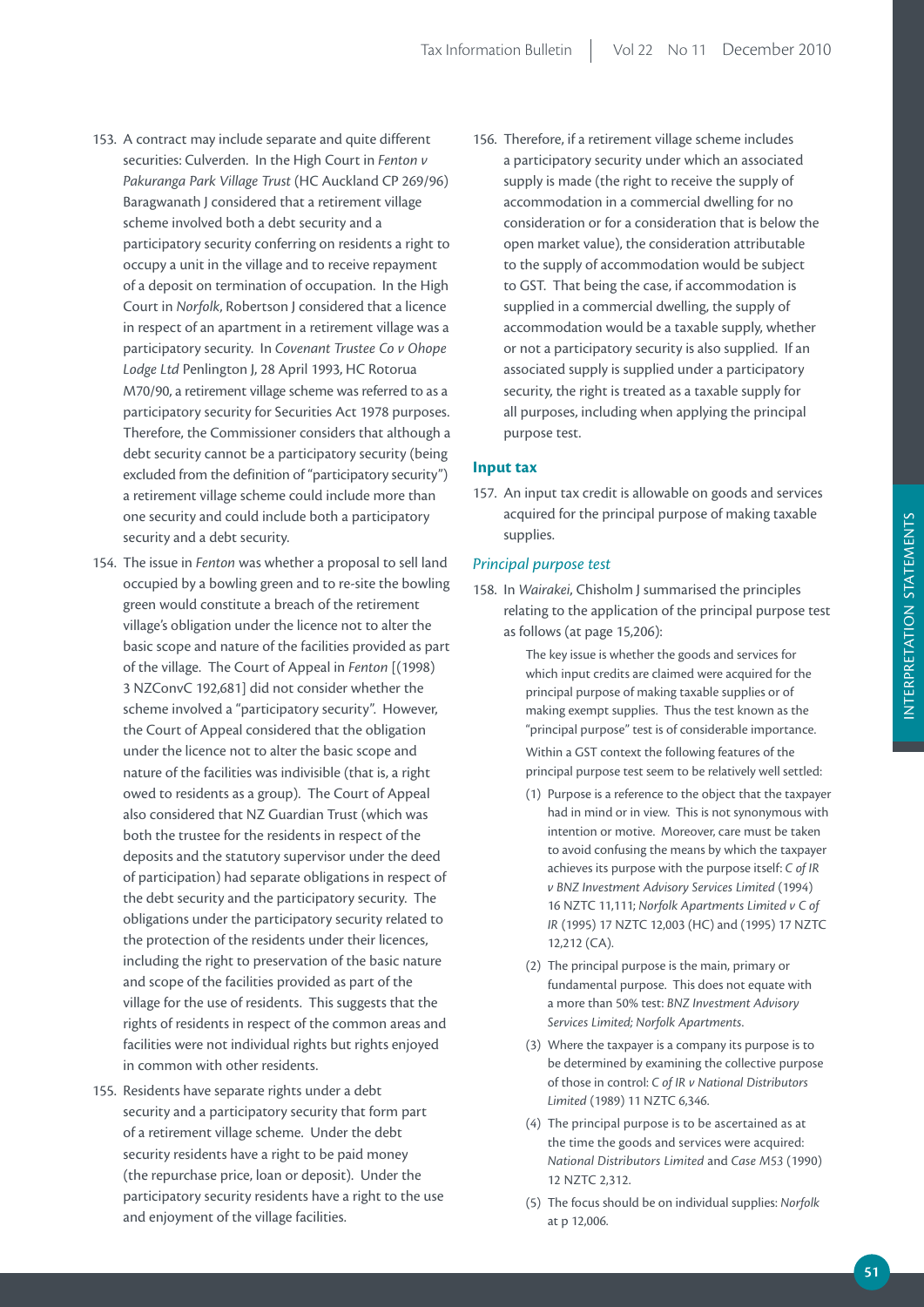153. A contract may include separate and quite different securities: Culverden. In the High Court in *Fenton v Pakuranga Park Village Trust* (HC Auckland CP 269/96) Baragwanath J considered that a retirement village scheme involved both a debt security and a participatory security conferring on residents a right to occupy a unit in the village and to receive repayment of a deposit on termination of occupation. In the High Court in *Norfolk*, Robertson J considered that a licence in respect of an apartment in a retirement village was a participatory security. In *Covenant Trustee Co v Ohope Lodge Ltd* Penlington J, 28 April 1993, HC Rotorua M70/90, a retirement village scheme was referred to as a participatory security for Securities Act 1978 purposes. Therefore, the Commissioner considers that although a debt security cannot be a participatory security (being excluded from the definition of "participatory security") a retirement village scheme could include more than one security and could include both a participatory security and a debt security.

154. The issue in *Fenton* was whether a proposal to sell land occupied by a bowling green and to re-site the bowling green would constitute a breach of the retirement village's obligation under the licence not to alter the basic scope and nature of the facilities provided as part of the village. The Court of Appeal in *Fenton* [(1998) 3 NZConvC 192,681] did not consider whether the scheme involved a "participatory security". However, the Court of Appeal considered that the obligation under the licence not to alter the basic scope and nature of the facilities was indivisible (that is, a right owed to residents as a group). The Court of Appeal also considered that NZ Guardian Trust (which was both the trustee for the residents in respect of the deposits and the statutory supervisor under the deed of participation) had separate obligations in respect of the debt security and the participatory security. The obligations under the participatory security related to the protection of the residents under their licences, including the right to preservation of the basic nature and scope of the facilities provided as part of the village for the use of residents. This suggests that the rights of residents in respect of the common areas and facilities were not individual rights but rights enjoyed in common with other residents.

155. Residents have separate rights under a debt security and a participatory security that form part of a retirement village scheme. Under the debt security residents have a right to be paid money (the repurchase price, loan or deposit). Under the participatory security residents have a right to the use and enjoyment of the village facilities.

156. Therefore, if a retirement village scheme includes a participatory security under which an associated supply is made (the right to receive the supply of accommodation in a commercial dwelling for no consideration or for a consideration that is below the open market value), the consideration attributable to the supply of accommodation would be subject to GST. That being the case, if accommodation is supplied in a commercial dwelling, the supply of accommodation would be a taxable supply, whether or not a participatory security is also supplied. If an associated supply is supplied under a participatory security, the right is treated as a taxable supply for all purposes, including when applying the principal purpose test.

### Input tax

157. An input tax credit is allowable on goods and services acquired for the principal purpose of making taxable supplies.

#### *Principal purpose test*

158. In *Wairakei*, Chisholm J summarised the principles relating to the application of the principal purpose test as follows (at page 15,206):

> The key issue is whether the goods and services for which input credits are claimed were acquired for the principal purpose of making taxable supplies or of making exempt supplies. Thus the test known as the "principal purpose" test is of considerable importance.
>
> Within a GST context the following features of the principal purpose test seem to be relatively well settled:
>
> (1) Purpose is a reference to the object that the taxpayer had in mind or in view. This is not synonymous with intention or motive. Moreover, care must be taken to avoid confusing the means by which the taxpayer achieves its purpose with the purpose itself: *C of IR v BNZ Investment Advisory Services Limited* (1994) 16 NZTC 11,111; *Norfolk Apartments Limited v C of IR* (1995) 17 NZTC 12,003 (HC) and (1995) 17 NZTC 12,212 (CA).
>
> (2) The principal purpose is the main, primary or fundamental purpose. This does not equate with a more than 50% test: *BNZ Investment Advisory Services Limited; Norfolk Apartments*.
>
> (3) Where the taxpayer is a company its purpose is to be determined by examining the collective purpose of those in control: *C of IR v National Distributors Limited* (1989) 11 NZTC 6,346.
>
> (4) The principal purpose is to be ascertained as at the time the goods and services were acquired: *National Distributors Limited* and *Case M53* (1990) 12 NZTC 2,312.
>
> (5) The focus should be on individual supplies: *Norfolk* at p 12,006.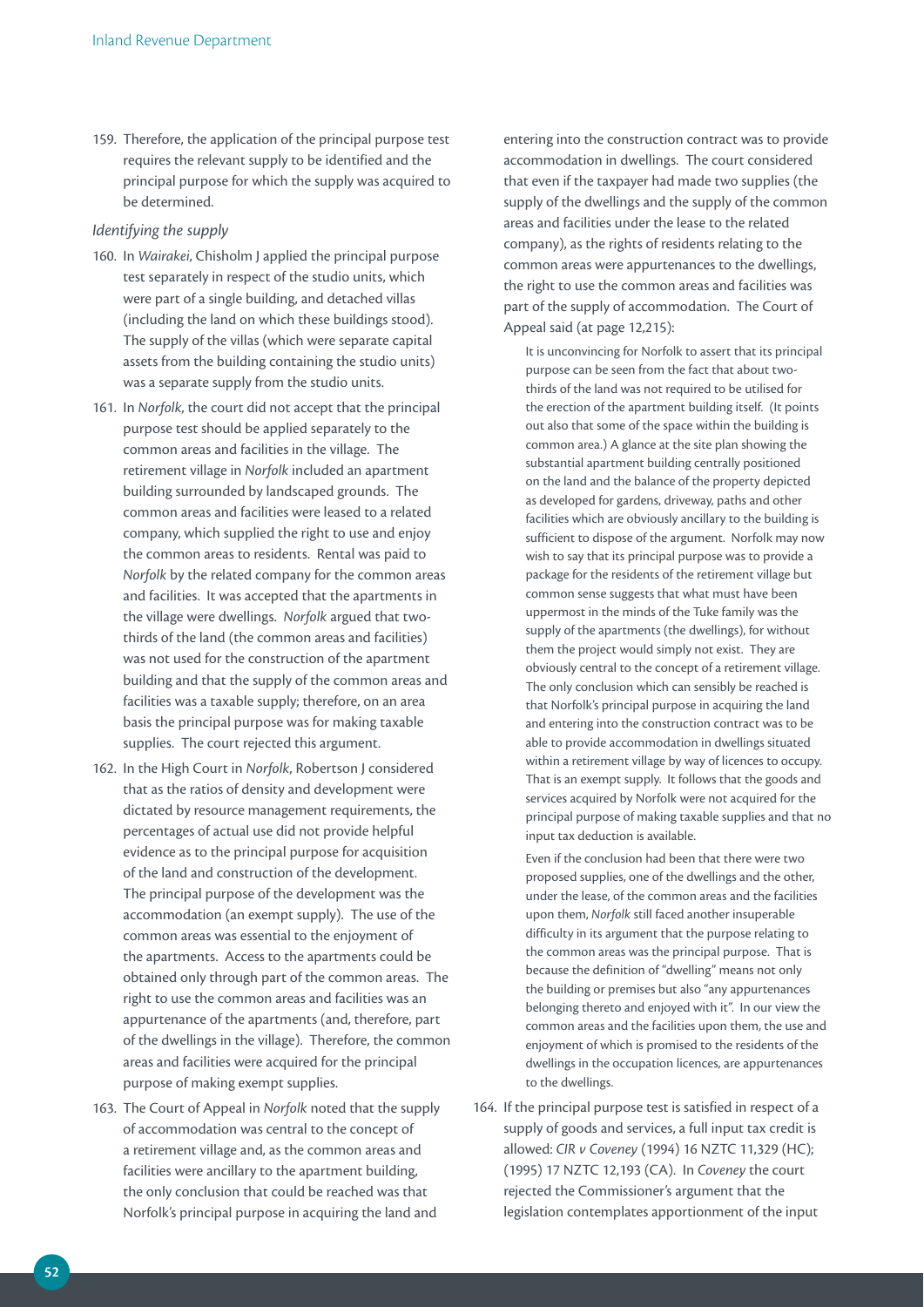159. Therefore, the application of the principal purpose test requires the relevant supply to be identified and the principal purpose for which the supply was acquired to be determined.

*Identifying the supply*

160. In *Wairakei*, Chisholm J applied the principal purpose test separately in respect of the studio units, which were part of a single building, and detached villas (including the land on which these buildings stood). The supply of the villas (which were separate capital assets from the building containing the studio units) was a separate supply from the studio units.

161. In *Norfolk*, the court did not accept that the principal purpose test should be applied separately to the common areas and facilities in the village. The retirement village in *Norfolk* included an apartment building surrounded by landscaped grounds. The common areas and facilities were leased to a related company, which supplied the right to use and enjoy the common areas to residents. Rental was paid to *Norfolk* by the related company for the common areas and facilities. It was accepted that the apartments in the village were dwellings. *Norfolk* argued that two-thirds of the land (the common areas and facilities) was not used for the construction of the apartment building and that the supply of the common areas and facilities was a taxable supply; therefore, on an area basis the principal purpose was for making taxable supplies. The court rejected this argument.

162. In the High Court in *Norfolk*, Robertson J considered that as the ratios of density and development were dictated by resource management requirements, the percentages of actual use did not provide helpful evidence as to the principal purpose for acquisition of the land and construction of the development. The principal purpose of the development was the accommodation (an exempt supply). The use of the common areas was essential to the enjoyment of the apartments. Access to the apartments could be obtained only through part of the common areas. The right to use the common areas and facilities was an appurtenance of the apartments (and, therefore, part of the dwellings in the village). Therefore, the common areas and facilities were acquired for the principal purpose of making exempt supplies.

163. The Court of Appeal in *Norfolk* noted that the supply of accommodation was central to the concept of a retirement village and, as the common areas and facilities were ancillary to the apartment building, the only conclusion that could be reached was that Norfolk's principal purpose in acquiring the land and entering into the construction contract was to provide accommodation in dwellings. The court considered that even if the taxpayer had made two supplies (the supply of the dwellings and the supply of the common areas and facilities under the lease to the related company), as the rights of residents relating to the common areas were appurtenances to the dwellings, the right to use the common areas and facilities was part of the supply of accommodation. The Court of Appeal said (at page 12,215):

> It is unconvincing for Norfolk to assert that its principal purpose can be seen from the fact that about two-thirds of the land was not required to be utilised for the erection of the apartment building itself. (It points out also that some of the space within the building is common area.) A glance at the site plan showing the substantial apartment building centrally positioned on the land and the balance of the property depicted as developed for gardens, driveway, paths and other facilities which are obviously ancillary to the building is sufficient to dispose of the argument. Norfolk may now wish to say that its principal purpose was to provide a package for the residents of the retirement village but common sense suggests that what must have been uppermost in the minds of the Tuke family was the supply of the apartments (the dwellings), for without them the project would simply not exist. They are obviously central to the concept of a retirement village. The only conclusion which can sensibly be reached is that Norfolk's principal purpose in acquiring the land and entering into the construction contract was to be able to provide accommodation in dwellings situated within a retirement village by way of licences to occupy. That is an exempt supply. It follows that the goods and services acquired by Norfolk were not acquired for the principal purpose of making taxable supplies and that no input tax deduction is available.
>
> Even if the conclusion had been that there were two proposed supplies, one of the dwellings and the other, under the lease, of the common areas and the facilities upon them, *Norfolk* still faced another insuperable difficulty in its argument that the purpose relating to the common areas was the principal purpose. That is because the definition of "dwelling" means not only the building or premises but also "any appurtenances belonging thereto and enjoyed with it". In our view the common areas and the facilities upon them, the use and enjoyment of which is promised to the residents of the dwellings in the occupation licences, are appurtenances to the dwellings.

164. If the principal purpose test is satisfied in respect of a supply of goods and services, a full input tax credit is allowed: *CIR v Coveney* (1994) 16 NZTC 11,329 (HC); (1995) 17 NZTC 12,193 (CA). In *Coveney* the court rejected the Commissioner's argument that the legislation contemplates apportionment of the input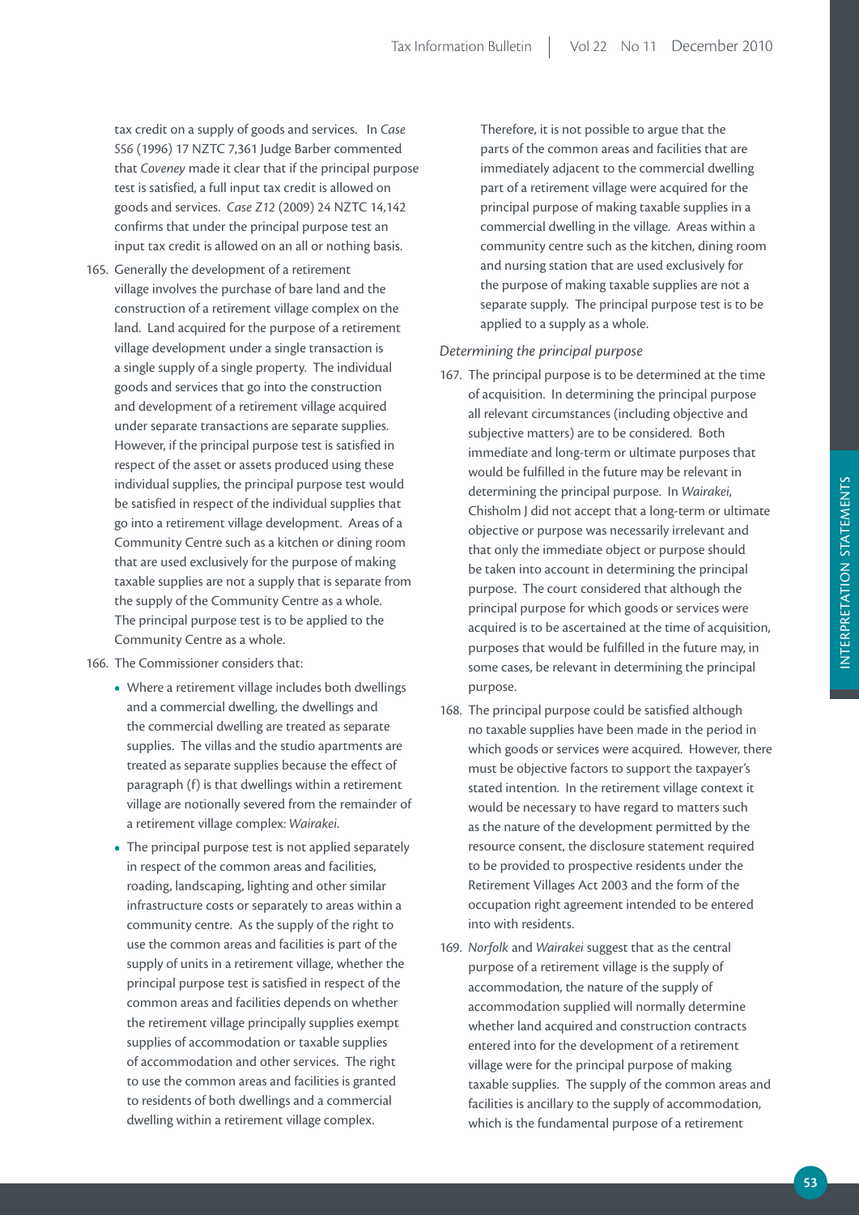tax credit on a supply of goods and services. In *Case S56* (1996) 17 NZTC 7,361 Judge Barber commented that *Coveney* made it clear that if the principal purpose test is satisfied, a full input tax credit is allowed on goods and services. *Case Z12* (2009) 24 NZTC 14,142 confirms that under the principal purpose test an input tax credit is allowed on an all or nothing basis.

165. Generally the development of a retirement village involves the purchase of bare land and the construction of a retirement village complex on the land. Land acquired for the purpose of a retirement village development under a single transaction is a single supply of a single property. The individual goods and services that go into the construction and development of a retirement village acquired under separate transactions are separate supplies. However, if the principal purpose test is satisfied in respect of the asset or assets produced using these individual supplies, the principal purpose test would be satisfied in respect of the individual supplies that go into a retirement village development. Areas of a Community Centre such as a kitchen or dining room that are used exclusively for the purpose of making taxable supplies are not a supply that is separate from the supply of the Community Centre as a whole. The principal purpose test is to be applied to the Community Centre as a whole.

166. The Commissioner considers that:

- Where a retirement village includes both dwellings and a commercial dwelling, the dwellings and the commercial dwelling are treated as separate supplies. The villas and the studio apartments are treated as separate supplies because the effect of paragraph (f) is that dwellings within a retirement village are notionally severed from the remainder of a retirement village complex: *Wairakei*.
- The principal purpose test is not applied separately in respect of the common areas and facilities, roading, landscaping, lighting and other similar infrastructure costs or separately to areas within a community centre. As the supply of the right to use the common areas and facilities is part of the supply of units in a retirement village, whether the principal purpose test is satisfied in respect of the common areas and facilities depends on whether the retirement village principally supplies exempt supplies of accommodation or taxable supplies of accommodation and other services. The right to use the common areas and facilities is granted to residents of both dwellings and a commercial dwelling within a retirement village complex.

Therefore, it is not possible to argue that the parts of the common areas and facilities that are immediately adjacent to the commercial dwelling part of a retirement village were acquired for the principal purpose of making taxable supplies in a commercial dwelling in the village. Areas within a community centre such as the kitchen, dining room and nursing station that are used exclusively for the purpose of making taxable supplies are not a separate supply. The principal purpose test is to be applied to a supply as a whole.

*Determining the principal purpose*

167. The principal purpose is to be determined at the time of acquisition. In determining the principal purpose all relevant circumstances (including objective and subjective matters) are to be considered. Both immediate and long-term or ultimate purposes that would be fulfilled in the future may be relevant in determining the principal purpose. In *Wairakei*, Chisholm J did not accept that a long-term or ultimate objective or purpose was necessarily irrelevant and that only the immediate object or purpose should be taken into account in determining the principal purpose. The court considered that although the principal purpose for which goods or services were acquired is to be ascertained at the time of acquisition, purposes that would be fulfilled in the future may, in some cases, be relevant in determining the principal purpose.

168. The principal purpose could be satisfied although no taxable supplies have been made in the period in which goods or services were acquired. However, there must be objective factors to support the taxpayer's stated intention. In the retirement village context it would be necessary to have regard to matters such as the nature of the development permitted by the resource consent, the disclosure statement required to be provided to prospective residents under the Retirement Villages Act 2003 and the form of the occupation right agreement intended to be entered into with residents.

169. *Norfolk* and *Wairakei* suggest that as the central purpose of a retirement village is the supply of accommodation, the nature of the supply of accommodation supplied will normally determine whether land acquired and construction contracts entered into for the development of a retirement village were for the principal purpose of making taxable supplies. The supply of the common areas and facilities is ancillary to the supply of accommodation, which is the fundamental purpose of a retirement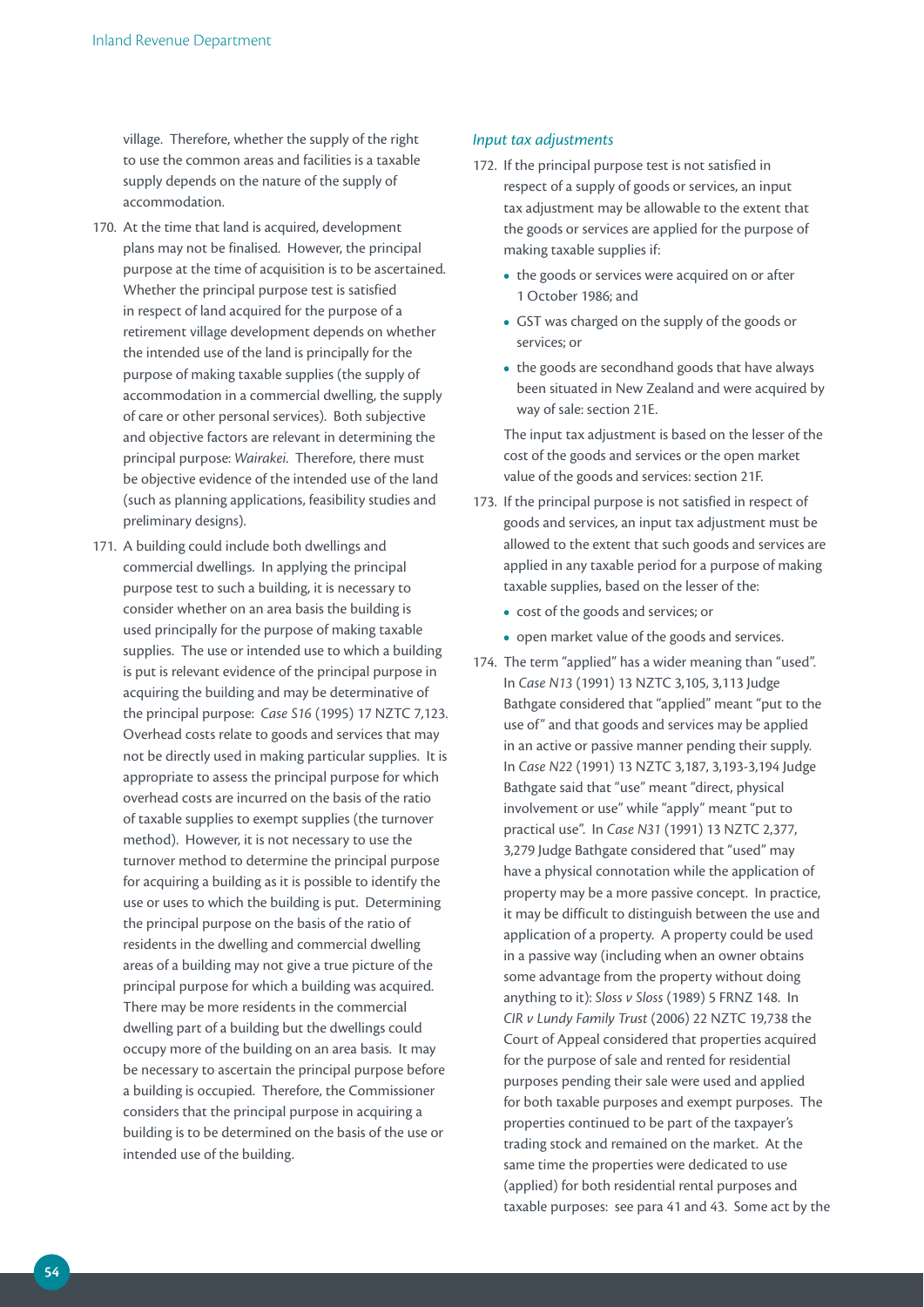village. Therefore, whether the supply of the right to use the common areas and facilities is a taxable supply depends on the nature of the supply of accommodation.

170. At the time that land is acquired, development plans may not be finalised. However, the principal purpose at the time of acquisition is to be ascertained. Whether the principal purpose test is satisfied in respect of land acquired for the purpose of a retirement village development depends on whether the intended use of the land is principally for the purpose of making taxable supplies (the supply of accommodation in a commercial dwelling, the supply of care or other personal services). Both subjective and objective factors are relevant in determining the principal purpose: *Wairakei*. Therefore, there must be objective evidence of the intended use of the land (such as planning applications, feasibility studies and preliminary designs).

171. A building could include both dwellings and commercial dwellings. In applying the principal purpose test to such a building, it is necessary to consider whether on an area basis the building is used principally for the purpose of making taxable supplies. The use or intended use to which a building is put is relevant evidence of the principal purpose in acquiring the building and may be determinative of the principal purpose: *Case S16* (1995) 17 NZTC 7,123. Overhead costs relate to goods and services that may not be directly used in making particular supplies. It is appropriate to assess the principal purpose for which overhead costs are incurred on the basis of the ratio of taxable supplies to exempt supplies (the turnover method). However, it is not necessary to use the turnover method to determine the principal purpose for acquiring a building as it is possible to identify the use or uses to which the building is put. Determining the principal purpose on the basis of the ratio of residents in the dwelling and commercial dwelling areas of a building may not give a true picture of the principal purpose for which a building was acquired. There may be more residents in the commercial dwelling part of a building but the dwellings could occupy more of the building on an area basis. It may be necessary to ascertain the principal purpose before a building is occupied. Therefore, the Commissioner considers that the principal purpose in acquiring a building is to be determined on the basis of the use or intended use of the building.

### *Input tax adjustments*

172. If the principal purpose test is not satisfied in respect of a supply of goods or services, an input tax adjustment may be allowable to the extent that the goods or services are applied for the purpose of making taxable supplies if:

    - the goods or services were acquired on or after 1 October 1986; and
    - GST was charged on the supply of the goods or services; or
    - the goods are secondhand goods that have always been situated in New Zealand and were acquired by way of sale: section 21E.

    The input tax adjustment is based on the lesser of the cost of the goods and services or the open market value of the goods and services: section 21F.

173. If the principal purpose is not satisfied in respect of goods and services, an input tax adjustment must be allowed to the extent that such goods and services are applied in any taxable period for a purpose of making taxable supplies, based on the lesser of the:

    - cost of the goods and services; or
    - open market value of the goods and services.

174. The term "applied" has a wider meaning than "used". In *Case N13* (1991) 13 NZTC 3,105, 3,113 Judge Bathgate considered that "applied" meant "put to the use of" and that goods and services may be applied in an active or passive manner pending their supply. In *Case N22* (1991) 13 NZTC 3,187, 3,193-3,194 Judge Bathgate said that "use" meant "direct, physical involvement or use" while "apply" meant "put to practical use". In *Case N31* (1991) 13 NZTC 2,377, 3,279 Judge Bathgate considered that "used" may have a physical connotation while the application of property may be a more passive concept. In practice, it may be difficult to distinguish between the use and application of a property. A property could be used in a passive way (including when an owner obtains some advantage from the property without doing anything to it): *Sloss v Sloss* (1989) 5 FRNZ 148. In *CIR v Lundy Family Trust* (2006) 22 NZTC 19,738 the Court of Appeal considered that properties acquired for the purpose of sale and rented for residential purposes pending their sale were used and applied for both taxable purposes and exempt purposes. The properties continued to be part of the taxpayer's trading stock and remained on the market. At the same time the properties were dedicated to use (applied) for both residential rental purposes and taxable purposes: see para 41 and 43. Some act by the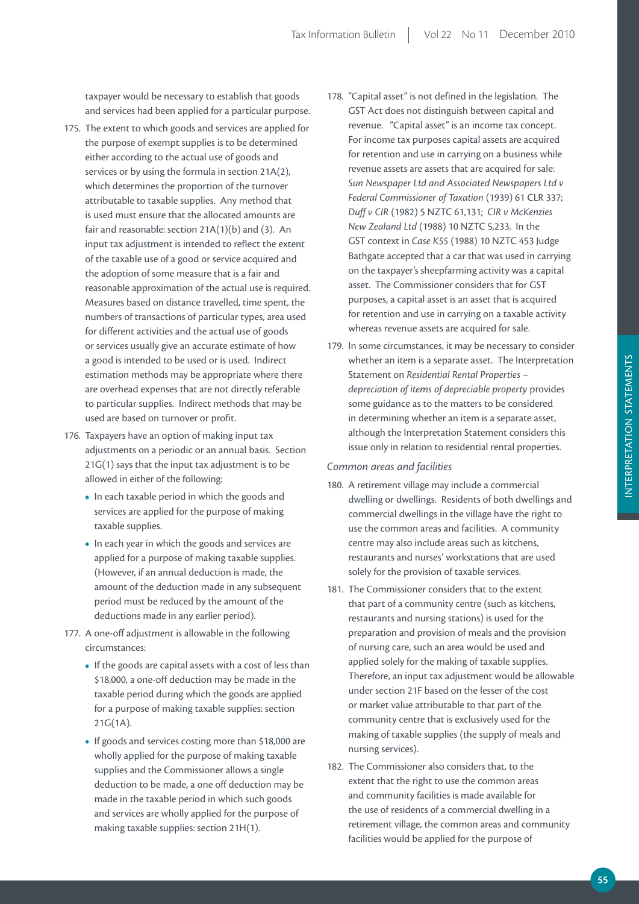taxpayer would be necessary to establish that goods and services had been applied for a particular purpose.

175. The extent to which goods and services are applied for the purpose of exempt supplies is to be determined either according to the actual use of goods and services or by using the formula in section 21A(2), which determines the proportion of the turnover attributable to taxable supplies. Any method that is used must ensure that the allocated amounts are fair and reasonable: section 21A(1)(b) and (3). An input tax adjustment is intended to reflect the extent of the taxable use of a good or service acquired and the adoption of some measure that is a fair and reasonable approximation of the actual use is required. Measures based on distance travelled, time spent, the numbers of transactions of particular types, area used for different activities and the actual use of goods or services usually give an accurate estimate of how a good is intended to be used or is used. Indirect estimation methods may be appropriate where there are overhead expenses that are not directly referable to particular supplies. Indirect methods that may be used are based on turnover or profit.

176. Taxpayers have an option of making input tax adjustments on a periodic or an annual basis. Section 21G(1) says that the input tax adjustment is to be allowed in either of the following:

   - In each taxable period in which the goods and services are applied for the purpose of making taxable supplies.
   - In each year in which the goods and services are applied for a purpose of making taxable supplies. (However, if an annual deduction is made, the amount of the deduction made in any subsequent period must be reduced by the amount of the deductions made in any earlier period).

177. A one-off adjustment is allowable in the following circumstances:

   - If the goods are capital assets with a cost of less than $18,000, a one-off deduction may be made in the taxable period during which the goods are applied for a purpose of making taxable supplies: section 21G(1A).
   - If goods and services costing more than $18,000 are wholly applied for the purpose of making taxable supplies and the Commissioner allows a single deduction to be made, a one off deduction may be made in the taxable period in which such goods and services are wholly applied for the purpose of making taxable supplies: section 21H(1).

178. "Capital asset" is not defined in the legislation. The GST Act does not distinguish between capital and revenue. "Capital asset" is an income tax concept. For income tax purposes capital assets are acquired for retention and use in carrying on a business while revenue assets are assets that are acquired for sale: *Sun Newspaper Ltd and Associated Newspapers Ltd v Federal Commissioner of Taxation* (1939) 61 CLR 337; *Duff v CIR* (1982) 5 NZTC 61,131; *CIR v McKenzies New Zealand Ltd* (1988) 10 NZTC 5,233. In the GST context in *Case K55* (1988) 10 NZTC 453 Judge Bathgate accepted that a car that was used in carrying on the taxpayer's sheepfarming activity was a capital asset. The Commissioner considers that for GST purposes, a capital asset is an asset that is acquired for retention and use in carrying on a taxable activity whereas revenue assets are acquired for sale.

179. In some circumstances, it may be necessary to consider whether an item is a separate asset. The Interpretation Statement on *Residential Rental Properties – depreciation of items of depreciable property* provides some guidance as to the matters to be considered in determining whether an item is a separate asset, although the Interpretation Statement considers this issue only in relation to residential rental properties.

*Common areas and facilities*

180. A retirement village may include a commercial dwelling or dwellings. Residents of both dwellings and commercial dwellings in the village have the right to use the common areas and facilities. A community centre may also include areas such as kitchens, restaurants and nurses' workstations that are used solely for the provision of taxable services.

181. The Commissioner considers that to the extent that part of a community centre (such as kitchens, restaurants and nursing stations) is used for the preparation and provision of meals and the provision of nursing care, such an area would be used and applied solely for the making of taxable supplies. Therefore, an input tax adjustment would be allowable under section 21F based on the lesser of the cost or market value attributable to that part of the community centre that is exclusively used for the making of taxable supplies (the supply of meals and nursing services).

182. The Commissioner also considers that, to the extent that the right to use the common areas and community facilities is made available for the use of residents of a commercial dwelling in a retirement village, the common areas and community facilities would be applied for the purpose of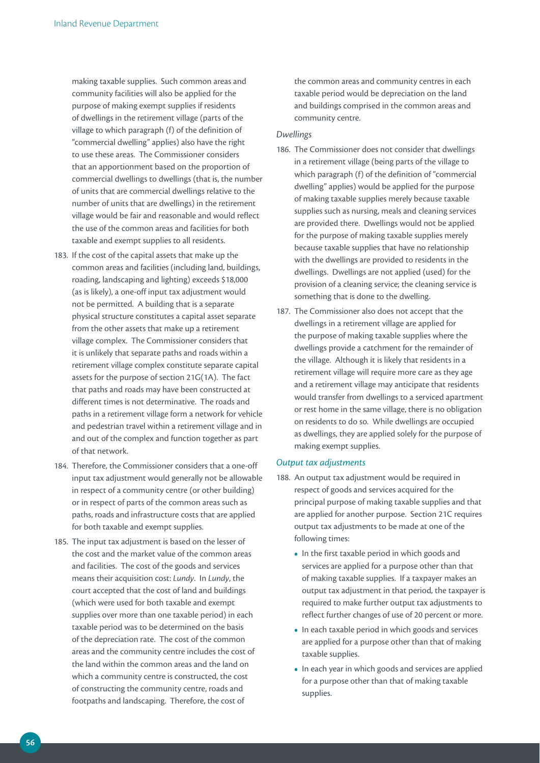making taxable supplies. Such common areas and community facilities will also be applied for the purpose of making exempt supplies if residents of dwellings in the retirement village (parts of the village to which paragraph (f) of the definition of "commercial dwelling" applies) also have the right to use these areas. The Commissioner considers that an apportionment based on the proportion of commercial dwellings to dwellings (that is, the number of units that are commercial dwellings relative to the number of units that are dwellings) in the retirement village would be fair and reasonable and would reflect the use of the common areas and facilities for both taxable and exempt supplies to all residents.

183. If the cost of the capital assets that make up the common areas and facilities (including land, buildings, roading, landscaping and lighting) exceeds $18,000 (as is likely), a one-off input tax adjustment would not be permitted. A building that is a separate physical structure constitutes a capital asset separate from the other assets that make up a retirement village complex. The Commissioner considers that it is unlikely that separate paths and roads within a retirement village complex constitute separate capital assets for the purpose of section 21G(1A). The fact that paths and roads may have been constructed at different times is not determinative. The roads and paths in a retirement village form a network for vehicle and pedestrian travel within a retirement village and in and out of the complex and function together as part of that network.

184. Therefore, the Commissioner considers that a one-off input tax adjustment would generally not be allowable in respect of a community centre (or other building) or in respect of parts of the common areas such as paths, roads and infrastructure costs that are applied for both taxable and exempt supplies.

185. The input tax adjustment is based on the lesser of the cost and the market value of the common areas and facilities. The cost of the goods and services means their acquisition cost: *Lundy*. In *Lundy*, the court accepted that the cost of land and buildings (which were used for both taxable and exempt supplies over more than one taxable period) in each taxable period was to be determined on the basis of the depreciation rate. The cost of the common areas and the community centre includes the cost of the land within the common areas and the land on which a community centre is constructed, the cost of constructing the community centre, roads and footpaths and landscaping. Therefore, the cost of the common areas and community centres in each taxable period would be depreciation on the land and buildings comprised in the common areas and community centre.

*Dwellings*

186. The Commissioner does not consider that dwellings in a retirement village (being parts of the village to which paragraph (f) of the definition of "commercial dwelling" applies) would be applied for the purpose of making taxable supplies merely because taxable supplies such as nursing, meals and cleaning services are provided there. Dwellings would not be applied for the purpose of making taxable supplies merely because taxable supplies that have no relationship with the dwellings are provided to residents in the dwellings. Dwellings are not applied (used) for the provision of a cleaning service; the cleaning service is something that is done to the dwelling.

187. The Commissioner also does not accept that the dwellings in a retirement village are applied for the purpose of making taxable supplies where the dwellings provide a catchment for the remainder of the village. Although it is likely that residents in a retirement village will require more care as they age and a retirement village may anticipate that residents would transfer from dwellings to a serviced apartment or rest home in the same village, there is no obligation on residents to do so. While dwellings are occupied as dwellings, they are applied solely for the purpose of making exempt supplies.

### *Output tax adjustments*

188. An output tax adjustment would be required in respect of goods and services acquired for the principal purpose of making taxable supplies and that are applied for another purpose. Section 21C requires output tax adjustments to be made at one of the following times:

- In the first taxable period in which goods and services are applied for a purpose other than that of making taxable supplies. If a taxpayer makes an output tax adjustment in that period, the taxpayer is required to make further output tax adjustments to reflect further changes of use of 20 percent or more.
- In each taxable period in which goods and services are applied for a purpose other than that of making taxable supplies.
- In each year in which goods and services are applied for a purpose other than that of making taxable supplies.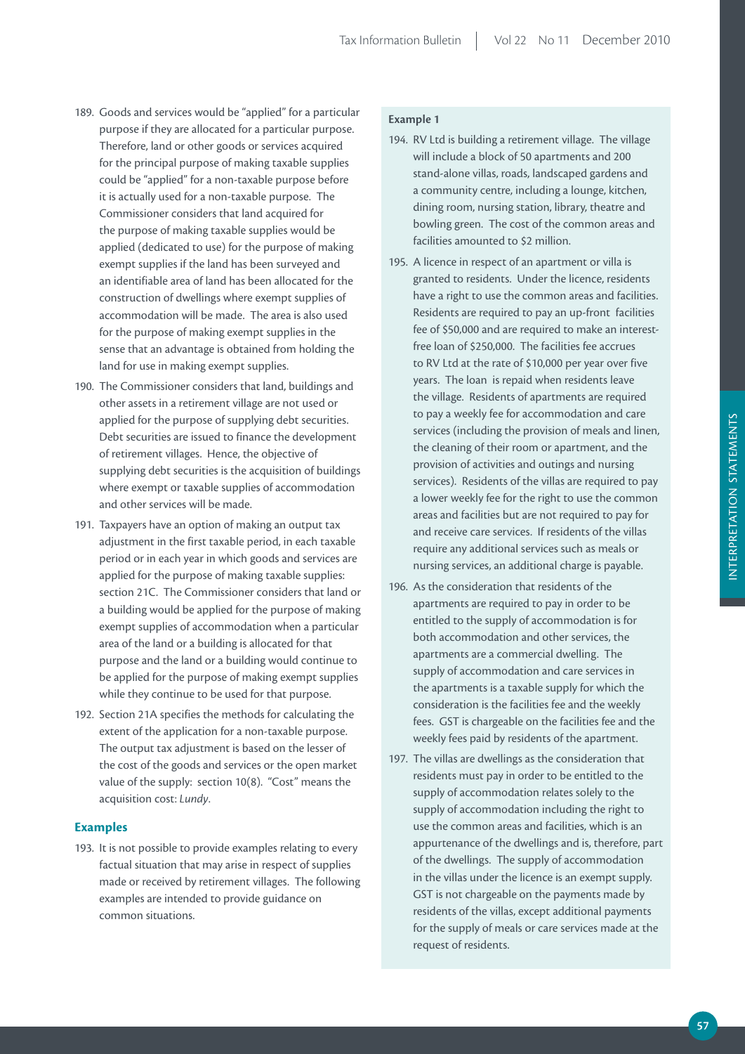189. Goods and services would be "applied" for a particular purpose if they are allocated for a particular purpose. Therefore, land or other goods or services acquired for the principal purpose of making taxable supplies could be "applied" for a non-taxable purpose before it is actually used for a non-taxable purpose. The Commissioner considers that land acquired for the purpose of making taxable supplies would be applied (dedicated to use) for the purpose of making exempt supplies if the land has been surveyed and an identifiable area of land has been allocated for the construction of dwellings where exempt supplies of accommodation will be made. The area is also used for the purpose of making exempt supplies in the sense that an advantage is obtained from holding the land for use in making exempt supplies.

190. The Commissioner considers that land, buildings and other assets in a retirement village are not used or applied for the purpose of supplying debt securities. Debt securities are issued to finance the development of retirement villages. Hence, the objective of supplying debt securities is the acquisition of buildings where exempt or taxable supplies of accommodation and other services will be made.

191. Taxpayers have an option of making an output tax adjustment in the first taxable period, in each taxable period or in each year in which goods and services are applied for the purpose of making taxable supplies: section 21C. The Commissioner considers that land or a building would be applied for the purpose of making exempt supplies of accommodation when a particular area of the land or a building is allocated for that purpose and the land or a building would continue to be applied for the purpose of making exempt supplies while they continue to be used for that purpose.

192. Section 21A specifies the methods for calculating the extent of the application for a non-taxable purpose. The output tax adjustment is based on the lesser of the cost of the goods and services or the open market value of the supply: section 10(8). "Cost" means the acquisition cost: *Lundy*.

## Examples

193. It is not possible to provide examples relating to every factual situation that may arise in respect of supplies made or received by retirement villages. The following examples are intended to provide guidance on common situations.

**Example 1**

194. RV Ltd is building a retirement village. The village will include a block of 50 apartments and 200 stand-alone villas, roads, landscaped gardens and a community centre, including a lounge, kitchen, dining room, nursing station, library, theatre and bowling green. The cost of the common areas and facilities amounted to $2 million.

195. A licence in respect of an apartment or villa is granted to residents. Under the licence, residents have a right to use the common areas and facilities. Residents are required to pay an up-front facilities fee of $50,000 and are required to make an interest-free loan of $250,000. The facilities fee accrues to RV Ltd at the rate of $10,000 per year over five years. The loan is repaid when residents leave the village. Residents of apartments are required to pay a weekly fee for accommodation and care services (including the provision of meals and linen, the cleaning of their room or apartment, and the provision of activities and outings and nursing services). Residents of the villas are required to pay a lower weekly fee for the right to use the common areas and facilities but are not required to pay for and receive care services. If residents of the villas require any additional services such as meals or nursing services, an additional charge is payable.

196. As the consideration that residents of the apartments are required to pay in order to be entitled to the supply of accommodation is for both accommodation and other services, the apartments are a commercial dwelling. The supply of accommodation and care services in the apartments is a taxable supply for which the consideration is the facilities fee and the weekly fees. GST is chargeable on the facilities fee and the weekly fees paid by residents of the apartment.

197. The villas are dwellings as the consideration that residents must pay in order to be entitled to the supply of accommodation relates solely to the supply of accommodation including the right to use the common areas and facilities, which is an appurtenance of the dwellings and is, therefore, part of the dwellings. The supply of accommodation in the villas under the licence is an exempt supply. GST is not chargeable on the payments made by residents of the villas, except additional payments for the supply of meals or care services made at the request of residents.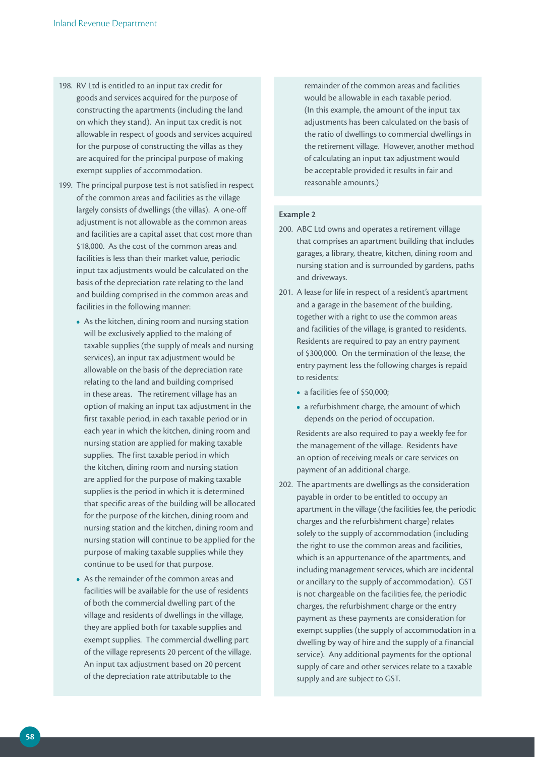198. RV Ltd is entitled to an input tax credit for goods and services acquired for the purpose of constructing the apartments (including the land on which they stand). An input tax credit is not allowable in respect of goods and services acquired for the purpose of constructing the villas as they are acquired for the principal purpose of making exempt supplies of accommodation.

199. The principal purpose test is not satisfied in respect of the common areas and facilities as the village largely consists of dwellings (the villas). A one-off adjustment is not allowable as the common areas and facilities are a capital asset that cost more than $18,000. As the cost of the common areas and facilities is less than their market value, periodic input tax adjustments would be calculated on the basis of the depreciation rate relating to the land and building comprised in the common areas and facilities in the following manner:

- As the kitchen, dining room and nursing station will be exclusively applied to the making of taxable supplies (the supply of meals and nursing services), an input tax adjustment would be allowable on the basis of the depreciation rate relating to the land and building comprised in these areas. The retirement village has an option of making an input tax adjustment in the first taxable period, in each taxable period or in each year in which the kitchen, dining room and nursing station are applied for making taxable supplies. The first taxable period in which the kitchen, dining room and nursing station are applied for the purpose of making taxable supplies is the period in which it is determined that specific areas of the building will be allocated for the purpose of the kitchen, dining room and nursing station and the kitchen, dining room and nursing station will continue to be applied for the purpose of making taxable supplies while they continue to be used for that purpose.
- As the remainder of the common areas and facilities will be available for the use of residents of both the commercial dwelling part of the village and residents of dwellings in the village, they are applied both for taxable supplies and exempt supplies. The commercial dwelling part of the village represents 20 percent of the village. An input tax adjustment based on 20 percent of the depreciation rate attributable to the remainder of the common areas and facilities would be allowable in each taxable period. (In this example, the amount of the input tax adjustments has been calculated on the basis of the ratio of dwellings to commercial dwellings in the retirement village. However, another method of calculating an input tax adjustment would be acceptable provided it results in fair and reasonable amounts.)

**Example 2**

200. ABC Ltd owns and operates a retirement village that comprises an apartment building that includes garages, a library, theatre, kitchen, dining room and nursing station and is surrounded by gardens, paths and driveways.

201. A lease for life in respect of a resident's apartment and a garage in the basement of the building, together with a right to use the common areas and facilities of the village, is granted to residents. Residents are required to pay an entry payment of $300,000. On the termination of the lease, the entry payment less the following charges is repaid to residents:

- a facilities fee of $50,000;
- a refurbishment charge, the amount of which depends on the period of occupation.

Residents are also required to pay a weekly fee for the management of the village. Residents have an option of receiving meals or care services on payment of an additional charge.

202. The apartments are dwellings as the consideration payable in order to be entitled to occupy an apartment in the village (the facilities fee, the periodic charges and the refurbishment charge) relates solely to the supply of accommodation (including the right to use the common areas and facilities, which is an appurtenance of the apartments, and including management services, which are incidental or ancillary to the supply of accommodation). GST is not chargeable on the facilities fee, the periodic charges, the refurbishment charge or the entry payment as these payments are consideration for exempt supplies (the supply of accommodation in a dwelling by way of hire and the supply of a financial service). Any additional payments for the optional supply of care and other services relate to a taxable supply and are subject to GST.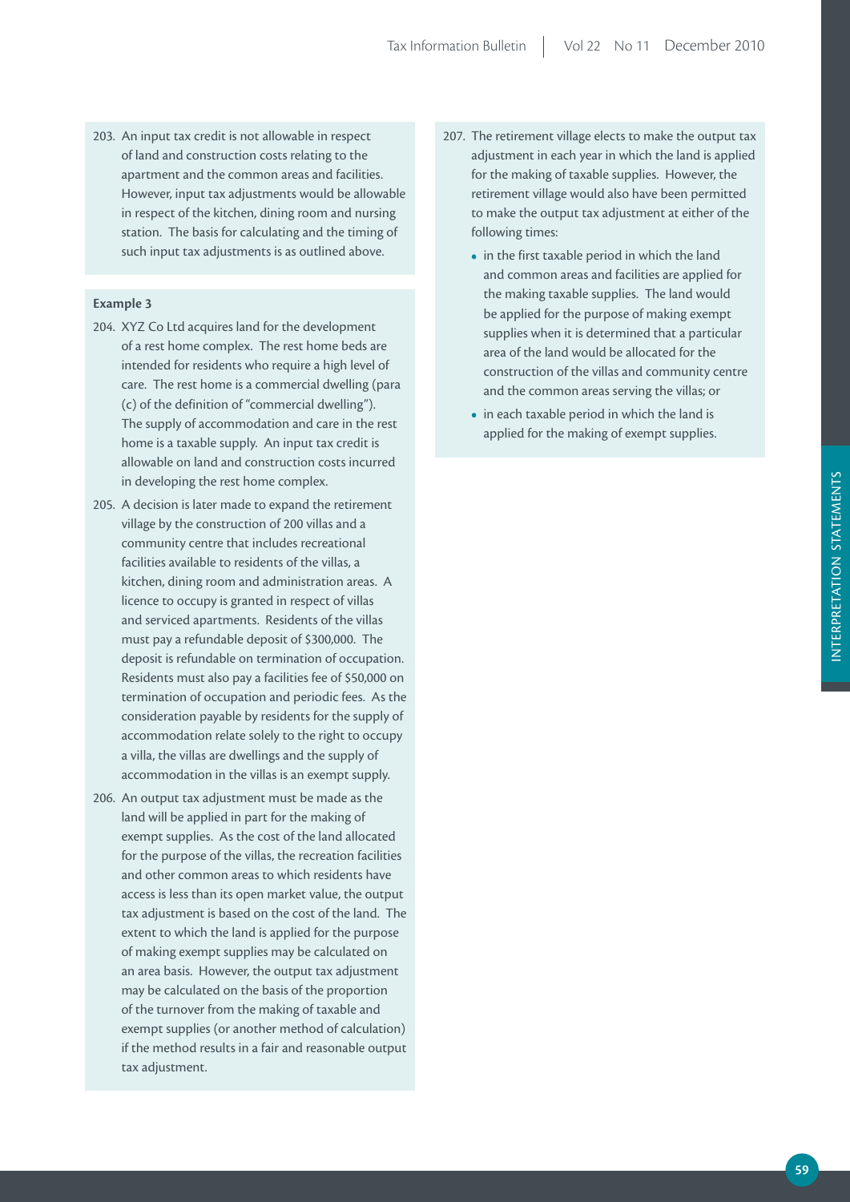203. An input tax credit is not allowable in respect of land and construction costs relating to the apartment and the common areas and facilities. However, input tax adjustments would be allowable in respect of the kitchen, dining room and nursing station. The basis for calculating and the timing of such input tax adjustments is as outlined above.

**Example 3**

204. XYZ Co Ltd acquires land for the development of a rest home complex. The rest home beds are intended for residents who require a high level of care. The rest home is a commercial dwelling (para (c) of the definition of "commercial dwelling"). The supply of accommodation and care in the rest home is a taxable supply. An input tax credit is allowable on land and construction costs incurred in developing the rest home complex.

205. A decision is later made to expand the retirement village by the construction of 200 villas and a community centre that includes recreational facilities available to residents of the villas, a kitchen, dining room and administration areas. A licence to occupy is granted in respect of villas and serviced apartments. Residents of the villas must pay a refundable deposit of $300,000. The deposit is refundable on termination of occupation. Residents must also pay a facilities fee of $50,000 on termination of occupation and periodic fees. As the consideration payable by residents for the supply of accommodation relate solely to the right to occupy a villa, the villas are dwellings and the supply of accommodation in the villas is an exempt supply.

206. An output tax adjustment must be made as the land will be applied in part for the making of exempt supplies. As the cost of the land allocated for the purpose of the villas, the recreation facilities and other common areas to which residents have access is less than its open market value, the output tax adjustment is based on the cost of the land. The extent to which the land is applied for the purpose of making exempt supplies may be calculated on an area basis. However, the output tax adjustment may be calculated on the basis of the proportion of the turnover from the making of taxable and exempt supplies (or another method of calculation) if the method results in a fair and reasonable output tax adjustment.

207. The retirement village elects to make the output tax adjustment in each year in which the land is applied for the making of taxable supplies. However, the retirement village would also have been permitted to make the output tax adjustment at either of the following times:

- in the first taxable period in which the land and common areas and facilities are applied for the making taxable supplies. The land would be applied for the purpose of making exempt supplies when it is determined that a particular area of the land would be allocated for the construction of the villas and community centre and the common areas serving the villas; or
- in each taxable period in which the land is applied for the making of exempt supplies.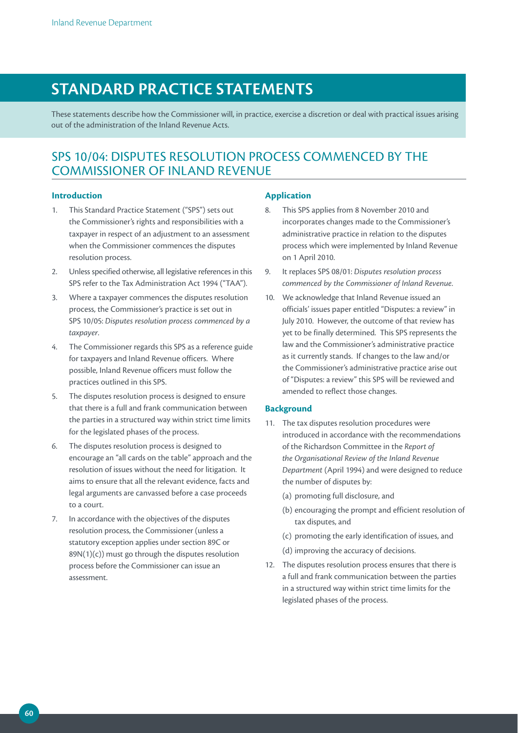# STANDARD PRACTICE STATEMENTS

These statements describe how the Commissioner will, in practice, exercise a discretion or deal with practical issues arising out of the administration of the Inland Revenue Acts.

## SPS 10/04: DISPUTES RESOLUTION PROCESS COMMENCED BY THE COMMISSIONER OF INLAND REVENUE

### Introduction

1. This Standard Practice Statement ("SPS") sets out the Commissioner's rights and responsibilities with a taxpayer in respect of an adjustment to an assessment when the Commissioner commences the disputes resolution process.
2. Unless specified otherwise, all legislative references in this SPS refer to the Tax Administration Act 1994 ("TAA").
3. Where a taxpayer commences the disputes resolution process, the Commissioner's practice is set out in SPS 10/05: *Disputes resolution process commenced by a taxpayer*.
4. The Commissioner regards this SPS as a reference guide for taxpayers and Inland Revenue officers. Where possible, Inland Revenue officers must follow the practices outlined in this SPS.
5. The disputes resolution process is designed to ensure that there is a full and frank communication between the parties in a structured way within strict time limits for the legislated phases of the process.
6. The disputes resolution process is designed to encourage an "all cards on the table" approach and the resolution of issues without the need for litigation. It aims to ensure that all the relevant evidence, facts and legal arguments are canvassed before a case proceeds to a court.
7. In accordance with the objectives of the disputes resolution process, the Commissioner (unless a statutory exception applies under section 89C or 89N(1)(c)) must go through the disputes resolution process before the Commissioner can issue an assessment.

### Application

8. This SPS applies from 8 November 2010 and incorporates changes made to the Commissioner's administrative practice in relation to the disputes process which were implemented by Inland Revenue on 1 April 2010.
9. It replaces SPS 08/01: *Disputes resolution process commenced by the Commissioner of Inland Revenue*.
10. We acknowledge that Inland Revenue issued an officials' issues paper entitled "Disputes: a review" in July 2010. However, the outcome of that review has yet to be finally determined. This SPS represents the law and the Commissioner's administrative practice as it currently stands. If changes to the law and/or the Commissioner's administrative practice arise out of "Disputes: a review" this SPS will be reviewed and amended to reflect those changes.

### Background

11. The tax disputes resolution procedures were introduced in accordance with the recommendations of the Richardson Committee in the *Report of the Organisational Review of the Inland Revenue Department* (April 1994) and were designed to reduce the number of disputes by:
    (a) promoting full disclosure, and
    (b) encouraging the prompt and efficient resolution of tax disputes, and
    (c) promoting the early identification of issues, and
    (d) improving the accuracy of decisions.
12. The disputes resolution process ensures that there is a full and frank communication between the parties in a structured way within strict time limits for the legislated phases of the process.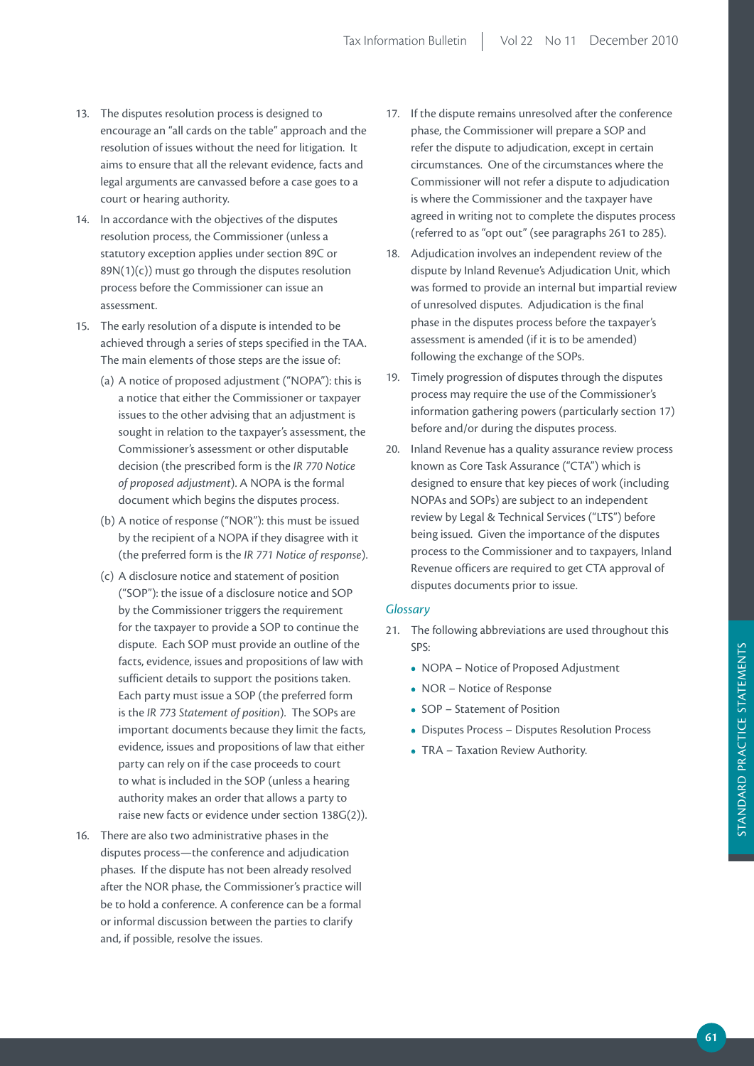13. The disputes resolution process is designed to encourage an "all cards on the table" approach and the resolution of issues without the need for litigation. It aims to ensure that all the relevant evidence, facts and legal arguments are canvassed before a case goes to a court or hearing authority.

14. In accordance with the objectives of the disputes resolution process, the Commissioner (unless a statutory exception applies under section 89C or 89N(1)(c)) must go through the disputes resolution process before the Commissioner can issue an assessment.

15. The early resolution of a dispute is intended to be achieved through a series of steps specified in the TAA. The main elements of those steps are the issue of:

    (a) A notice of proposed adjustment ("NOPA"): this is a notice that either the Commissioner or taxpayer issues to the other advising that an adjustment is sought in relation to the taxpayer's assessment, the Commissioner's assessment or other disputable decision (the prescribed form is the *IR 770 Notice of proposed adjustment*). A NOPA is the formal document which begins the disputes process.

    (b) A notice of response ("NOR"): this must be issued by the recipient of a NOPA if they disagree with it (the preferred form is the *IR 771 Notice of response*).

    (c) A disclosure notice and statement of position ("SOP"): the issue of a disclosure notice and SOP by the Commissioner triggers the requirement for the taxpayer to provide a SOP to continue the dispute. Each SOP must provide an outline of the facts, evidence, issues and propositions of law with sufficient details to support the positions taken. Each party must issue a SOP (the preferred form is the *IR 773 Statement of position*). The SOPs are important documents because they limit the facts, evidence, issues and propositions of law that either party can rely on if the case proceeds to court to what is included in the SOP (unless a hearing authority makes an order that allows a party to raise new facts or evidence under section 138G(2)).

16. There are also two administrative phases in the disputes process—the conference and adjudication phases. If the dispute has not been already resolved after the NOR phase, the Commissioner's practice will be to hold a conference. A conference can be a formal or informal discussion between the parties to clarify and, if possible, resolve the issues.

17. If the dispute remains unresolved after the conference phase, the Commissioner will prepare a SOP and refer the dispute to adjudication, except in certain circumstances. One of the circumstances where the Commissioner will not refer a dispute to adjudication is where the Commissioner and the taxpayer have agreed in writing not to complete the disputes process (referred to as "opt out" (see paragraphs 261 to 285).

18. Adjudication involves an independent review of the dispute by Inland Revenue's Adjudication Unit, which was formed to provide an internal but impartial review of unresolved disputes. Adjudication is the final phase in the disputes process before the taxpayer's assessment is amended (if it is to be amended) following the exchange of the SOPs.

19. Timely progression of disputes through the disputes process may require the use of the Commissioner's information gathering powers (particularly section 17) before and/or during the disputes process.

20. Inland Revenue has a quality assurance review process known as Core Task Assurance ("CTA") which is designed to ensure that key pieces of work (including NOPAs and SOPs) are subject to an independent review by Legal & Technical Services ("LTS") before being issued. Given the importance of the disputes process to the Commissioner and to taxpayers, Inland Revenue officers are required to get CTA approval of disputes documents prior to issue.

### *Glossary*

21. The following abbreviations are used throughout this SPS:

    - NOPA – Notice of Proposed Adjustment
    - NOR – Notice of Response
    - SOP – Statement of Position
    - Disputes Process – Disputes Resolution Process
    - TRA – Taxation Review Authority.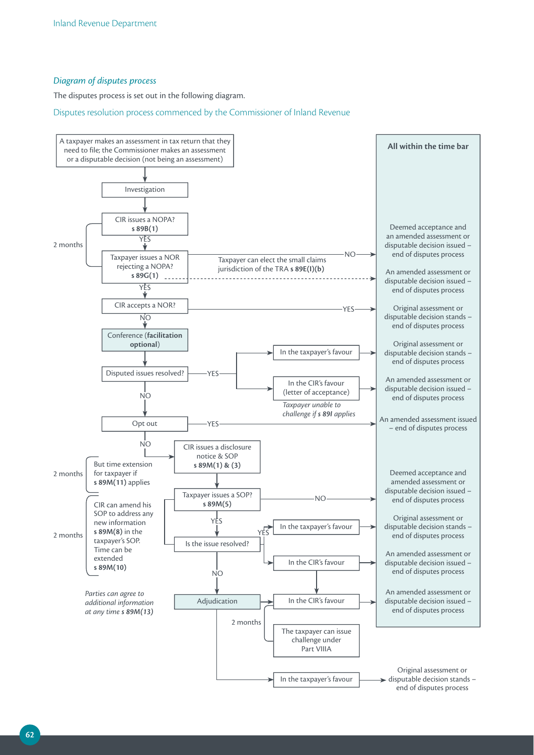*Diagram of disputes process*

The disputes process is set out in the following diagram.

Disputes resolution process commenced by the Commissioner of Inland Revenue

A taxpayer makes an assessment in tax return that they need to file; the Commissioner makes an assessment or a disputable decision (not being an assessment)

Investigation

CIR issues a NOPA? **s 89B(1)**

YES

Taxpayer issues a NOR rejecting a NOPA? **s 89G(1)**

2 months

Taxpayer can elect the small claims jurisdiction of the TRA **s 89E(l)(b)**

NO

YES

CIR accepts a NOR?

YES

NO

Conference (**facilitation optional**)

Disputed issues resolved?

YES

In the taxpayer's favour

In the CIR's favour (letter of acceptance)

*Taxpayer unable to challenge if* ***s 89I*** *applies*

NO

Opt out

YES

NO

CIR issues a disclosure notice & SOP **s 89M(1) & (3)**

2 months — But time extension for taxpayer if **s 89M(11)** applies

Taxpayer issues a SOP? **s 89M(5)**

NO

YES

2 months — CIR can amend his SOP to address any new information **s 89M(8)** in the taxpayer's SOP. Time can be extended **s 89M(10)**

Is the issue resolved?

YES

In the taxpayer's favour

In the CIR's favour

NO

*Parties can agree to additional information at any time* ***s 89M(13)***

Adjudication

In the CIR's favour

2 months

The taxpayer can issue challenge under Part VIIIA

In the taxpayer's favour

Original assessment or disputable decision stands – end of disputes process

**All within the time bar**

- Deemed acceptance and an amended assessment or disputable decision issued – end of disputes process
- An amended assessment or disputable decision issued – end of disputes process
- Original assessment or disputable decision stands – end of disputes process
- Original assessment or disputable decision stands – end of disputes process
- An amended assessment or disputable decision issued – end of disputes process
- An amended assessment issued – end of disputes process
- Deemed acceptance and amended assessment or disputable decision issued – end of disputes process
- Original assessment or disputable decision stands – end of disputes process
- An amended assessment or disputable decision issued – end of disputes process
- An amended assessment or disputable decision issued – end of disputes process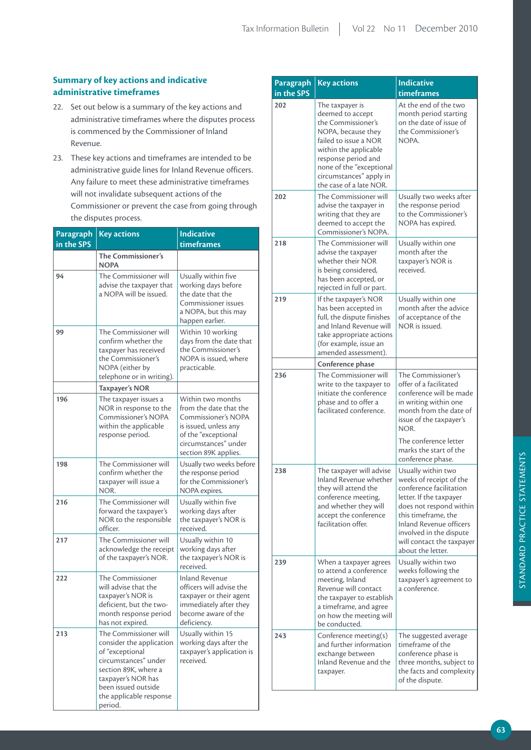## Summary of key actions and indicative administrative timeframes

22. Set out below is a summary of the key actions and administrative timeframes where the disputes process is commenced by the Commissioner of Inland Revenue.

23. These key actions and timeframes are intended to be administrative guide lines for Inland Revenue officers. Any failure to meet these administrative timeframes will not invalidate subsequent actions of the Commissioner or prevent the case from going through the disputes process.

| Paragraph in the SPS | Key actions | Indicative timeframes |
|---|---|---|
| | **The Commissioner's NOPA** | |
| 94 | The Commissioner will advise the taxpayer that a NOPA will be issued. | Usually within five working days before the date that the Commissioner issues a NOPA, but this may happen earlier. |
| 99 | The Commissioner will confirm whether the taxpayer has received the Commissioner's NOPA (either by telephone or in writing). | Within 10 working days from the date that the Commissioner's NOPA is issued, where practicable. |
| | **Taxpayer's NOR** | |
| 196 | The taxpayer issues a NOR in response to the Commissioner's NOPA within the applicable response period. | Within two months from the date that the Commissioner's NOPA is issued, unless any of the "exceptional circumstances" under section 89K applies. |
| 198 | The Commissioner will confirm whether the taxpayer will issue a NOR. | Usually two weeks before the response period for the Commissioner's NOPA expires. |
| 216 | The Commissioner will forward the taxpayer's NOR to the responsible officer. | Usually within five working days after the taxpayer's NOR is received. |
| 217 | The Commissioner will acknowledge the receipt of the taxpayer's NOR. | Usually within 10 working days after the taxpayer's NOR is received. |
| 222 | The Commissioner will advise that the taxpayer's NOR is deficient, but the two-month response period has not expired. | Inland Revenue officers will advise the taxpayer or their agent immediately after they become aware of the deficiency. |
| 213 | The Commissioner will consider the application of "exceptional circumstances" under section 89K, where a taxpayer's NOR has been issued outside the applicable response period. | Usually within 15 working days after the taxpayer's application is received. |
| 202 | The taxpayer is deemed to accept the Commissioner's NOPA, because they failed to issue a NOR within the applicable response period and none of the "exceptional circumstances" apply in the case of a late NOR. | At the end of the two month period starting on the date of issue of the Commissioner's NOPA. |
| 202 | The Commissioner will advise the taxpayer in writing that they are deemed to accept the Commissioner's NOPA. | Usually two weeks after the response period to the Commissioner's NOPA has expired. |
| 218 | The Commissioner will advise the taxpayer whether their NOR is being considered, has been accepted, or rejected in full or part. | Usually within one month after the taxpayer's NOR is received. |
| 219 | If the taxpayer's NOR has been accepted in full, the dispute finishes and Inland Revenue will take appropriate actions (for example, issue an amended assessment). | Usually within one month after the advice of acceptance of the NOR is issued. |
| | **Conference phase** | |
| 236 | The Commissioner will write to the taxpayer to initiate the conference phase and to offer a facilitated conference. | The Commissioner's offer of a facilitated conference will be made in writing within one month from the date of issue of the taxpayer's NOR. The conference letter marks the start of the conference phase. |
| 238 | The taxpayer will advise Inland Revenue whether they will attend the conference meeting, and whether they will accept the conference facilitation offer. | Usually within two weeks of receipt of the conference facilitation letter. If the taxpayer does not respond within this timeframe, the Inland Revenue officers involved in the dispute will contact the taxpayer about the letter. |
| 239 | When a taxpayer agrees to attend a conference meeting, Inland Revenue will contact the taxpayer to establish a timeframe, and agree on how the meeting will be conducted. | Usually within two weeks following the taxpayer's agreement to a conference. |
| 243 | Conference meeting(s) and further information exchange between Inland Revenue and the taxpayer. | The suggested average timeframe of the conference phase is three months, subject to the facts and complexity of the dispute. |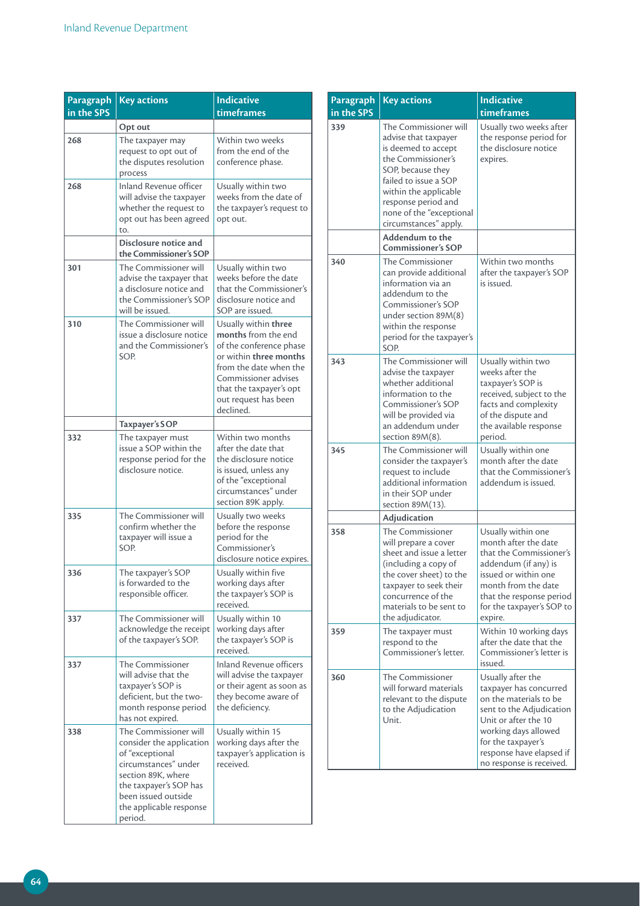| Paragraph in the SPS | Key actions | Indicative timeframes |
|---|---|---|
| | **Opt out** | |
| 268 | The taxpayer may request to opt out of the disputes resolution process | Within two weeks from the end of the conference phase. |
| 268 | Inland Revenue officer will advise the taxpayer whether the request to opt out has been agreed to. | Usually within two weeks from the date of the taxpayer's request to opt out. |
| | **Disclosure notice and the Commissioner's SOP** | |
| 301 | The Commissioner will advise the taxpayer that a disclosure notice and the Commissioner's SOP will be issued. | Usually within two weeks before the date that the Commissioner's disclosure notice and SOP are issued. |
| 310 | The Commissioner will issue a disclosure notice and the Commissioner's SOP. | Usually within **three months** from the end of the conference phase or within **three months** from the date when the Commissioner advises that the taxpayer's opt out request has been declined. |
| | **Taxpayer's SOP** | |
| 332 | The taxpayer must issue a SOP within the response period for the disclosure notice. | Within two months after the date that the disclosure notice is issued, unless any of the "exceptional circumstances" under section 89K apply. |
| 335 | The Commissioner will confirm whether the taxpayer will issue a SOP. | Usually two weeks before the response period for the Commissioner's disclosure notice expires. |
| 336 | The taxpayer's SOP is forwarded to the responsible officer. | Usually within five working days after the taxpayer's SOP is received. |
| 337 | The Commissioner will acknowledge the receipt of the taxpayer's SOP. | Usually within 10 working days after the taxpayer's SOP is received. |
| 337 | The Commissioner will advise that the taxpayer's SOP is deficient, but the two-month response period has not expired. | Inland Revenue officers will advise the taxpayer or their agent as soon as they become aware of the deficiency. |
| 338 | The Commissioner will consider the application of "exceptional circumstances" under section 89K, where the taxpayer's SOP has been issued outside the applicable response period. | Usually within 15 working days after the taxpayer's application is received. |
| 339 | The Commissioner will advise that taxpayer is deemed to accept the Commissioner's SOP, because they failed to issue a SOP within the applicable response period and none of the "exceptional circumstances" apply. | Usually two weeks after the response period for the disclosure notice expires. |
| | **Addendum to the Commissioner's SOP** | |
| 340 | The Commissioner can provide additional information via an addendum to the Commissioner's SOP under section 89M(8) within the response period for the taxpayer's SOP. | Within two months after the taxpayer's SOP is issued. |
| 343 | The Commissioner will advise the taxpayer whether additional information to the Commissioner's SOP will be provided via an addendum under section 89M(8). | Usually within two weeks after the taxpayer's SOP is received, subject to the facts and complexity of the dispute and the available response period. |
| 345 | The Commissioner will consider the taxpayer's request to include additional information in their SOP under section 89M(13). | Usually within one month after the date that the Commissioner's addendum is issued. |
| | **Adjudication** | |
| 358 | The Commissioner will prepare a cover sheet and issue a letter (including a copy of the cover sheet) to the taxpayer to seek their concurrence of the materials to be sent to the adjudicator. | Usually within one month after the date that the Commissioner's addendum (if any) is issued or within one month from the date that the response period for the taxpayer's SOP to expire. |
| 359 | The taxpayer must respond to the Commissioner's letter. | Within 10 working days after the date that the Commissioner's letter is issued. |
| 360 | The Commissioner will forward materials relevant to the dispute to the Adjudication Unit. | Usually after the taxpayer has concurred on the materials to be sent to the Adjudication Unit or after the 10 working days allowed for the taxpayer's response have elapsed if no response is received. |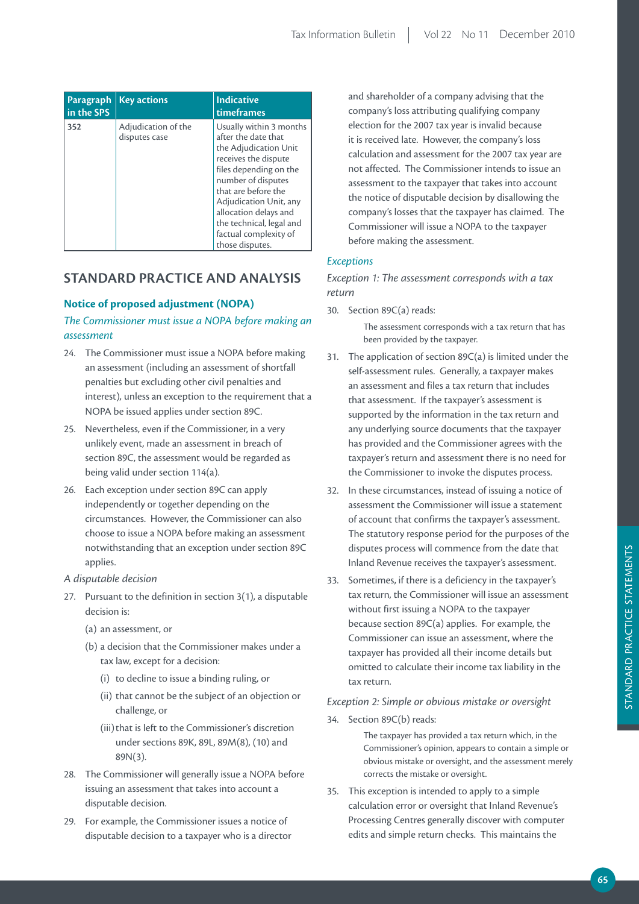| Paragraph in the SPS | Key actions | Indicative timeframes |
|---|---|---|
| 352 | Adjudication of the disputes case | Usually within 3 months after the date that the Adjudication Unit receives the dispute files depending on the number of disputes that are before the Adjudication Unit, any allocation delays and the technical, legal and factual complexity of those disputes. |

## STANDARD PRACTICE AND ANALYSIS

### Notice of proposed adjustment (NOPA)

*The Commissioner must issue a NOPA before making an assessment*

24. The Commissioner must issue a NOPA before making an assessment (including an assessment of shortfall penalties but excluding other civil penalties and interest), unless an exception to the requirement that a NOPA be issued applies under section 89C.

25. Nevertheless, even if the Commissioner, in a very unlikely event, made an assessment in breach of section 89C, the assessment would be regarded as being valid under section 114(a).

26. Each exception under section 89C can apply independently or together depending on the circumstances. However, the Commissioner can also choose to issue a NOPA before making an assessment notwithstanding that an exception under section 89C applies.

*A disputable decision*

27. Pursuant to the definition in section 3(1), a disputable decision is:
    (a) an assessment, or
    (b) a decision that the Commissioner makes under a tax law, except for a decision:
        (i) to decline to issue a binding ruling, or
        (ii) that cannot be the subject of an objection or challenge, or
        (iii) that is left to the Commissioner's discretion under sections 89K, 89L, 89M(8), (10) and 89N(3).

28. The Commissioner will generally issue a NOPA before issuing an assessment that takes into account a disputable decision.

29. For example, the Commissioner issues a notice of disputable decision to a taxpayer who is a director and shareholder of a company advising that the company's loss attributing qualifying company election for the 2007 tax year is invalid because it is received late. However, the company's loss calculation and assessment for the 2007 tax year are not affected. The Commissioner intends to issue an assessment to the taxpayer that takes into account the notice of disputable decision by disallowing the company's losses that the taxpayer has claimed. The Commissioner will issue a NOPA to the taxpayer before making the assessment.

*Exceptions*

*Exception 1: The assessment corresponds with a tax return*

30. Section 89C(a) reads:

    > The assessment corresponds with a tax return that has been provided by the taxpayer.

31. The application of section 89C(a) is limited under the self-assessment rules. Generally, a taxpayer makes an assessment and files a tax return that includes that assessment. If the taxpayer's assessment is supported by the information in the tax return and any underlying source documents that the taxpayer has provided and the Commissioner agrees with the taxpayer's return and assessment there is no need for the Commissioner to invoke the disputes process.

32. In these circumstances, instead of issuing a notice of assessment the Commissioner will issue a statement of account that confirms the taxpayer's assessment. The statutory response period for the purposes of the disputes process will commence from the date that Inland Revenue receives the taxpayer's assessment.

33. Sometimes, if there is a deficiency in the taxpayer's tax return, the Commissioner will issue an assessment without first issuing a NOPA to the taxpayer because section 89C(a) applies. For example, the Commissioner can issue an assessment, where the taxpayer has provided all their income details but omitted to calculate their income tax liability in the tax return.

*Exception 2: Simple or obvious mistake or oversight*

34. Section 89C(b) reads:

    > The taxpayer has provided a tax return which, in the Commissioner's opinion, appears to contain a simple or obvious mistake or oversight, and the assessment merely corrects the mistake or oversight.

35. This exception is intended to apply to a simple calculation error or oversight that Inland Revenue's Processing Centres generally discover with computer edits and simple return checks. This maintains the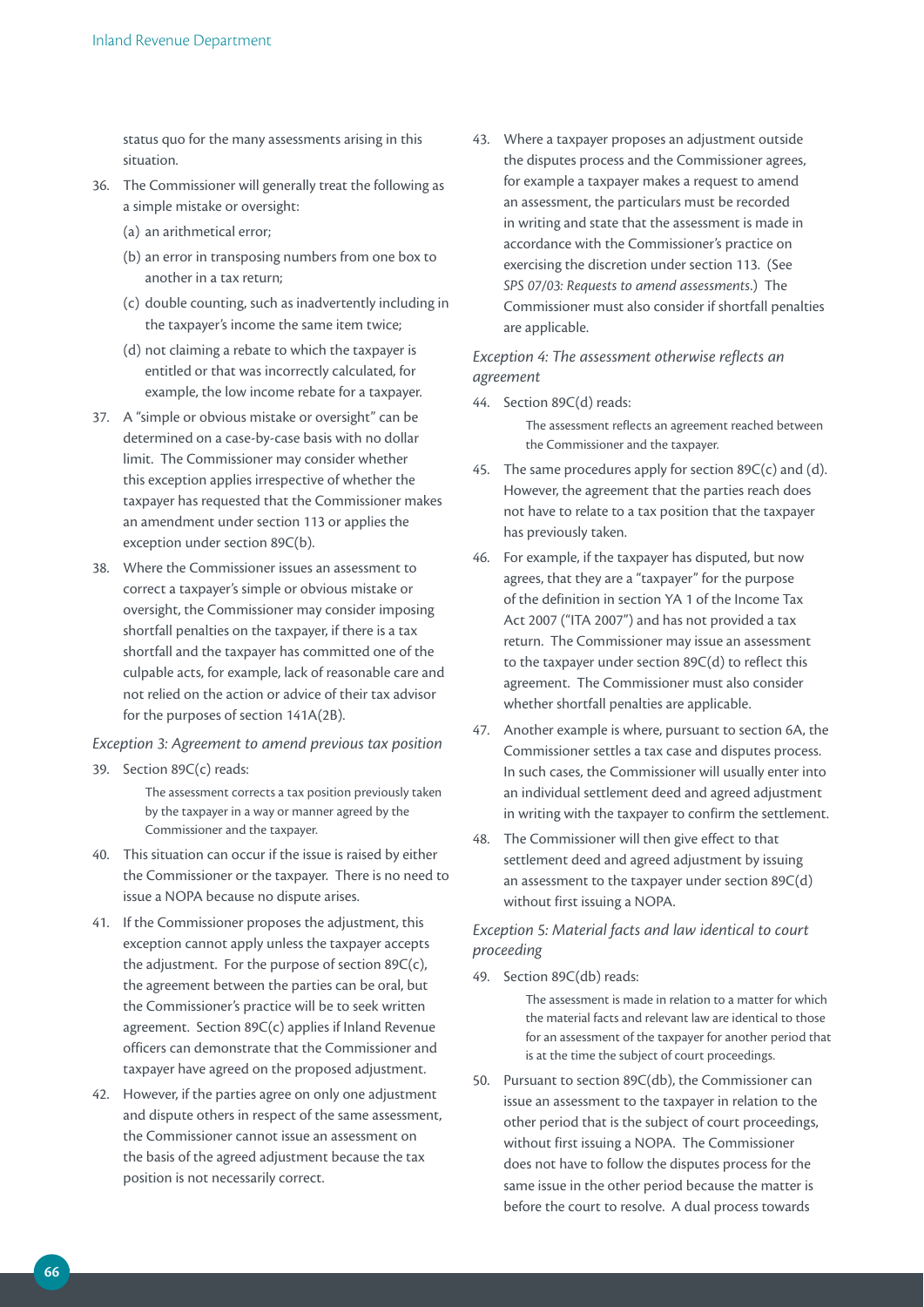status quo for the many assessments arising in this situation.

36. The Commissioner will generally treat the following as a simple mistake or oversight:
    (a) an arithmetical error;
    (b) an error in transposing numbers from one box to another in a tax return;
    (c) double counting, such as inadvertently including in the taxpayer's income the same item twice;
    (d) not claiming a rebate to which the taxpayer is entitled or that was incorrectly calculated, for example, the low income rebate for a taxpayer.

37. A "simple or obvious mistake or oversight" can be determined on a case-by-case basis with no dollar limit. The Commissioner may consider whether this exception applies irrespective of whether the taxpayer has requested that the Commissioner makes an amendment under section 113 or applies the exception under section 89C(b).

38. Where the Commissioner issues an assessment to correct a taxpayer's simple or obvious mistake or oversight, the Commissioner may consider imposing shortfall penalties on the taxpayer, if there is a tax shortfall and the taxpayer has committed one of the culpable acts, for example, lack of reasonable care and not relied on the action or advice of their tax advisor for the purposes of section 141A(2B).

*Exception 3: Agreement to amend previous tax position*

39. Section 89C(c) reads:

    > The assessment corrects a tax position previously taken by the taxpayer in a way or manner agreed by the Commissioner and the taxpayer.

40. This situation can occur if the issue is raised by either the Commissioner or the taxpayer. There is no need to issue a NOPA because no dispute arises.

41. If the Commissioner proposes the adjustment, this exception cannot apply unless the taxpayer accepts the adjustment. For the purpose of section 89C(c), the agreement between the parties can be oral, but the Commissioner's practice will be to seek written agreement. Section 89C(c) applies if Inland Revenue officers can demonstrate that the Commissioner and taxpayer have agreed on the proposed adjustment.

42. However, if the parties agree on only one adjustment and dispute others in respect of the same assessment, the Commissioner cannot issue an assessment on the basis of the agreed adjustment because the tax position is not necessarily correct.

43. Where a taxpayer proposes an adjustment outside the disputes process and the Commissioner agrees, for example a taxpayer makes a request to amend an assessment, the particulars must be recorded in writing and state that the assessment is made in accordance with the Commissioner's practice on exercising the discretion under section 113. (See *SPS 07/03: Requests to amend assessments*.) The Commissioner must also consider if shortfall penalties are applicable.

*Exception 4: The assessment otherwise reflects an agreement*

44. Section 89C(d) reads:

    > The assessment reflects an agreement reached between the Commissioner and the taxpayer.

45. The same procedures apply for section 89C(c) and (d). However, the agreement that the parties reach does not have to relate to a tax position that the taxpayer has previously taken.

46. For example, if the taxpayer has disputed, but now agrees, that they are a "taxpayer" for the purpose of the definition in section YA 1 of the Income Tax Act 2007 ("ITA 2007") and has not provided a tax return. The Commissioner may issue an assessment to the taxpayer under section 89C(d) to reflect this agreement. The Commissioner must also consider whether shortfall penalties are applicable.

47. Another example is where, pursuant to section 6A, the Commissioner settles a tax case and disputes process. In such cases, the Commissioner will usually enter into an individual settlement deed and agreed adjustment in writing with the taxpayer to confirm the settlement.

48. The Commissioner will then give effect to that settlement deed and agreed adjustment by issuing an assessment to the taxpayer under section 89C(d) without first issuing a NOPA.

*Exception 5: Material facts and law identical to court proceeding*

49. Section 89C(db) reads:

    > The assessment is made in relation to a matter for which the material facts and relevant law are identical to those for an assessment of the taxpayer for another period that is at the time the subject of court proceedings.

50. Pursuant to section 89C(db), the Commissioner can issue an assessment to the taxpayer in relation to the other period that is the subject of court proceedings, without first issuing a NOPA. The Commissioner does not have to follow the disputes process for the same issue in the other period because the matter is before the court to resolve. A dual process towards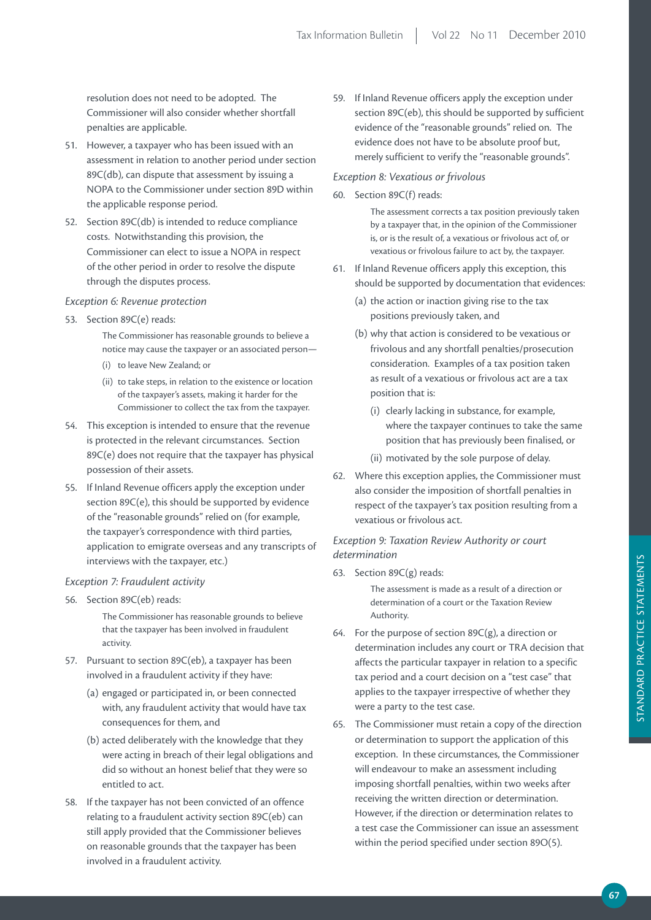resolution does not need to be adopted. The Commissioner will also consider whether shortfall penalties are applicable.

51. However, a taxpayer who has been issued with an assessment in relation to another period under section 89C(db), can dispute that assessment by issuing a NOPA to the Commissioner under section 89D within the applicable response period.

52. Section 89C(db) is intended to reduce compliance costs. Notwithstanding this provision, the Commissioner can elect to issue a NOPA in respect of the other period in order to resolve the dispute through the disputes process.

*Exception 6: Revenue protection*

53. Section 89C(e) reads:

> The Commissioner has reasonable grounds to believe a notice may cause the taxpayer or an associated person—
>
> (i) to leave New Zealand; or
>
> (ii) to take steps, in relation to the existence or location of the taxpayer's assets, making it harder for the Commissioner to collect the tax from the taxpayer.

54. This exception is intended to ensure that the revenue is protected in the relevant circumstances. Section 89C(e) does not require that the taxpayer has physical possession of their assets.

55. If Inland Revenue officers apply the exception under section 89C(e), this should be supported by evidence of the "reasonable grounds" relied on (for example, the taxpayer's correspondence with third parties, application to emigrate overseas and any transcripts of interviews with the taxpayer, etc.)

*Exception 7: Fraudulent activity*

56. Section 89C(eb) reads:

> The Commissioner has reasonable grounds to believe that the taxpayer has been involved in fraudulent activity.

57. Pursuant to section 89C(eb), a taxpayer has been involved in a fraudulent activity if they have:

(a) engaged or participated in, or been connected with, any fraudulent activity that would have tax consequences for them, and

(b) acted deliberately with the knowledge that they were acting in breach of their legal obligations and did so without an honest belief that they were so entitled to act.

58. If the taxpayer has not been convicted of an offence relating to a fraudulent activity section 89C(eb) can still apply provided that the Commissioner believes on reasonable grounds that the taxpayer has been involved in a fraudulent activity.

59. If Inland Revenue officers apply the exception under section 89C(eb), this should be supported by sufficient evidence of the "reasonable grounds" relied on. The evidence does not have to be absolute proof but, merely sufficient to verify the "reasonable grounds".

*Exception 8: Vexatious or frivolous*

60. Section 89C(f) reads:

> The assessment corrects a tax position previously taken by a taxpayer that, in the opinion of the Commissioner is, or is the result of, a vexatious or frivolous act of, or vexatious or frivolous failure to act by, the taxpayer.

61. If Inland Revenue officers apply this exception, this should be supported by documentation that evidences:

(a) the action or inaction giving rise to the tax positions previously taken, and

(b) why that action is considered to be vexatious or frivolous and any shortfall penalties/prosecution consideration. Examples of a tax position taken as result of a vexatious or frivolous act are a tax position that is:

  (i) clearly lacking in substance, for example, where the taxpayer continues to take the same position that has previously been finalised, or

  (ii) motivated by the sole purpose of delay.

62. Where this exception applies, the Commissioner must also consider the imposition of shortfall penalties in respect of the taxpayer's tax position resulting from a vexatious or frivolous act.

*Exception 9: Taxation Review Authority or court determination*

63. Section 89C(g) reads:

> The assessment is made as a result of a direction or determination of a court or the Taxation Review Authority.

64. For the purpose of section 89C(g), a direction or determination includes any court or TRA decision that affects the particular taxpayer in relation to a specific tax period and a court decision on a "test case" that applies to the taxpayer irrespective of whether they were a party to the test case.

65. The Commissioner must retain a copy of the direction or determination to support the application of this exception. In these circumstances, the Commissioner will endeavour to make an assessment including imposing shortfall penalties, within two weeks after receiving the written direction or determination. However, if the direction or determination relates to a test case the Commissioner can issue an assessment within the period specified under section 89O(5).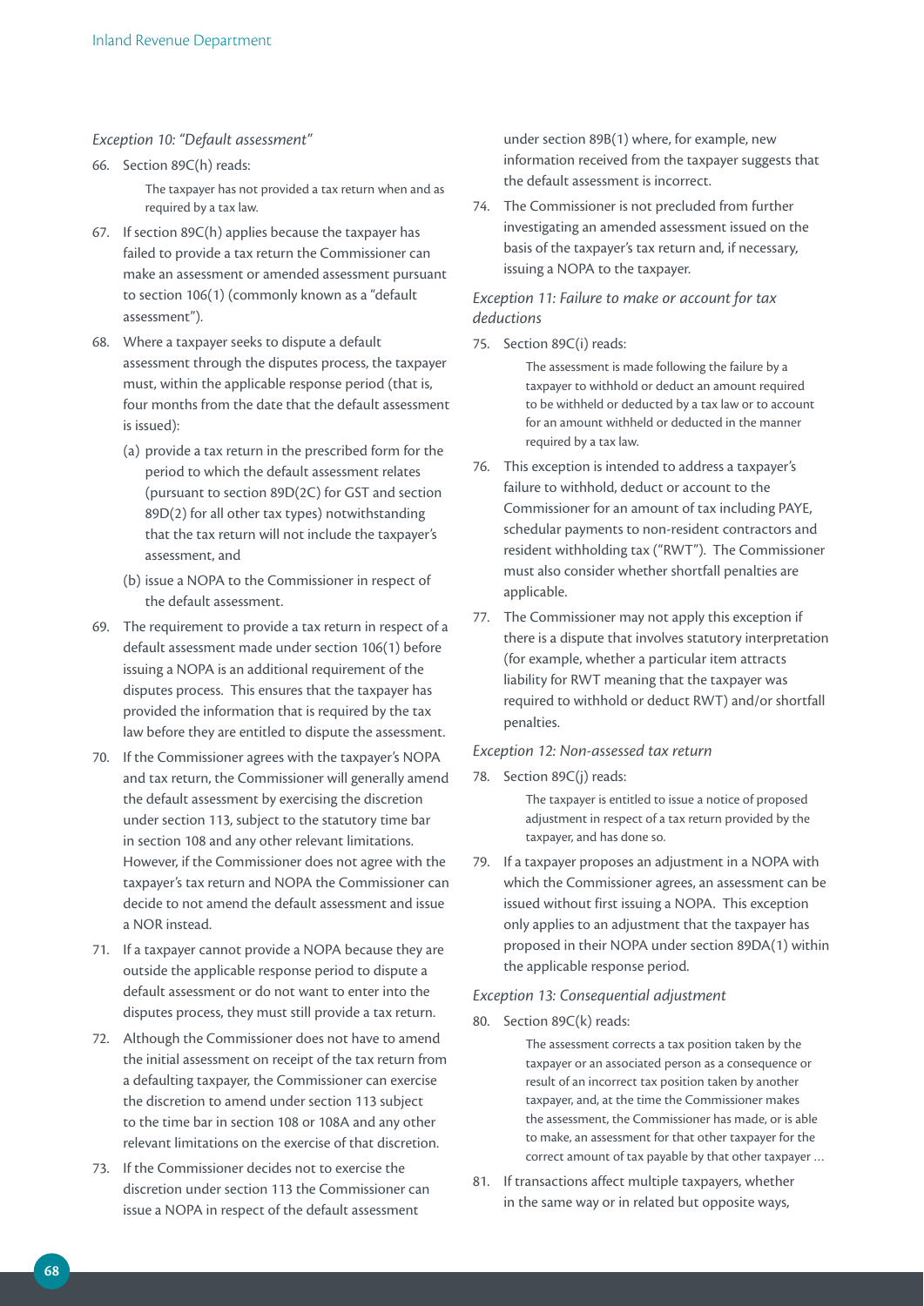*Exception 10: "Default assessment"*

66. Section 89C(h) reads:

    > The taxpayer has not provided a tax return when and as required by a tax law.

67. If section 89C(h) applies because the taxpayer has failed to provide a tax return the Commissioner can make an assessment or amended assessment pursuant to section 106(1) (commonly known as a "default assessment").

68. Where a taxpayer seeks to dispute a default assessment through the disputes process, the taxpayer must, within the applicable response period (that is, four months from the date that the default assessment is issued):

    (a) provide a tax return in the prescribed form for the period to which the default assessment relates (pursuant to section 89D(2C) for GST and section 89D(2) for all other tax types) notwithstanding that the tax return will not include the taxpayer's assessment, and

    (b) issue a NOPA to the Commissioner in respect of the default assessment.

69. The requirement to provide a tax return in respect of a default assessment made under section 106(1) before issuing a NOPA is an additional requirement of the disputes process. This ensures that the taxpayer has provided the information that is required by the tax law before they are entitled to dispute the assessment.

70. If the Commissioner agrees with the taxpayer's NOPA and tax return, the Commissioner will generally amend the default assessment by exercising the discretion under section 113, subject to the statutory time bar in section 108 and any other relevant limitations. However, if the Commissioner does not agree with the taxpayer's tax return and NOPA the Commissioner can decide to not amend the default assessment and issue a NOR instead.

71. If a taxpayer cannot provide a NOPA because they are outside the applicable response period to dispute a default assessment or do not want to enter into the disputes process, they must still provide a tax return.

72. Although the Commissioner does not have to amend the initial assessment on receipt of the tax return from a defaulting taxpayer, the Commissioner can exercise the discretion to amend under section 113 subject to the time bar in section 108 or 108A and any other relevant limitations on the exercise of that discretion.

73. If the Commissioner decides not to exercise the discretion under section 113 the Commissioner can issue a NOPA in respect of the default assessment under section 89B(1) where, for example, new information received from the taxpayer suggests that the default assessment is incorrect.

74. The Commissioner is not precluded from further investigating an amended assessment issued on the basis of the taxpayer's tax return and, if necessary, issuing a NOPA to the taxpayer.

*Exception 11: Failure to make or account for tax deductions*

75. Section 89C(i) reads:

    > The assessment is made following the failure by a taxpayer to withhold or deduct an amount required to be withheld or deducted by a tax law or to account for an amount withheld or deducted in the manner required by a tax law.

76. This exception is intended to address a taxpayer's failure to withhold, deduct or account to the Commissioner for an amount of tax including PAYE, schedular payments to non-resident contractors and resident withholding tax ("RWT"). The Commissioner must also consider whether shortfall penalties are applicable.

77. The Commissioner may not apply this exception if there is a dispute that involves statutory interpretation (for example, whether a particular item attracts liability for RWT meaning that the taxpayer was required to withhold or deduct RWT) and/or shortfall penalties.

*Exception 12: Non-assessed tax return*

78. Section 89C(j) reads:

    > The taxpayer is entitled to issue a notice of proposed adjustment in respect of a tax return provided by the taxpayer, and has done so.

79. If a taxpayer proposes an adjustment in a NOPA with which the Commissioner agrees, an assessment can be issued without first issuing a NOPA. This exception only applies to an adjustment that the taxpayer has proposed in their NOPA under section 89DA(1) within the applicable response period.

*Exception 13: Consequential adjustment*

80. Section 89C(k) reads:

    > The assessment corrects a tax position taken by the taxpayer or an associated person as a consequence or result of an incorrect tax position taken by another taxpayer, and, at the time the Commissioner makes the assessment, the Commissioner has made, or is able to make, an assessment for that other taxpayer for the correct amount of tax payable by that other taxpayer …

81. If transactions affect multiple taxpayers, whether in the same way or in related but opposite ways,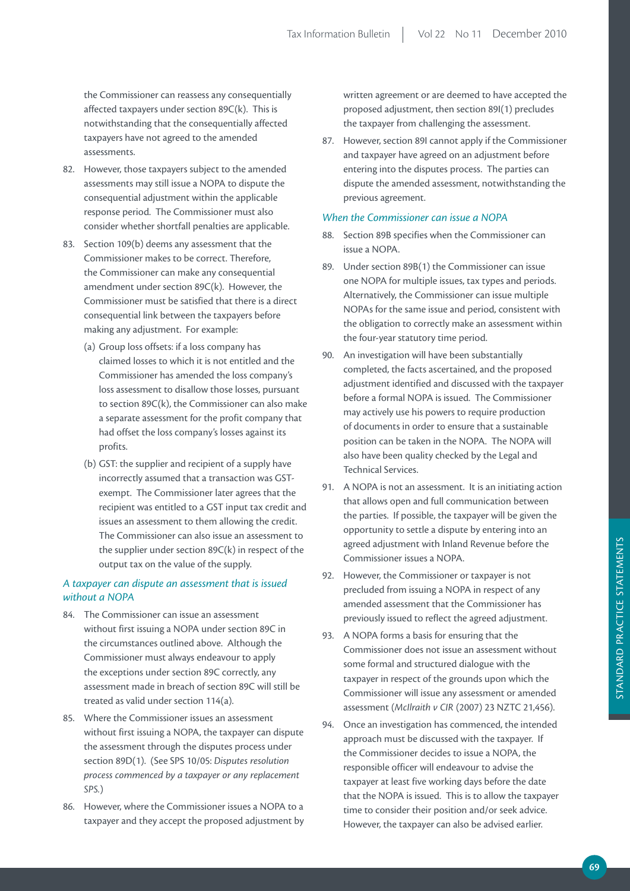the Commissioner can reassess any consequentially affected taxpayers under section 89C(k). This is notwithstanding that the consequentially affected taxpayers have not agreed to the amended assessments.

82. However, those taxpayers subject to the amended assessments may still issue a NOPA to dispute the consequential adjustment within the applicable response period. The Commissioner must also consider whether shortfall penalties are applicable.

83. Section 109(b) deems any assessment that the Commissioner makes to be correct. Therefore, the Commissioner can make any consequential amendment under section 89C(k). However, the Commissioner must be satisfied that there is a direct consequential link between the taxpayers before making any adjustment. For example:

   (a) Group loss offsets: if a loss company has claimed losses to which it is not entitled and the Commissioner has amended the loss company's loss assessment to disallow those losses, pursuant to section 89C(k), the Commissioner can also make a separate assessment for the profit company that had offset the loss company's losses against its profits.

   (b) GST: the supplier and recipient of a supply have incorrectly assumed that a transaction was GST-exempt. The Commissioner later agrees that the recipient was entitled to a GST input tax credit and issues an assessment to them allowing the credit. The Commissioner can also issue an assessment to the supplier under section 89C(k) in respect of the output tax on the value of the supply.

### *A taxpayer can dispute an assessment that is issued without a NOPA*

84. The Commissioner can issue an assessment without first issuing a NOPA under section 89C in the circumstances outlined above. Although the Commissioner must always endeavour to apply the exceptions under section 89C correctly, any assessment made in breach of section 89C will still be treated as valid under section 114(a).

85. Where the Commissioner issues an assessment without first issuing a NOPA, the taxpayer can dispute the assessment through the disputes process under section 89D(1). (See SPS 10/05: *Disputes resolution process commenced by a taxpayer or any replacement SPS.*)

86. However, where the Commissioner issues a NOPA to a taxpayer and they accept the proposed adjustment by written agreement or are deemed to have accepted the proposed adjustment, then section 89I(1) precludes the taxpayer from challenging the assessment.

87. However, section 89I cannot apply if the Commissioner and taxpayer have agreed on an adjustment before entering into the disputes process. The parties can dispute the amended assessment, notwithstanding the previous agreement.

### *When the Commissioner can issue a NOPA*

88. Section 89B specifies when the Commissioner can issue a NOPA.

89. Under section 89B(1) the Commissioner can issue one NOPA for multiple issues, tax types and periods. Alternatively, the Commissioner can issue multiple NOPAs for the same issue and period, consistent with the obligation to correctly make an assessment within the four-year statutory time period.

90. An investigation will have been substantially completed, the facts ascertained, and the proposed adjustment identified and discussed with the taxpayer before a formal NOPA is issued. The Commissioner may actively use his powers to require production of documents in order to ensure that a sustainable position can be taken in the NOPA. The NOPA will also have been quality checked by the Legal and Technical Services.

91. A NOPA is not an assessment. It is an initiating action that allows open and full communication between the parties. If possible, the taxpayer will be given the opportunity to settle a dispute by entering into an agreed adjustment with Inland Revenue before the Commissioner issues a NOPA.

92. However, the Commissioner or taxpayer is not precluded from issuing a NOPA in respect of any amended assessment that the Commissioner has previously issued to reflect the agreed adjustment.

93. A NOPA forms a basis for ensuring that the Commissioner does not issue an assessment without some formal and structured dialogue with the taxpayer in respect of the grounds upon which the Commissioner will issue any assessment or amended assessment (*McIlraith v CIR* (2007) 23 NZTC 21,456).

94. Once an investigation has commenced, the intended approach must be discussed with the taxpayer. If the Commissioner decides to issue a NOPA, the responsible officer will endeavour to advise the taxpayer at least five working days before the date that the NOPA is issued. This is to allow the taxpayer time to consider their position and/or seek advice. However, the taxpayer can also be advised earlier.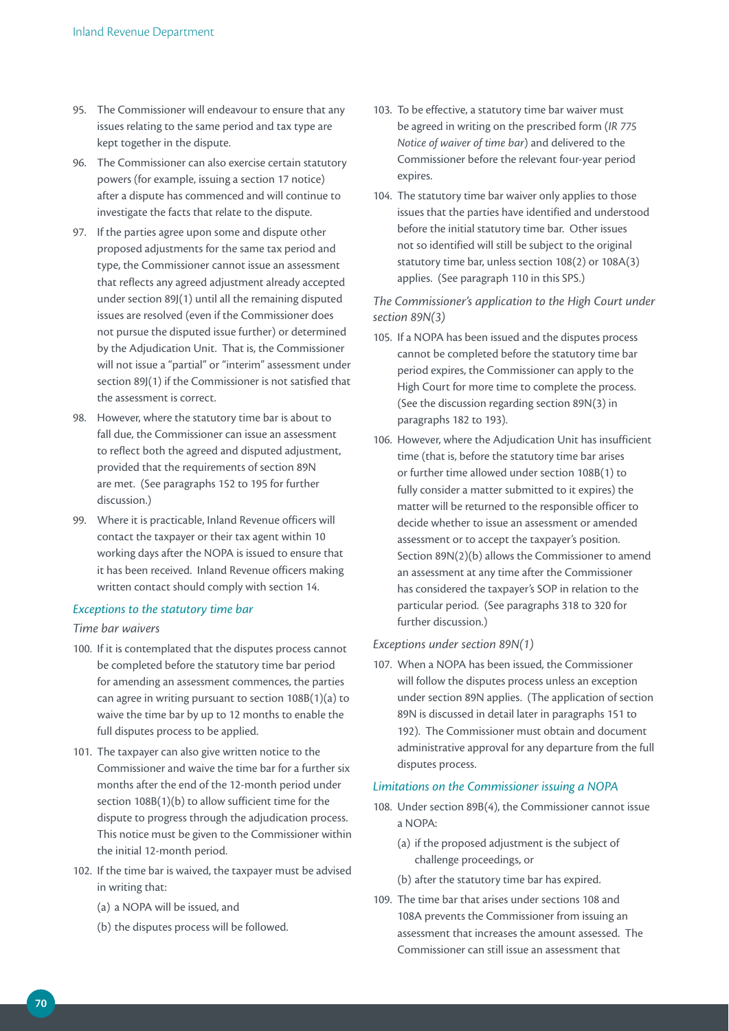95. The Commissioner will endeavour to ensure that any issues relating to the same period and tax type are kept together in the dispute.

96. The Commissioner can also exercise certain statutory powers (for example, issuing a section 17 notice) after a dispute has commenced and will continue to investigate the facts that relate to the dispute.

97. If the parties agree upon some and dispute other proposed adjustments for the same tax period and type, the Commissioner cannot issue an assessment that reflects any agreed adjustment already accepted under section 89J(1) until all the remaining disputed issues are resolved (even if the Commissioner does not pursue the disputed issue further) or determined by the Adjudication Unit. That is, the Commissioner will not issue a "partial" or "interim" assessment under section 89J(1) if the Commissioner is not satisfied that the assessment is correct.

98. However, where the statutory time bar is about to fall due, the Commissioner can issue an assessment to reflect both the agreed and disputed adjustment, provided that the requirements of section 89N are met. (See paragraphs 152 to 195 for further discussion.)

99. Where it is practicable, Inland Revenue officers will contact the taxpayer or their tax agent within 10 working days after the NOPA is issued to ensure that it has been received. Inland Revenue officers making written contact should comply with section 14.

### *Exceptions to the statutory time bar*

#### *Time bar waivers*

100. If it is contemplated that the disputes process cannot be completed before the statutory time bar period for amending an assessment commences, the parties can agree in writing pursuant to section 108B(1)(a) to waive the time bar by up to 12 months to enable the full disputes process to be applied.

101. The taxpayer can also give written notice to the Commissioner and waive the time bar for a further six months after the end of the 12-month period under section 108B(1)(b) to allow sufficient time for the dispute to progress through the adjudication process. This notice must be given to the Commissioner within the initial 12-month period.

102. If the time bar is waived, the taxpayer must be advised in writing that:

    (a) a NOPA will be issued, and

    (b) the disputes process will be followed.

103. To be effective, a statutory time bar waiver must be agreed in writing on the prescribed form (*IR 775 Notice of waiver of time bar*) and delivered to the Commissioner before the relevant four-year period expires.

104. The statutory time bar waiver only applies to those issues that the parties have identified and understood before the initial statutory time bar. Other issues not so identified will still be subject to the original statutory time bar, unless section 108(2) or 108A(3) applies. (See paragraph 110 in this SPS.)

#### *The Commissioner's application to the High Court under section 89N(3)*

105. If a NOPA has been issued and the disputes process cannot be completed before the statutory time bar period expires, the Commissioner can apply to the High Court for more time to complete the process. (See the discussion regarding section 89N(3) in paragraphs 182 to 193).

106. However, where the Adjudication Unit has insufficient time (that is, before the statutory time bar arises or further time allowed under section 108B(1) to fully consider a matter submitted to it expires) the matter will be returned to the responsible officer to decide whether to issue an assessment or amended assessment or to accept the taxpayer's position. Section 89N(2)(b) allows the Commissioner to amend an assessment at any time after the Commissioner has considered the taxpayer's SOP in relation to the particular period. (See paragraphs 318 to 320 for further discussion.)

#### *Exceptions under section 89N(1)*

107. When a NOPA has been issued, the Commissioner will follow the disputes process unless an exception under section 89N applies. (The application of section 89N is discussed in detail later in paragraphs 151 to 192). The Commissioner must obtain and document administrative approval for any departure from the full disputes process.

### *Limitations on the Commissioner issuing a NOPA*

108. Under section 89B(4), the Commissioner cannot issue a NOPA:

    (a) if the proposed adjustment is the subject of challenge proceedings, or

    (b) after the statutory time bar has expired.

109. The time bar that arises under sections 108 and 108A prevents the Commissioner from issuing an assessment that increases the amount assessed. The Commissioner can still issue an assessment that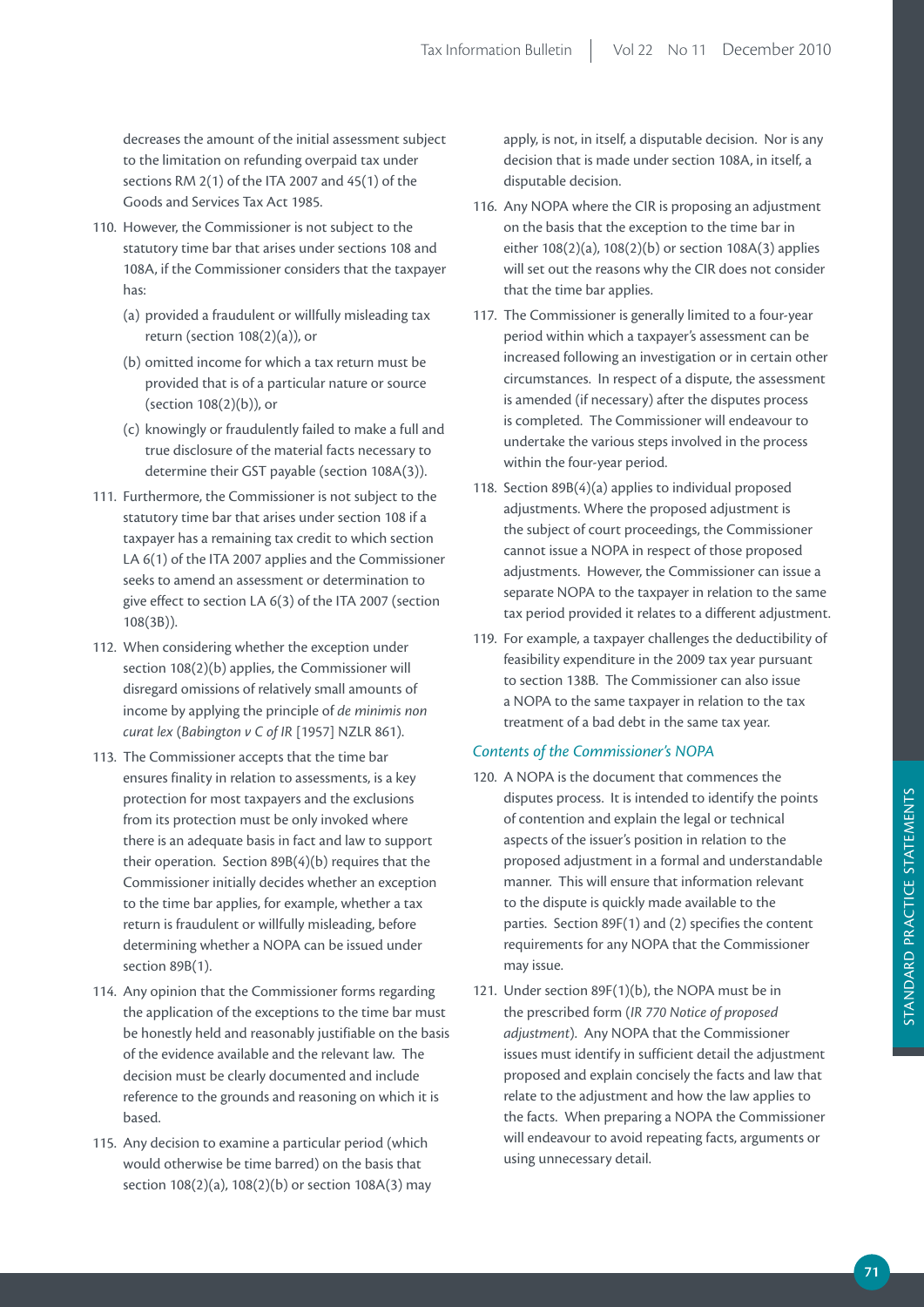decreases the amount of the initial assessment subject to the limitation on refunding overpaid tax under sections RM 2(1) of the ITA 2007 and 45(1) of the Goods and Services Tax Act 1985.

110. However, the Commissioner is not subject to the statutory time bar that arises under sections 108 and 108A, if the Commissioner considers that the taxpayer has:

   (a) provided a fraudulent or willfully misleading tax return (section 108(2)(a)), or

   (b) omitted income for which a tax return must be provided that is of a particular nature or source (section 108(2)(b)), or

   (c) knowingly or fraudulently failed to make a full and true disclosure of the material facts necessary to determine their GST payable (section 108A(3)).

111. Furthermore, the Commissioner is not subject to the statutory time bar that arises under section 108 if a taxpayer has a remaining tax credit to which section LA 6(1) of the ITA 2007 applies and the Commissioner seeks to amend an assessment or determination to give effect to section LA 6(3) of the ITA 2007 (section 108(3B)).

112. When considering whether the exception under section 108(2)(b) applies, the Commissioner will disregard omissions of relatively small amounts of income by applying the principle of *de minimis non curat lex* (*Babington v C of IR* [1957] NZLR 861).

113. The Commissioner accepts that the time bar ensures finality in relation to assessments, is a key protection for most taxpayers and the exclusions from its protection must be only invoked where there is an adequate basis in fact and law to support their operation. Section 89B(4)(b) requires that the Commissioner initially decides whether an exception to the time bar applies, for example, whether a tax return is fraudulent or willfully misleading, before determining whether a NOPA can be issued under section 89B(1).

114. Any opinion that the Commissioner forms regarding the application of the exceptions to the time bar must be honestly held and reasonably justifiable on the basis of the evidence available and the relevant law. The decision must be clearly documented and include reference to the grounds and reasoning on which it is based.

115. Any decision to examine a particular period (which would otherwise be time barred) on the basis that section 108(2)(a), 108(2)(b) or section 108A(3) may apply, is not, in itself, a disputable decision. Nor is any decision that is made under section 108A, in itself, a disputable decision.

116. Any NOPA where the CIR is proposing an adjustment on the basis that the exception to the time bar in either 108(2)(a), 108(2)(b) or section 108A(3) applies will set out the reasons why the CIR does not consider that the time bar applies.

117. The Commissioner is generally limited to a four-year period within which a taxpayer's assessment can be increased following an investigation or in certain other circumstances. In respect of a dispute, the assessment is amended (if necessary) after the disputes process is completed. The Commissioner will endeavour to undertake the various steps involved in the process within the four-year period.

118. Section 89B(4)(a) applies to individual proposed adjustments. Where the proposed adjustment is the subject of court proceedings, the Commissioner cannot issue a NOPA in respect of those proposed adjustments. However, the Commissioner can issue a separate NOPA to the taxpayer in relation to the same tax period provided it relates to a different adjustment.

119. For example, a taxpayer challenges the deductibility of feasibility expenditure in the 2009 tax year pursuant to section 138B. The Commissioner can also issue a NOPA to the same taxpayer in relation to the tax treatment of a bad debt in the same tax year.

### *Contents of the Commissioner's NOPA*

120. A NOPA is the document that commences the disputes process. It is intended to identify the points of contention and explain the legal or technical aspects of the issuer's position in relation to the proposed adjustment in a formal and understandable manner. This will ensure that information relevant to the dispute is quickly made available to the parties. Section 89F(1) and (2) specifies the content requirements for any NOPA that the Commissioner may issue.

121. Under section 89F(1)(b), the NOPA must be in the prescribed form (*IR 770 Notice of proposed adjustment*). Any NOPA that the Commissioner issues must identify in sufficient detail the adjustment proposed and explain concisely the facts and law that relate to the adjustment and how the law applies to the facts. When preparing a NOPA the Commissioner will endeavour to avoid repeating facts, arguments or using unnecessary detail.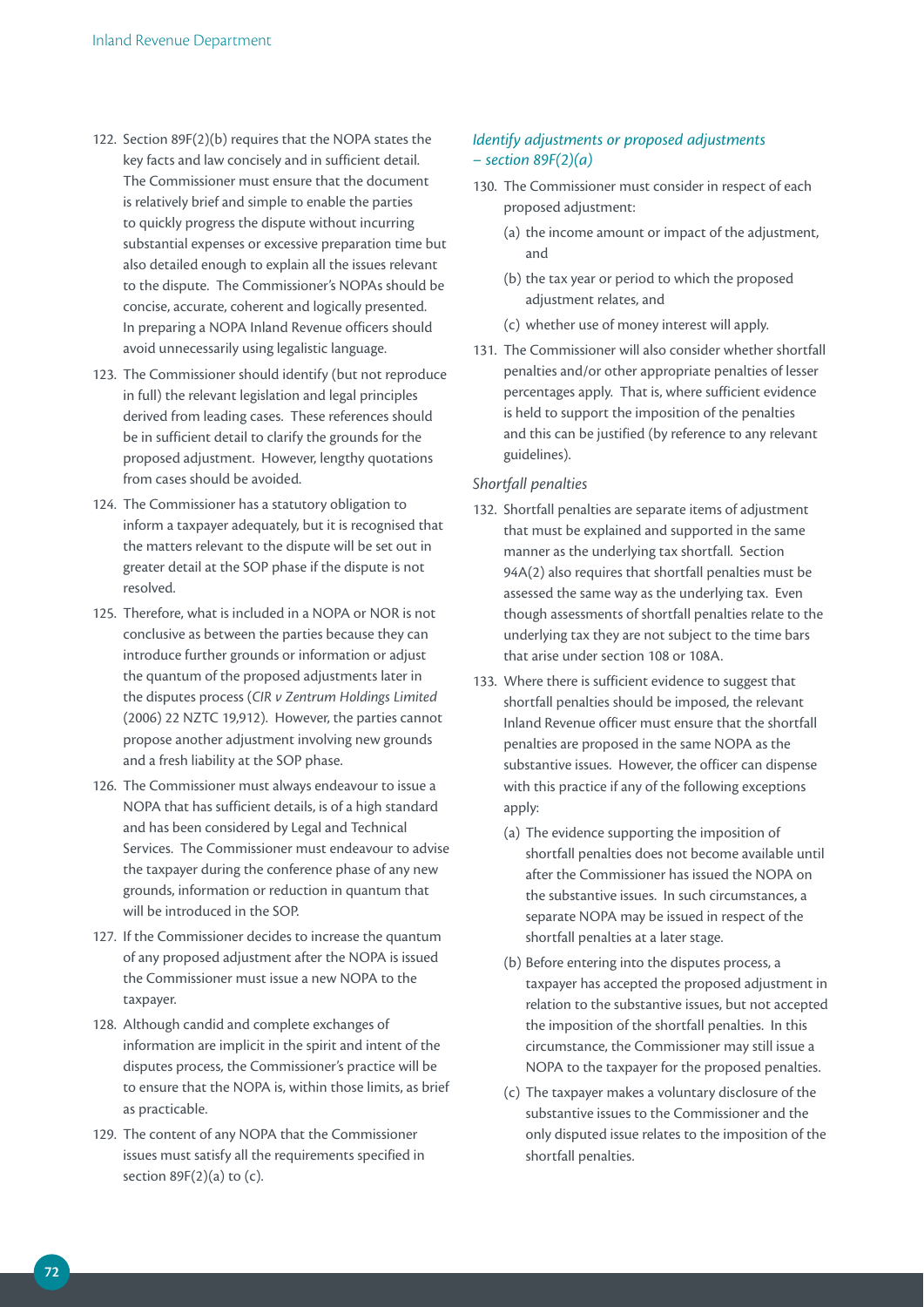122. Section 89F(2)(b) requires that the NOPA states the key facts and law concisely and in sufficient detail. The Commissioner must ensure that the document is relatively brief and simple to enable the parties to quickly progress the dispute without incurring substantial expenses or excessive preparation time but also detailed enough to explain all the issues relevant to the dispute. The Commissioner's NOPAs should be concise, accurate, coherent and logically presented. In preparing a NOPA Inland Revenue officers should avoid unnecessarily using legalistic language.

123. The Commissioner should identify (but not reproduce in full) the relevant legislation and legal principles derived from leading cases. These references should be in sufficient detail to clarify the grounds for the proposed adjustment. However, lengthy quotations from cases should be avoided.

124. The Commissioner has a statutory obligation to inform a taxpayer adequately, but it is recognised that the matters relevant to the dispute will be set out in greater detail at the SOP phase if the dispute is not resolved.

125. Therefore, what is included in a NOPA or NOR is not conclusive as between the parties because they can introduce further grounds or information or adjust the quantum of the proposed adjustments later in the disputes process (*CIR v Zentrum Holdings Limited* (2006) 22 NZTC 19,912). However, the parties cannot propose another adjustment involving new grounds and a fresh liability at the SOP phase.

126. The Commissioner must always endeavour to issue a NOPA that has sufficient details, is of a high standard and has been considered by Legal and Technical Services. The Commissioner must endeavour to advise the taxpayer during the conference phase of any new grounds, information or reduction in quantum that will be introduced in the SOP.

127. If the Commissioner decides to increase the quantum of any proposed adjustment after the NOPA is issued the Commissioner must issue a new NOPA to the taxpayer.

128. Although candid and complete exchanges of information are implicit in the spirit and intent of the disputes process, the Commissioner's practice will be to ensure that the NOPA is, within those limits, as brief as practicable.

129. The content of any NOPA that the Commissioner issues must satisfy all the requirements specified in section 89F(2)(a) to (c).

### *Identify adjustments or proposed adjustments – section 89F(2)(a)*

130. The Commissioner must consider in respect of each proposed adjustment:

   (a) the income amount or impact of the adjustment, and

   (b) the tax year or period to which the proposed adjustment relates, and

   (c) whether use of money interest will apply.

131. The Commissioner will also consider whether shortfall penalties and/or other appropriate penalties of lesser percentages apply. That is, where sufficient evidence is held to support the imposition of the penalties and this can be justified (by reference to any relevant guidelines).

#### *Shortfall penalties*

132. Shortfall penalties are separate items of adjustment that must be explained and supported in the same manner as the underlying tax shortfall. Section 94A(2) also requires that shortfall penalties must be assessed the same way as the underlying tax. Even though assessments of shortfall penalties relate to the underlying tax they are not subject to the time bars that arise under section 108 or 108A.

133. Where there is sufficient evidence to suggest that shortfall penalties should be imposed, the relevant Inland Revenue officer must ensure that the shortfall penalties are proposed in the same NOPA as the substantive issues. However, the officer can dispense with this practice if any of the following exceptions apply:

   (a) The evidence supporting the imposition of shortfall penalties does not become available until after the Commissioner has issued the NOPA on the substantive issues. In such circumstances, a separate NOPA may be issued in respect of the shortfall penalties at a later stage.

   (b) Before entering into the disputes process, a taxpayer has accepted the proposed adjustment in relation to the substantive issues, but not accepted the imposition of the shortfall penalties. In this circumstance, the Commissioner may still issue a NOPA to the taxpayer for the proposed penalties.

   (c) The taxpayer makes a voluntary disclosure of the substantive issues to the Commissioner and the only disputed issue relates to the imposition of the shortfall penalties.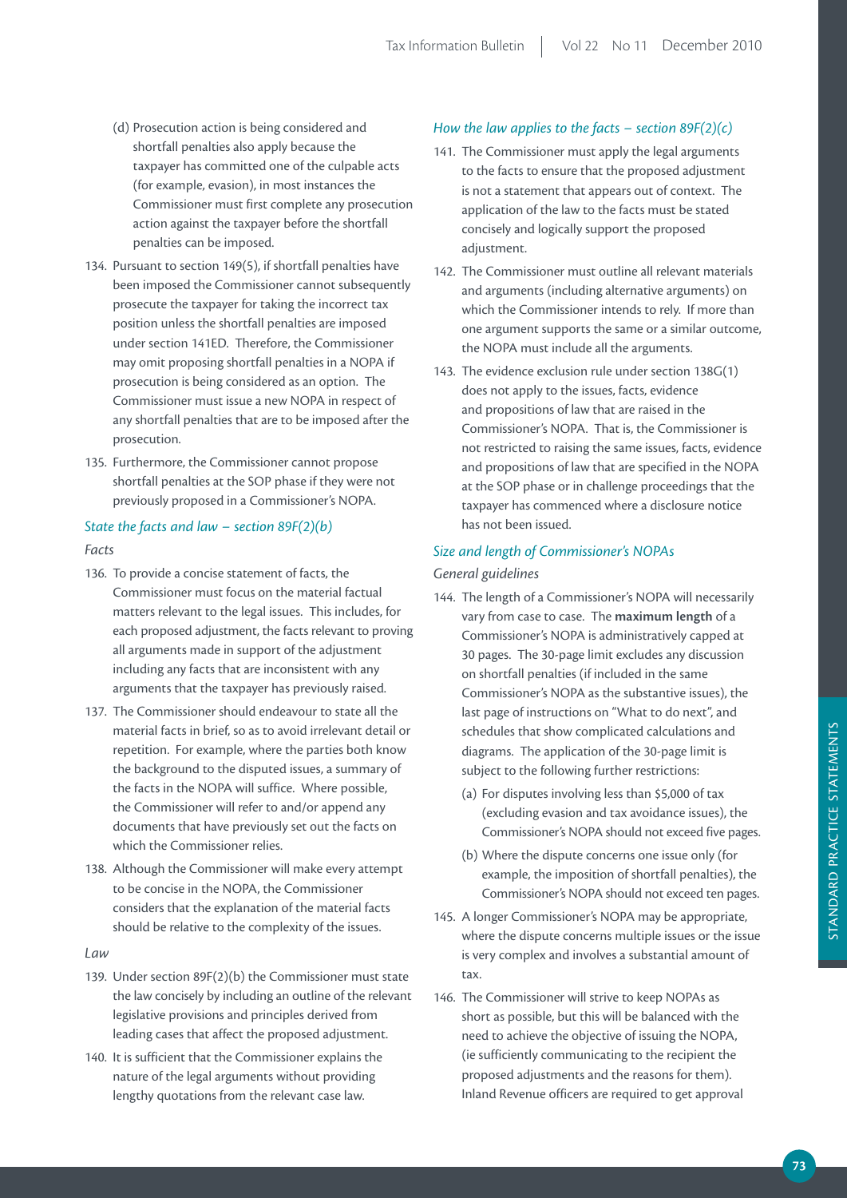(d) Prosecution action is being considered and shortfall penalties also apply because the taxpayer has committed one of the culpable acts (for example, evasion), in most instances the Commissioner must first complete any prosecution action against the taxpayer before the shortfall penalties can be imposed.

134. Pursuant to section 149(5), if shortfall penalties have been imposed the Commissioner cannot subsequently prosecute the taxpayer for taking the incorrect tax position unless the shortfall penalties are imposed under section 141ED. Therefore, the Commissioner may omit proposing shortfall penalties in a NOPA if prosecution is being considered as an option. The Commissioner must issue a new NOPA in respect of any shortfall penalties that are to be imposed after the prosecution.

135. Furthermore, the Commissioner cannot propose shortfall penalties at the SOP phase if they were not previously proposed in a Commissioner's NOPA.

### *State the facts and law – section 89F(2)(b)*

*Facts*

136. To provide a concise statement of facts, the Commissioner must focus on the material factual matters relevant to the legal issues. This includes, for each proposed adjustment, the facts relevant to proving all arguments made in support of the adjustment including any facts that are inconsistent with any arguments that the taxpayer has previously raised.

137. The Commissioner should endeavour to state all the material facts in brief, so as to avoid irrelevant detail or repetition. For example, where the parties both know the background to the disputed issues, a summary of the facts in the NOPA will suffice. Where possible, the Commissioner will refer to and/or append any documents that have previously set out the facts on which the Commissioner relies.

138. Although the Commissioner will make every attempt to be concise in the NOPA, the Commissioner considers that the explanation of the material facts should be relative to the complexity of the issues.

*Law*

139. Under section 89F(2)(b) the Commissioner must state the law concisely by including an outline of the relevant legislative provisions and principles derived from leading cases that affect the proposed adjustment.

140. It is sufficient that the Commissioner explains the nature of the legal arguments without providing lengthy quotations from the relevant case law.

### *How the law applies to the facts – section 89F(2)(c)*

141. The Commissioner must apply the legal arguments to the facts to ensure that the proposed adjustment is not a statement that appears out of context. The application of the law to the facts must be stated concisely and logically support the proposed adjustment.

142. The Commissioner must outline all relevant materials and arguments (including alternative arguments) on which the Commissioner intends to rely. If more than one argument supports the same or a similar outcome, the NOPA must include all the arguments.

143. The evidence exclusion rule under section 138G(1) does not apply to the issues, facts, evidence and propositions of law that are raised in the Commissioner's NOPA. That is, the Commissioner is not restricted to raising the same issues, facts, evidence and propositions of law that are specified in the NOPA at the SOP phase or in challenge proceedings that the taxpayer has commenced where a disclosure notice has not been issued.

### *Size and length of Commissioner's NOPAs*

*General guidelines*

144. The length of a Commissioner's NOPA will necessarily vary from case to case. The **maximum length** of a Commissioner's NOPA is administratively capped at 30 pages. The 30-page limit excludes any discussion on shortfall penalties (if included in the same Commissioner's NOPA as the substantive issues), the last page of instructions on "What to do next", and schedules that show complicated calculations and diagrams. The application of the 30-page limit is subject to the following further restrictions:

(a) For disputes involving less than $5,000 of tax (excluding evasion and tax avoidance issues), the Commissioner's NOPA should not exceed five pages.

(b) Where the dispute concerns one issue only (for example, the imposition of shortfall penalties), the Commissioner's NOPA should not exceed ten pages.

145. A longer Commissioner's NOPA may be appropriate, where the dispute concerns multiple issues or the issue is very complex and involves a substantial amount of tax.

146. The Commissioner will strive to keep NOPAs as short as possible, but this will be balanced with the need to achieve the objective of issuing the NOPA, (ie sufficiently communicating to the recipient the proposed adjustments and the reasons for them). Inland Revenue officers are required to get approval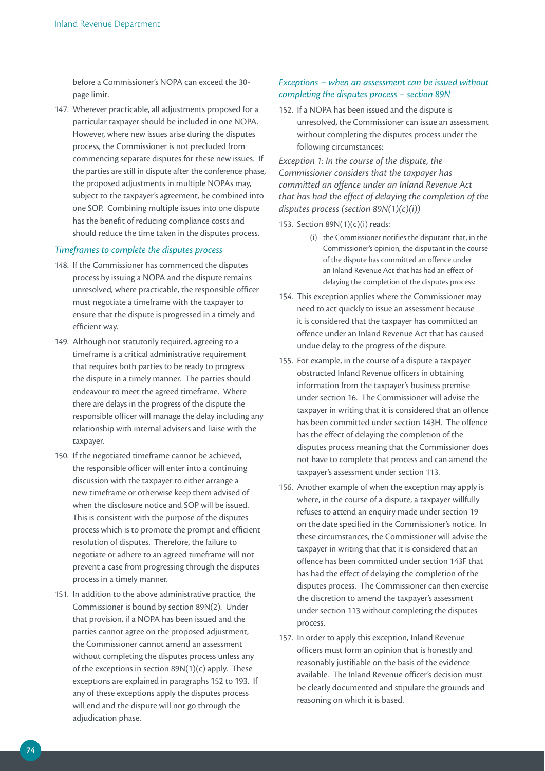before a Commissioner's NOPA can exceed the 30-page limit.

147. Wherever practicable, all adjustments proposed for a particular taxpayer should be included in one NOPA. However, where new issues arise during the disputes process, the Commissioner is not precluded from commencing separate disputes for these new issues. If the parties are still in dispute after the conference phase, the proposed adjustments in multiple NOPAs may, subject to the taxpayer's agreement, be combined into one SOP. Combining multiple issues into one dispute has the benefit of reducing compliance costs and should reduce the time taken in the disputes process.

### *Timeframes to complete the disputes process*

148. If the Commissioner has commenced the disputes process by issuing a NOPA and the dispute remains unresolved, where practicable, the responsible officer must negotiate a timeframe with the taxpayer to ensure that the dispute is progressed in a timely and efficient way.

149. Although not statutorily required, agreeing to a timeframe is a critical administrative requirement that requires both parties to be ready to progress the dispute in a timely manner. The parties should endeavour to meet the agreed timeframe. Where there are delays in the progress of the dispute the responsible officer will manage the delay including any relationship with internal advisers and liaise with the taxpayer.

150. If the negotiated timeframe cannot be achieved, the responsible officer will enter into a continuing discussion with the taxpayer to either arrange a new timeframe or otherwise keep them advised of when the disclosure notice and SOP will be issued. This is consistent with the purpose of the disputes process which is to promote the prompt and efficient resolution of disputes. Therefore, the failure to negotiate or adhere to an agreed timeframe will not prevent a case from progressing through the disputes process in a timely manner.

151. In addition to the above administrative practice, the Commissioner is bound by section 89N(2). Under that provision, if a NOPA has been issued and the parties cannot agree on the proposed adjustment, the Commissioner cannot amend an assessment without completing the disputes process unless any of the exceptions in section 89N(1)(c) apply. These exceptions are explained in paragraphs 152 to 193. If any of these exceptions apply the disputes process will end and the dispute will not go through the adjudication phase.

### *Exceptions – when an assessment can be issued without completing the disputes process – section 89N*

152. If a NOPA has been issued and the dispute is unresolved, the Commissioner can issue an assessment without completing the disputes process under the following circumstances:

*Exception 1: In the course of the dispute, the Commissioner considers that the taxpayer has committed an offence under an Inland Revenue Act that has had the effect of delaying the completion of the disputes process (section 89N(1)(c)(i))*

153. Section 89N(1)(c)(i) reads:

> (i) the Commissioner notifies the disputant that, in the Commissioner's opinion, the disputant in the course of the dispute has committed an offence under an Inland Revenue Act that has had an effect of delaying the completion of the disputes process:

154. This exception applies where the Commissioner may need to act quickly to issue an assessment because it is considered that the taxpayer has committed an offence under an Inland Revenue Act that has caused undue delay to the progress of the dispute.

155. For example, in the course of a dispute a taxpayer obstructed Inland Revenue officers in obtaining information from the taxpayer's business premise under section 16. The Commissioner will advise the taxpayer in writing that it is considered that an offence has been committed under section 143H. The offence has the effect of delaying the completion of the disputes process meaning that the Commissioner does not have to complete that process and can amend the taxpayer's assessment under section 113.

156. Another example of when the exception may apply is where, in the course of a dispute, a taxpayer willfully refuses to attend an enquiry made under section 19 on the date specified in the Commissioner's notice. In these circumstances, the Commissioner will advise the taxpayer in writing that that it is considered that an offence has been committed under section 143F that has had the effect of delaying the completion of the disputes process. The Commissioner can then exercise the discretion to amend the taxpayer's assessment under section 113 without completing the disputes process.

157. In order to apply this exception, Inland Revenue officers must form an opinion that is honestly and reasonably justifiable on the basis of the evidence available. The Inland Revenue officer's decision must be clearly documented and stipulate the grounds and reasoning on which it is based.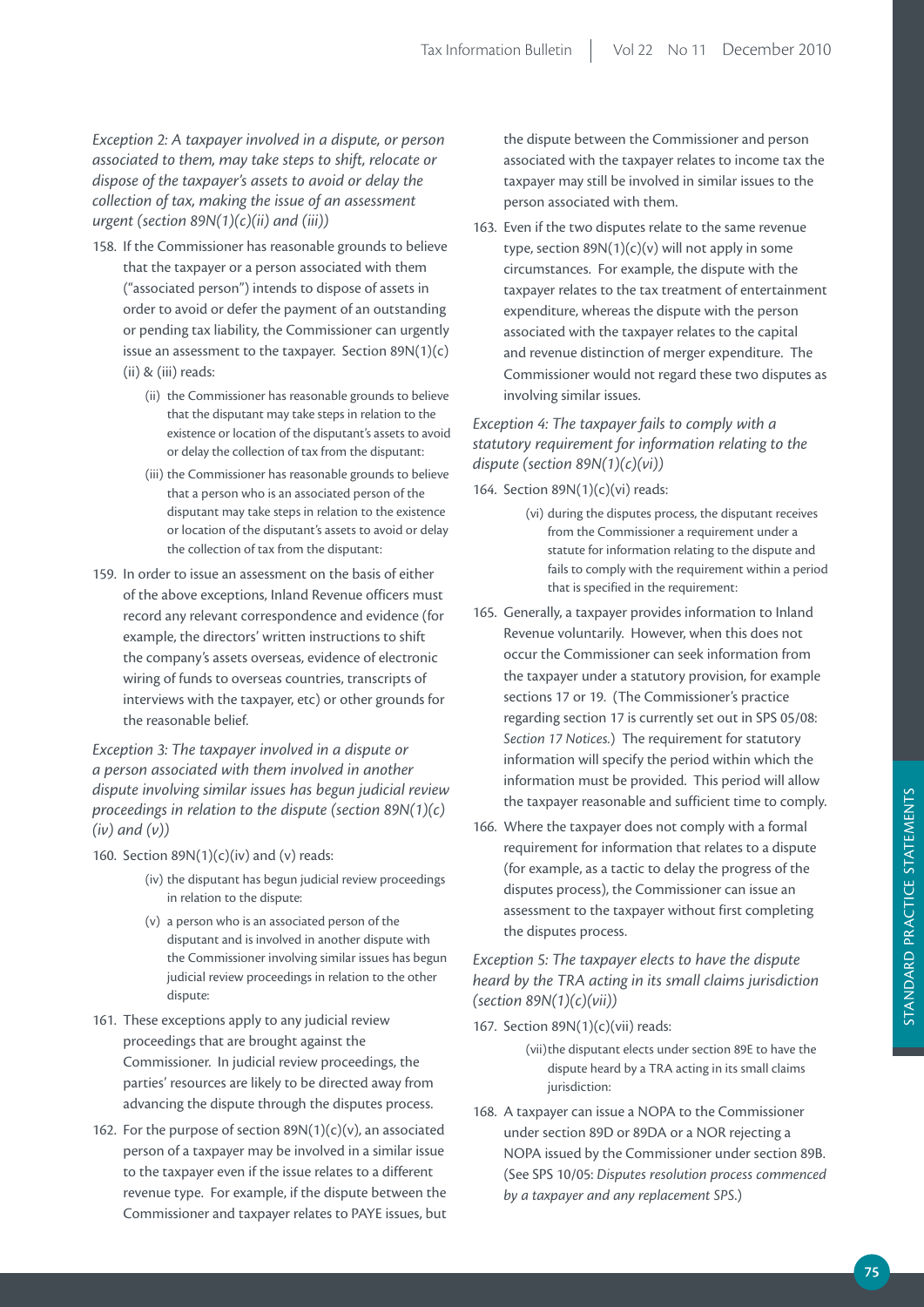*Exception 2: A taxpayer involved in a dispute, or person associated to them, may take steps to shift, relocate or dispose of the taxpayer's assets to avoid or delay the collection of tax, making the issue of an assessment urgent (section 89N(1)(c)(ii) and (iii))*

158. If the Commissioner has reasonable grounds to believe that the taxpayer or a person associated with them ("associated person") intends to dispose of assets in order to avoid or defer the payment of an outstanding or pending tax liability, the Commissioner can urgently issue an assessment to the taxpayer. Section 89N(1)(c)(ii) & (iii) reads:

    (ii) the Commissioner has reasonable grounds to believe that the disputant may take steps in relation to the existence or location of the disputant's assets to avoid or delay the collection of tax from the disputant:

    (iii) the Commissioner has reasonable grounds to believe that a person who is an associated person of the disputant may take steps in relation to the existence or location of the disputant's assets to avoid or delay the collection of tax from the disputant:

159. In order to issue an assessment on the basis of either of the above exceptions, Inland Revenue officers must record any relevant correspondence and evidence (for example, the directors' written instructions to shift the company's assets overseas, evidence of electronic wiring of funds to overseas countries, transcripts of interviews with the taxpayer, etc) or other grounds for the reasonable belief.

*Exception 3: The taxpayer involved in a dispute or a person associated with them involved in another dispute involving similar issues has begun judicial review proceedings in relation to the dispute (section 89N(1)(c)(iv) and (v))*

160. Section 89N(1)(c)(iv) and (v) reads:

    (iv) the disputant has begun judicial review proceedings in relation to the dispute:

    (v) a person who is an associated person of the disputant and is involved in another dispute with the Commissioner involving similar issues has begun judicial review proceedings in relation to the other dispute:

161. These exceptions apply to any judicial review proceedings that are brought against the Commissioner. In judicial review proceedings, the parties' resources are likely to be directed away from advancing the dispute through the disputes process.

162. For the purpose of section 89N(1)(c)(v), an associated person of a taxpayer may be involved in a similar issue to the taxpayer even if the issue relates to a different revenue type. For example, if the dispute between the Commissioner and taxpayer relates to PAYE issues, but the dispute between the Commissioner and person associated with the taxpayer relates to income tax the taxpayer may still be involved in similar issues to the person associated with them.

163. Even if the two disputes relate to the same revenue type, section 89N(1)(c)(v) will not apply in some circumstances. For example, the dispute with the taxpayer relates to the tax treatment of entertainment expenditure, whereas the dispute with the person associated with the taxpayer relates to the capital and revenue distinction of merger expenditure. The Commissioner would not regard these two disputes as involving similar issues.

*Exception 4: The taxpayer fails to comply with a statutory requirement for information relating to the dispute (section 89N(1)(c)(vi))*

164. Section 89N(1)(c)(vi) reads:

    (vi) during the disputes process, the disputant receives from the Commissioner a requirement under a statute for information relating to the dispute and fails to comply with the requirement within a period that is specified in the requirement:

165. Generally, a taxpayer provides information to Inland Revenue voluntarily. However, when this does not occur the Commissioner can seek information from the taxpayer under a statutory provision, for example sections 17 or 19. (The Commissioner's practice regarding section 17 is currently set out in SPS 05/08: *Section 17 Notices.*) The requirement for statutory information will specify the period within which the information must be provided. This period will allow the taxpayer reasonable and sufficient time to comply.

166. Where the taxpayer does not comply with a formal requirement for information that relates to a dispute (for example, as a tactic to delay the progress of the disputes process), the Commissioner can issue an assessment to the taxpayer without first completing the disputes process.

*Exception 5: The taxpayer elects to have the dispute heard by the TRA acting in its small claims jurisdiction (section 89N(1)(c)(vii))*

167. Section 89N(1)(c)(vii) reads:

    (vii) the disputant elects under section 89E to have the dispute heard by a TRA acting in its small claims jurisdiction:

168. A taxpayer can issue a NOPA to the Commissioner under section 89D or 89DA or a NOR rejecting a NOPA issued by the Commissioner under section 89B. (See SPS 10/05: *Disputes resolution process commenced by a taxpayer and any replacement SPS.*)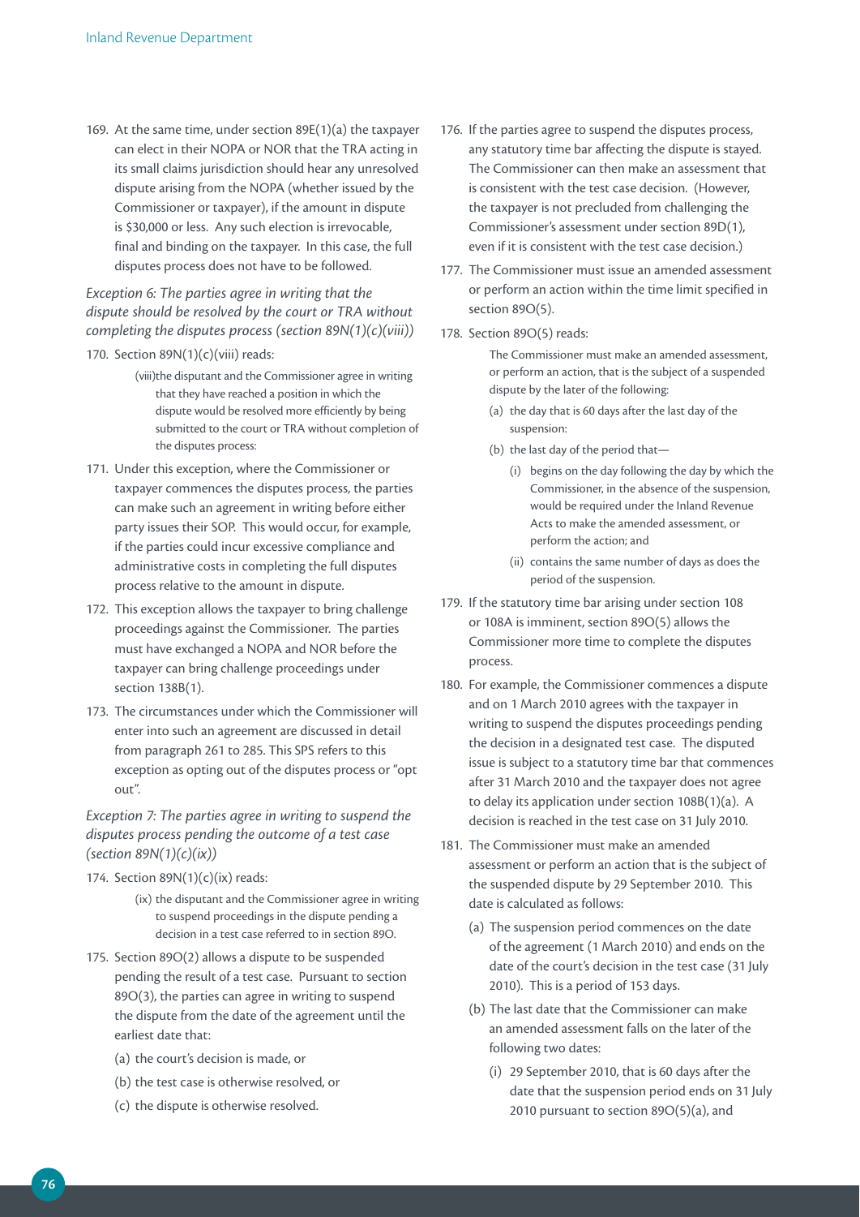169. At the same time, under section 89E(1)(a) the taxpayer can elect in their NOPA or NOR that the TRA acting in its small claims jurisdiction should hear any unresolved dispute arising from the NOPA (whether issued by the Commissioner or taxpayer), if the amount in dispute is $30,000 or less. Any such election is irrevocable, final and binding on the taxpayer. In this case, the full disputes process does not have to be followed.

*Exception 6: The parties agree in writing that the dispute should be resolved by the court or TRA without completing the disputes process (section 89N(1)(c)(viii))*

170. Section 89N(1)(c)(viii) reads:

> (viii) the disputant and the Commissioner agree in writing that they have reached a position in which the dispute would be resolved more efficiently by being submitted to the court or TRA without completion of the disputes process:

171. Under this exception, where the Commissioner or taxpayer commences the disputes process, the parties can make such an agreement in writing before either party issues their SOP. This would occur, for example, if the parties could incur excessive compliance and administrative costs in completing the full disputes process relative to the amount in dispute.

172. This exception allows the taxpayer to bring challenge proceedings against the Commissioner. The parties must have exchanged a NOPA and NOR before the taxpayer can bring challenge proceedings under section 138B(1).

173. The circumstances under which the Commissioner will enter into such an agreement are discussed in detail from paragraph 261 to 285. This SPS refers to this exception as opting out of the disputes process or "opt out".

*Exception 7: The parties agree in writing to suspend the disputes process pending the outcome of a test case (section 89N(1)(c)(ix))*

174. Section 89N(1)(c)(ix) reads:

> (ix) the disputant and the Commissioner agree in writing to suspend proceedings in the dispute pending a decision in a test case referred to in section 89O.

175. Section 89O(2) allows a dispute to be suspended pending the result of a test case. Pursuant to section 89O(3), the parties can agree in writing to suspend the dispute from the date of the agreement until the earliest date that:

    (a) the court's decision is made, or

    (b) the test case is otherwise resolved, or

    (c) the dispute is otherwise resolved.

176. If the parties agree to suspend the disputes process, any statutory time bar affecting the dispute is stayed. The Commissioner can then make an assessment that is consistent with the test case decision. (However, the taxpayer is not precluded from challenging the Commissioner's assessment under section 89D(1), even if it is consistent with the test case decision.)

177. The Commissioner must issue an amended assessment or perform an action within the time limit specified in section 89O(5).

178. Section 89O(5) reads:

> The Commissioner must make an amended assessment, or perform an action, that is the subject of a suspended dispute by the later of the following:
>
> (a) the day that is 60 days after the last day of the suspension:
>
> (b) the last day of the period that—
>
> (i) begins on the day following the day by which the Commissioner, in the absence of the suspension, would be required under the Inland Revenue Acts to make the amended assessment, or perform the action; and
>
> (ii) contains the same number of days as does the period of the suspension.

179. If the statutory time bar arising under section 108 or 108A is imminent, section 89O(5) allows the Commissioner more time to complete the disputes process.

180. For example, the Commissioner commences a dispute and on 1 March 2010 agrees with the taxpayer in writing to suspend the disputes proceedings pending the decision in a designated test case. The disputed issue is subject to a statutory time bar that commences after 31 March 2010 and the taxpayer does not agree to delay its application under section 108B(1)(a). A decision is reached in the test case on 31 July 2010.

181. The Commissioner must make an amended assessment or perform an action that is the subject of the suspended dispute by 29 September 2010. This date is calculated as follows:

    (a) The suspension period commences on the date of the agreement (1 March 2010) and ends on the date of the court's decision in the test case (31 July 2010). This is a period of 153 days.

    (b) The last date that the Commissioner can make an amended assessment falls on the later of the following two dates:

        (i) 29 September 2010, that is 60 days after the date that the suspension period ends on 31 July 2010 pursuant to section 89O(5)(a), and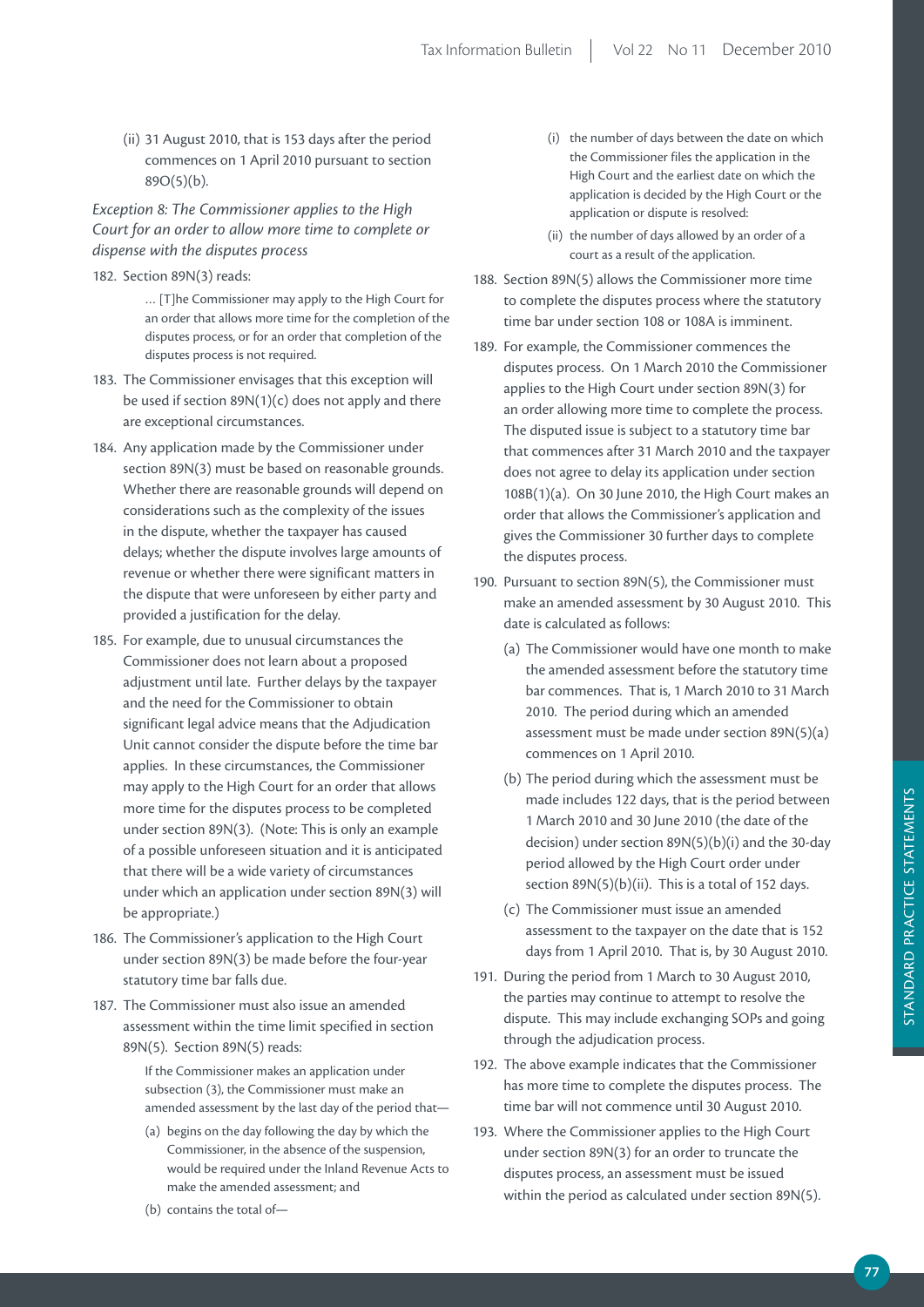(ii) 31 August 2010, that is 153 days after the period commences on 1 April 2010 pursuant to section 89O(5)(b).

*Exception 8: The Commissioner applies to the High Court for an order to allow more time to complete or dispense with the disputes process*

182. Section 89N(3) reads:

> … [T]he Commissioner may apply to the High Court for an order that allows more time for the completion of the disputes process, or for an order that completion of the disputes process is not required.

183. The Commissioner envisages that this exception will be used if section 89N(1)(c) does not apply and there are exceptional circumstances.

184. Any application made by the Commissioner under section 89N(3) must be based on reasonable grounds. Whether there are reasonable grounds will depend on considerations such as the complexity of the issues in the dispute, whether the taxpayer has caused delays; whether the dispute involves large amounts of revenue or whether there were significant matters in the dispute that were unforeseen by either party and provided a justification for the delay.

185. For example, due to unusual circumstances the Commissioner does not learn about a proposed adjustment until late. Further delays by the taxpayer and the need for the Commissioner to obtain significant legal advice means that the Adjudication Unit cannot consider the dispute before the time bar applies. In these circumstances, the Commissioner may apply to the High Court for an order that allows more time for the disputes process to be completed under section 89N(3). (Note: This is only an example of a possible unforeseen situation and it is anticipated that there will be a wide variety of circumstances under which an application under section 89N(3) will be appropriate.)

186. The Commissioner's application to the High Court under section 89N(3) be made before the four-year statutory time bar falls due.

187. The Commissioner must also issue an amended assessment within the time limit specified in section 89N(5). Section 89N(5) reads:

> If the Commissioner makes an application under subsection (3), the Commissioner must make an amended assessment by the last day of the period that—
>
> (a) begins on the day following the day by which the Commissioner, in the absence of the suspension, would be required under the Inland Revenue Acts to make the amended assessment; and
>
> (b) contains the total of—
>
> (i) the number of days between the date on which the Commissioner files the application in the High Court and the earliest date on which the application is decided by the High Court or the application or dispute is resolved:
>
> (ii) the number of days allowed by an order of a court as a result of the application.

188. Section 89N(5) allows the Commissioner more time to complete the disputes process where the statutory time bar under section 108 or 108A is imminent.

189. For example, the Commissioner commences the disputes process. On 1 March 2010 the Commissioner applies to the High Court under section 89N(3) for an order allowing more time to complete the process. The disputed issue is subject to a statutory time bar that commences after 31 March 2010 and the taxpayer does not agree to delay its application under section 108B(1)(a). On 30 June 2010, the High Court makes an order that allows the Commissioner's application and gives the Commissioner 30 further days to complete the disputes process.

190. Pursuant to section 89N(5), the Commissioner must make an amended assessment by 30 August 2010. This date is calculated as follows:

   (a) The Commissioner would have one month to make the amended assessment before the statutory time bar commences. That is, 1 March 2010 to 31 March 2010. The period during which an amended assessment must be made under section 89N(5)(a) commences on 1 April 2010.

   (b) The period during which the assessment must be made includes 122 days, that is the period between 1 March 2010 and 30 June 2010 (the date of the decision) under section 89N(5)(b)(i) and the 30-day period allowed by the High Court order under section 89N(5)(b)(ii). This is a total of 152 days.

   (c) The Commissioner must issue an amended assessment to the taxpayer on the date that is 152 days from 1 April 2010. That is, by 30 August 2010.

191. During the period from 1 March to 30 August 2010, the parties may continue to attempt to resolve the dispute. This may include exchanging SOPs and going through the adjudication process.

192. The above example indicates that the Commissioner has more time to complete the disputes process. The time bar will not commence until 30 August 2010.

193. Where the Commissioner applies to the High Court under section 89N(3) for an order to truncate the disputes process, an assessment must be issued within the period as calculated under section 89N(5).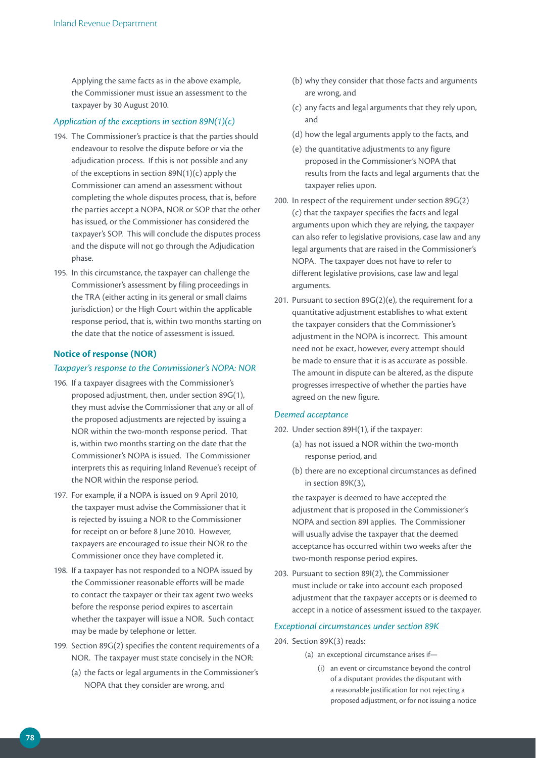Applying the same facts as in the above example, the Commissioner must issue an assessment to the taxpayer by 30 August 2010.

### *Application of the exceptions in section 89N(1)(c)*

194. The Commissioner's practice is that the parties should endeavour to resolve the dispute before or via the adjudication process. If this is not possible and any of the exceptions in section 89N(1)(c) apply the Commissioner can amend an assessment without completing the whole disputes process, that is, before the parties accept a NOPA, NOR or SOP that the other has issued, or the Commissioner has considered the taxpayer's SOP. This will conclude the disputes process and the dispute will not go through the Adjudication phase.

195. In this circumstance, the taxpayer can challenge the Commissioner's assessment by filing proceedings in the TRA (either acting in its general or small claims jurisdiction) or the High Court within the applicable response period, that is, within two months starting on the date that the notice of assessment is issued.

## Notice of response (NOR)

### *Taxpayer's response to the Commissioner's NOPA: NOR*

196. If a taxpayer disagrees with the Commissioner's proposed adjustment, then, under section 89G(1), they must advise the Commissioner that any or all of the proposed adjustments are rejected by issuing a NOR within the two-month response period. That is, within two months starting on the date that the Commissioner's NOPA is issued. The Commissioner interprets this as requiring Inland Revenue's receipt of the NOR within the response period.

197. For example, if a NOPA is issued on 9 April 2010, the taxpayer must advise the Commissioner that it is rejected by issuing a NOR to the Commissioner for receipt on or before 8 June 2010. However, taxpayers are encouraged to issue their NOR to the Commissioner once they have completed it.

198. If a taxpayer has not responded to a NOPA issued by the Commissioner reasonable efforts will be made to contact the taxpayer or their tax agent two weeks before the response period expires to ascertain whether the taxpayer will issue a NOR. Such contact may be made by telephone or letter.

199. Section 89G(2) specifies the content requirements of a NOR. The taxpayer must state concisely in the NOR:

    (a) the facts or legal arguments in the Commissioner's NOPA that they consider are wrong, and

    (b) why they consider that those facts and arguments are wrong, and

    (c) any facts and legal arguments that they rely upon, and

    (d) how the legal arguments apply to the facts, and

    (e) the quantitative adjustments to any figure proposed in the Commissioner's NOPA that results from the facts and legal arguments that the taxpayer relies upon.

200. In respect of the requirement under section 89G(2)(c) that the taxpayer specifies the facts and legal arguments upon which they are relying, the taxpayer can also refer to legislative provisions, case law and any legal arguments that are raised in the Commissioner's NOPA. The taxpayer does not have to refer to different legislative provisions, case law and legal arguments.

201. Pursuant to section 89G(2)(e), the requirement for a quantitative adjustment establishes to what extent the taxpayer considers that the Commissioner's adjustment in the NOPA is incorrect. This amount need not be exact, however, every attempt should be made to ensure that it is as accurate as possible. The amount in dispute can be altered, as the dispute progresses irrespective of whether the parties have agreed on the new figure.

### *Deemed acceptance*

202. Under section 89H(1), if the taxpayer:

    (a) has not issued a NOR within the two-month response period, and

    (b) there are no exceptional circumstances as defined in section 89K(3),

    the taxpayer is deemed to have accepted the adjustment that is proposed in the Commissioner's NOPA and section 89I applies. The Commissioner will usually advise the taxpayer that the deemed acceptance has occurred within two weeks after the two-month response period expires.

203. Pursuant to section 89I(2), the Commissioner must include or take into account each proposed adjustment that the taxpayer accepts or is deemed to accept in a notice of assessment issued to the taxpayer.

### *Exceptional circumstances under section 89K*

204. Section 89K(3) reads:

    (a) an exceptional circumstance arises if—

        (i) an event or circumstance beyond the control of a disputant provides the disputant with a reasonable justification for not rejecting a proposed adjustment, or for not issuing a notice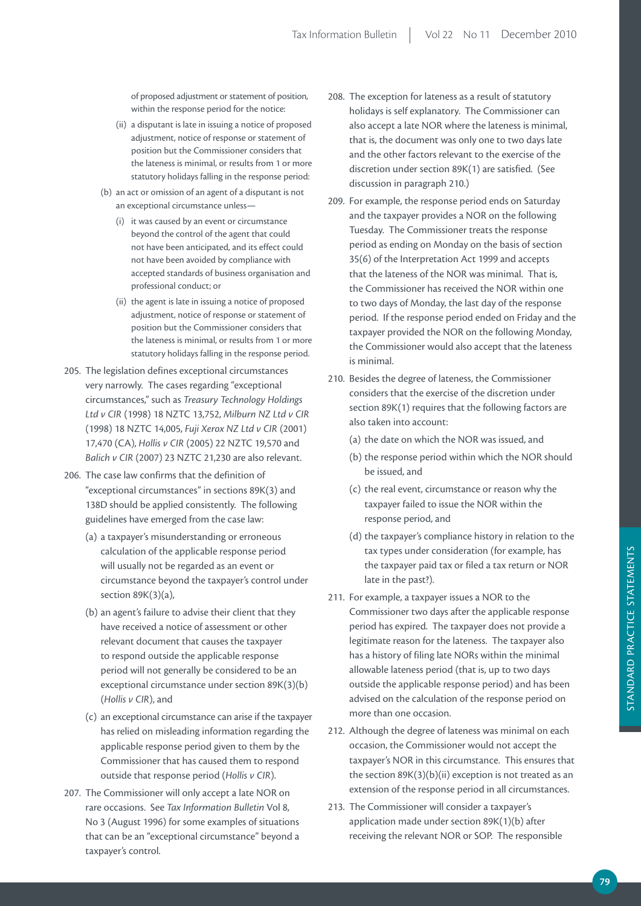of proposed adjustment or statement of position, within the response period for the notice:

   (ii) a disputant is late in issuing a notice of proposed adjustment, notice of response or statement of position but the Commissioner considers that the lateness is minimal, or results from 1 or more statutory holidays falling in the response period:

(b) an act or omission of an agent of a disputant is not an exceptional circumstance unless—

   (i) it was caused by an event or circumstance beyond the control of the agent that could not have been anticipated, and its effect could not have been avoided by compliance with accepted standards of business organisation and professional conduct; or

   (ii) the agent is late in issuing a notice of proposed adjustment, notice of response or statement of position but the Commissioner considers that the lateness is minimal, or results from 1 or more statutory holidays falling in the response period.

205. The legislation defines exceptional circumstances very narrowly. The cases regarding "exceptional circumstances," such as *Treasury Technology Holdings Ltd v CIR* (1998) 18 NZTC 13,752, *Milburn NZ Ltd v CIR* (1998) 18 NZTC 14,005, *Fuji Xerox NZ Ltd v CIR* (2001) 17,470 (CA), *Hollis v CIR* (2005) 22 NZTC 19,570 and *Balich v CIR* (2007) 23 NZTC 21,230 are also relevant.

206. The case law confirms that the definition of "exceptional circumstances" in sections 89K(3) and 138D should be applied consistently. The following guidelines have emerged from the case law:

   (a) a taxpayer's misunderstanding or erroneous calculation of the applicable response period will usually not be regarded as an event or circumstance beyond the taxpayer's control under section 89K(3)(a),

   (b) an agent's failure to advise their client that they have received a notice of assessment or other relevant document that causes the taxpayer to respond outside the applicable response period will not generally be considered to be an exceptional circumstance under section 89K(3)(b) (*Hollis v CIR*), and

   (c) an exceptional circumstance can arise if the taxpayer has relied on misleading information regarding the applicable response period given to them by the Commissioner that has caused them to respond outside that response period (*Hollis v CIR*).

207. The Commissioner will only accept a late NOR on rare occasions. See *Tax Information Bulletin* Vol 8, No 3 (August 1996) for some examples of situations that can be an "exceptional circumstance" beyond a taxpayer's control.

208. The exception for lateness as a result of statutory holidays is self explanatory. The Commissioner can also accept a late NOR where the lateness is minimal, that is, the document was only one to two days late and the other factors relevant to the exercise of the discretion under section 89K(1) are satisfied. (See discussion in paragraph 210.)

209. For example, the response period ends on Saturday and the taxpayer provides a NOR on the following Tuesday. The Commissioner treats the response period as ending on Monday on the basis of section 35(6) of the Interpretation Act 1999 and accepts that the lateness of the NOR was minimal. That is, the Commissioner has received the NOR within one to two days of Monday, the last day of the response period. If the response period ended on Friday and the taxpayer provided the NOR on the following Monday, the Commissioner would also accept that the lateness is minimal.

210. Besides the degree of lateness, the Commissioner considers that the exercise of the discretion under section 89K(1) requires that the following factors are also taken into account:

   (a) the date on which the NOR was issued, and

   (b) the response period within which the NOR should be issued, and

   (c) the real event, circumstance or reason why the taxpayer failed to issue the NOR within the response period, and

   (d) the taxpayer's compliance history in relation to the tax types under consideration (for example, has the taxpayer paid tax or filed a tax return or NOR late in the past?).

211. For example, a taxpayer issues a NOR to the Commissioner two days after the applicable response period has expired. The taxpayer does not provide a legitimate reason for the lateness. The taxpayer also has a history of filing late NORs within the minimal allowable lateness period (that is, up to two days outside the applicable response period) and has been advised on the calculation of the response period on more than one occasion.

212. Although the degree of lateness was minimal on each occasion, the Commissioner would not accept the taxpayer's NOR in this circumstance. This ensures that the section 89K(3)(b)(ii) exception is not treated as an extension of the response period in all circumstances.

213. The Commissioner will consider a taxpayer's application made under section 89K(1)(b) after receiving the relevant NOR or SOP. The responsible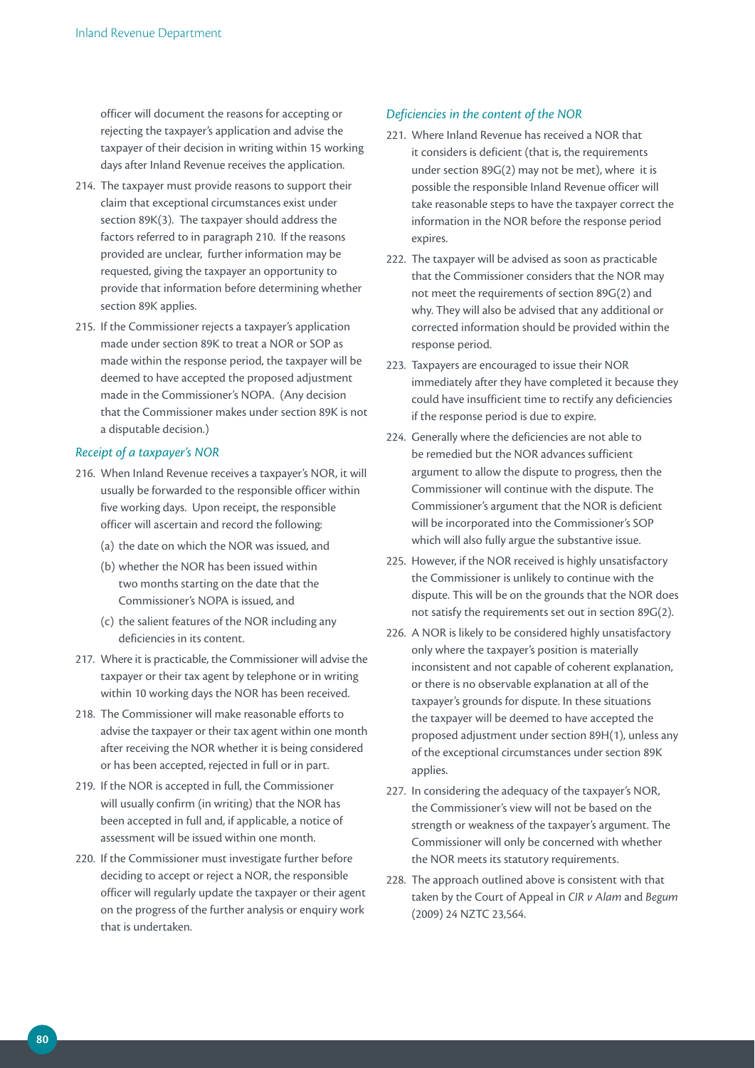officer will document the reasons for accepting or rejecting the taxpayer's application and advise the taxpayer of their decision in writing within 15 working days after Inland Revenue receives the application.

214. The taxpayer must provide reasons to support their claim that exceptional circumstances exist under section 89K(3). The taxpayer should address the factors referred to in paragraph 210. If the reasons provided are unclear, further information may be requested, giving the taxpayer an opportunity to provide that information before determining whether section 89K applies.

215. If the Commissioner rejects a taxpayer's application made under section 89K to treat a NOR or SOP as made within the response period, the taxpayer will be deemed to have accepted the proposed adjustment made in the Commissioner's NOPA. (Any decision that the Commissioner makes under section 89K is not a disputable decision.)

### *Receipt of a taxpayer's NOR*

216. When Inland Revenue receives a taxpayer's NOR, it will usually be forwarded to the responsible officer within five working days. Upon receipt, the responsible officer will ascertain and record the following:
   (a) the date on which the NOR was issued, and
   (b) whether the NOR has been issued within two months starting on the date that the Commissioner's NOPA is issued, and
   (c) the salient features of the NOR including any deficiencies in its content.

217. Where it is practicable, the Commissioner will advise the taxpayer or their tax agent by telephone or in writing within 10 working days the NOR has been received.

218. The Commissioner will make reasonable efforts to advise the taxpayer or their tax agent within one month after receiving the NOR whether it is being considered or has been accepted, rejected in full or in part.

219. If the NOR is accepted in full, the Commissioner will usually confirm (in writing) that the NOR has been accepted in full and, if applicable, a notice of assessment will be issued within one month.

220. If the Commissioner must investigate further before deciding to accept or reject a NOR, the responsible officer will regularly update the taxpayer or their agent on the progress of the further analysis or enquiry work that is undertaken.

### *Deficiencies in the content of the NOR*

221. Where Inland Revenue has received a NOR that it considers is deficient (that is, the requirements under section 89G(2) may not be met), where it is possible the responsible Inland Revenue officer will take reasonable steps to have the taxpayer correct the information in the NOR before the response period expires.

222. The taxpayer will be advised as soon as practicable that the Commissioner considers that the NOR may not meet the requirements of section 89G(2) and why. They will also be advised that any additional or corrected information should be provided within the response period.

223. Taxpayers are encouraged to issue their NOR immediately after they have completed it because they could have insufficient time to rectify any deficiencies if the response period is due to expire.

224. Generally where the deficiencies are not able to be remedied but the NOR advances sufficient argument to allow the dispute to progress, then the Commissioner will continue with the dispute. The Commissioner's argument that the NOR is deficient will be incorporated into the Commissioner's SOP which will also fully argue the substantive issue.

225. However, if the NOR received is highly unsatisfactory the Commissioner is unlikely to continue with the dispute. This will be on the grounds that the NOR does not satisfy the requirements set out in section 89G(2).

226. A NOR is likely to be considered highly unsatisfactory only where the taxpayer's position is materially inconsistent and not capable of coherent explanation, or there is no observable explanation at all of the taxpayer's grounds for dispute. In these situations the taxpayer will be deemed to have accepted the proposed adjustment under section 89H(1), unless any of the exceptional circumstances under section 89K applies.

227. In considering the adequacy of the taxpayer's NOR, the Commissioner's view will not be based on the strength or weakness of the taxpayer's argument. The Commissioner will only be concerned with whether the NOR meets its statutory requirements.

228. The approach outlined above is consistent with that taken by the Court of Appeal in *CIR v Alam* and *Begum* (2009) 24 NZTC 23,564.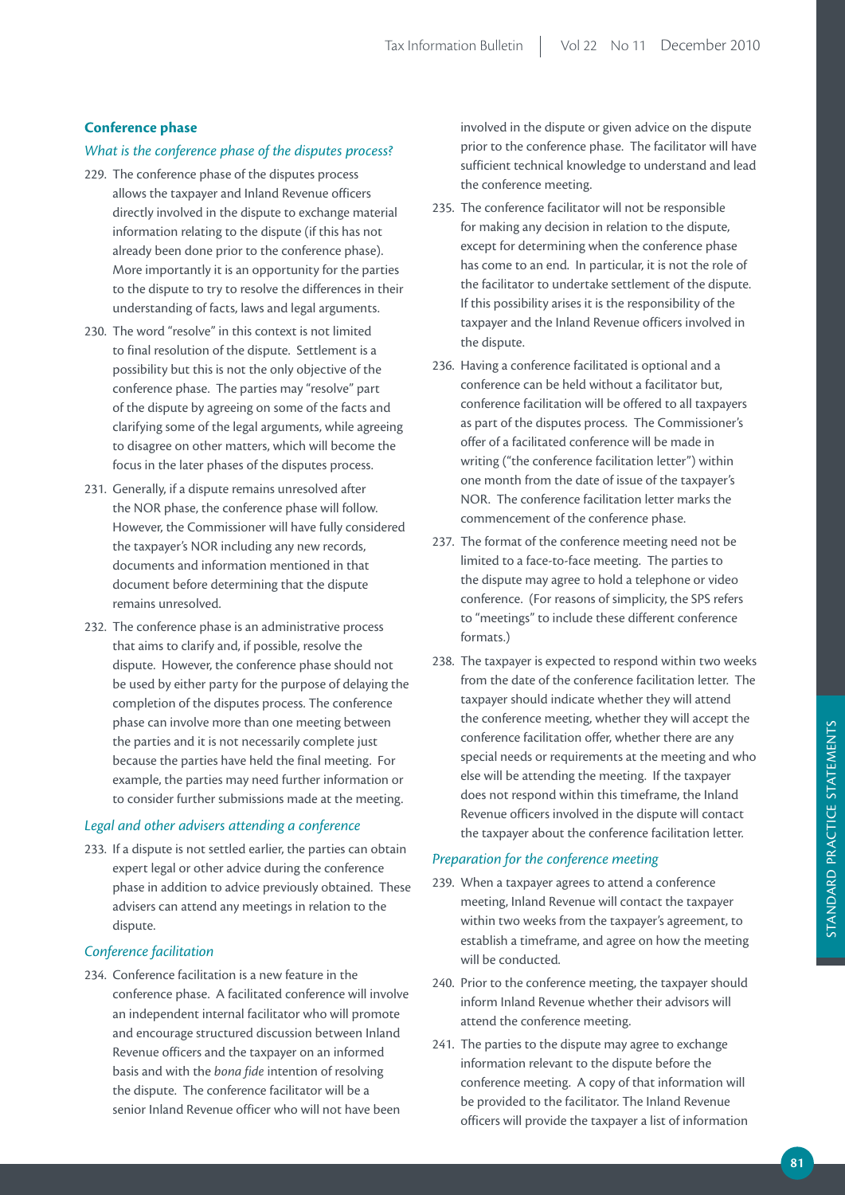## Conference phase

### *What is the conference phase of the disputes process?*

229. The conference phase of the disputes process allows the taxpayer and Inland Revenue officers directly involved in the dispute to exchange material information relating to the dispute (if this has not already been done prior to the conference phase). More importantly it is an opportunity for the parties to the dispute to try to resolve the differences in their understanding of facts, laws and legal arguments.

230. The word "resolve" in this context is not limited to final resolution of the dispute. Settlement is a possibility but this is not the only objective of the conference phase. The parties may "resolve" part of the dispute by agreeing on some of the facts and clarifying some of the legal arguments, while agreeing to disagree on other matters, which will become the focus in the later phases of the disputes process.

231. Generally, if a dispute remains unresolved after the NOR phase, the conference phase will follow. However, the Commissioner will have fully considered the taxpayer's NOR including any new records, documents and information mentioned in that document before determining that the dispute remains unresolved.

232. The conference phase is an administrative process that aims to clarify and, if possible, resolve the dispute. However, the conference phase should not be used by either party for the purpose of delaying the completion of the disputes process. The conference phase can involve more than one meeting between the parties and it is not necessarily complete just because the parties have held the final meeting. For example, the parties may need further information or to consider further submissions made at the meeting.

### *Legal and other advisers attending a conference*

233. If a dispute is not settled earlier, the parties can obtain expert legal or other advice during the conference phase in addition to advice previously obtained. These advisers can attend any meetings in relation to the dispute.

### *Conference facilitation*

234. Conference facilitation is a new feature in the conference phase. A facilitated conference will involve an independent internal facilitator who will promote and encourage structured discussion between Inland Revenue officers and the taxpayer on an informed basis and with the *bona fide* intention of resolving the dispute. The conference facilitator will be a senior Inland Revenue officer who will not have been involved in the dispute or given advice on the dispute prior to the conference phase. The facilitator will have sufficient technical knowledge to understand and lead the conference meeting.

235. The conference facilitator will not be responsible for making any decision in relation to the dispute, except for determining when the conference phase has come to an end. In particular, it is not the role of the facilitator to undertake settlement of the dispute. If this possibility arises it is the responsibility of the taxpayer and the Inland Revenue officers involved in the dispute.

236. Having a conference facilitated is optional and a conference can be held without a facilitator but, conference facilitation will be offered to all taxpayers as part of the disputes process. The Commissioner's offer of a facilitated conference will be made in writing ("the conference facilitation letter") within one month from the date of issue of the taxpayer's NOR. The conference facilitation letter marks the commencement of the conference phase.

237. The format of the conference meeting need not be limited to a face-to-face meeting. The parties to the dispute may agree to hold a telephone or video conference. (For reasons of simplicity, the SPS refers to "meetings" to include these different conference formats.)

238. The taxpayer is expected to respond within two weeks from the date of the conference facilitation letter. The taxpayer should indicate whether they will attend the conference meeting, whether they will accept the conference facilitation offer, whether there are any special needs or requirements at the meeting and who else will be attending the meeting. If the taxpayer does not respond within this timeframe, the Inland Revenue officers involved in the dispute will contact the taxpayer about the conference facilitation letter.

### *Preparation for the conference meeting*

239. When a taxpayer agrees to attend a conference meeting, Inland Revenue will contact the taxpayer within two weeks from the taxpayer's agreement, to establish a timeframe, and agree on how the meeting will be conducted.

240. Prior to the conference meeting, the taxpayer should inform Inland Revenue whether their advisors will attend the conference meeting.

241. The parties to the dispute may agree to exchange information relevant to the dispute before the conference meeting. A copy of that information will be provided to the facilitator. The Inland Revenue officers will provide the taxpayer a list of information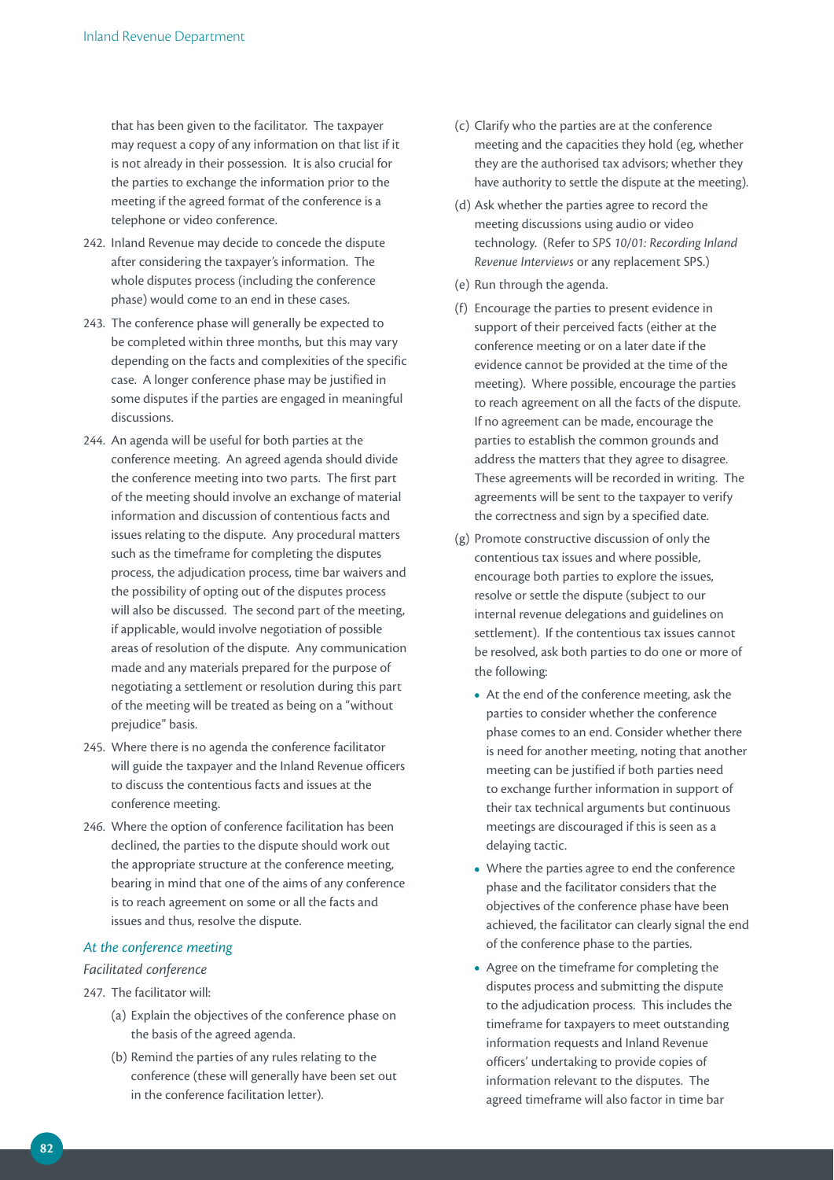that has been given to the facilitator. The taxpayer may request a copy of any information on that list if it is not already in their possession. It is also crucial for the parties to exchange the information prior to the meeting if the agreed format of the conference is a telephone or video conference.

242. Inland Revenue may decide to concede the dispute after considering the taxpayer's information. The whole disputes process (including the conference phase) would come to an end in these cases.

243. The conference phase will generally be expected to be completed within three months, but this may vary depending on the facts and complexities of the specific case. A longer conference phase may be justified in some disputes if the parties are engaged in meaningful discussions.

244. An agenda will be useful for both parties at the conference meeting. An agreed agenda should divide the conference meeting into two parts. The first part of the meeting should involve an exchange of material information and discussion of contentious facts and issues relating to the dispute. Any procedural matters such as the timeframe for completing the disputes process, the adjudication process, time bar waivers and the possibility of opting out of the disputes process will also be discussed. The second part of the meeting, if applicable, would involve negotiation of possible areas of resolution of the dispute. Any communication made and any materials prepared for the purpose of negotiating a settlement or resolution during this part of the meeting will be treated as being on a "without prejudice" basis.

245. Where there is no agenda the conference facilitator will guide the taxpayer and the Inland Revenue officers to discuss the contentious facts and issues at the conference meeting.

246. Where the option of conference facilitation has been declined, the parties to the dispute should work out the appropriate structure at the conference meeting, bearing in mind that one of the aims of any conference is to reach agreement on some or all the facts and issues and thus, resolve the dispute.

### *At the conference meeting*

*Facilitated conference*

247. The facilitator will:

   (a) Explain the objectives of the conference phase on the basis of the agreed agenda.

   (b) Remind the parties of any rules relating to the conference (these will generally have been set out in the conference facilitation letter).

   (c) Clarify who the parties are at the conference meeting and the capacities they hold (eg, whether they are the authorised tax advisors; whether they have authority to settle the dispute at the meeting).

   (d) Ask whether the parties agree to record the meeting discussions using audio or video technology. (Refer to *SPS 10/01: Recording Inland Revenue Interviews* or any replacement SPS.)

   (e) Run through the agenda.

   (f) Encourage the parties to present evidence in support of their perceived facts (either at the conference meeting or on a later date if the evidence cannot be provided at the time of the meeting). Where possible, encourage the parties to reach agreement on all the facts of the dispute. If no agreement can be made, encourage the parties to establish the common grounds and address the matters that they agree to disagree. These agreements will be recorded in writing. The agreements will be sent to the taxpayer to verify the correctness and sign by a specified date.

   (g) Promote constructive discussion of only the contentious tax issues and where possible, encourage both parties to explore the issues, resolve or settle the dispute (subject to our internal revenue delegations and guidelines on settlement). If the contentious tax issues cannot be resolved, ask both parties to do one or more of the following:

      - At the end of the conference meeting, ask the parties to consider whether the conference phase comes to an end. Consider whether there is need for another meeting, noting that another meeting can be justified if both parties need to exchange further information in support of their tax technical arguments but continuous meetings are discouraged if this is seen as a delaying tactic.
      - Where the parties agree to end the conference phase and the facilitator considers that the objectives of the conference phase have been achieved, the facilitator can clearly signal the end of the conference phase to the parties.
      - Agree on the timeframe for completing the disputes process and submitting the dispute to the adjudication process. This includes the timeframe for taxpayers to meet outstanding information requests and Inland Revenue officers' undertaking to provide copies of information relevant to the disputes. The agreed timeframe will also factor in time bar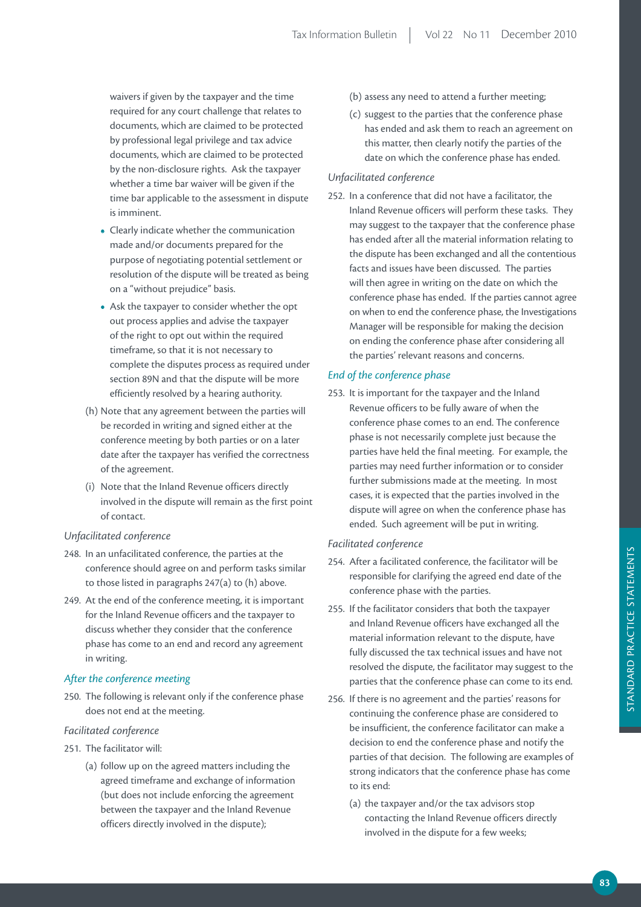waivers if given by the taxpayer and the time required for any court challenge that relates to documents, which are claimed to be protected by professional legal privilege and tax advice documents, which are claimed to be protected by the non-disclosure rights. Ask the taxpayer whether a time bar waiver will be given if the time bar applicable to the assessment in dispute is imminent.

- Clearly indicate whether the communication made and/or documents prepared for the purpose of negotiating potential settlement or resolution of the dispute will be treated as being on a "without prejudice" basis.
- Ask the taxpayer to consider whether the opt out process applies and advise the taxpayer of the right to opt out within the required timeframe, so that it is not necessary to complete the disputes process as required under section 89N and that the dispute will be more efficiently resolved by a hearing authority.

(h) Note that any agreement between the parties will be recorded in writing and signed either at the conference meeting by both parties or on a later date after the taxpayer has verified the correctness of the agreement.

(i) Note that the Inland Revenue officers directly involved in the dispute will remain as the first point of contact.

*Unfacilitated conference*

248. In an unfacilitated conference, the parties at the conference should agree on and perform tasks similar to those listed in paragraphs 247(a) to (h) above.

249. At the end of the conference meeting, it is important for the Inland Revenue officers and the taxpayer to discuss whether they consider that the conference phase has come to an end and record any agreement in writing.

### *After the conference meeting*

250. The following is relevant only if the conference phase does not end at the meeting.

*Facilitated conference*

251. The facilitator will:

(a) follow up on the agreed matters including the agreed timeframe and exchange of information (but does not include enforcing the agreement between the taxpayer and the Inland Revenue officers directly involved in the dispute);

(b) assess any need to attend a further meeting;

(c) suggest to the parties that the conference phase has ended and ask them to reach an agreement on this matter, then clearly notify the parties of the date on which the conference phase has ended.

*Unfacilitated conference*

252. In a conference that did not have a facilitator, the Inland Revenue officers will perform these tasks. They may suggest to the taxpayer that the conference phase has ended after all the material information relating to the dispute has been exchanged and all the contentious facts and issues have been discussed. The parties will then agree in writing on the date on which the conference phase has ended. If the parties cannot agree on when to end the conference phase, the Investigations Manager will be responsible for making the decision on ending the conference phase after considering all the parties' relevant reasons and concerns.

### *End of the conference phase*

253. It is important for the taxpayer and the Inland Revenue officers to be fully aware of when the conference phase comes to an end. The conference phase is not necessarily complete just because the parties have held the final meeting. For example, the parties may need further information or to consider further submissions made at the meeting. In most cases, it is expected that the parties involved in the dispute will agree on when the conference phase has ended. Such agreement will be put in writing.

*Facilitated conference*

254. After a facilitated conference, the facilitator will be responsible for clarifying the agreed end date of the conference phase with the parties.

255. If the facilitator considers that both the taxpayer and Inland Revenue officers have exchanged all the material information relevant to the dispute, have fully discussed the tax technical issues and have not resolved the dispute, the facilitator may suggest to the parties that the conference phase can come to its end.

256. If there is no agreement and the parties' reasons for continuing the conference phase are considered to be insufficient, the conference facilitator can make a decision to end the conference phase and notify the parties of that decision. The following are examples of strong indicators that the conference phase has come to its end:

(a) the taxpayer and/or the tax advisors stop contacting the Inland Revenue officers directly involved in the dispute for a few weeks;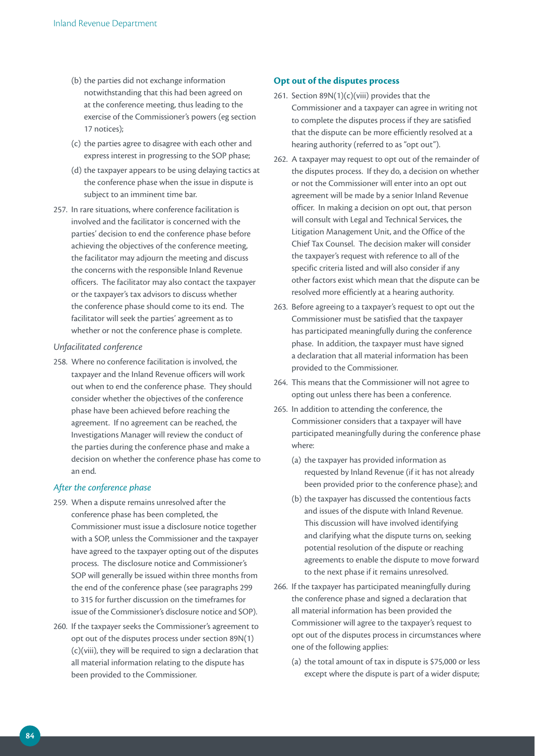(b) the parties did not exchange information notwithstanding that this had been agreed on at the conference meeting, thus leading to the exercise of the Commissioner's powers (eg section 17 notices);

(c) the parties agree to disagree with each other and express interest in progressing to the SOP phase;

(d) the taxpayer appears to be using delaying tactics at the conference phase when the issue in dispute is subject to an imminent time bar.

257. In rare situations, where conference facilitation is involved and the facilitator is concerned with the parties' decision to end the conference phase before achieving the objectives of the conference meeting, the facilitator may adjourn the meeting and discuss the concerns with the responsible Inland Revenue officers. The facilitator may also contact the taxpayer or the taxpayer's tax advisors to discuss whether the conference phase should come to its end. The facilitator will seek the parties' agreement as to whether or not the conference phase is complete.

*Unfacilitated conference*

258. Where no conference facilitation is involved, the taxpayer and the Inland Revenue officers will work out when to end the conference phase. They should consider whether the objectives of the conference phase have been achieved before reaching the agreement. If no agreement can be reached, the Investigations Manager will review the conduct of the parties during the conference phase and make a decision on whether the conference phase has come to an end.

### *After the conference phase*

259. When a dispute remains unresolved after the conference phase has been completed, the Commissioner must issue a disclosure notice together with a SOP, unless the Commissioner and the taxpayer have agreed to the taxpayer opting out of the disputes process. The disclosure notice and Commissioner's SOP will generally be issued within three months from the end of the conference phase (see paragraphs 299 to 315 for further discussion on the timeframes for issue of the Commissioner's disclosure notice and SOP).

260. If the taxpayer seeks the Commissioner's agreement to opt out of the disputes process under section 89N(1)(c)(viii), they will be required to sign a declaration that all material information relating to the dispute has been provided to the Commissioner.

## **Opt out of the disputes process**

261. Section 89N(1)(c)(viii) provides that the Commissioner and a taxpayer can agree in writing not to complete the disputes process if they are satisfied that the dispute can be more efficiently resolved at a hearing authority (referred to as "opt out").

262. A taxpayer may request to opt out of the remainder of the disputes process. If they do, a decision on whether or not the Commissioner will enter into an opt out agreement will be made by a senior Inland Revenue officer. In making a decision on opt out, that person will consult with Legal and Technical Services, the Litigation Management Unit, and the Office of the Chief Tax Counsel. The decision maker will consider the taxpayer's request with reference to all of the specific criteria listed and will also consider if any other factors exist which mean that the dispute can be resolved more efficiently at a hearing authority.

263. Before agreeing to a taxpayer's request to opt out the Commissioner must be satisfied that the taxpayer has participated meaningfully during the conference phase. In addition, the taxpayer must have signed a declaration that all material information has been provided to the Commissioner.

264. This means that the Commissioner will not agree to opting out unless there has been a conference.

265. In addition to attending the conference, the Commissioner considers that a taxpayer will have participated meaningfully during the conference phase where:

(a) the taxpayer has provided information as requested by Inland Revenue (if it has not already been provided prior to the conference phase); and

(b) the taxpayer has discussed the contentious facts and issues of the dispute with Inland Revenue. This discussion will have involved identifying and clarifying what the dispute turns on, seeking potential resolution of the dispute or reaching agreements to enable the dispute to move forward to the next phase if it remains unresolved.

266. If the taxpayer has participated meaningfully during the conference phase and signed a declaration that all material information has been provided the Commissioner will agree to the taxpayer's request to opt out of the disputes process in circumstances where one of the following applies:

(a) the total amount of tax in dispute is $75,000 or less except where the dispute is part of a wider dispute;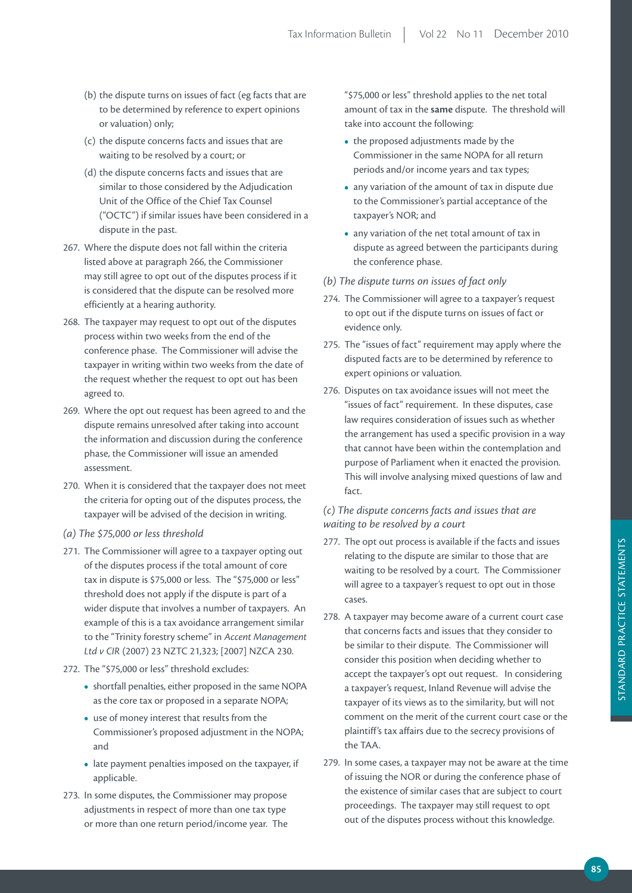(b) the dispute turns on issues of fact (eg facts that are to be determined by reference to expert opinions or valuation) only;

(c) the dispute concerns facts and issues that are waiting to be resolved by a court; or

(d) the dispute concerns facts and issues that are similar to those considered by the Adjudication Unit of the Office of the Chief Tax Counsel ("OCTC") if similar issues have been considered in a dispute in the past.

267. Where the dispute does not fall within the criteria listed above at paragraph 266, the Commissioner may still agree to opt out of the disputes process if it is considered that the dispute can be resolved more efficiently at a hearing authority.

268. The taxpayer may request to opt out of the disputes process within two weeks from the end of the conference phase. The Commissioner will advise the taxpayer in writing within two weeks from the date of the request whether the request to opt out has been agreed to.

269. Where the opt out request has been agreed to and the dispute remains unresolved after taking into account the information and discussion during the conference phase, the Commissioner will issue an amended assessment.

270. When it is considered that the taxpayer does not meet the criteria for opting out of the disputes process, the taxpayer will be advised of the decision in writing.

*(a) The $75,000 or less threshold*

271. The Commissioner will agree to a taxpayer opting out of the disputes process if the total amount of core tax in dispute is $75,000 or less. The "$75,000 or less" threshold does not apply if the dispute is part of a wider dispute that involves a number of taxpayers. An example of this is a tax avoidance arrangement similar to the "Trinity forestry scheme" in *Accent Management Ltd v CIR* (2007) 23 NZTC 21,323; [2007] NZCA 230.

272. The "$75,000 or less" threshold excludes:

- shortfall penalties, either proposed in the same NOPA as the core tax or proposed in a separate NOPA;
- use of money interest that results from the Commissioner's proposed adjustment in the NOPA; and
- late payment penalties imposed on the taxpayer, if applicable.

273. In some disputes, the Commissioner may propose adjustments in respect of more than one tax type or more than one return period/income year. The "$75,000 or less" threshold applies to the net total amount of tax in the **same** dispute. The threshold will take into account the following:

- the proposed adjustments made by the Commissioner in the same NOPA for all return periods and/or income years and tax types;
- any variation of the amount of tax in dispute due to the Commissioner's partial acceptance of the taxpayer's NOR; and
- any variation of the net total amount of tax in dispute as agreed between the participants during the conference phase.

*(b) The dispute turns on issues of fact only*

274. The Commissioner will agree to a taxpayer's request to opt out if the dispute turns on issues of fact or evidence only.

275. The "issues of fact" requirement may apply where the disputed facts are to be determined by reference to expert opinions or valuation.

276. Disputes on tax avoidance issues will not meet the "issues of fact" requirement. In these disputes, case law requires consideration of issues such as whether the arrangement has used a specific provision in a way that cannot have been within the contemplation and purpose of Parliament when it enacted the provision. This will involve analysing mixed questions of law and fact.

*(c) The dispute concerns facts and issues that are waiting to be resolved by a court*

277. The opt out process is available if the facts and issues relating to the dispute are similar to those that are waiting to be resolved by a court. The Commissioner will agree to a taxpayer's request to opt out in those cases.

278. A taxpayer may become aware of a current court case that concerns facts and issues that they consider to be similar to their dispute. The Commissioner will consider this position when deciding whether to accept the taxpayer's opt out request. In considering a taxpayer's request, Inland Revenue will advise the taxpayer of its views as to the similarity, but will not comment on the merit of the current court case or the plaintiff's tax affairs due to the secrecy provisions of the TAA.

279. In some cases, a taxpayer may not be aware at the time of issuing the NOR or during the conference phase of the existence of similar cases that are subject to court proceedings. The taxpayer may still request to opt out of the disputes process without this knowledge.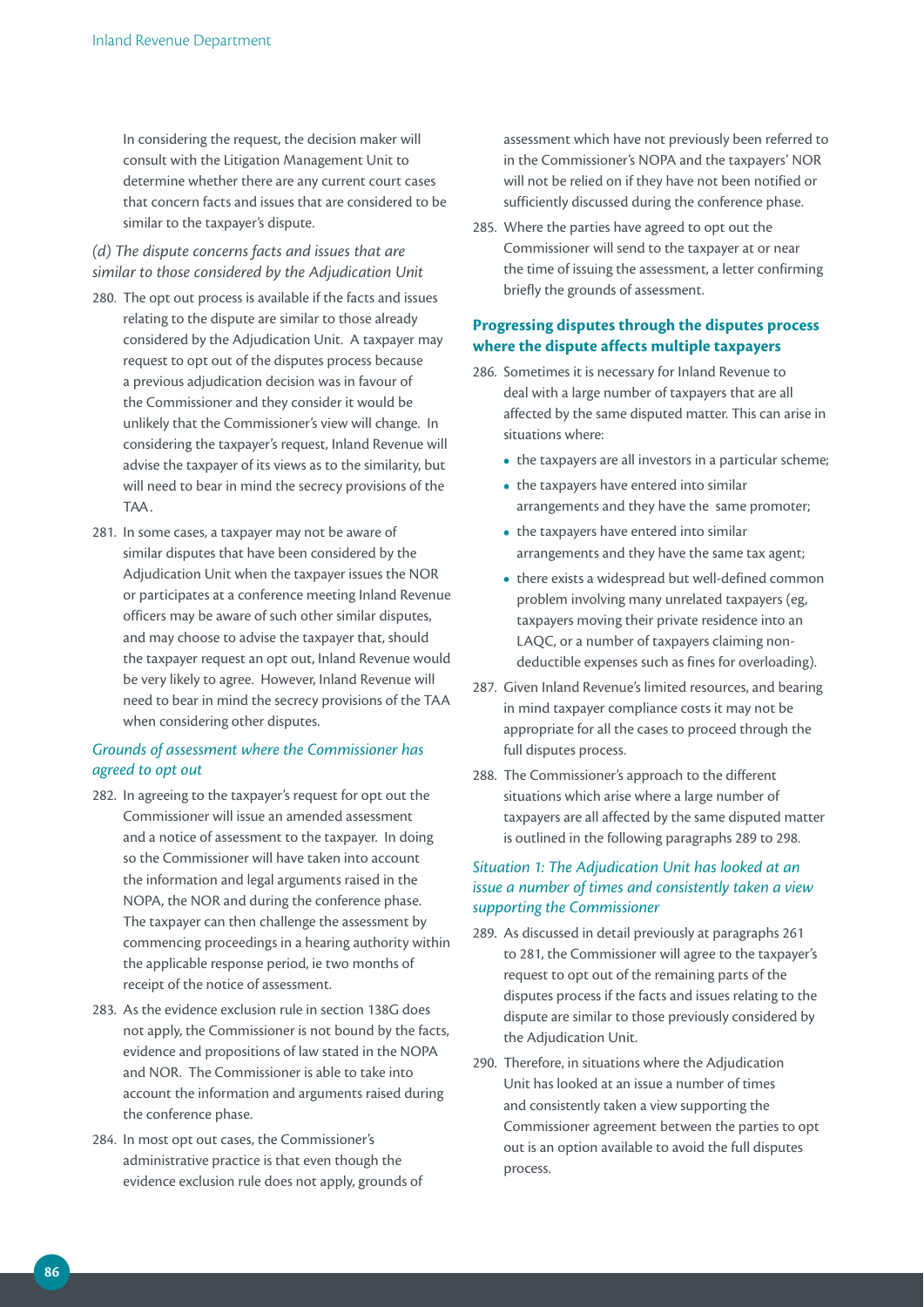In considering the request, the decision maker will consult with the Litigation Management Unit to determine whether there are any current court cases that concern facts and issues that are considered to be similar to the taxpayer's dispute.

*(d) The dispute concerns facts and issues that are similar to those considered by the Adjudication Unit*

280. The opt out process is available if the facts and issues relating to the dispute are similar to those already considered by the Adjudication Unit. A taxpayer may request to opt out of the disputes process because a previous adjudication decision was in favour of the Commissioner and they consider it would be unlikely that the Commissioner's view will change. In considering the taxpayer's request, Inland Revenue will advise the taxpayer of its views as to the similarity, but will need to bear in mind the secrecy provisions of the TAA.

281. In some cases, a taxpayer may not be aware of similar disputes that have been considered by the Adjudication Unit when the taxpayer issues the NOR or participates at a conference meeting Inland Revenue officers may be aware of such other similar disputes, and may choose to advise the taxpayer that, should the taxpayer request an opt out, Inland Revenue would be very likely to agree. However, Inland Revenue will need to bear in mind the secrecy provisions of the TAA when considering other disputes.

*Grounds of assessment where the Commissioner has agreed to opt out*

282. In agreeing to the taxpayer's request for opt out the Commissioner will issue an amended assessment and a notice of assessment to the taxpayer. In doing so the Commissioner will have taken into account the information and legal arguments raised in the NOPA, the NOR and during the conference phase. The taxpayer can then challenge the assessment by commencing proceedings in a hearing authority within the applicable response period, ie two months of receipt of the notice of assessment.

283. As the evidence exclusion rule in section 138G does not apply, the Commissioner is not bound by the facts, evidence and propositions of law stated in the NOPA and NOR. The Commissioner is able to take into account the information and arguments raised during the conference phase.

284. In most opt out cases, the Commissioner's administrative practice is that even though the evidence exclusion rule does not apply, grounds of assessment which have not previously been referred to in the Commissioner's NOPA and the taxpayers' NOR will not be relied on if they have not been notified or sufficiently discussed during the conference phase.

285. Where the parties have agreed to opt out the Commissioner will send to the taxpayer at or near the time of issuing the assessment, a letter confirming briefly the grounds of assessment.

**Progressing disputes through the disputes process where the dispute affects multiple taxpayers**

286. Sometimes it is necessary for Inland Revenue to deal with a large number of taxpayers that are all affected by the same disputed matter. This can arise in situations where:

- the taxpayers are all investors in a particular scheme;
- the taxpayers have entered into similar arrangements and they have the same promoter;
- the taxpayers have entered into similar arrangements and they have the same tax agent;
- there exists a widespread but well-defined common problem involving many unrelated taxpayers (eg, taxpayers moving their private residence into an LAQC, or a number of taxpayers claiming non-deductible expenses such as fines for overloading).

287. Given Inland Revenue's limited resources, and bearing in mind taxpayer compliance costs it may not be appropriate for all the cases to proceed through the full disputes process.

288. The Commissioner's approach to the different situations which arise where a large number of taxpayers are all affected by the same disputed matter is outlined in the following paragraphs 289 to 298.

*Situation 1: The Adjudication Unit has looked at an issue a number of times and consistently taken a view supporting the Commissioner*

289. As discussed in detail previously at paragraphs 261 to 281, the Commissioner will agree to the taxpayer's request to opt out of the remaining parts of the disputes process if the facts and issues relating to the dispute are similar to those previously considered by the Adjudication Unit.

290. Therefore, in situations where the Adjudication Unit has looked at an issue a number of times and consistently taken a view supporting the Commissioner agreement between the parties to opt out is an option available to avoid the full disputes process.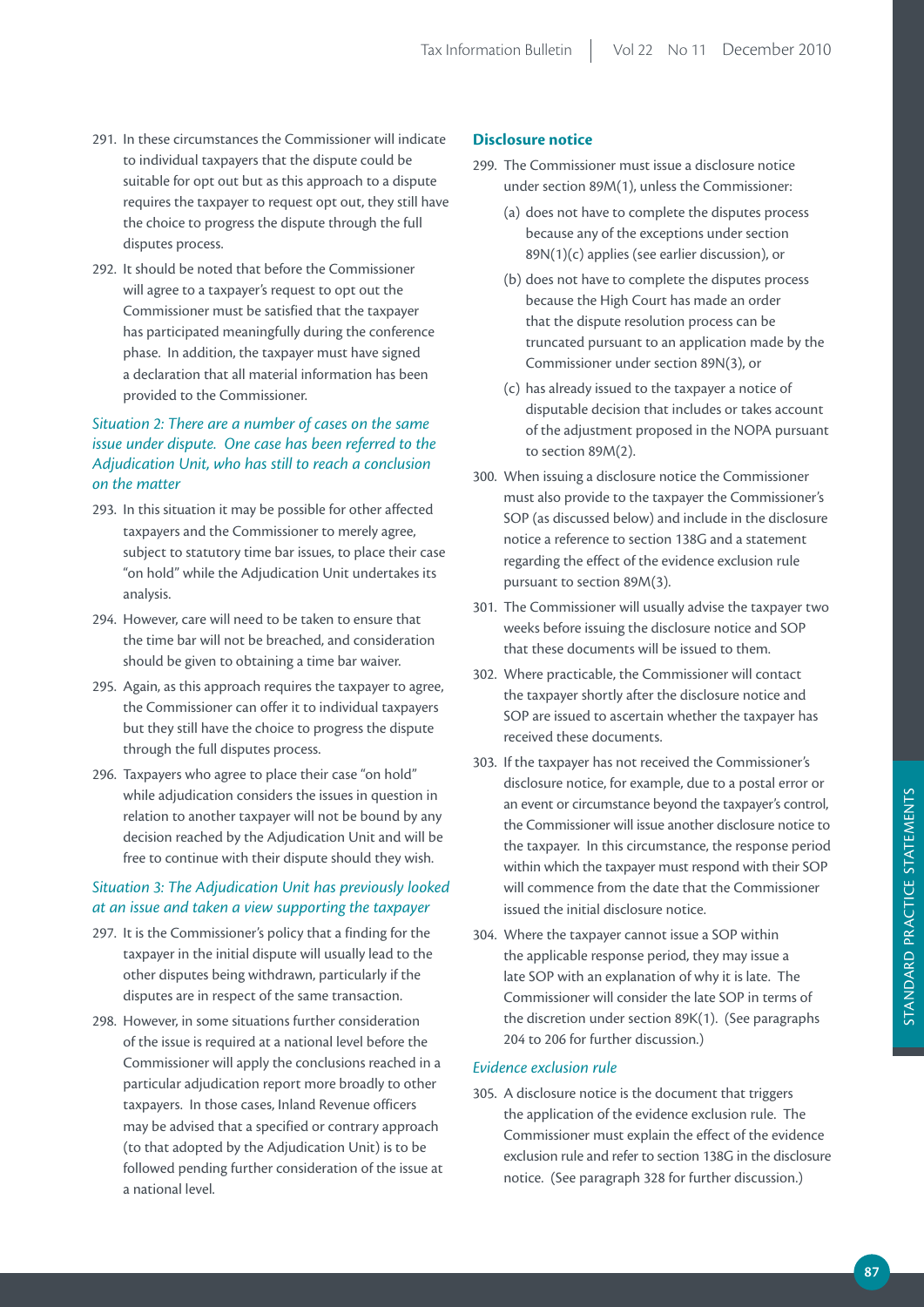291. In these circumstances the Commissioner will indicate to individual taxpayers that the dispute could be suitable for opt out but as this approach to a dispute requires the taxpayer to request opt out, they still have the choice to progress the dispute through the full disputes process.

292. It should be noted that before the Commissioner will agree to a taxpayer's request to opt out the Commissioner must be satisfied that the taxpayer has participated meaningfully during the conference phase. In addition, the taxpayer must have signed a declaration that all material information has been provided to the Commissioner.

*Situation 2: There are a number of cases on the same issue under dispute. One case has been referred to the Adjudication Unit, who has still to reach a conclusion on the matter*

293. In this situation it may be possible for other affected taxpayers and the Commissioner to merely agree, subject to statutory time bar issues, to place their case "on hold" while the Adjudication Unit undertakes its analysis.

294. However, care will need to be taken to ensure that the time bar will not be breached, and consideration should be given to obtaining a time bar waiver.

295. Again, as this approach requires the taxpayer to agree, the Commissioner can offer it to individual taxpayers but they still have the choice to progress the dispute through the full disputes process.

296. Taxpayers who agree to place their case "on hold" while adjudication considers the issues in question in relation to another taxpayer will not be bound by any decision reached by the Adjudication Unit and will be free to continue with their dispute should they wish.

*Situation 3: The Adjudication Unit has previously looked at an issue and taken a view supporting the taxpayer*

297. It is the Commissioner's policy that a finding for the taxpayer in the initial dispute will usually lead to the other disputes being withdrawn, particularly if the disputes are in respect of the same transaction.

298. However, in some situations further consideration of the issue is required at a national level before the Commissioner will apply the conclusions reached in a particular adjudication report more broadly to other taxpayers. In those cases, Inland Revenue officers may be advised that a specified or contrary approach (to that adopted by the Adjudication Unit) is to be followed pending further consideration of the issue at a national level.

### Disclosure notice

299. The Commissioner must issue a disclosure notice under section 89M(1), unless the Commissioner:

   (a) does not have to complete the disputes process because any of the exceptions under section 89N(1)(c) applies (see earlier discussion), or

   (b) does not have to complete the disputes process because the High Court has made an order that the dispute resolution process can be truncated pursuant to an application made by the Commissioner under section 89N(3), or

   (c) has already issued to the taxpayer a notice of disputable decision that includes or takes account of the adjustment proposed in the NOPA pursuant to section 89M(2).

300. When issuing a disclosure notice the Commissioner must also provide to the taxpayer the Commissioner's SOP (as discussed below) and include in the disclosure notice a reference to section 138G and a statement regarding the effect of the evidence exclusion rule pursuant to section 89M(3).

301. The Commissioner will usually advise the taxpayer two weeks before issuing the disclosure notice and SOP that these documents will be issued to them.

302. Where practicable, the Commissioner will contact the taxpayer shortly after the disclosure notice and SOP are issued to ascertain whether the taxpayer has received these documents.

303. If the taxpayer has not received the Commissioner's disclosure notice, for example, due to a postal error or an event or circumstance beyond the taxpayer's control, the Commissioner will issue another disclosure notice to the taxpayer. In this circumstance, the response period within which the taxpayer must respond with their SOP will commence from the date that the Commissioner issued the initial disclosure notice.

304. Where the taxpayer cannot issue a SOP within the applicable response period, they may issue a late SOP with an explanation of why it is late. The Commissioner will consider the late SOP in terms of the discretion under section 89K(1). (See paragraphs 204 to 206 for further discussion.)

*Evidence exclusion rule*

305. A disclosure notice is the document that triggers the application of the evidence exclusion rule. The Commissioner must explain the effect of the evidence exclusion rule and refer to section 138G in the disclosure notice. (See paragraph 328 for further discussion.)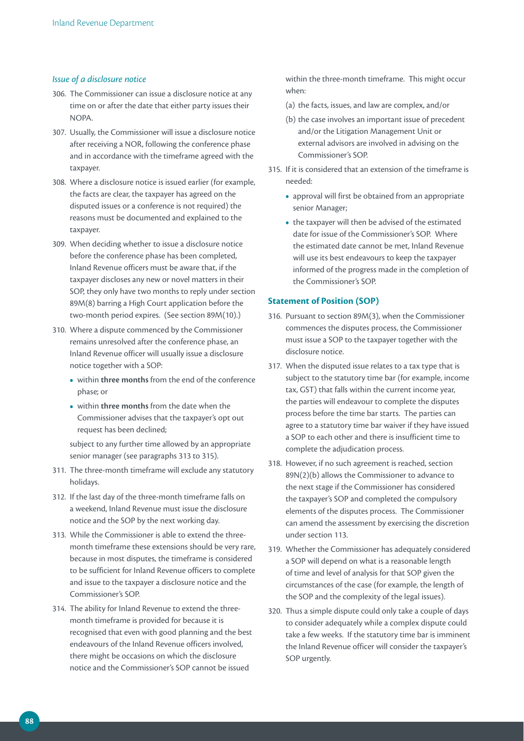### *Issue of a disclosure notice*

306. The Commissioner can issue a disclosure notice at any time on or after the date that either party issues their NOPA.

307. Usually, the Commissioner will issue a disclosure notice after receiving a NOR, following the conference phase and in accordance with the timeframe agreed with the taxpayer.

308. Where a disclosure notice is issued earlier (for example, the facts are clear, the taxpayer has agreed on the disputed issues or a conference is not required) the reasons must be documented and explained to the taxpayer.

309. When deciding whether to issue a disclosure notice before the conference phase has been completed, Inland Revenue officers must be aware that, if the taxpayer discloses any new or novel matters in their SOP, they only have two months to reply under section 89M(8) barring a High Court application before the two-month period expires. (See section 89M(10).)

310. Where a dispute commenced by the Commissioner remains unresolved after the conference phase, an Inland Revenue officer will usually issue a disclosure notice together with a SOP:

    - within **three months** from the end of the conference phase; or
    - within **three months** from the date when the Commissioner advises that the taxpayer's opt out request has been declined;

    subject to any further time allowed by an appropriate senior manager (see paragraphs 313 to 315).

311. The three-month timeframe will exclude any statutory holidays.

312. If the last day of the three-month timeframe falls on a weekend, Inland Revenue must issue the disclosure notice and the SOP by the next working day.

313. While the Commissioner is able to extend the three-month timeframe these extensions should be very rare, because in most disputes, the timeframe is considered to be sufficient for Inland Revenue officers to complete and issue to the taxpayer a disclosure notice and the Commissioner's SOP.

314. The ability for Inland Revenue to extend the three-month timeframe is provided for because it is recognised that even with good planning and the best endeavours of the Inland Revenue officers involved, there might be occasions on which the disclosure notice and the Commissioner's SOP cannot be issued within the three-month timeframe. This might occur when:

    (a) the facts, issues, and law are complex, and/or

    (b) the case involves an important issue of precedent and/or the Litigation Management Unit or external advisors are involved in advising on the Commissioner's SOP.

315. If it is considered that an extension of the timeframe is needed:

    - approval will first be obtained from an appropriate senior Manager;
    - the taxpayer will then be advised of the estimated date for issue of the Commissioner's SOP. Where the estimated date cannot be met, Inland Revenue will use its best endeavours to keep the taxpayer informed of the progress made in the completion of the Commissioner's SOP.

## Statement of Position (SOP)

316. Pursuant to section 89M(3), when the Commissioner commences the disputes process, the Commissioner must issue a SOP to the taxpayer together with the disclosure notice.

317. When the disputed issue relates to a tax type that is subject to the statutory time bar (for example, income tax, GST) that falls within the current income year, the parties will endeavour to complete the disputes process before the time bar starts. The parties can agree to a statutory time bar waiver if they have issued a SOP to each other and there is insufficient time to complete the adjudication process.

318. However, if no such agreement is reached, section 89N(2)(b) allows the Commissioner to advance to the next stage if the Commissioner has considered the taxpayer's SOP and completed the compulsory elements of the disputes process. The Commissioner can amend the assessment by exercising the discretion under section 113.

319. Whether the Commissioner has adequately considered a SOP will depend on what is a reasonable length of time and level of analysis for that SOP given the circumstances of the case (for example, the length of the SOP and the complexity of the legal issues).

320. Thus a simple dispute could only take a couple of days to consider adequately while a complex dispute could take a few weeks. If the statutory time bar is imminent the Inland Revenue officer will consider the taxpayer's SOP urgently.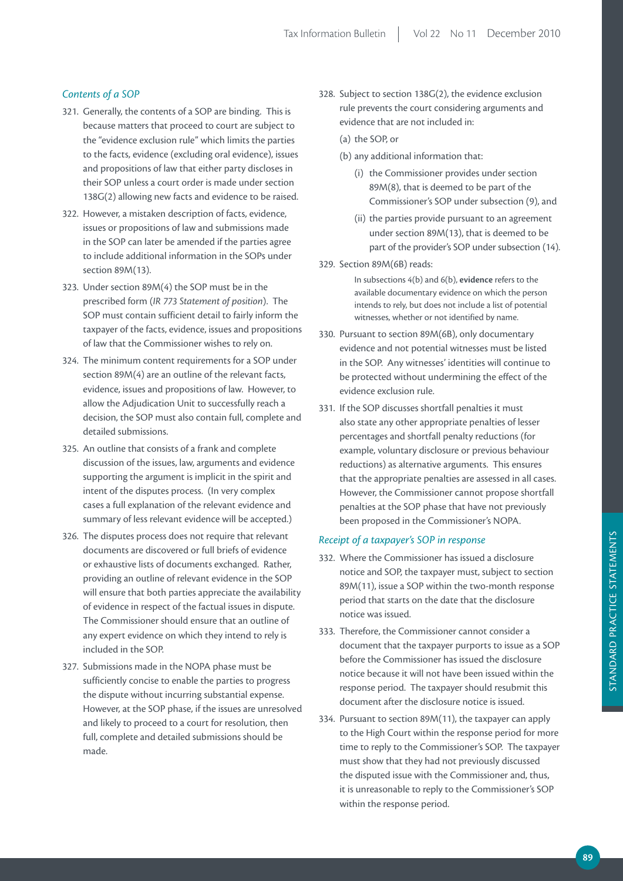### *Contents of a SOP*

321. Generally, the contents of a SOP are binding. This is because matters that proceed to court are subject to the "evidence exclusion rule" which limits the parties to the facts, evidence (excluding oral evidence), issues and propositions of law that either party discloses in their SOP unless a court order is made under section 138G(2) allowing new facts and evidence to be raised.

322. However, a mistaken description of facts, evidence, issues or propositions of law and submissions made in the SOP can later be amended if the parties agree to include additional information in the SOPs under section 89M(13).

323. Under section 89M(4) the SOP must be in the prescribed form (*IR 773 Statement of position*). The SOP must contain sufficient detail to fairly inform the taxpayer of the facts, evidence, issues and propositions of law that the Commissioner wishes to rely on.

324. The minimum content requirements for a SOP under section 89M(4) are an outline of the relevant facts, evidence, issues and propositions of law. However, to allow the Adjudication Unit to successfully reach a decision, the SOP must also contain full, complete and detailed submissions.

325. An outline that consists of a frank and complete discussion of the issues, law, arguments and evidence supporting the argument is implicit in the spirit and intent of the disputes process. (In very complex cases a full explanation of the relevant evidence and summary of less relevant evidence will be accepted.)

326. The disputes process does not require that relevant documents are discovered or full briefs of evidence or exhaustive lists of documents exchanged. Rather, providing an outline of relevant evidence in the SOP will ensure that both parties appreciate the availability of evidence in respect of the factual issues in dispute. The Commissioner should ensure that an outline of any expert evidence on which they intend to rely is included in the SOP.

327. Submissions made in the NOPA phase must be sufficiently concise to enable the parties to progress the dispute without incurring substantial expense. However, at the SOP phase, if the issues are unresolved and likely to proceed to a court for resolution, then full, complete and detailed submissions should be made.

328. Subject to section 138G(2), the evidence exclusion rule prevents the court considering arguments and evidence that are not included in:

   (a) the SOP, or

   (b) any additional information that:

      (i) the Commissioner provides under section 89M(8), that is deemed to be part of the Commissioner's SOP under subsection (9), and

      (ii) the parties provide pursuant to an agreement under section 89M(13), that is deemed to be part of the provider's SOP under subsection (14).

329. Section 89M(6B) reads:

> In subsections 4(b) and 6(b), **evidence** refers to the available documentary evidence on which the person intends to rely, but does not include a list of potential witnesses, whether or not identified by name.

330. Pursuant to section 89M(6B), only documentary evidence and not potential witnesses must be listed in the SOP. Any witnesses' identities will continue to be protected without undermining the effect of the evidence exclusion rule.

331. If the SOP discusses shortfall penalties it must also state any other appropriate penalties of lesser percentages and shortfall penalty reductions (for example, voluntary disclosure or previous behaviour reductions) as alternative arguments. This ensures that the appropriate penalties are assessed in all cases. However, the Commissioner cannot propose shortfall penalties at the SOP phase that have not previously been proposed in the Commissioner's NOPA.

### *Receipt of a taxpayer's SOP in response*

332. Where the Commissioner has issued a disclosure notice and SOP, the taxpayer must, subject to section 89M(11), issue a SOP within the two-month response period that starts on the date that the disclosure notice was issued.

333. Therefore, the Commissioner cannot consider a document that the taxpayer purports to issue as a SOP before the Commissioner has issued the disclosure notice because it will not have been issued within the response period. The taxpayer should resubmit this document after the disclosure notice is issued.

334. Pursuant to section 89M(11), the taxpayer can apply to the High Court within the response period for more time to reply to the Commissioner's SOP. The taxpayer must show that they had not previously discussed the disputed issue with the Commissioner and, thus, it is unreasonable to reply to the Commissioner's SOP within the response period.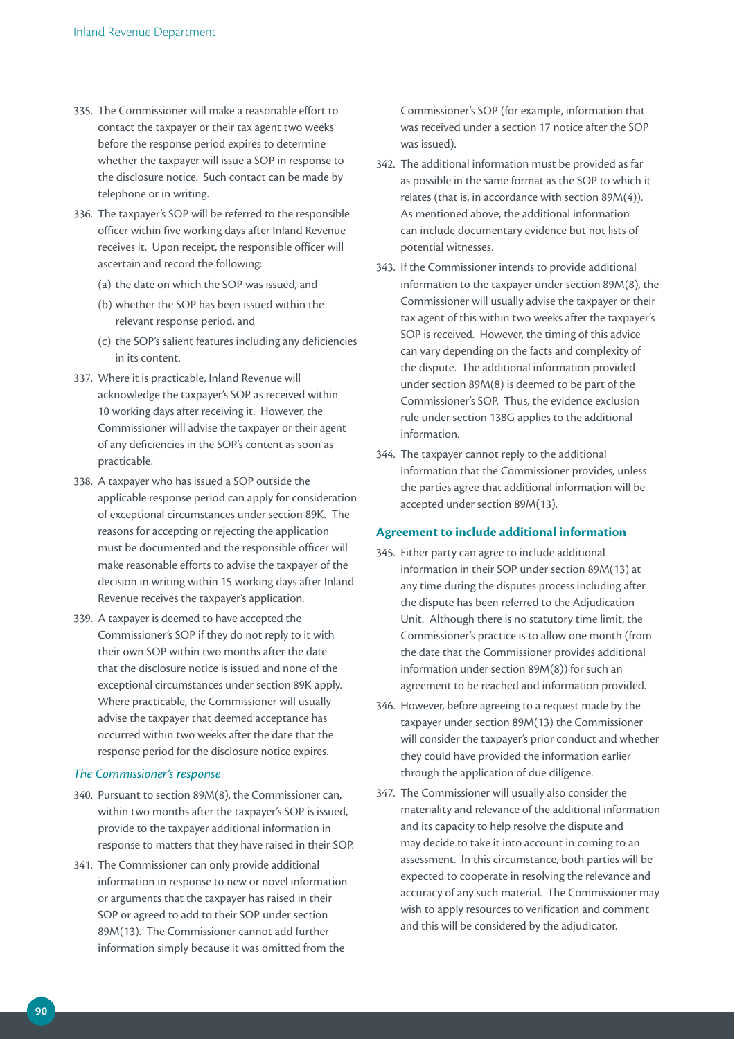335. The Commissioner will make a reasonable effort to contact the taxpayer or their tax agent two weeks before the response period expires to determine whether the taxpayer will issue a SOP in response to the disclosure notice. Such contact can be made by telephone or in writing.

336. The taxpayer's SOP will be referred to the responsible officer within five working days after Inland Revenue receives it. Upon receipt, the responsible officer will ascertain and record the following:

    (a) the date on which the SOP was issued, and

    (b) whether the SOP has been issued within the relevant response period, and

    (c) the SOP's salient features including any deficiencies in its content.

337. Where it is practicable, Inland Revenue will acknowledge the taxpayer's SOP as received within 10 working days after receiving it. However, the Commissioner will advise the taxpayer or their agent of any deficiencies in the SOP's content as soon as practicable.

338. A taxpayer who has issued a SOP outside the applicable response period can apply for consideration of exceptional circumstances under section 89K. The reasons for accepting or rejecting the application must be documented and the responsible officer will make reasonable efforts to advise the taxpayer of the decision in writing within 15 working days after Inland Revenue receives the taxpayer's application.

339. A taxpayer is deemed to have accepted the Commissioner's SOP if they do not reply to it with their own SOP within two months after the date that the disclosure notice is issued and none of the exceptional circumstances under section 89K apply. Where practicable, the Commissioner will usually advise the taxpayer that deemed acceptance has occurred within two weeks after the date that the response period for the disclosure notice expires.

### *The Commissioner's response*

340. Pursuant to section 89M(8), the Commissioner can, within two months after the taxpayer's SOP is issued, provide to the taxpayer additional information in response to matters that they have raised in their SOP.

341. The Commissioner can only provide additional information in response to new or novel information or arguments that the taxpayer has raised in their SOP or agreed to add to their SOP under section 89M(13). The Commissioner cannot add further information simply because it was omitted from the Commissioner's SOP (for example, information that was received under a section 17 notice after the SOP was issued).

342. The additional information must be provided as far as possible in the same format as the SOP to which it relates (that is, in accordance with section 89M(4)). As mentioned above, the additional information can include documentary evidence but not lists of potential witnesses.

343. If the Commissioner intends to provide additional information to the taxpayer under section 89M(8), the Commissioner will usually advise the taxpayer or their tax agent of this within two weeks after the taxpayer's SOP is received. However, the timing of this advice can vary depending on the facts and complexity of the dispute. The additional information provided under section 89M(8) is deemed to be part of the Commissioner's SOP. Thus, the evidence exclusion rule under section 138G applies to the additional information.

344. The taxpayer cannot reply to the additional information that the Commissioner provides, unless the parties agree that additional information will be accepted under section 89M(13).

### Agreement to include additional information

345. Either party can agree to include additional information in their SOP under section 89M(13) at any time during the disputes process including after the dispute has been referred to the Adjudication Unit. Although there is no statutory time limit, the Commissioner's practice is to allow one month (from the date that the Commissioner provides additional information under section 89M(8)) for such an agreement to be reached and information provided.

346. However, before agreeing to a request made by the taxpayer under section 89M(13) the Commissioner will consider the taxpayer's prior conduct and whether they could have provided the information earlier through the application of due diligence.

347. The Commissioner will usually also consider the materiality and relevance of the additional information and its capacity to help resolve the dispute and may decide to take it into account in coming to an assessment. In this circumstance, both parties will be expected to cooperate in resolving the relevance and accuracy of any such material. The Commissioner may wish to apply resources to verification and comment and this will be considered by the adjudicator.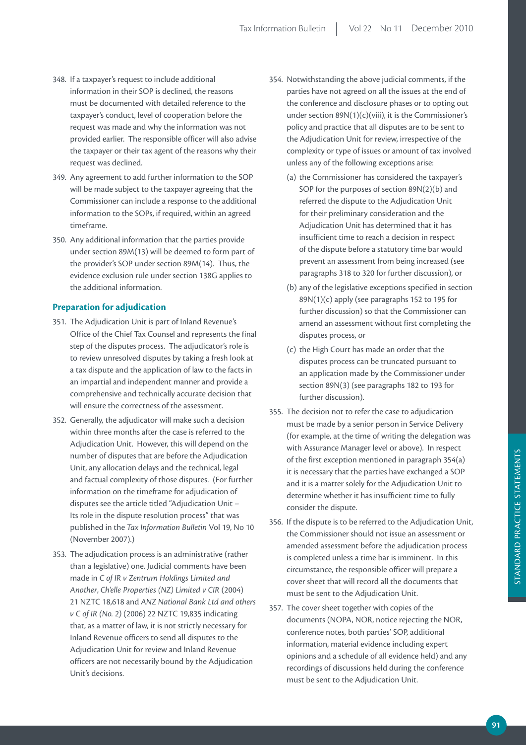348. If a taxpayer's request to include additional information in their SOP is declined, the reasons must be documented with detailed reference to the taxpayer's conduct, level of cooperation before the request was made and why the information was not provided earlier. The responsible officer will also advise the taxpayer or their tax agent of the reasons why their request was declined.

349. Any agreement to add further information to the SOP will be made subject to the taxpayer agreeing that the Commissioner can include a response to the additional information to the SOPs, if required, within an agreed timeframe.

350. Any additional information that the parties provide under section 89M(13) will be deemed to form part of the provider's SOP under section 89M(14). Thus, the evidence exclusion rule under section 138G applies to the additional information.

### Preparation for adjudication

351. The Adjudication Unit is part of Inland Revenue's Office of the Chief Tax Counsel and represents the final step of the disputes process. The adjudicator's role is to review unresolved disputes by taking a fresh look at a tax dispute and the application of law to the facts in an impartial and independent manner and provide a comprehensive and technically accurate decision that will ensure the correctness of the assessment.

352. Generally, the adjudicator will make such a decision within three months after the case is referred to the Adjudication Unit. However, this will depend on the number of disputes that are before the Adjudication Unit, any allocation delays and the technical, legal and factual complexity of those disputes. (For further information on the timeframe for adjudication of disputes see the article titled "Adjudication Unit – Its role in the dispute resolution process" that was published in the *Tax Information Bulletin* Vol 19, No 10 (November 2007).)

353. The adjudication process is an administrative (rather than a legislative) one. Judicial comments have been made in *C of IR v Zentrum Holdings Limited and Another*, *Ch'elle Properties (NZ) Limited v CIR* (2004) 21 NZTC 18,618 and *ANZ National Bank Ltd and others v C of IR (No. 2)* (2006) 22 NZTC 19,835 indicating that, as a matter of law, it is not strictly necessary for Inland Revenue officers to send all disputes to the Adjudication Unit for review and Inland Revenue officers are not necessarily bound by the Adjudication Unit's decisions.

354. Notwithstanding the above judicial comments, if the parties have not agreed on all the issues at the end of the conference and disclosure phases or to opting out under section 89N(1)(c)(viii), it is the Commissioner's policy and practice that all disputes are to be sent to the Adjudication Unit for review, irrespective of the complexity or type of issues or amount of tax involved unless any of the following exceptions arise:

    (a) the Commissioner has considered the taxpayer's SOP for the purposes of section 89N(2)(b) and referred the dispute to the Adjudication Unit for their preliminary consideration and the Adjudication Unit has determined that it has insufficient time to reach a decision in respect of the dispute before a statutory time bar would prevent an assessment from being increased (see paragraphs 318 to 320 for further discussion), or

    (b) any of the legislative exceptions specified in section 89N(1)(c) apply (see paragraphs 152 to 195 for further discussion) so that the Commissioner can amend an assessment without first completing the disputes process, or

    (c) the High Court has made an order that the disputes process can be truncated pursuant to an application made by the Commissioner under section 89N(3) (see paragraphs 182 to 193 for further discussion).

355. The decision not to refer the case to adjudication must be made by a senior person in Service Delivery (for example, at the time of writing the delegation was with Assurance Manager level or above). In respect of the first exception mentioned in paragraph 354(a) it is necessary that the parties have exchanged a SOP and it is a matter solely for the Adjudication Unit to determine whether it has insufficient time to fully consider the dispute.

356. If the dispute is to be referred to the Adjudication Unit, the Commissioner should not issue an assessment or amended assessment before the adjudication process is completed unless a time bar is imminent. In this circumstance, the responsible officer will prepare a cover sheet that will record all the documents that must be sent to the Adjudication Unit.

357. The cover sheet together with copies of the documents (NOPA, NOR, notice rejecting the NOR, conference notes, both parties' SOP, additional information, material evidence including expert opinions and a schedule of all evidence held) and any recordings of discussions held during the conference must be sent to the Adjudication Unit.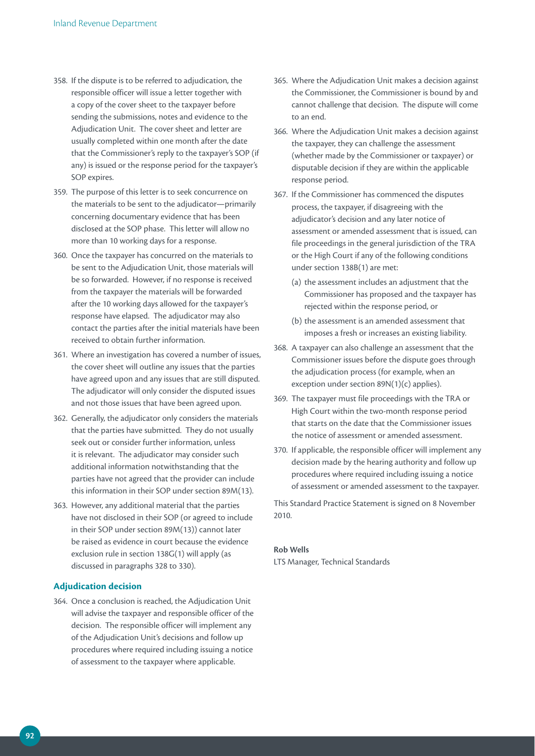358. If the dispute is to be referred to adjudication, the responsible officer will issue a letter together with a copy of the cover sheet to the taxpayer before sending the submissions, notes and evidence to the Adjudication Unit. The cover sheet and letter are usually completed within one month after the date that the Commissioner's reply to the taxpayer's SOP (if any) is issued or the response period for the taxpayer's SOP expires.

359. The purpose of this letter is to seek concurrence on the materials to be sent to the adjudicator—primarily concerning documentary evidence that has been disclosed at the SOP phase. This letter will allow no more than 10 working days for a response.

360. Once the taxpayer has concurred on the materials to be sent to the Adjudication Unit, those materials will be so forwarded. However, if no response is received from the taxpayer the materials will be forwarded after the 10 working days allowed for the taxpayer's response have elapsed. The adjudicator may also contact the parties after the initial materials have been received to obtain further information.

361. Where an investigation has covered a number of issues, the cover sheet will outline any issues that the parties have agreed upon and any issues that are still disputed. The adjudicator will only consider the disputed issues and not those issues that have been agreed upon.

362. Generally, the adjudicator only considers the materials that the parties have submitted. They do not usually seek out or consider further information, unless it is relevant. The adjudicator may consider such additional information notwithstanding that the parties have not agreed that the provider can include this information in their SOP under section 89M(13).

363. However, any additional material that the parties have not disclosed in their SOP (or agreed to include in their SOP under section 89M(13)) cannot later be raised as evidence in court because the evidence exclusion rule in section 138G(1) will apply (as discussed in paragraphs 328 to 330).

### Adjudication decision

364. Once a conclusion is reached, the Adjudication Unit will advise the taxpayer and responsible officer of the decision. The responsible officer will implement any of the Adjudication Unit's decisions and follow up procedures where required including issuing a notice of assessment to the taxpayer where applicable.

365. Where the Adjudication Unit makes a decision against the Commissioner, the Commissioner is bound by and cannot challenge that decision. The dispute will come to an end.

366. Where the Adjudication Unit makes a decision against the taxpayer, they can challenge the assessment (whether made by the Commissioner or taxpayer) or disputable decision if they are within the applicable response period.

367. If the Commissioner has commenced the disputes process, the taxpayer, if disagreeing with the adjudicator's decision and any later notice of assessment or amended assessment that is issued, can file proceedings in the general jurisdiction of the TRA or the High Court if any of the following conditions under section 138B(1) are met:

   (a) the assessment includes an adjustment that the Commissioner has proposed and the taxpayer has rejected within the response period, or

   (b) the assessment is an amended assessment that imposes a fresh or increases an existing liability.

368. A taxpayer can also challenge an assessment that the Commissioner issues before the dispute goes through the adjudication process (for example, when an exception under section 89N(1)(c) applies).

369. The taxpayer must file proceedings with the TRA or High Court within the two-month response period that starts on the date that the Commissioner issues the notice of assessment or amended assessment.

370. If applicable, the responsible officer will implement any decision made by the hearing authority and follow up procedures where required including issuing a notice of assessment or amended assessment to the taxpayer.

This Standard Practice Statement is signed on 8 November 2010.

**Rob Wells**
LTS Manager, Technical Standards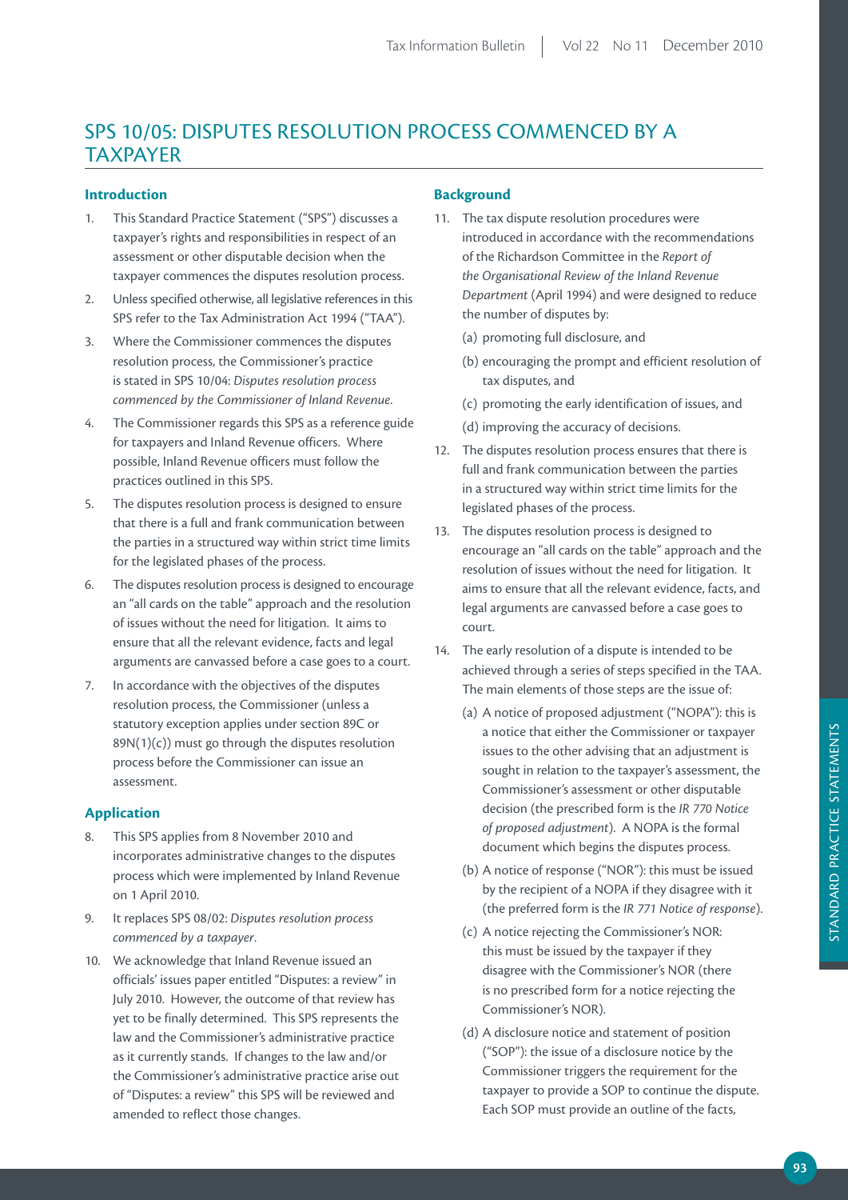# SPS 10/05: DISPUTES RESOLUTION PROCESS COMMENCED BY A TAXPAYER

## Introduction

1. This Standard Practice Statement ("SPS") discusses a taxpayer's rights and responsibilities in respect of an assessment or other disputable decision when the taxpayer commences the disputes resolution process.
2. Unless specified otherwise, all legislative references in this SPS refer to the Tax Administration Act 1994 ("TAA").
3. Where the Commissioner commences the disputes resolution process, the Commissioner's practice is stated in SPS 10/04: *Disputes resolution process commenced by the Commissioner of Inland Revenue*.
4. The Commissioner regards this SPS as a reference guide for taxpayers and Inland Revenue officers. Where possible, Inland Revenue officers must follow the practices outlined in this SPS.
5. The disputes resolution process is designed to ensure that there is a full and frank communication between the parties in a structured way within strict time limits for the legislated phases of the process.
6. The disputes resolution process is designed to encourage an "all cards on the table" approach and the resolution of issues without the need for litigation. It aims to ensure that all the relevant evidence, facts and legal arguments are canvassed before a case goes to a court.
7. In accordance with the objectives of the disputes resolution process, the Commissioner (unless a statutory exception applies under section 89C or 89N(1)(c)) must go through the disputes resolution process before the Commissioner can issue an assessment.

## Application

8. This SPS applies from 8 November 2010 and incorporates administrative changes to the disputes process which were implemented by Inland Revenue on 1 April 2010.
9. It replaces SPS 08/02: *Disputes resolution process commenced by a taxpayer*.
10. We acknowledge that Inland Revenue issued an officials' issues paper entitled "Disputes: a review" in July 2010. However, the outcome of that review has yet to be finally determined. This SPS represents the law and the Commissioner's administrative practice as it currently stands. If changes to the law and/or the Commissioner's administrative practice arise out of "Disputes: a review" this SPS will be reviewed and amended to reflect those changes.

## Background

11. The tax dispute resolution procedures were introduced in accordance with the recommendations of the Richardson Committee in the *Report of the Organisational Review of the Inland Revenue Department* (April 1994) and were designed to reduce the number of disputes by:
    (a) promoting full disclosure, and
    (b) encouraging the prompt and efficient resolution of tax disputes, and
    (c) promoting the early identification of issues, and
    (d) improving the accuracy of decisions.
12. The disputes resolution process ensures that there is full and frank communication between the parties in a structured way within strict time limits for the legislated phases of the process.
13. The disputes resolution process is designed to encourage an "all cards on the table" approach and the resolution of issues without the need for litigation. It aims to ensure that all the relevant evidence, facts, and legal arguments are canvassed before a case goes to court.
14. The early resolution of a dispute is intended to be achieved through a series of steps specified in the TAA. The main elements of those steps are the issue of:
    (a) A notice of proposed adjustment ("NOPA"): this is a notice that either the Commissioner or taxpayer issues to the other advising that an adjustment is sought in relation to the taxpayer's assessment, the Commissioner's assessment or other disputable decision (the prescribed form is the *IR 770 Notice of proposed adjustment*). A NOPA is the formal document which begins the disputes process.
    (b) A notice of response ("NOR"): this must be issued by the recipient of a NOPA if they disagree with it (the preferred form is the *IR 771 Notice of response*).
    (c) A notice rejecting the Commissioner's NOR: this must be issued by the taxpayer if they disagree with the Commissioner's NOR (there is no prescribed form for a notice rejecting the Commissioner's NOR).
    (d) A disclosure notice and statement of position ("SOP"): the issue of a disclosure notice by the Commissioner triggers the requirement for the taxpayer to provide a SOP to continue the dispute. Each SOP must provide an outline of the facts,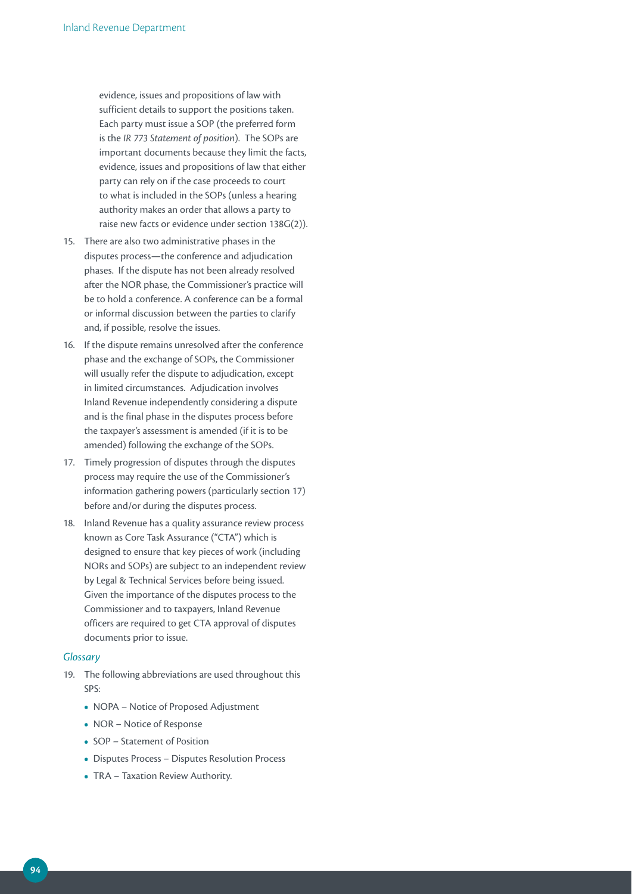evidence, issues and propositions of law with sufficient details to support the positions taken. Each party must issue a SOP (the preferred form is the *IR 773 Statement of position*). The SOPs are important documents because they limit the facts, evidence, issues and propositions of law that either party can rely on if the case proceeds to court to what is included in the SOPs (unless a hearing authority makes an order that allows a party to raise new facts or evidence under section 138G(2)).

15. There are also two administrative phases in the disputes process—the conference and adjudication phases. If the dispute has not been already resolved after the NOR phase, the Commissioner's practice will be to hold a conference. A conference can be a formal or informal discussion between the parties to clarify and, if possible, resolve the issues.

16. If the dispute remains unresolved after the conference phase and the exchange of SOPs, the Commissioner will usually refer the dispute to adjudication, except in limited circumstances. Adjudication involves Inland Revenue independently considering a dispute and is the final phase in the disputes process before the taxpayer's assessment is amended (if it is to be amended) following the exchange of the SOPs.

17. Timely progression of disputes through the disputes process may require the use of the Commissioner's information gathering powers (particularly section 17) before and/or during the disputes process.

18. Inland Revenue has a quality assurance review process known as Core Task Assurance ("CTA") which is designed to ensure that key pieces of work (including NORs and SOPs) are subject to an independent review by Legal & Technical Services before being issued. Given the importance of the disputes process to the Commissioner and to taxpayers, Inland Revenue officers are required to get CTA approval of disputes documents prior to issue.

### *Glossary*

19. The following abbreviations are used throughout this SPS:
    - NOPA – Notice of Proposed Adjustment
    - NOR – Notice of Response
    - SOP – Statement of Position
    - Disputes Process – Disputes Resolution Process
    - TRA – Taxation Review Authority.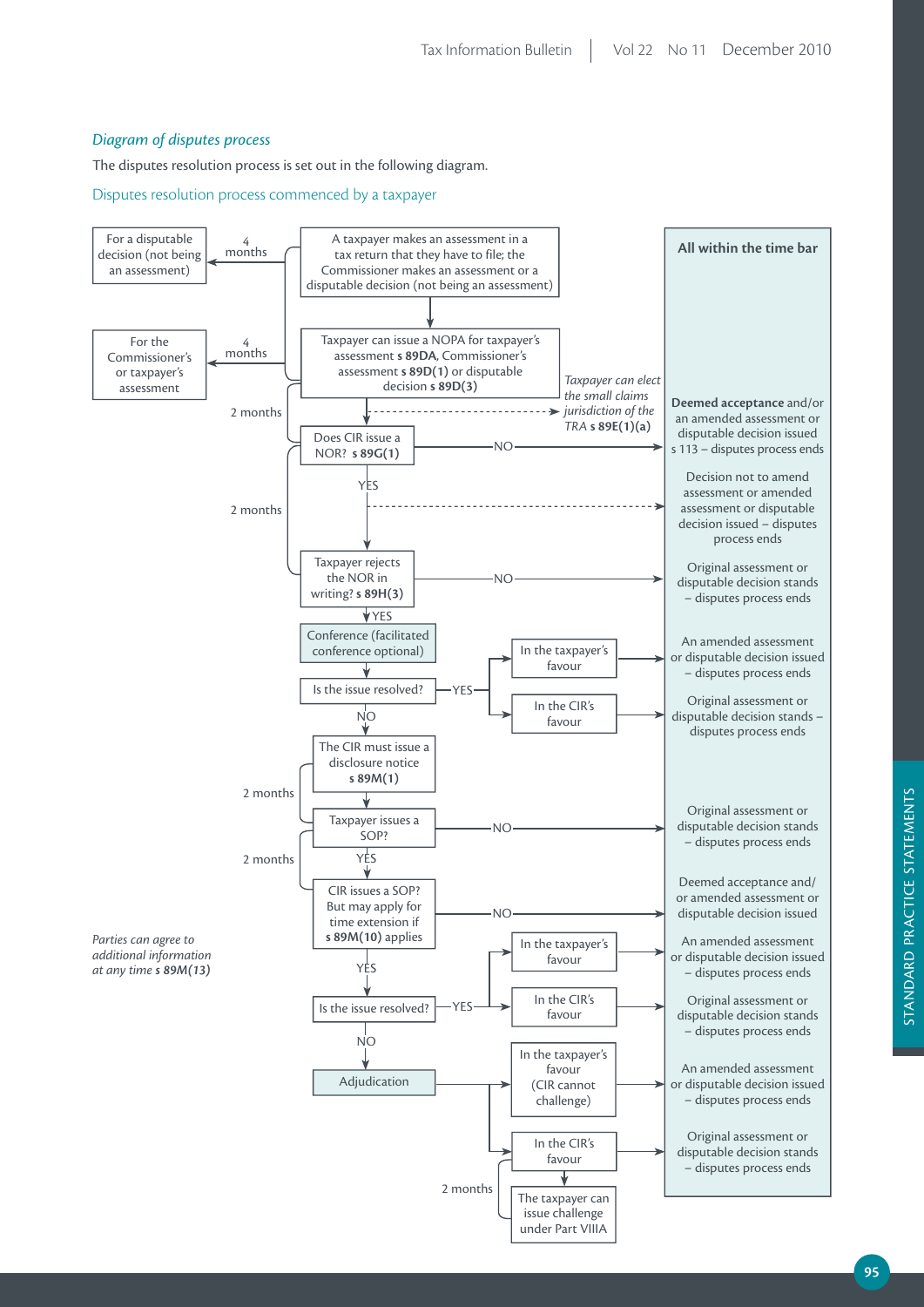*Diagram of disputes process*

The disputes resolution process is set out in the following diagram.

Disputes resolution process commenced by a taxpayer

For a disputable decision (not being an assessment)

4 months

A taxpayer makes an assessment in a tax return that they have to file; the Commissioner makes an assessment or a disputable decision (not being an assessment)

All within the time bar

For the Commissioner's or taxpayer's assessment

4 months

Taxpayer can issue a NOPA for taxpayer's assessment **s 89DA**, Commissioner's assessment **s 89D(1)** or disputable decision **s 89D(3)**

*Taxpayer can elect the small claims jurisdiction of the TRA* **s 89E(1)(a)**

2 months

Does CIR issue a NOR? **s 89G(1)** — NO → **Deemed acceptance** and/or an amended assessment or disputable decision issued s 113 – disputes process ends

YES

2 months

Decision not to amend assessment or amended assessment or disputable decision issued – disputes process ends

Taxpayer rejects the NOR in writing? **s 89H(3)** — NO → Original assessment or disputable decision stands – disputes process ends

YES

Conference (facilitated conference optional)

Is the issue resolved? — YES → In the taxpayer's favour → An amended assessment or disputable decision issued – disputes process ends

In the CIR's favour → Original assessment or disputable decision stands – disputes process ends

NO

The CIR must issue a disclosure notice **s 89M(1)**

2 months

Taxpayer issues a SOP? — NO → Original assessment or disputable decision stands – disputes process ends

2 months

YES

CIR issues a SOP? But may apply for time extension if **s 89M(10)** applies — NO → Deemed acceptance and/or amended assessment or disputable decision issued

*Parties can agree to additional information at any time* **s 89M(13)**

YES

Is the issue resolved? — YES → In the taxpayer's favour → An amended assessment or disputable decision issued – disputes process ends

In the CIR's favour → Original assessment or disputable decision stands – disputes process ends

NO

Adjudication → In the taxpayer's favour (CIR cannot challenge) → An amended assessment or disputable decision issued – disputes process ends

In the CIR's favour → Original assessment or disputable decision stands – disputes process ends

2 months

The taxpayer can issue challenge under Part VIIIA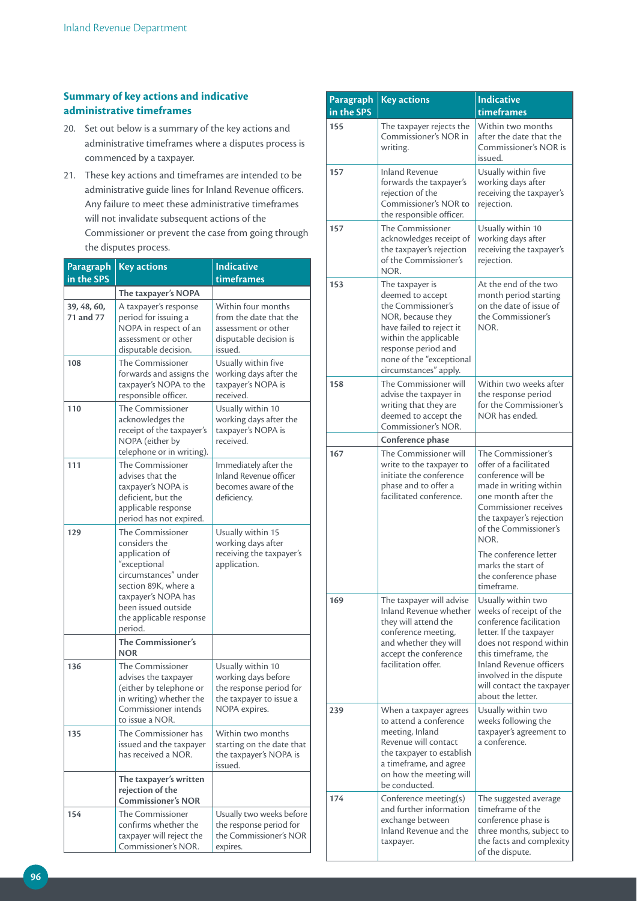### Summary of key actions and indicative administrative timeframes

20. Set out below is a summary of the key actions and administrative timeframes where a disputes process is commenced by a taxpayer.

21. These key actions and timeframes are intended to be administrative guide lines for Inland Revenue officers. Any failure to meet these administrative timeframes will not invalidate subsequent actions of the Commissioner or prevent the case from going through the disputes process.

| Paragraph in the SPS | Key actions | Indicative timeframes |
|---|---|---|
| | **The taxpayer's NOPA** | |
| 39, 48, 60, 71 and 77 | A taxpayer's response period for issuing a NOPA in respect of an assessment or other disputable decision. | Within four months from the date that the assessment or other disputable decision is issued. |
| 108 | The Commissioner forwards and assigns the taxpayer's NOPA to the responsible officer. | Usually within five working days after the taxpayer's NOPA is received. |
| 110 | The Commissioner acknowledges the receipt of the taxpayer's NOPA (either by telephone or in writing). | Usually within 10 working days after the taxpayer's NOPA is received. |
| 111 | The Commissioner advises that the taxpayer's NOPA is deficient, but the applicable response period has not expired. | Immediately after the Inland Revenue officer becomes aware of the deficiency. |
| 129 | The Commissioner considers the application of "exceptional circumstances" under section 89K, where a taxpayer's NOPA has been issued outside the applicable response period. | Usually within 15 working days after receiving the taxpayer's application. |
| | **The Commissioner's NOR** | |
| 136 | The Commissioner advises the taxpayer (either by telephone or in writing) whether the Commissioner intends to issue a NOR. | Usually within 10 working days before the response period for the taxpayer to issue a NOPA expires. |
| 135 | The Commissioner has issued and the taxpayer has received a NOR. | Within two months starting on the date that the taxpayer's NOPA is issued. |
| | **The taxpayer's written rejection of the Commissioner's NOR** | |
| 154 | The Commissioner confirms whether the taxpayer will reject the Commissioner's NOR. | Usually two weeks before the response period for the Commissioner's NOR expires. |
| 155 | The taxpayer rejects the Commissioner's NOR in writing. | Within two months after the date that the Commissioner's NOR is issued. |
| 157 | Inland Revenue forwards the taxpayer's rejection of the Commissioner's NOR to the responsible officer. | Usually within five working days after receiving the taxpayer's rejection. |
| 157 | The Commissioner acknowledges receipt of the taxpayer's rejection of the Commissioner's NOR. | Usually within 10 working days after receiving the taxpayer's rejection. |
| 153 | The taxpayer is deemed to accept the Commissioner's NOR, because they have failed to reject it within the applicable response period and none of the "exceptional circumstances" apply. | At the end of the two month period starting on the date of issue of the Commissioner's NOR. |
| 158 | The Commissioner will advise the taxpayer in writing that they are deemed to accept the Commissioner's NOR. | Within two weeks after the response period for the Commissioner's NOR has ended. |
| | **Conference phase** | |
| 167 | The Commissioner will write to the taxpayer to initiate the conference phase and to offer a facilitated conference. | The Commissioner's offer of a facilitated conference will be made in writing within one month after the Commissioner receives the taxpayer's rejection of the Commissioner's NOR. The conference letter marks the start of the conference phase timeframe. |
| 169 | The taxpayer will advise Inland Revenue whether they will attend the conference meeting, and whether they will accept the conference facilitation offer. | Usually within two weeks of receipt of the conference facilitation letter. If the taxpayer does not respond within this timeframe, the Inland Revenue officers involved in the dispute will contact the taxpayer about the letter. |
| 239 | When a taxpayer agrees to attend a conference meeting, Inland Revenue will contact the taxpayer to establish a timeframe, and agree on how the meeting will be conducted. | Usually within two weeks following the taxpayer's agreement to a conference. |
| 174 | Conference meeting(s) and further information exchange between Inland Revenue and the taxpayer. | The suggested average timeframe of the conference phase is three months, subject to the facts and complexity of the dispute. |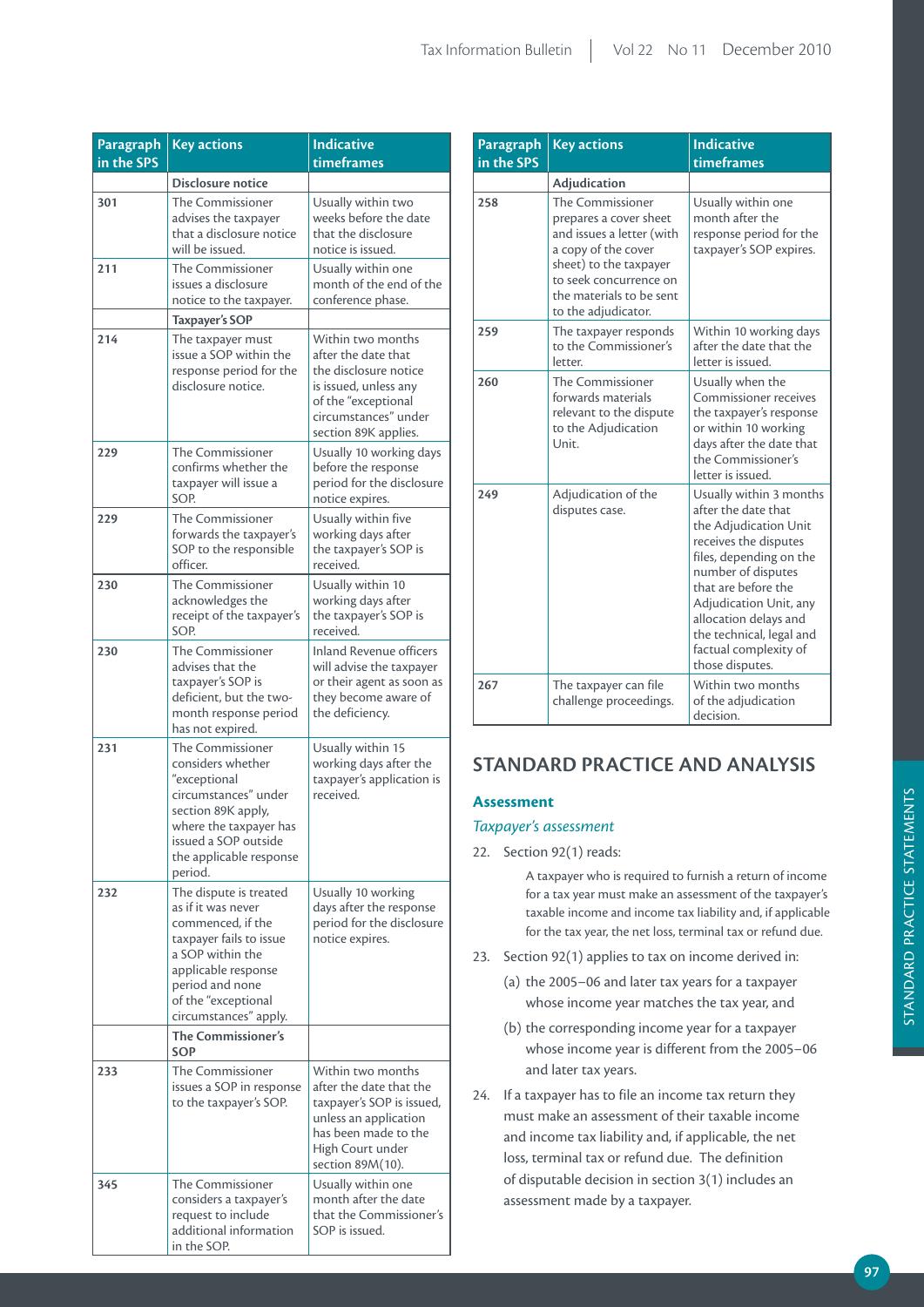| Paragraph in the SPS | Key actions | Indicative timeframes |
|---|---|---|
| | **Disclosure notice** | |
| 301 | The Commissioner advises the taxpayer that a disclosure notice will be issued. | Usually within two weeks before the date that the disclosure notice is issued. |
| 211 | The Commissioner issues a disclosure notice to the taxpayer. | Usually within one month of the end of the conference phase. |
| | **Taxpayer's SOP** | |
| 214 | The taxpayer must issue a SOP within the response period for the disclosure notice. | Within two months after the date that the disclosure notice is issued, unless any of the "exceptional circumstances" under section 89K applies. |
| 229 | The Commissioner confirms whether the taxpayer will issue a SOP. | Usually 10 working days before the response period for the disclosure notice expires. |
| 229 | The Commissioner forwards the taxpayer's SOP to the responsible officer. | Usually within five working days after the taxpayer's SOP is received. |
| 230 | The Commissioner acknowledges the receipt of the taxpayer's SOP. | Usually within 10 working days after the taxpayer's SOP is received. |
| 230 | The Commissioner advises that the taxpayer's SOP is deficient, but the two-month response period has not expired. | Inland Revenue officers will advise the taxpayer or their agent as soon as they become aware of the deficiency. |
| 231 | The Commissioner considers whether "exceptional circumstances" under section 89K apply, where the taxpayer has issued a SOP outside the applicable response period. | Usually within 15 working days after the taxpayer's application is received. |
| 232 | The dispute is treated as if it was never commenced, if the taxpayer fails to issue a SOP within the applicable response period and none of the "exceptional circumstances" apply. | Usually 10 working days after the response period for the disclosure notice expires. |
| | **The Commissioner's SOP** | |
| 233 | The Commissioner issues a SOP in response to the taxpayer's SOP. | Within two months after the date that the taxpayer's SOP is issued, unless an application has been made to the High Court under section 89M(10). |
| 345 | The Commissioner considers a taxpayer's request to include additional information in the SOP. | Usually within one month after the date that the Commissioner's SOP is issued. |
| | **Adjudication** | |
| 258 | The Commissioner prepares a cover sheet and issues a letter (with a copy of the cover sheet) to the taxpayer to seek concurrence on the materials to be sent to the adjudicator. | Usually within one month after the response period for the taxpayer's SOP expires. |
| 259 | The taxpayer responds to the Commissioner's letter. | Within 10 working days after the date that the letter is issued. |
| 260 | The Commissioner forwards materials relevant to the dispute to the Adjudication Unit. | Usually when the Commissioner receives the taxpayer's response or within 10 working days after the date that the Commissioner's letter is issued. |
| 249 | Adjudication of the disputes case. | Usually within 3 months after the date that the Adjudication Unit receives the disputes files, depending on the number of disputes that are before the Adjudication Unit, any allocation delays and the technical, legal and factual complexity of those disputes. |
| 267 | The taxpayer can file challenge proceedings. | Within two months of the adjudication decision. |

## STANDARD PRACTICE AND ANALYSIS

### Assessment

*Taxpayer's assessment*

22. Section 92(1) reads:

> A taxpayer who is required to furnish a return of income for a tax year must make an assessment of the taxpayer's taxable income and income tax liability and, if applicable for the tax year, the net loss, terminal tax or refund due.

23. Section 92(1) applies to tax on income derived in:
    (a) the 2005–06 and later tax years for a taxpayer whose income year matches the tax year, and
    (b) the corresponding income year for a taxpayer whose income year is different from the 2005–06 and later tax years.

24. If a taxpayer has to file an income tax return they must make an assessment of their taxable income and income tax liability and, if applicable, the net loss, terminal tax or refund due. The definition of disputable decision in section 3(1) includes an assessment made by a taxpayer.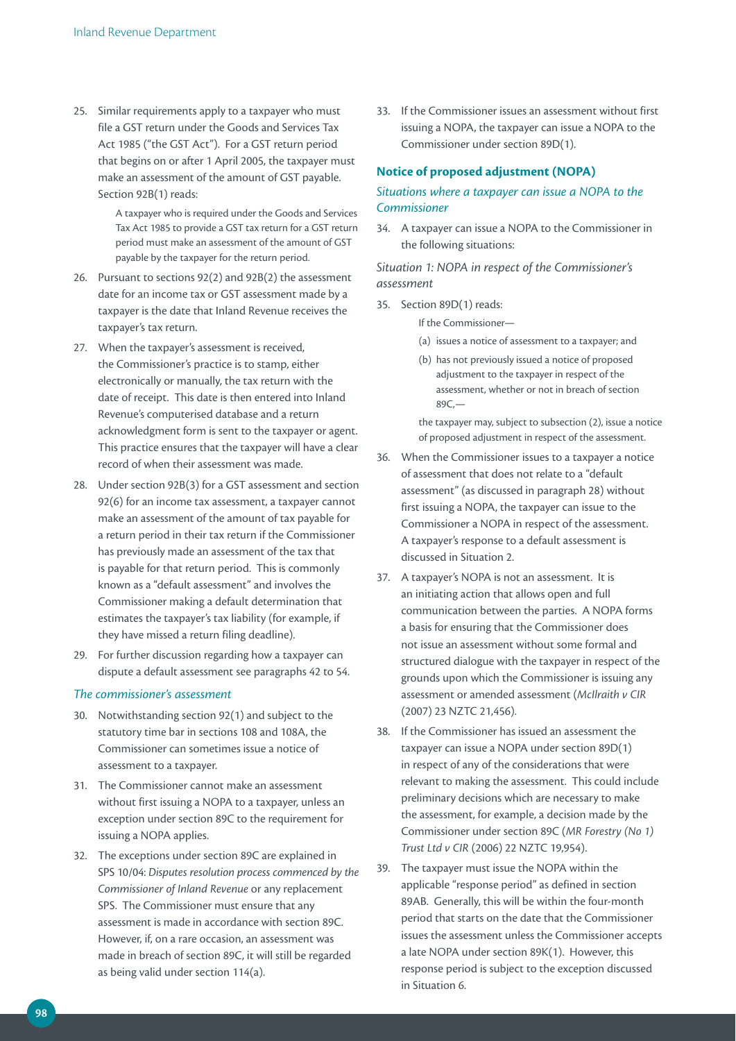25. Similar requirements apply to a taxpayer who must file a GST return under the Goods and Services Tax Act 1985 ("the GST Act"). For a GST return period that begins on or after 1 April 2005, the taxpayer must make an assessment of the amount of GST payable. Section 92B(1) reads:

    > A taxpayer who is required under the Goods and Services Tax Act 1985 to provide a GST tax return for a GST return period must make an assessment of the amount of GST payable by the taxpayer for the return period.

26. Pursuant to sections 92(2) and 92B(2) the assessment date for an income tax or GST assessment made by a taxpayer is the date that Inland Revenue receives the taxpayer's tax return.

27. When the taxpayer's assessment is received, the Commissioner's practice is to stamp, either electronically or manually, the tax return with the date of receipt. This date is then entered into Inland Revenue's computerised database and a return acknowledgment form is sent to the taxpayer or agent. This practice ensures that the taxpayer will have a clear record of when their assessment was made.

28. Under section 92B(3) for a GST assessment and section 92(6) for an income tax assessment, a taxpayer cannot make an assessment of the amount of tax payable for a return period in their tax return if the Commissioner has previously made an assessment of the tax that is payable for that return period. This is commonly known as a "default assessment" and involves the Commissioner making a default determination that estimates the taxpayer's tax liability (for example, if they have missed a return filing deadline).

29. For further discussion regarding how a taxpayer can dispute a default assessment see paragraphs 42 to 54.

### *The commissioner's assessment*

30. Notwithstanding section 92(1) and subject to the statutory time bar in sections 108 and 108A, the Commissioner can sometimes issue a notice of assessment to a taxpayer.

31. The Commissioner cannot make an assessment without first issuing a NOPA to a taxpayer, unless an exception under section 89C to the requirement for issuing a NOPA applies.

32. The exceptions under section 89C are explained in SPS 10/04: *Disputes resolution process commenced by the Commissioner of Inland Revenue* or any replacement SPS. The Commissioner must ensure that any assessment is made in accordance with section 89C. However, if, on a rare occasion, an assessment was made in breach of section 89C, it will still be regarded as being valid under section 114(a).

33. If the Commissioner issues an assessment without first issuing a NOPA, the taxpayer can issue a NOPA to the Commissioner under section 89D(1).

## Notice of proposed adjustment (NOPA)

### *Situations where a taxpayer can issue a NOPA to the Commissioner*

34. A taxpayer can issue a NOPA to the Commissioner in the following situations:

*Situation 1: NOPA in respect of the Commissioner's assessment*

35. Section 89D(1) reads:

    > If the Commissioner—
    >
    > (a) issues a notice of assessment to a taxpayer; and
    >
    > (b) has not previously issued a notice of proposed adjustment to the taxpayer in respect of the assessment, whether or not in breach of section 89C,—
    >
    > the taxpayer may, subject to subsection (2), issue a notice of proposed adjustment in respect of the assessment.

36. When the Commissioner issues to a taxpayer a notice of assessment that does not relate to a "default assessment" (as discussed in paragraph 28) without first issuing a NOPA, the taxpayer can issue to the Commissioner a NOPA in respect of the assessment. A taxpayer's response to a default assessment is discussed in Situation 2.

37. A taxpayer's NOPA is not an assessment. It is an initiating action that allows open and full communication between the parties. A NOPA forms a basis for ensuring that the Commissioner does not issue an assessment without some formal and structured dialogue with the taxpayer in respect of the grounds upon which the Commissioner is issuing any assessment or amended assessment (*McIlraith v CIR* (2007) 23 NZTC 21,456).

38. If the Commissioner has issued an assessment the taxpayer can issue a NOPA under section 89D(1) in respect of any of the considerations that were relevant to making the assessment. This could include preliminary decisions which are necessary to make the assessment, for example, a decision made by the Commissioner under section 89C (*MR Forestry (No 1) Trust Ltd v CIR* (2006) 22 NZTC 19,954).

39. The taxpayer must issue the NOPA within the applicable "response period" as defined in section 89AB. Generally, this will be within the four-month period that starts on the date that the Commissioner issues the assessment unless the Commissioner accepts a late NOPA under section 89K(1). However, this response period is subject to the exception discussed in Situation 6.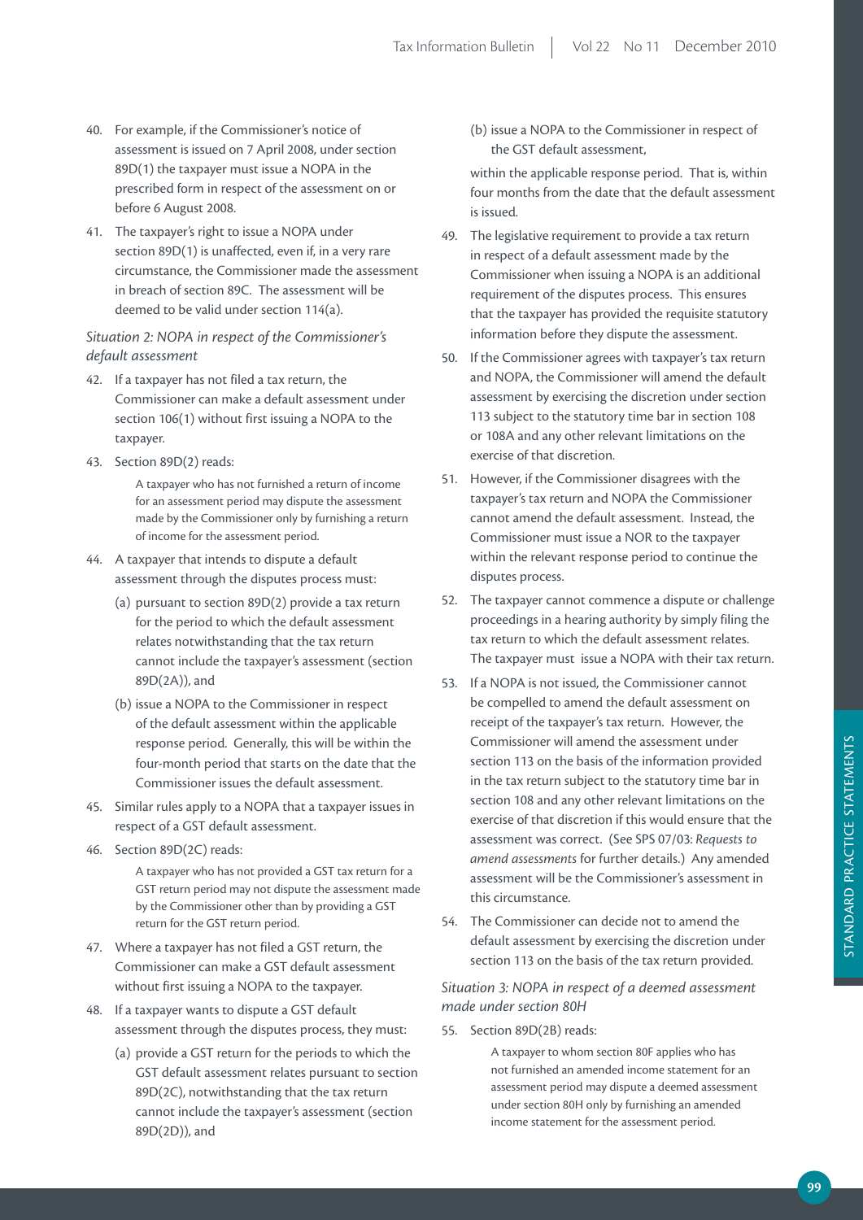40. For example, if the Commissioner's notice of assessment is issued on 7 April 2008, under section 89D(1) the taxpayer must issue a NOPA in the prescribed form in respect of the assessment on or before 6 August 2008.

41. The taxpayer's right to issue a NOPA under section 89D(1) is unaffected, even if, in a very rare circumstance, the Commissioner made the assessment in breach of section 89C. The assessment will be deemed to be valid under section 114(a).

*Situation 2: NOPA in respect of the Commissioner's default assessment*

42. If a taxpayer has not filed a tax return, the Commissioner can make a default assessment under section 106(1) without first issuing a NOPA to the taxpayer.

43. Section 89D(2) reads:

> A taxpayer who has not furnished a return of income for an assessment period may dispute the assessment made by the Commissioner only by furnishing a return of income for the assessment period.

44. A taxpayer that intends to dispute a default assessment through the disputes process must:

    (a) pursuant to section 89D(2) provide a tax return for the period to which the default assessment relates notwithstanding that the tax return cannot include the taxpayer's assessment (section 89D(2A)), and

    (b) issue a NOPA to the Commissioner in respect of the default assessment within the applicable response period. Generally, this will be within the four-month period that starts on the date that the Commissioner issues the default assessment.

45. Similar rules apply to a NOPA that a taxpayer issues in respect of a GST default assessment.

46. Section 89D(2C) reads:

> A taxpayer who has not provided a GST tax return for a GST return period may not dispute the assessment made by the Commissioner other than by providing a GST return for the GST return period.

47. Where a taxpayer has not filed a GST return, the Commissioner can make a GST default assessment without first issuing a NOPA to the taxpayer.

48. If a taxpayer wants to dispute a GST default assessment through the disputes process, they must:

    (a) provide a GST return for the periods to which the GST default assessment relates pursuant to section 89D(2C), notwithstanding that the tax return cannot include the taxpayer's assessment (section 89D(2D)), and

    (b) issue a NOPA to the Commissioner in respect of the GST default assessment,

    within the applicable response period. That is, within four months from the date that the default assessment is issued.

49. The legislative requirement to provide a tax return in respect of a default assessment made by the Commissioner when issuing a NOPA is an additional requirement of the disputes process. This ensures that the taxpayer has provided the requisite statutory information before they dispute the assessment.

50. If the Commissioner agrees with taxpayer's tax return and NOPA, the Commissioner will amend the default assessment by exercising the discretion under section 113 subject to the statutory time bar in section 108 or 108A and any other relevant limitations on the exercise of that discretion.

51. However, if the Commissioner disagrees with the taxpayer's tax return and NOPA the Commissioner cannot amend the default assessment. Instead, the Commissioner must issue a NOR to the taxpayer within the relevant response period to continue the disputes process.

52. The taxpayer cannot commence a dispute or challenge proceedings in a hearing authority by simply filing the tax return to which the default assessment relates. The taxpayer must issue a NOPA with their tax return.

53. If a NOPA is not issued, the Commissioner cannot be compelled to amend the default assessment on receipt of the taxpayer's tax return. However, the Commissioner will amend the assessment under section 113 on the basis of the information provided in the tax return subject to the statutory time bar in section 108 and any other relevant limitations on the exercise of that discretion if this would ensure that the assessment was correct. (See SPS 07/03: *Requests to amend assessments* for further details.) Any amended assessment will be the Commissioner's assessment in this circumstance.

54. The Commissioner can decide not to amend the default assessment by exercising the discretion under section 113 on the basis of the tax return provided.

*Situation 3: NOPA in respect of a deemed assessment made under section 80H*

55. Section 89D(2B) reads:

> A taxpayer to whom section 80F applies who has not furnished an amended income statement for an assessment period may dispute a deemed assessment under section 80H only by furnishing an amended income statement for the assessment period.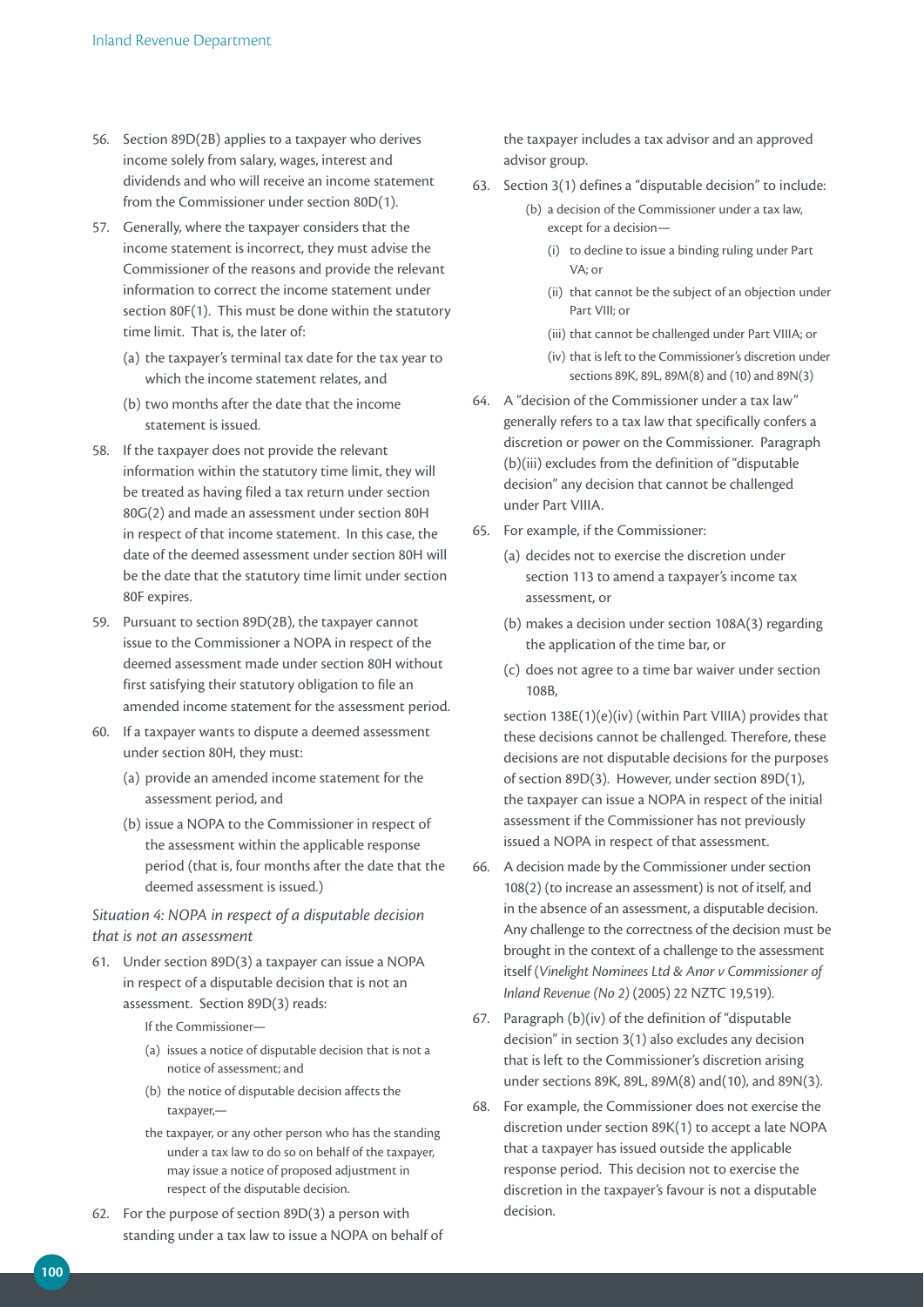56. Section 89D(2B) applies to a taxpayer who derives income solely from salary, wages, interest and dividends and who will receive an income statement from the Commissioner under section 80D(1).

57. Generally, where the taxpayer considers that the income statement is incorrect, they must advise the Commissioner of the reasons and provide the relevant information to correct the income statement under section 80F(1). This must be done within the statutory time limit. That is, the later of:

    (a) the taxpayer's terminal tax date for the tax year to which the income statement relates, and

    (b) two months after the date that the income statement is issued.

58. If the taxpayer does not provide the relevant information within the statutory time limit, they will be treated as having filed a tax return under section 80G(2) and made an assessment under section 80H in respect of that income statement. In this case, the date of the deemed assessment under section 80H will be the date that the statutory time limit under section 80F expires.

59. Pursuant to section 89D(2B), the taxpayer cannot issue to the Commissioner a NOPA in respect of the deemed assessment made under section 80H without first satisfying their statutory obligation to file an amended income statement for the assessment period.

60. If a taxpayer wants to dispute a deemed assessment under section 80H, they must:

    (a) provide an amended income statement for the assessment period, and

    (b) issue a NOPA to the Commissioner in respect of the assessment within the applicable response period (that is, four months after the date that the deemed assessment is issued.)

*Situation 4: NOPA in respect of a disputable decision that is not an assessment*

61. Under section 89D(3) a taxpayer can issue a NOPA in respect of a disputable decision that is not an assessment. Section 89D(3) reads:

    If the Commissioner—

    (a) issues a notice of disputable decision that is not a notice of assessment; and

    (b) the notice of disputable decision affects the taxpayer,—

    the taxpayer, or any other person who has the standing under a tax law to do so on behalf of the taxpayer, may issue a notice of proposed adjustment in respect of the disputable decision.

62. For the purpose of section 89D(3) a person with standing under a tax law to issue a NOPA on behalf of the taxpayer includes a tax advisor and an approved advisor group.

63. Section 3(1) defines a "disputable decision" to include:

    (b) a decision of the Commissioner under a tax law, except for a decision—

    (i) to decline to issue a binding ruling under Part VA; or

    (ii) that cannot be the subject of an objection under Part VIII; or

    (iii) that cannot be challenged under Part VIIIA; or

    (iv) that is left to the Commissioner's discretion under sections 89K, 89L, 89M(8) and (10) and 89N(3)

64. A "decision of the Commissioner under a tax law" generally refers to a tax law that specifically confers a discretion or power on the Commissioner. Paragraph (b)(iii) excludes from the definition of "disputable decision" any decision that cannot be challenged under Part VIIIA.

65. For example, if the Commissioner:

    (a) decides not to exercise the discretion under section 113 to amend a taxpayer's income tax assessment, or

    (b) makes a decision under section 108A(3) regarding the application of the time bar, or

    (c) does not agree to a time bar waiver under section 108B,

    section 138E(1)(e)(iv) (within Part VIIIA) provides that these decisions cannot be challenged. Therefore, these decisions are not disputable decisions for the purposes of section 89D(3). However, under section 89D(1), the taxpayer can issue a NOPA in respect of the initial assessment if the Commissioner has not previously issued a NOPA in respect of that assessment.

66. A decision made by the Commissioner under section 108(2) (to increase an assessment) is not of itself, and in the absence of an assessment, a disputable decision. Any challenge to the correctness of the decision must be brought in the context of a challenge to the assessment itself (*Vinelight Nominees Ltd & Anor v Commissioner of Inland Revenue (No 2)* (2005) 22 NZTC 19,519).

67. Paragraph (b)(iv) of the definition of "disputable decision" in section 3(1) also excludes any decision that is left to the Commissioner's discretion arising under sections 89K, 89L, 89M(8) and(10), and 89N(3).

68. For example, the Commissioner does not exercise the discretion under section 89K(1) to accept a late NOPA that a taxpayer has issued outside the applicable response period. This decision not to exercise the discretion in the taxpayer's favour is not a disputable decision.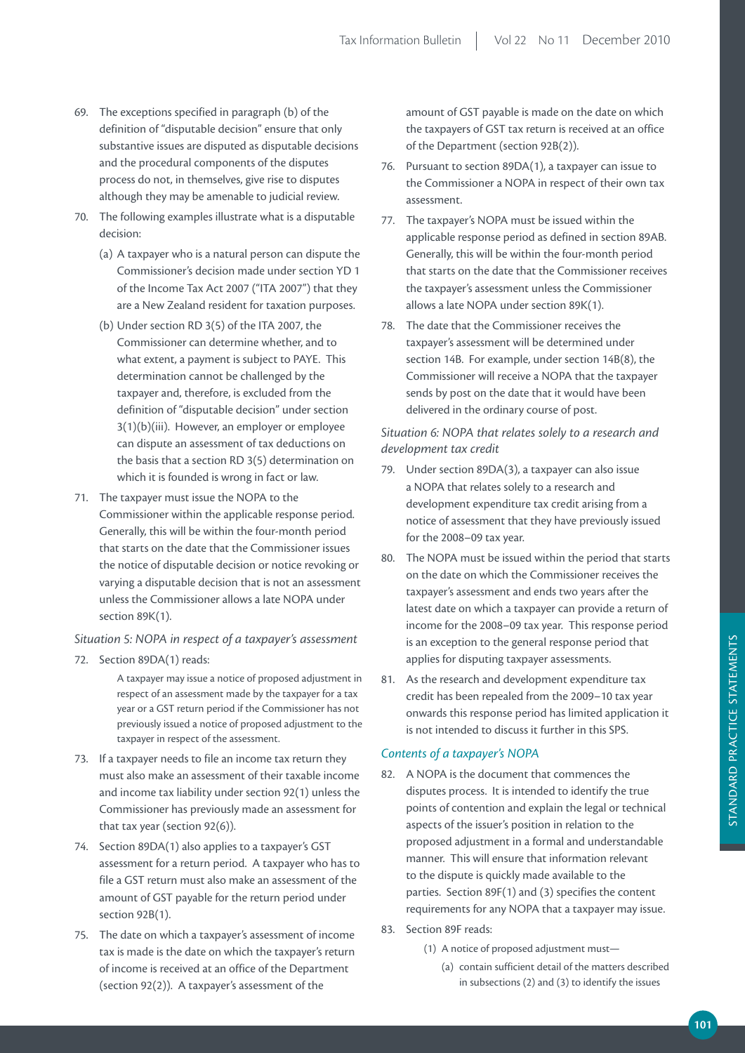69. The exceptions specified in paragraph (b) of the definition of "disputable decision" ensure that only substantive issues are disputed as disputable decisions and the procedural components of the disputes process do not, in themselves, give rise to disputes although they may be amenable to judicial review.

70. The following examples illustrate what is a disputable decision:

    (a) A taxpayer who is a natural person can dispute the Commissioner's decision made under section YD 1 of the Income Tax Act 2007 ("ITA 2007") that they are a New Zealand resident for taxation purposes.

    (b) Under section RD 3(5) of the ITA 2007, the Commissioner can determine whether, and to what extent, a payment is subject to PAYE. This determination cannot be challenged by the taxpayer and, therefore, is excluded from the definition of "disputable decision" under section 3(1)(b)(iii). However, an employer or employee can dispute an assessment of tax deductions on the basis that a section RD 3(5) determination on which it is founded is wrong in fact or law.

71. The taxpayer must issue the NOPA to the Commissioner within the applicable response period. Generally, this will be within the four-month period that starts on the date that the Commissioner issues the notice of disputable decision or notice revoking or varying a disputable decision that is not an assessment unless the Commissioner allows a late NOPA under section 89K(1).

*Situation 5: NOPA in respect of a taxpayer's assessment*

72. Section 89DA(1) reads:

    > A taxpayer may issue a notice of proposed adjustment in respect of an assessment made by the taxpayer for a tax year or a GST return period if the Commissioner has not previously issued a notice of proposed adjustment to the taxpayer in respect of the assessment.

73. If a taxpayer needs to file an income tax return they must also make an assessment of their taxable income and income tax liability under section 92(1) unless the Commissioner has previously made an assessment for that tax year (section 92(6)).

74. Section 89DA(1) also applies to a taxpayer's GST assessment for a return period. A taxpayer who has to file a GST return must also make an assessment of the amount of GST payable for the return period under section 92B(1).

75. The date on which a taxpayer's assessment of income tax is made is the date on which the taxpayer's return of income is received at an office of the Department (section 92(2)). A taxpayer's assessment of the amount of GST payable is made on the date on which the taxpayers of GST tax return is received at an office of the Department (section 92B(2)).

76. Pursuant to section 89DA(1), a taxpayer can issue to the Commissioner a NOPA in respect of their own tax assessment.

77. The taxpayer's NOPA must be issued within the applicable response period as defined in section 89AB. Generally, this will be within the four-month period that starts on the date that the Commissioner receives the taxpayer's assessment unless the Commissioner allows a late NOPA under section 89K(1).

78. The date that the Commissioner receives the taxpayer's assessment will be determined under section 14B. For example, under section 14B(8), the Commissioner will receive a NOPA that the taxpayer sends by post on the date that it would have been delivered in the ordinary course of post.

*Situation 6: NOPA that relates solely to a research and development tax credit*

79. Under section 89DA(3), a taxpayer can also issue a NOPA that relates solely to a research and development expenditure tax credit arising from a notice of assessment that they have previously issued for the 2008–09 tax year.

80. The NOPA must be issued within the period that starts on the date on which the Commissioner receives the taxpayer's assessment and ends two years after the latest date on which a taxpayer can provide a return of income for the 2008–09 tax year. This response period is an exception to the general response period that applies for disputing taxpayer assessments.

81. As the research and development expenditure tax credit has been repealed from the 2009–10 tax year onwards this response period has limited application it is not intended to discuss it further in this SPS.

### *Contents of a taxpayer's NOPA*

82. A NOPA is the document that commences the disputes process. It is intended to identify the true points of contention and explain the legal or technical aspects of the issuer's position in relation to the proposed adjustment in a formal and understandable manner. This will ensure that information relevant to the dispute is quickly made available to the parties. Section 89F(1) and (3) specifies the content requirements for any NOPA that a taxpayer may issue.

83. Section 89F reads:

    > (1) A notice of proposed adjustment must—
    >
    > (a) contain sufficient detail of the matters described in subsections (2) and (3) to identify the issues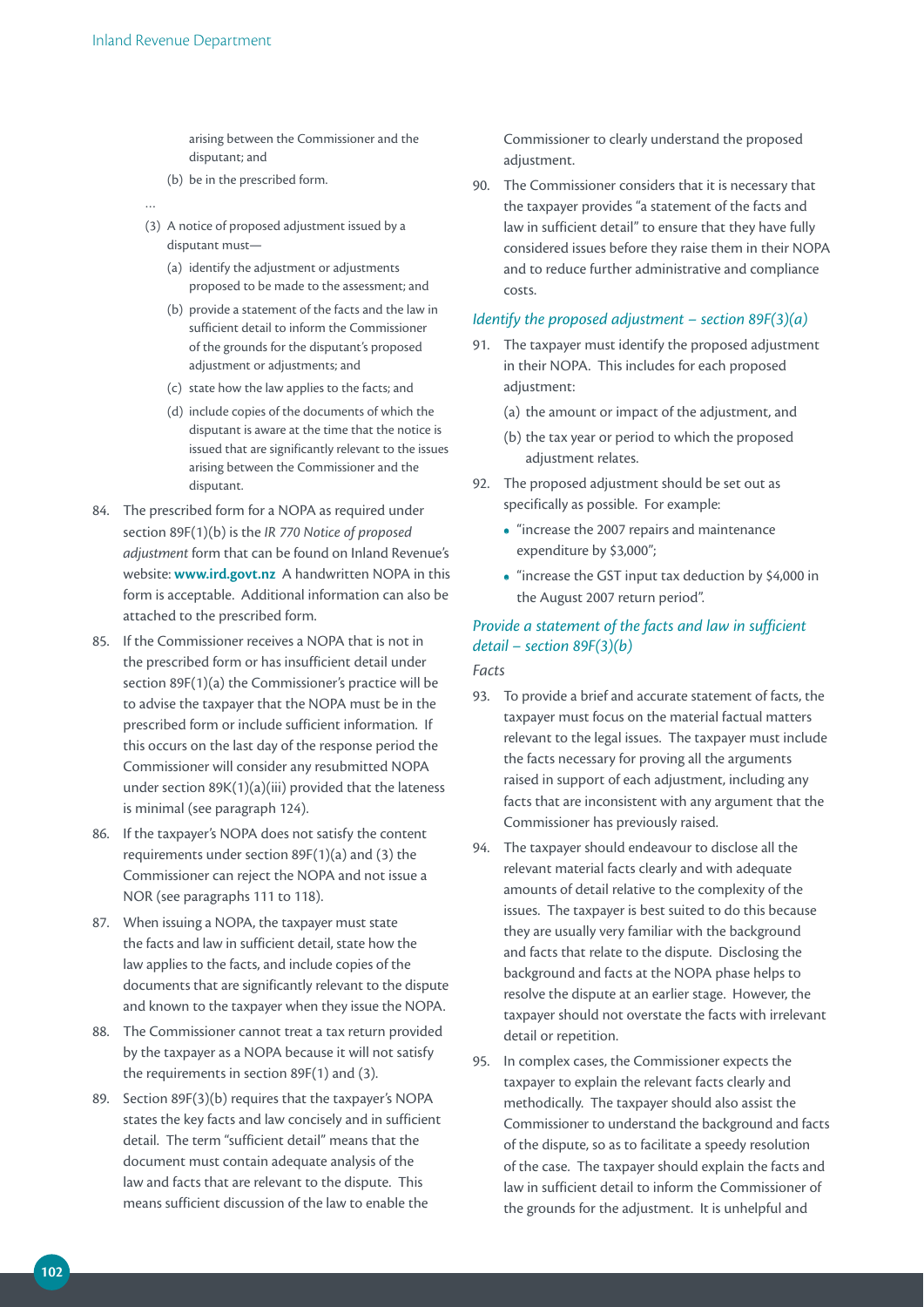arising between the Commissioner and the disputant; and

(b) be in the prescribed form.

…

(3) A notice of proposed adjustment issued by a disputant must—

(a) identify the adjustment or adjustments proposed to be made to the assessment; and

(b) provide a statement of the facts and the law in sufficient detail to inform the Commissioner of the grounds for the disputant's proposed adjustment or adjustments; and

(c) state how the law applies to the facts; and

(d) include copies of the documents of which the disputant is aware at the time that the notice is issued that are significantly relevant to the issues arising between the Commissioner and the disputant.

84. The prescribed form for a NOPA as required under section 89F(1)(b) is the *IR 770 Notice of proposed adjustment* form that can be found on Inland Revenue's website: **www.ird.govt.nz** A handwritten NOPA in this form is acceptable. Additional information can also be attached to the prescribed form.

85. If the Commissioner receives a NOPA that is not in the prescribed form or has insufficient detail under section 89F(1)(a) the Commissioner's practice will be to advise the taxpayer that the NOPA must be in the prescribed form or include sufficient information. If this occurs on the last day of the response period the Commissioner will consider any resubmitted NOPA under section 89K(1)(a)(iii) provided that the lateness is minimal (see paragraph 124).

86. If the taxpayer's NOPA does not satisfy the content requirements under section 89F(1)(a) and (3) the Commissioner can reject the NOPA and not issue a NOR (see paragraphs 111 to 118).

87. When issuing a NOPA, the taxpayer must state the facts and law in sufficient detail, state how the law applies to the facts, and include copies of the documents that are significantly relevant to the dispute and known to the taxpayer when they issue the NOPA.

88. The Commissioner cannot treat a tax return provided by the taxpayer as a NOPA because it will not satisfy the requirements in section 89F(1) and (3).

89. Section 89F(3)(b) requires that the taxpayer's NOPA states the key facts and law concisely and in sufficient detail. The term "sufficient detail" means that the document must contain adequate analysis of the law and facts that are relevant to the dispute. This means sufficient discussion of the law to enable the Commissioner to clearly understand the proposed adjustment.

90. The Commissioner considers that it is necessary that the taxpayer provides "a statement of the facts and law in sufficient detail" to ensure that they have fully considered issues before they raise them in their NOPA and to reduce further administrative and compliance costs.

### *Identify the proposed adjustment – section 89F(3)(a)*

91. The taxpayer must identify the proposed adjustment in their NOPA. This includes for each proposed adjustment:

(a) the amount or impact of the adjustment, and

(b) the tax year or period to which the proposed adjustment relates.

92. The proposed adjustment should be set out as specifically as possible. For example:

- "increase the 2007 repairs and maintenance expenditure by $3,000";
- "increase the GST input tax deduction by $4,000 in the August 2007 return period".

### *Provide a statement of the facts and law in sufficient detail – section 89F(3)(b)*

*Facts*

93. To provide a brief and accurate statement of facts, the taxpayer must focus on the material factual matters relevant to the legal issues. The taxpayer must include the facts necessary for proving all the arguments raised in support of each adjustment, including any facts that are inconsistent with any argument that the Commissioner has previously raised.

94. The taxpayer should endeavour to disclose all the relevant material facts clearly and with adequate amounts of detail relative to the complexity of the issues. The taxpayer is best suited to do this because they are usually very familiar with the background and facts that relate to the dispute. Disclosing the background and facts at the NOPA phase helps to resolve the dispute at an earlier stage. However, the taxpayer should not overstate the facts with irrelevant detail or repetition.

95. In complex cases, the Commissioner expects the taxpayer to explain the relevant facts clearly and methodically. The taxpayer should also assist the Commissioner to understand the background and facts of the dispute, so as to facilitate a speedy resolution of the case. The taxpayer should explain the facts and law in sufficient detail to inform the Commissioner of the grounds for the adjustment. It is unhelpful and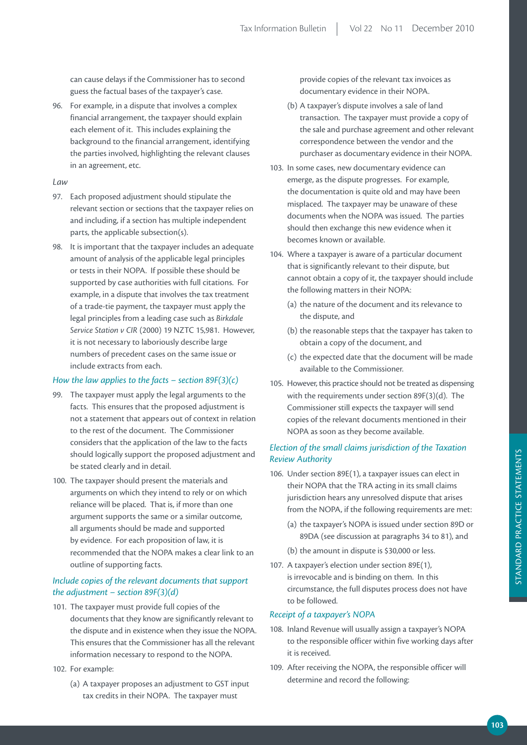can cause delays if the Commissioner has to second guess the factual bases of the taxpayer's case.

96. For example, in a dispute that involves a complex financial arrangement, the taxpayer should explain each element of it. This includes explaining the background to the financial arrangement, identifying the parties involved, highlighting the relevant clauses in an agreement, etc.

*Law*

97. Each proposed adjustment should stipulate the relevant section or sections that the taxpayer relies on and including, if a section has multiple independent parts, the applicable subsection(s).

98. It is important that the taxpayer includes an adequate amount of analysis of the applicable legal principles or tests in their NOPA. If possible these should be supported by case authorities with full citations. For example, in a dispute that involves the tax treatment of a trade-tie payment, the taxpayer must apply the legal principles from a leading case such as *Birkdale Service Station v CIR* (2000) 19 NZTC 15,981. However, it is not necessary to laboriously describe large numbers of precedent cases on the same issue or include extracts from each.

*How the law applies to the facts – section 89F(3)(c)*

99. The taxpayer must apply the legal arguments to the facts. This ensures that the proposed adjustment is not a statement that appears out of context in relation to the rest of the document. The Commissioner considers that the application of the law to the facts should logically support the proposed adjustment and be stated clearly and in detail.

100. The taxpayer should present the materials and arguments on which they intend to rely or on which reliance will be placed. That is, if more than one argument supports the same or a similar outcome, all arguments should be made and supported by evidence. For each proposition of law, it is recommended that the NOPA makes a clear link to an outline of supporting facts.

*Include copies of the relevant documents that support the adjustment – section 89F(3)(d)*

101. The taxpayer must provide full copies of the documents that they know are significantly relevant to the dispute and in existence when they issue the NOPA. This ensures that the Commissioner has all the relevant information necessary to respond to the NOPA.

102. For example:

(a) A taxpayer proposes an adjustment to GST input tax credits in their NOPA. The taxpayer must provide copies of the relevant tax invoices as documentary evidence in their NOPA.

(b) A taxpayer's dispute involves a sale of land transaction. The taxpayer must provide a copy of the sale and purchase agreement and other relevant correspondence between the vendor and the purchaser as documentary evidence in their NOPA.

103. In some cases, new documentary evidence can emerge, as the dispute progresses. For example, the documentation is quite old and may have been misplaced. The taxpayer may be unaware of these documents when the NOPA was issued. The parties should then exchange this new evidence when it becomes known or available.

104. Where a taxpayer is aware of a particular document that is significantly relevant to their dispute, but cannot obtain a copy of it, the taxpayer should include the following matters in their NOPA:

(a) the nature of the document and its relevance to the dispute, and

(b) the reasonable steps that the taxpayer has taken to obtain a copy of the document, and

(c) the expected date that the document will be made available to the Commissioner.

105. However, this practice should not be treated as dispensing with the requirements under section 89F(3)(d). The Commissioner still expects the taxpayer will send copies of the relevant documents mentioned in their NOPA as soon as they become available.

*Election of the small claims jurisdiction of the Taxation Review Authority*

106. Under section 89E(1), a taxpayer issues can elect in their NOPA that the TRA acting in its small claims jurisdiction hears any unresolved dispute that arises from the NOPA, if the following requirements are met:

(a) the taxpayer's NOPA is issued under section 89D or 89DA (see discussion at paragraphs 34 to 81), and

(b) the amount in dispute is $30,000 or less.

107. A taxpayer's election under section 89E(1), is irrevocable and is binding on them. In this circumstance, the full disputes process does not have to be followed.

*Receipt of a taxpayer's NOPA*

108. Inland Revenue will usually assign a taxpayer's NOPA to the responsible officer within five working days after it is received.

109. After receiving the NOPA, the responsible officer will determine and record the following: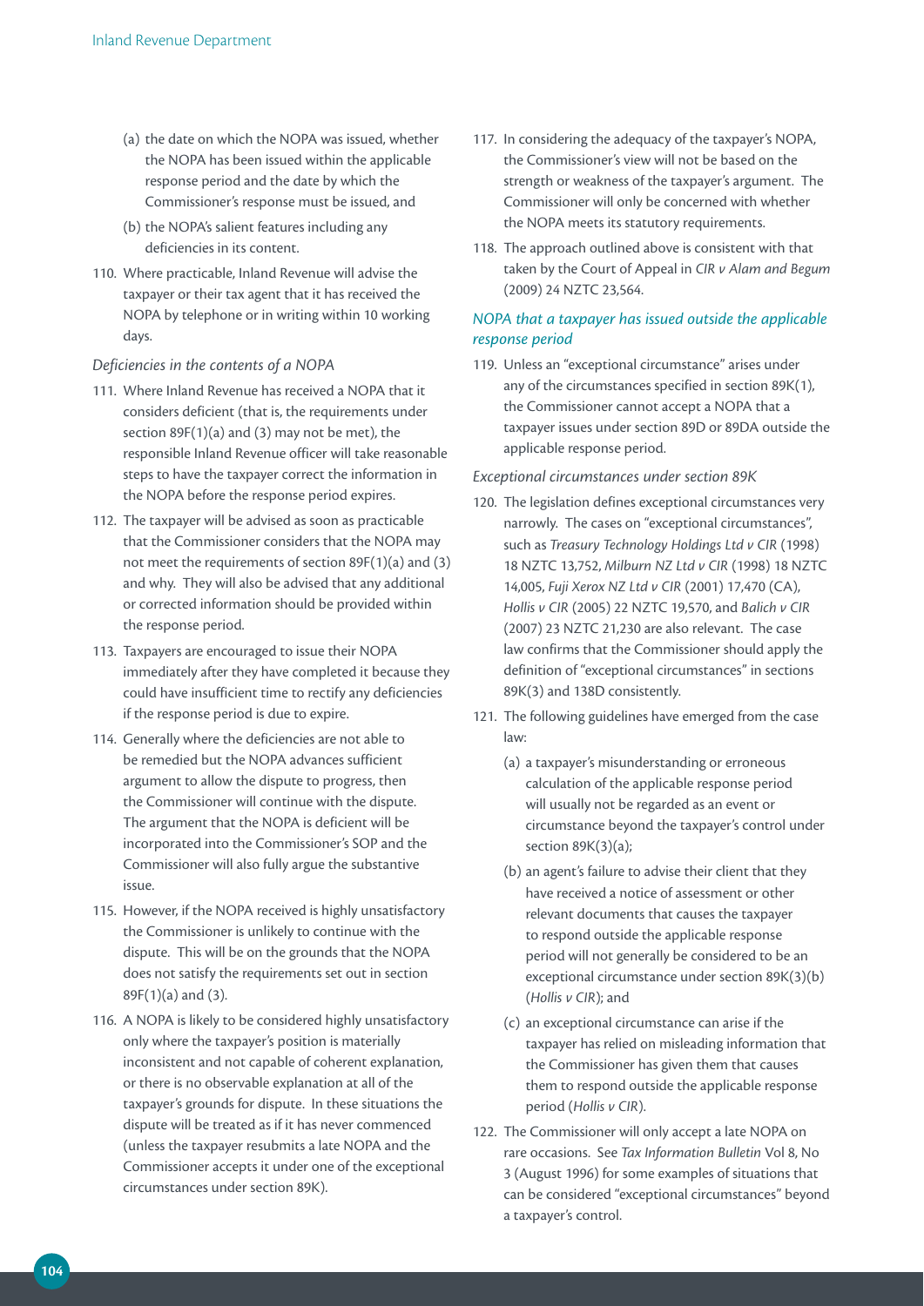(a) the date on which the NOPA was issued, whether the NOPA has been issued within the applicable response period and the date by which the Commissioner's response must be issued, and

(b) the NOPA's salient features including any deficiencies in its content.

110. Where practicable, Inland Revenue will advise the taxpayer or their tax agent that it has received the NOPA by telephone or in writing within 10 working days.

*Deficiencies in the contents of a NOPA*

111. Where Inland Revenue has received a NOPA that it considers deficient (that is, the requirements under section 89F(1)(a) and (3) may not be met), the responsible Inland Revenue officer will take reasonable steps to have the taxpayer correct the information in the NOPA before the response period expires.

112. The taxpayer will be advised as soon as practicable that the Commissioner considers that the NOPA may not meet the requirements of section 89F(1)(a) and (3) and why. They will also be advised that any additional or corrected information should be provided within the response period.

113. Taxpayers are encouraged to issue their NOPA immediately after they have completed it because they could have insufficient time to rectify any deficiencies if the response period is due to expire.

114. Generally where the deficiencies are not able to be remedied but the NOPA advances sufficient argument to allow the dispute to progress, then the Commissioner will continue with the dispute. The argument that the NOPA is deficient will be incorporated into the Commissioner's SOP and the Commissioner will also fully argue the substantive issue.

115. However, if the NOPA received is highly unsatisfactory the Commissioner is unlikely to continue with the dispute. This will be on the grounds that the NOPA does not satisfy the requirements set out in section 89F(1)(a) and (3).

116. A NOPA is likely to be considered highly unsatisfactory only where the taxpayer's position is materially inconsistent and not capable of coherent explanation, or there is no observable explanation at all of the taxpayer's grounds for dispute. In these situations the dispute will be treated as if it has never commenced (unless the taxpayer resubmits a late NOPA and the Commissioner accepts it under one of the exceptional circumstances under section 89K).

117. In considering the adequacy of the taxpayer's NOPA, the Commissioner's view will not be based on the strength or weakness of the taxpayer's argument. The Commissioner will only be concerned with whether the NOPA meets its statutory requirements.

118. The approach outlined above is consistent with that taken by the Court of Appeal in *CIR v Alam and Begum* (2009) 24 NZTC 23,564.

### *NOPA that a taxpayer has issued outside the applicable response period*

119. Unless an "exceptional circumstance" arises under any of the circumstances specified in section 89K(1), the Commissioner cannot accept a NOPA that a taxpayer issues under section 89D or 89DA outside the applicable response period.

*Exceptional circumstances under section 89K*

120. The legislation defines exceptional circumstances very narrowly. The cases on "exceptional circumstances", such as *Treasury Technology Holdings Ltd v CIR* (1998) 18 NZTC 13,752, *Milburn NZ Ltd v CIR* (1998) 18 NZTC 14,005, *Fuji Xerox NZ Ltd v CIR* (2001) 17,470 (CA), *Hollis v CIR* (2005) 22 NZTC 19,570, and *Balich v CIR* (2007) 23 NZTC 21,230 are also relevant. The case law confirms that the Commissioner should apply the definition of "exceptional circumstances" in sections 89K(3) and 138D consistently.

121. The following guidelines have emerged from the case law:

(a) a taxpayer's misunderstanding or erroneous calculation of the applicable response period will usually not be regarded as an event or circumstance beyond the taxpayer's control under section 89K(3)(a);

(b) an agent's failure to advise their client that they have received a notice of assessment or other relevant documents that causes the taxpayer to respond outside the applicable response period will not generally be considered to be an exceptional circumstance under section 89K(3)(b) (*Hollis v CIR*); and

(c) an exceptional circumstance can arise if the taxpayer has relied on misleading information that the Commissioner has given them that causes them to respond outside the applicable response period (*Hollis v CIR*).

122. The Commissioner will only accept a late NOPA on rare occasions. See *Tax Information Bulletin* Vol 8, No 3 (August 1996) for some examples of situations that can be considered "exceptional circumstances" beyond a taxpayer's control.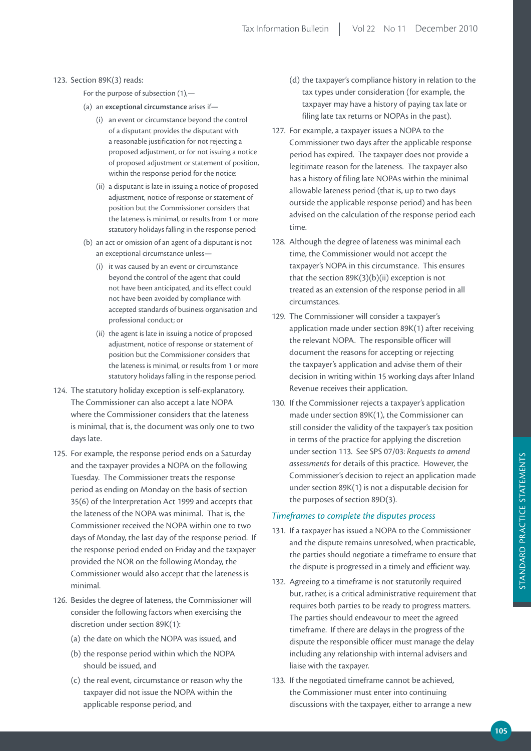123. Section 89K(3) reads:

For the purpose of subsection (1),—

(a) an **exceptional circumstance** arises if—

(i) an event or circumstance beyond the control of a disputant provides the disputant with a reasonable justification for not rejecting a proposed adjustment, or for not issuing a notice of proposed adjustment or statement of position, within the response period for the notice:

(ii) a disputant is late in issuing a notice of proposed adjustment, notice of response or statement of position but the Commissioner considers that the lateness is minimal, or results from 1 or more statutory holidays falling in the response period:

(b) an act or omission of an agent of a disputant is not an exceptional circumstance unless—

(i) it was caused by an event or circumstance beyond the control of the agent that could not have been anticipated, and its effect could not have been avoided by compliance with accepted standards of business organisation and professional conduct; or

(ii) the agent is late in issuing a notice of proposed adjustment, notice of response or statement of position but the Commissioner considers that the lateness is minimal, or results from 1 or more statutory holidays falling in the response period.

124. The statutory holiday exception is self-explanatory. The Commissioner can also accept a late NOPA where the Commissioner considers that the lateness is minimal, that is, the document was only one to two days late.

125. For example, the response period ends on a Saturday and the taxpayer provides a NOPA on the following Tuesday. The Commissioner treats the response period as ending on Monday on the basis of section 35(6) of the Interpretation Act 1999 and accepts that the lateness of the NOPA was minimal. That is, the Commissioner received the NOPA within one to two days of Monday, the last day of the response period. If the response period ended on Friday and the taxpayer provided the NOR on the following Monday, the Commissioner would also accept that the lateness is minimal.

126. Besides the degree of lateness, the Commissioner will consider the following factors when exercising the discretion under section 89K(1):

(a) the date on which the NOPA was issued, and

(b) the response period within which the NOPA should be issued, and

(c) the real event, circumstance or reason why the taxpayer did not issue the NOPA within the applicable response period, and

(d) the taxpayer's compliance history in relation to the tax types under consideration (for example, the taxpayer may have a history of paying tax late or filing late tax returns or NOPAs in the past).

127. For example, a taxpayer issues a NOPA to the Commissioner two days after the applicable response period has expired. The taxpayer does not provide a legitimate reason for the lateness. The taxpayer also has a history of filing late NOPAs within the minimal allowable lateness period (that is, up to two days outside the applicable response period) and has been advised on the calculation of the response period each time.

128. Although the degree of lateness was minimal each time, the Commissioner would not accept the taxpayer's NOPA in this circumstance. This ensures that the section 89K(3)(b)(ii) exception is not treated as an extension of the response period in all circumstances.

129. The Commissioner will consider a taxpayer's application made under section 89K(1) after receiving the relevant NOPA. The responsible officer will document the reasons for accepting or rejecting the taxpayer's application and advise them of their decision in writing within 15 working days after Inland Revenue receives their application.

130. If the Commissioner rejects a taxpayer's application made under section 89K(1), the Commissioner can still consider the validity of the taxpayer's tax position in terms of the practice for applying the discretion under section 113. See SPS 07/03: *Requests to amend assessments* for details of this practice. However, the Commissioner's decision to reject an application made under section 89K(1) is not a disputable decision for the purposes of section 89D(3).

### *Timeframes to complete the disputes process*

131. If a taxpayer has issued a NOPA to the Commissioner and the dispute remains unresolved, when practicable, the parties should negotiate a timeframe to ensure that the dispute is progressed in a timely and efficient way.

132. Agreeing to a timeframe is not statutorily required but, rather, is a critical administrative requirement that requires both parties to be ready to progress matters. The parties should endeavour to meet the agreed timeframe. If there are delays in the progress of the dispute the responsible officer must manage the delay including any relationship with internal advisers and liaise with the taxpayer.

133. If the negotiated timeframe cannot be achieved, the Commissioner must enter into continuing discussions with the taxpayer, either to arrange a new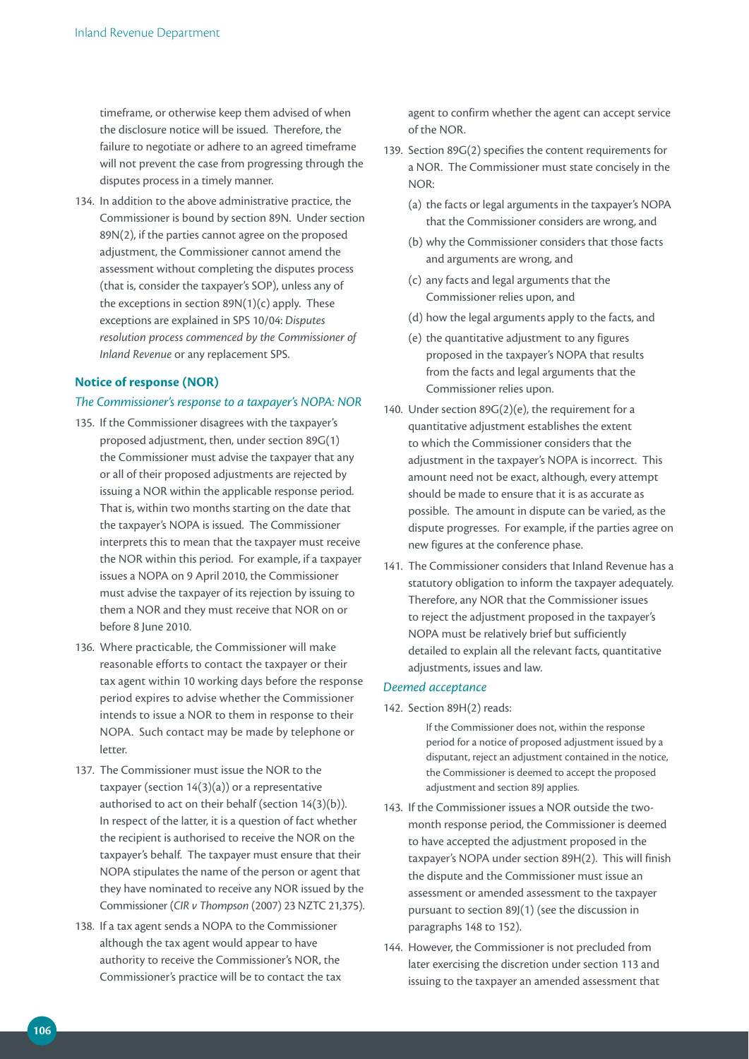timeframe, or otherwise keep them advised of when the disclosure notice will be issued. Therefore, the failure to negotiate or adhere to an agreed timeframe will not prevent the case from progressing through the disputes process in a timely manner.

134. In addition to the above administrative practice, the Commissioner is bound by section 89N. Under section 89N(2), if the parties cannot agree on the proposed adjustment, the Commissioner cannot amend the assessment without completing the disputes process (that is, consider the taxpayer's SOP), unless any of the exceptions in section 89N(1)(c) apply. These exceptions are explained in SPS 10/04: *Disputes resolution process commenced by the Commissioner of Inland Revenue* or any replacement SPS.

### Notice of response (NOR)

#### *The Commissioner's response to a taxpayer's NOPA: NOR*

135. If the Commissioner disagrees with the taxpayer's proposed adjustment, then, under section 89G(1) the Commissioner must advise the taxpayer that any or all of their proposed adjustments are rejected by issuing a NOR within the applicable response period. That is, within two months starting on the date that the taxpayer's NOPA is issued. The Commissioner interprets this to mean that the taxpayer must receive the NOR within this period. For example, if a taxpayer issues a NOPA on 9 April 2010, the Commissioner must advise the taxpayer of its rejection by issuing to them a NOR and they must receive that NOR on or before 8 June 2010.

136. Where practicable, the Commissioner will make reasonable efforts to contact the taxpayer or their tax agent within 10 working days before the response period expires to advise whether the Commissioner intends to issue a NOR to them in response to their NOPA. Such contact may be made by telephone or letter.

137. The Commissioner must issue the NOR to the taxpayer (section 14(3)(a)) or a representative authorised to act on their behalf (section 14(3)(b)). In respect of the latter, it is a question of fact whether the recipient is authorised to receive the NOR on the taxpayer's behalf. The taxpayer must ensure that their NOPA stipulates the name of the person or agent that they have nominated to receive any NOR issued by the Commissioner (*CIR v Thompson* (2007) 23 NZTC 21,375).

138. If a tax agent sends a NOPA to the Commissioner although the tax agent would appear to have authority to receive the Commissioner's NOR, the Commissioner's practice will be to contact the tax agent to confirm whether the agent can accept service of the NOR.

139. Section 89G(2) specifies the content requirements for a NOR. The Commissioner must state concisely in the NOR:

   (a) the facts or legal arguments in the taxpayer's NOPA that the Commissioner considers are wrong, and

   (b) why the Commissioner considers that those facts and arguments are wrong, and

   (c) any facts and legal arguments that the Commissioner relies upon, and

   (d) how the legal arguments apply to the facts, and

   (e) the quantitative adjustment to any figures proposed in the taxpayer's NOPA that results from the facts and legal arguments that the Commissioner relies upon.

140. Under section 89G(2)(e), the requirement for a quantitative adjustment establishes the extent to which the Commissioner considers that the adjustment in the taxpayer's NOPA is incorrect. This amount need not be exact, although, every attempt should be made to ensure that it is as accurate as possible. The amount in dispute can be varied, as the dispute progresses. For example, if the parties agree on new figures at the conference phase.

141. The Commissioner considers that Inland Revenue has a statutory obligation to inform the taxpayer adequately. Therefore, any NOR that the Commissioner issues to reject the adjustment proposed in the taxpayer's NOPA must be relatively brief but sufficiently detailed to explain all the relevant facts, quantitative adjustments, issues and law.

#### *Deemed acceptance*

142. Section 89H(2) reads:

> If the Commissioner does not, within the response period for a notice of proposed adjustment issued by a disputant, reject an adjustment contained in the notice, the Commissioner is deemed to accept the proposed adjustment and section 89J applies.

143. If the Commissioner issues a NOR outside the two-month response period, the Commissioner is deemed to have accepted the adjustment proposed in the taxpayer's NOPA under section 89H(2). This will finish the dispute and the Commissioner must issue an assessment or amended assessment to the taxpayer pursuant to section 89J(1) (see the discussion in paragraphs 148 to 152).

144. However, the Commissioner is not precluded from later exercising the discretion under section 113 and issuing to the taxpayer an amended assessment that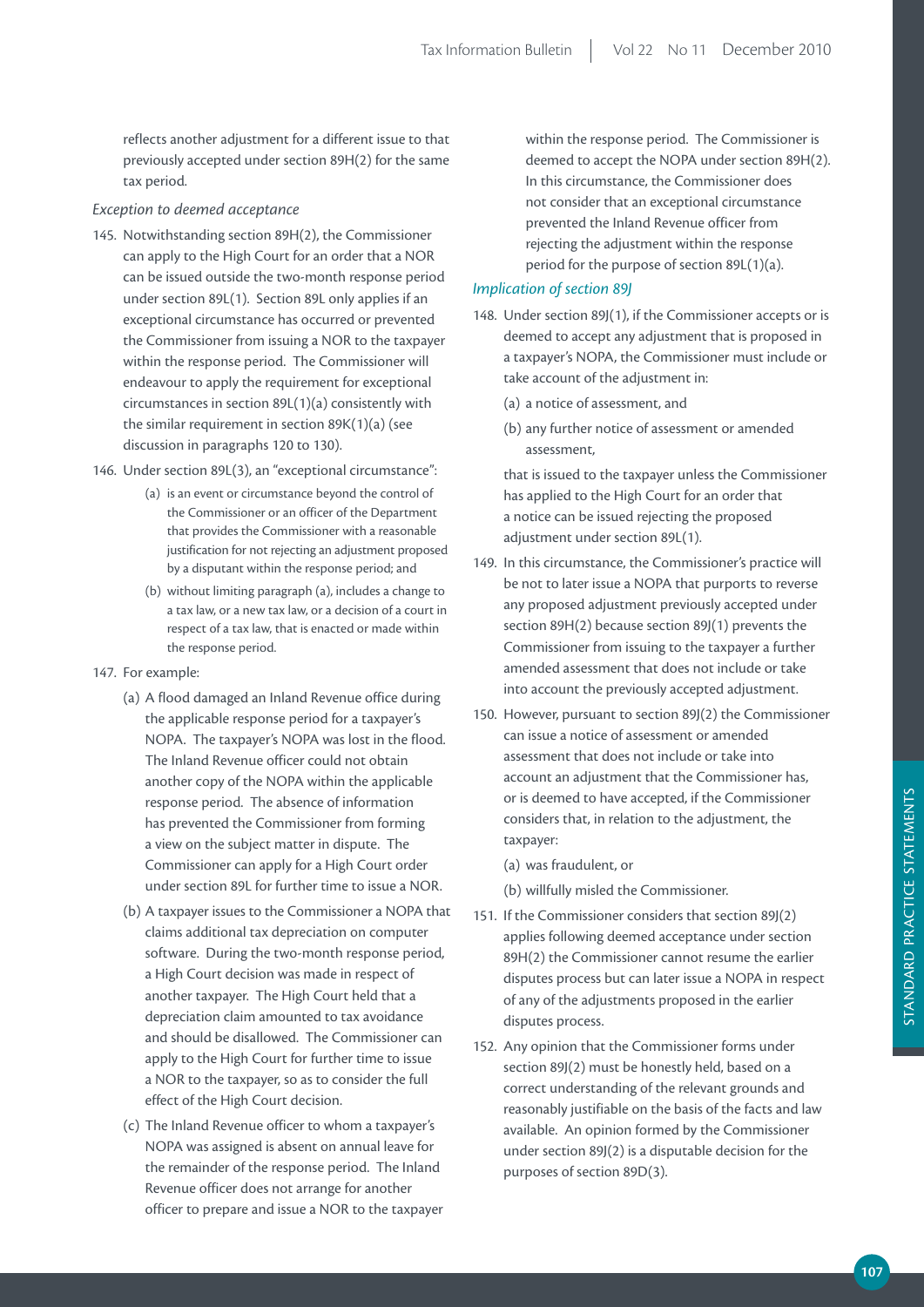reflects another adjustment for a different issue to that previously accepted under section 89H(2) for the same tax period.

*Exception to deemed acceptance*

145. Notwithstanding section 89H(2), the Commissioner can apply to the High Court for an order that a NOR can be issued outside the two-month response period under section 89L(1). Section 89L only applies if an exceptional circumstance has occurred or prevented the Commissioner from issuing a NOR to the taxpayer within the response period. The Commissioner will endeavour to apply the requirement for exceptional circumstances in section 89L(1)(a) consistently with the similar requirement in section 89K(1)(a) (see discussion in paragraphs 120 to 130).

146. Under section 89L(3), an "exceptional circumstance":

   (a) is an event or circumstance beyond the control of the Commissioner or an officer of the Department that provides the Commissioner with a reasonable justification for not rejecting an adjustment proposed by a disputant within the response period; and

   (b) without limiting paragraph (a), includes a change to a tax law, or a new tax law, or a decision of a court in respect of a tax law, that is enacted or made within the response period.

147. For example:

   (a) A flood damaged an Inland Revenue office during the applicable response period for a taxpayer's NOPA. The taxpayer's NOPA was lost in the flood. The Inland Revenue officer could not obtain another copy of the NOPA within the applicable response period. The absence of information has prevented the Commissioner from forming a view on the subject matter in dispute. The Commissioner can apply for a High Court order under section 89L for further time to issue a NOR.

   (b) A taxpayer issues to the Commissioner a NOPA that claims additional tax depreciation on computer software. During the two-month response period, a High Court decision was made in respect of another taxpayer. The High Court held that a depreciation claim amounted to tax avoidance and should be disallowed. The Commissioner can apply to the High Court for further time to issue a NOR to the taxpayer, so as to consider the full effect of the High Court decision.

   (c) The Inland Revenue officer to whom a taxpayer's NOPA was assigned is absent on annual leave for the remainder of the response period. The Inland Revenue officer does not arrange for another officer to prepare and issue a NOR to the taxpayer within the response period. The Commissioner is deemed to accept the NOPA under section 89H(2). In this circumstance, the Commissioner does not consider that an exceptional circumstance prevented the Inland Revenue officer from rejecting the adjustment within the response period for the purpose of section 89L(1)(a).

*Implication of section 89J*

148. Under section 89J(1), if the Commissioner accepts or is deemed to accept any adjustment that is proposed in a taxpayer's NOPA, the Commissioner must include or take account of the adjustment in:

   (a) a notice of assessment, and

   (b) any further notice of assessment or amended assessment,

   that is issued to the taxpayer unless the Commissioner has applied to the High Court for an order that a notice can be issued rejecting the proposed adjustment under section 89L(1).

149. In this circumstance, the Commissioner's practice will be not to later issue a NOPA that purports to reverse any proposed adjustment previously accepted under section 89H(2) because section 89J(1) prevents the Commissioner from issuing to the taxpayer a further amended assessment that does not include or take into account the previously accepted adjustment.

150. However, pursuant to section 89J(2) the Commissioner can issue a notice of assessment or amended assessment that does not include or take into account an adjustment that the Commissioner has, or is deemed to have accepted, if the Commissioner considers that, in relation to the adjustment, the taxpayer:

   (a) was fraudulent, or

   (b) willfully misled the Commissioner.

151. If the Commissioner considers that section 89J(2) applies following deemed acceptance under section 89H(2) the Commissioner cannot resume the earlier disputes process but can later issue a NOPA in respect of any of the adjustments proposed in the earlier disputes process.

152. Any opinion that the Commissioner forms under section 89J(2) must be honestly held, based on a correct understanding of the relevant grounds and reasonably justifiable on the basis of the facts and law available. An opinion formed by the Commissioner under section 89J(2) is a disputable decision for the purposes of section 89D(3).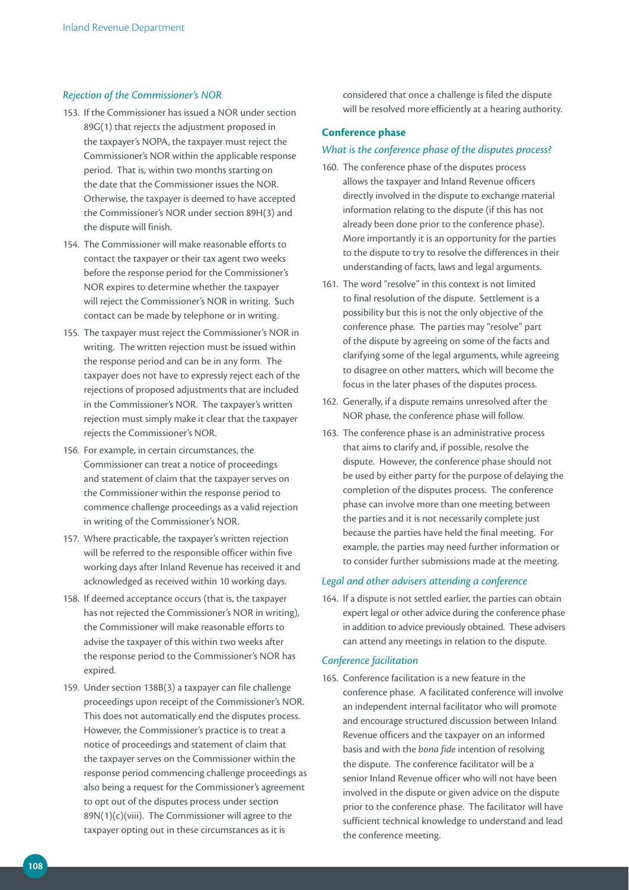*Rejection of the Commissioner's NOR*

153. If the Commissioner has issued a NOR under section 89G(1) that rejects the adjustment proposed in the taxpayer's NOPA, the taxpayer must reject the Commissioner's NOR within the applicable response period. That is, within two months starting on the date that the Commissioner issues the NOR. Otherwise, the taxpayer is deemed to have accepted the Commissioner's NOR under section 89H(3) and the dispute will finish.

154. The Commissioner will make reasonable efforts to contact the taxpayer or their tax agent two weeks before the response period for the Commissioner's NOR expires to determine whether the taxpayer will reject the Commissioner's NOR in writing. Such contact can be made by telephone or in writing.

155. The taxpayer must reject the Commissioner's NOR in writing. The written rejection must be issued within the response period and can be in any form. The taxpayer does not have to expressly reject each of the rejections of proposed adjustments that are included in the Commissioner's NOR. The taxpayer's written rejection must simply make it clear that the taxpayer rejects the Commissioner's NOR.

156. For example, in certain circumstances, the Commissioner can treat a notice of proceedings and statement of claim that the taxpayer serves on the Commissioner within the response period to commence challenge proceedings as a valid rejection in writing of the Commissioner's NOR.

157. Where practicable, the taxpayer's written rejection will be referred to the responsible officer within five working days after Inland Revenue has received it and acknowledged as received within 10 working days.

158. If deemed acceptance occurs (that is, the taxpayer has not rejected the Commissioner's NOR in writing), the Commissioner will make reasonable efforts to advise the taxpayer of this within two weeks after the response period to the Commissioner's NOR has expired.

159. Under section 138B(3) a taxpayer can file challenge proceedings upon receipt of the Commissioner's NOR. This does not automatically end the disputes process. However, the Commissioner's practice is to treat a notice of proceedings and statement of claim that the taxpayer serves on the Commissioner within the response period commencing challenge proceedings as also being a request for the Commissioner's agreement to opt out of the disputes process under section 89N(1)(c)(viii). The Commissioner will agree to the taxpayer opting out in these circumstances as it is considered that once a challenge is filed the dispute will be resolved more efficiently at a hearing authority.

## Conference phase

*What is the conference phase of the disputes process?*

160. The conference phase of the disputes process allows the taxpayer and Inland Revenue officers directly involved in the dispute to exchange material information relating to the dispute (if this has not already been done prior to the conference phase). More importantly it is an opportunity for the parties to the dispute to try to resolve the differences in their understanding of facts, laws and legal arguments.

161. The word "resolve" in this context is not limited to final resolution of the dispute. Settlement is a possibility but this is not the only objective of the conference phase. The parties may "resolve" part of the dispute by agreeing on some of the facts and clarifying some of the legal arguments, while agreeing to disagree on other matters, which will become the focus in the later phases of the disputes process.

162. Generally, if a dispute remains unresolved after the NOR phase, the conference phase will follow.

163. The conference phase is an administrative process that aims to clarify and, if possible, resolve the dispute. However, the conference phase should not be used by either party for the purpose of delaying the completion of the disputes process. The conference phase can involve more than one meeting between the parties and it is not necessarily complete just because the parties have held the final meeting. For example, the parties may need further information or to consider further submissions made at the meeting.

*Legal and other advisers attending a conference*

164. If a dispute is not settled earlier, the parties can obtain expert legal or other advice during the conference phase in addition to advice previously obtained. These advisers can attend any meetings in relation to the dispute.

*Conference facilitation*

165. Conference facilitation is a new feature in the conference phase. A facilitated conference will involve an independent internal facilitator who will promote and encourage structured discussion between Inland Revenue officers and the taxpayer on an informed basis and with the *bona fide* intention of resolving the dispute. The conference facilitator will be a senior Inland Revenue officer who will not have been involved in the dispute or given advice on the dispute prior to the conference phase. The facilitator will have sufficient technical knowledge to understand and lead the conference meeting.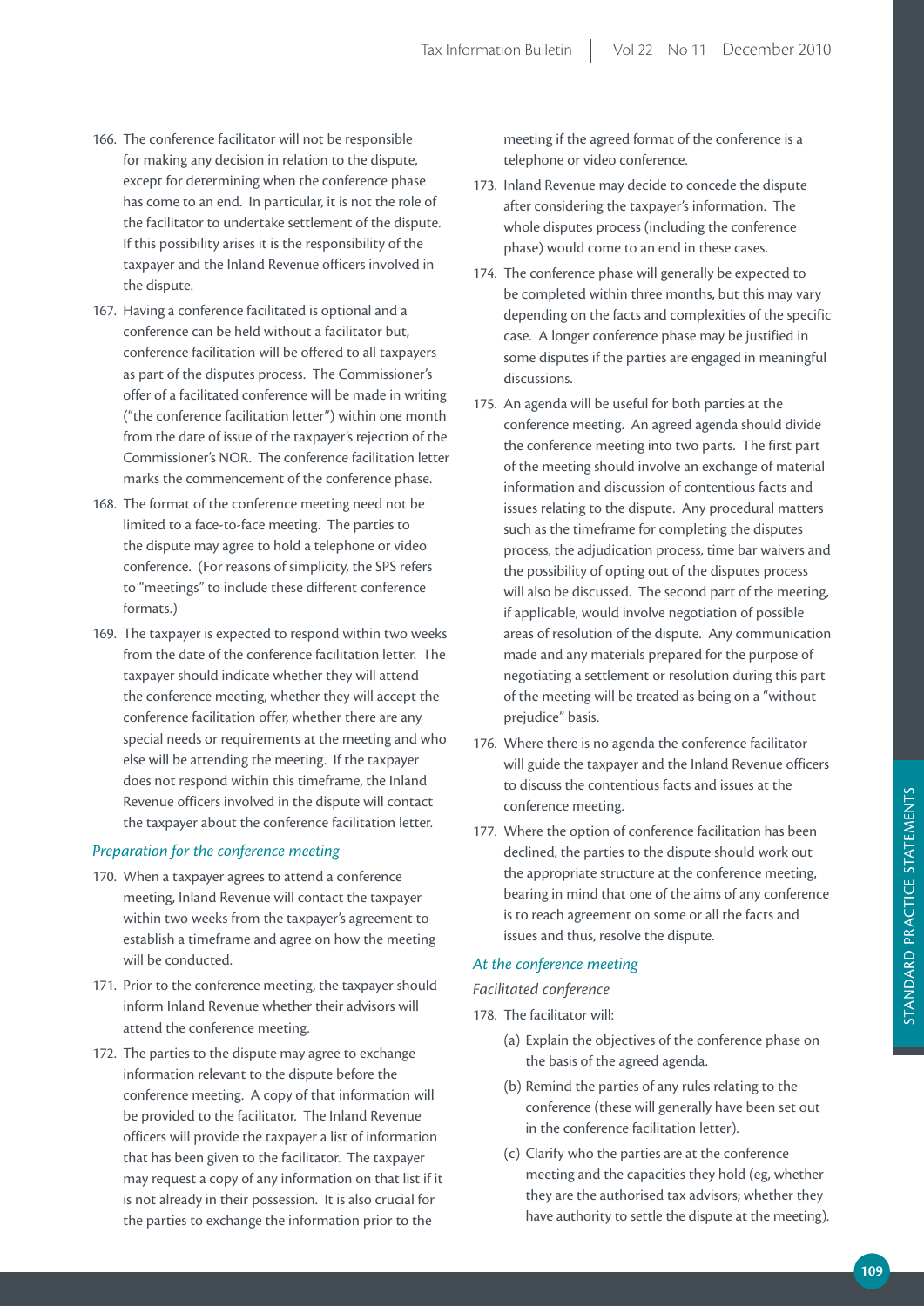166. The conference facilitator will not be responsible for making any decision in relation to the dispute, except for determining when the conference phase has come to an end. In particular, it is not the role of the facilitator to undertake settlement of the dispute. If this possibility arises it is the responsibility of the taxpayer and the Inland Revenue officers involved in the dispute.

167. Having a conference facilitated is optional and a conference can be held without a facilitator but, conference facilitation will be offered to all taxpayers as part of the disputes process. The Commissioner's offer of a facilitated conference will be made in writing ("the conference facilitation letter") within one month from the date of issue of the taxpayer's rejection of the Commissioner's NOR. The conference facilitation letter marks the commencement of the conference phase.

168. The format of the conference meeting need not be limited to a face-to-face meeting. The parties to the dispute may agree to hold a telephone or video conference. (For reasons of simplicity, the SPS refers to "meetings" to include these different conference formats.)

169. The taxpayer is expected to respond within two weeks from the date of the conference facilitation letter. The taxpayer should indicate whether they will attend the conference meeting, whether they will accept the conference facilitation offer, whether there are any special needs or requirements at the meeting and who else will be attending the meeting. If the taxpayer does not respond within this timeframe, the Inland Revenue officers involved in the dispute will contact the taxpayer about the conference facilitation letter.

*Preparation for the conference meeting*

170. When a taxpayer agrees to attend a conference meeting, Inland Revenue will contact the taxpayer within two weeks from the taxpayer's agreement to establish a timeframe and agree on how the meeting will be conducted.

171. Prior to the conference meeting, the taxpayer should inform Inland Revenue whether their advisors will attend the conference meeting.

172. The parties to the dispute may agree to exchange information relevant to the dispute before the conference meeting. A copy of that information will be provided to the facilitator. The Inland Revenue officers will provide the taxpayer a list of information that has been given to the facilitator. The taxpayer may request a copy of any information on that list if it is not already in their possession. It is also crucial for the parties to exchange the information prior to the meeting if the agreed format of the conference is a telephone or video conference.

173. Inland Revenue may decide to concede the dispute after considering the taxpayer's information. The whole disputes process (including the conference phase) would come to an end in these cases.

174. The conference phase will generally be expected to be completed within three months, but this may vary depending on the facts and complexities of the specific case. A longer conference phase may be justified in some disputes if the parties are engaged in meaningful discussions.

175. An agenda will be useful for both parties at the conference meeting. An agreed agenda should divide the conference meeting into two parts. The first part of the meeting should involve an exchange of material information and discussion of contentious facts and issues relating to the dispute. Any procedural matters such as the timeframe for completing the disputes process, the adjudication process, time bar waivers and the possibility of opting out of the disputes process will also be discussed. The second part of the meeting, if applicable, would involve negotiation of possible areas of resolution of the dispute. Any communication made and any materials prepared for the purpose of negotiating a settlement or resolution during this part of the meeting will be treated as being on a "without prejudice" basis.

176. Where there is no agenda the conference facilitator will guide the taxpayer and the Inland Revenue officers to discuss the contentious facts and issues at the conference meeting.

177. Where the option of conference facilitation has been declined, the parties to the dispute should work out the appropriate structure at the conference meeting, bearing in mind that one of the aims of any conference is to reach agreement on some or all the facts and issues and thus, resolve the dispute.

*At the conference meeting*

*Facilitated conference*

178. The facilitator will:

(a) Explain the objectives of the conference phase on the basis of the agreed agenda.

(b) Remind the parties of any rules relating to the conference (these will generally have been set out in the conference facilitation letter).

(c) Clarify who the parties are at the conference meeting and the capacities they hold (eg, whether they are the authorised tax advisors; whether they have authority to settle the dispute at the meeting).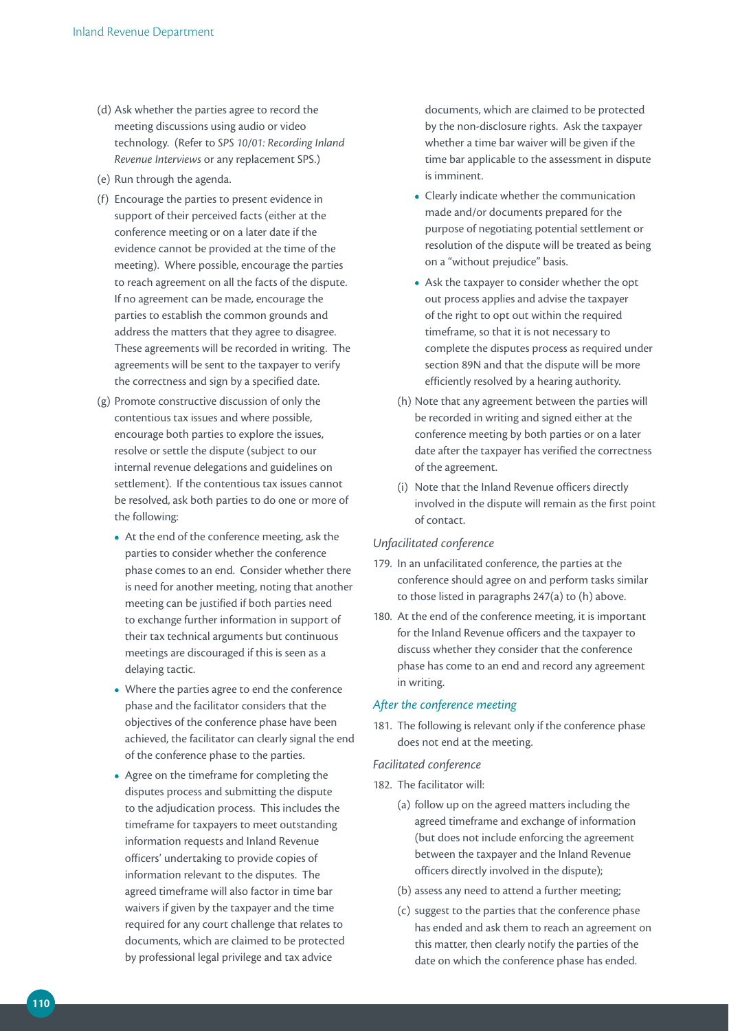(d) Ask whether the parties agree to record the meeting discussions using audio or video technology. (Refer to *SPS 10/01: Recording Inland Revenue Interviews* or any replacement SPS.)

(e) Run through the agenda.

(f) Encourage the parties to present evidence in support of their perceived facts (either at the conference meeting or on a later date if the evidence cannot be provided at the time of the meeting). Where possible, encourage the parties to reach agreement on all the facts of the dispute. If no agreement can be made, encourage the parties to establish the common grounds and address the matters that they agree to disagree. These agreements will be recorded in writing. The agreements will be sent to the taxpayer to verify the correctness and sign by a specified date.

(g) Promote constructive discussion of only the contentious tax issues and where possible, encourage both parties to explore the issues, resolve or settle the dispute (subject to our internal revenue delegations and guidelines on settlement). If the contentious tax issues cannot be resolved, ask both parties to do one or more of the following:

- At the end of the conference meeting, ask the parties to consider whether the conference phase comes to an end. Consider whether there is need for another meeting, noting that another meeting can be justified if both parties need to exchange further information in support of their tax technical arguments but continuous meetings are discouraged if this is seen as a delaying tactic.
- Where the parties agree to end the conference phase and the facilitator considers that the objectives of the conference phase have been achieved, the facilitator can clearly signal the end of the conference phase to the parties.
- Agree on the timeframe for completing the disputes process and submitting the dispute to the adjudication process. This includes the timeframe for taxpayers to meet outstanding information requests and Inland Revenue officers' undertaking to provide copies of information relevant to the disputes. The agreed timeframe will also factor in time bar waivers if given by the taxpayer and the time required for any court challenge that relates to documents, which are claimed to be protected by professional legal privilege and tax advice documents, which are claimed to be protected by the non-disclosure rights. Ask the taxpayer whether a time bar waiver will be given if the time bar applicable to the assessment in dispute is imminent.
- Clearly indicate whether the communication made and/or documents prepared for the purpose of negotiating potential settlement or resolution of the dispute will be treated as being on a "without prejudice" basis.
- Ask the taxpayer to consider whether the opt out process applies and advise the taxpayer of the right to opt out within the required timeframe, so that it is not necessary to complete the disputes process as required under section 89N and that the dispute will be more efficiently resolved by a hearing authority.

(h) Note that any agreement between the parties will be recorded in writing and signed either at the conference meeting by both parties or on a later date after the taxpayer has verified the correctness of the agreement.

(i) Note that the Inland Revenue officers directly involved in the dispute will remain as the first point of contact.

*Unfacilitated conference*

179. In an unfacilitated conference, the parties at the conference should agree on and perform tasks similar to those listed in paragraphs 247(a) to (h) above.

180. At the end of the conference meeting, it is important for the Inland Revenue officers and the taxpayer to discuss whether they consider that the conference phase has come to an end and record any agreement in writing.

### *After the conference meeting*

181. The following is relevant only if the conference phase does not end at the meeting.

*Facilitated conference*

182. The facilitator will:

(a) follow up on the agreed matters including the agreed timeframe and exchange of information (but does not include enforcing the agreement between the taxpayer and the Inland Revenue officers directly involved in the dispute);

(b) assess any need to attend a further meeting;

(c) suggest to the parties that the conference phase has ended and ask them to reach an agreement on this matter, then clearly notify the parties of the date on which the conference phase has ended.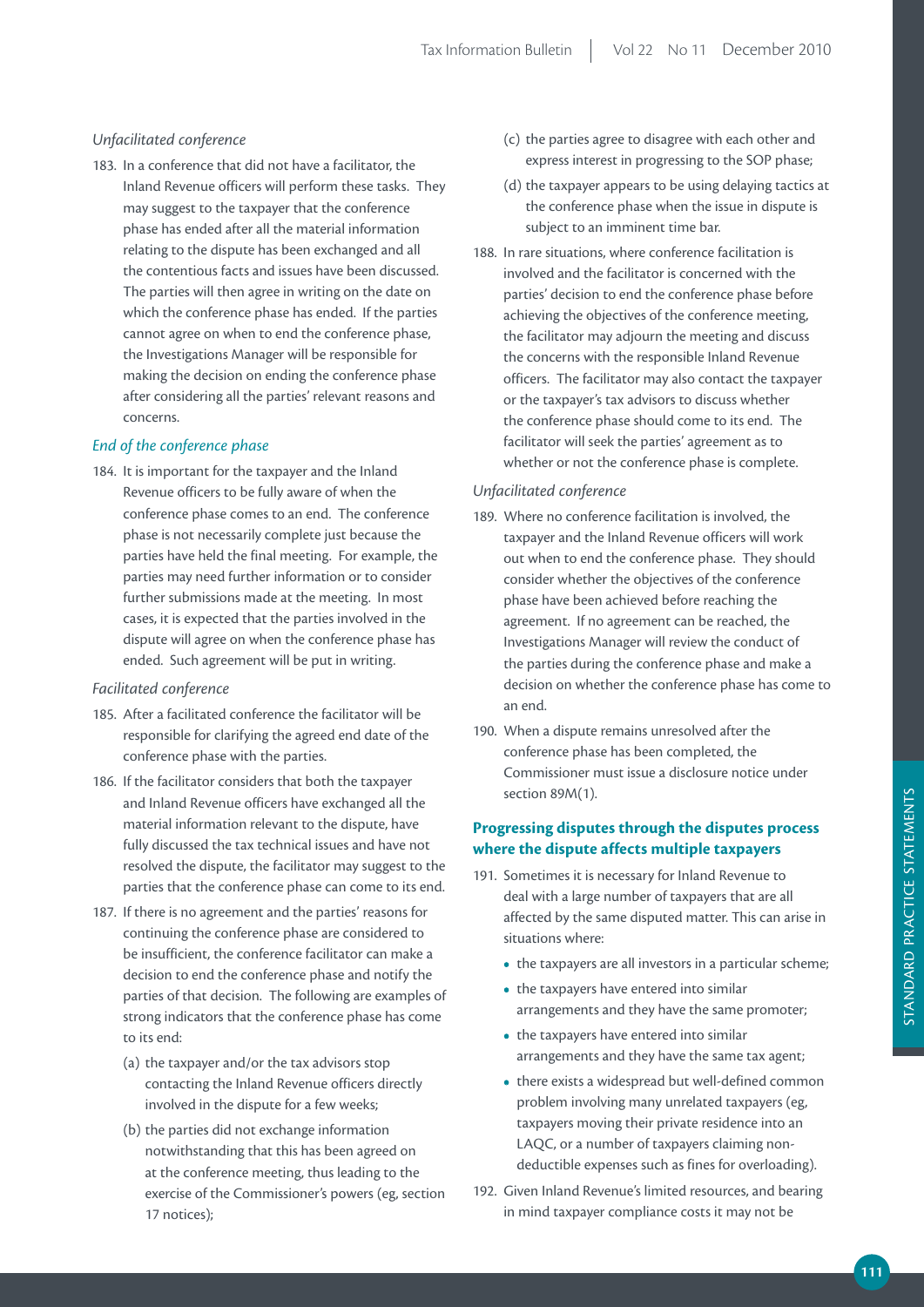*Unfacilitated conference*

183. In a conference that did not have a facilitator, the Inland Revenue officers will perform these tasks. They may suggest to the taxpayer that the conference phase has ended after all the material information relating to the dispute has been exchanged and all the contentious facts and issues have been discussed. The parties will then agree in writing on the date on which the conference phase has ended. If the parties cannot agree on when to end the conference phase, the Investigations Manager will be responsible for making the decision on ending the conference phase after considering all the parties' relevant reasons and concerns.

### *End of the conference phase*

184. It is important for the taxpayer and the Inland Revenue officers to be fully aware of when the conference phase comes to an end. The conference phase is not necessarily complete just because the parties have held the final meeting. For example, the parties may need further information or to consider further submissions made at the meeting. In most cases, it is expected that the parties involved in the dispute will agree on when the conference phase has ended. Such agreement will be put in writing.

*Facilitated conference*

185. After a facilitated conference the facilitator will be responsible for clarifying the agreed end date of the conference phase with the parties.

186. If the facilitator considers that both the taxpayer and Inland Revenue officers have exchanged all the material information relevant to the dispute, have fully discussed the tax technical issues and have not resolved the dispute, the facilitator may suggest to the parties that the conference phase can come to its end.

187. If there is no agreement and the parties' reasons for continuing the conference phase are considered to be insufficient, the conference facilitator can make a decision to end the conference phase and notify the parties of that decision. The following are examples of strong indicators that the conference phase has come to its end:

   (a) the taxpayer and/or the tax advisors stop contacting the Inland Revenue officers directly involved in the dispute for a few weeks;

   (b) the parties did not exchange information notwithstanding that this has been agreed on at the conference meeting, thus leading to the exercise of the Commissioner's powers (eg, section 17 notices);

   (c) the parties agree to disagree with each other and express interest in progressing to the SOP phase;

   (d) the taxpayer appears to be using delaying tactics at the conference phase when the issue in dispute is subject to an imminent time bar.

188. In rare situations, where conference facilitation is involved and the facilitator is concerned with the parties' decision to end the conference phase before achieving the objectives of the conference meeting, the facilitator may adjourn the meeting and discuss the concerns with the responsible Inland Revenue officers. The facilitator may also contact the taxpayer or the taxpayer's tax advisors to discuss whether the conference phase should come to its end. The facilitator will seek the parties' agreement as to whether or not the conference phase is complete.

*Unfacilitated conference*

189. Where no conference facilitation is involved, the taxpayer and the Inland Revenue officers will work out when to end the conference phase. They should consider whether the objectives of the conference phase have been achieved before reaching the agreement. If no agreement can be reached, the Investigations Manager will review the conduct of the parties during the conference phase and make a decision on whether the conference phase has come to an end.

190. When a dispute remains unresolved after the conference phase has been completed, the Commissioner must issue a disclosure notice under section 89M(1).

## Progressing disputes through the disputes process where the dispute affects multiple taxpayers

191. Sometimes it is necessary for Inland Revenue to deal with a large number of taxpayers that are all affected by the same disputed matter. This can arise in situations where:

   - the taxpayers are all investors in a particular scheme;
   - the taxpayers have entered into similar arrangements and they have the same promoter;
   - the taxpayers have entered into similar arrangements and they have the same tax agent;
   - there exists a widespread but well-defined common problem involving many unrelated taxpayers (eg, taxpayers moving their private residence into an LAQC, or a number of taxpayers claiming non-deductible expenses such as fines for overloading).

192. Given Inland Revenue's limited resources, and bearing in mind taxpayer compliance costs it may not be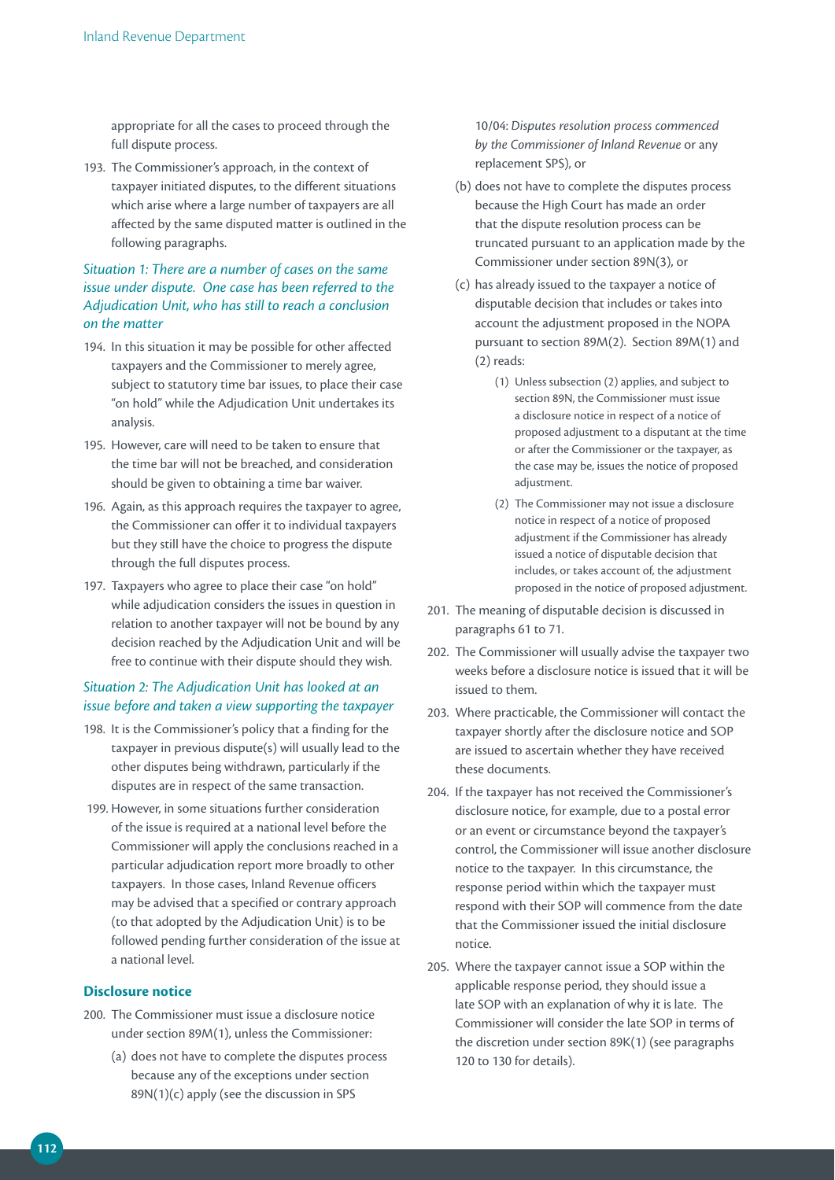appropriate for all the cases to proceed through the full dispute process.

193. The Commissioner's approach, in the context of taxpayer initiated disputes, to the different situations which arise where a large number of taxpayers are all affected by the same disputed matter is outlined in the following paragraphs.

### *Situation 1: There are a number of cases on the same issue under dispute. One case has been referred to the Adjudication Unit, who has still to reach a conclusion on the matter*

194. In this situation it may be possible for other affected taxpayers and the Commissioner to merely agree, subject to statutory time bar issues, to place their case "on hold" while the Adjudication Unit undertakes its analysis.

195. However, care will need to be taken to ensure that the time bar will not be breached, and consideration should be given to obtaining a time bar waiver.

196. Again, as this approach requires the taxpayer to agree, the Commissioner can offer it to individual taxpayers but they still have the choice to progress the dispute through the full disputes process.

197. Taxpayers who agree to place their case "on hold" while adjudication considers the issues in question in relation to another taxpayer will not be bound by any decision reached by the Adjudication Unit and will be free to continue with their dispute should they wish.

### *Situation 2: The Adjudication Unit has looked at an issue before and taken a view supporting the taxpayer*

198. It is the Commissioner's policy that a finding for the taxpayer in previous dispute(s) will usually lead to the other disputes being withdrawn, particularly if the disputes are in respect of the same transaction.

199. However, in some situations further consideration of the issue is required at a national level before the Commissioner will apply the conclusions reached in a particular adjudication report more broadly to other taxpayers. In those cases, Inland Revenue officers may be advised that a specified or contrary approach (to that adopted by the Adjudication Unit) is to be followed pending further consideration of the issue at a national level.

## **Disclosure notice**

200. The Commissioner must issue a disclosure notice under section 89M(1), unless the Commissioner:

   (a) does not have to complete the disputes process because any of the exceptions under section 89N(1)(c) apply (see the discussion in SPS 10/04: *Disputes resolution process commenced by the Commissioner of Inland Revenue* or any replacement SPS), or

   (b) does not have to complete the disputes process because the High Court has made an order that the dispute resolution process can be truncated pursuant to an application made by the Commissioner under section 89N(3), or

   (c) has already issued to the taxpayer a notice of disputable decision that includes or takes into account the adjustment proposed in the NOPA pursuant to section 89M(2). Section 89M(1) and (2) reads:

      (1) Unless subsection (2) applies, and subject to section 89N, the Commissioner must issue a disclosure notice in respect of a notice of proposed adjustment to a disputant at the time or after the Commissioner or the taxpayer, as the case may be, issues the notice of proposed adjustment.

      (2) The Commissioner may not issue a disclosure notice in respect of a notice of proposed adjustment if the Commissioner has already issued a notice of disputable decision that includes, or takes account of, the adjustment proposed in the notice of proposed adjustment.

201. The meaning of disputable decision is discussed in paragraphs 61 to 71.

202. The Commissioner will usually advise the taxpayer two weeks before a disclosure notice is issued that it will be issued to them.

203. Where practicable, the Commissioner will contact the taxpayer shortly after the disclosure notice and SOP are issued to ascertain whether they have received these documents.

204. If the taxpayer has not received the Commissioner's disclosure notice, for example, due to a postal error or an event or circumstance beyond the taxpayer's control, the Commissioner will issue another disclosure notice to the taxpayer. In this circumstance, the response period within which the taxpayer must respond with their SOP will commence from the date that the Commissioner issued the initial disclosure notice.

205. Where the taxpayer cannot issue a SOP within the applicable response period, they should issue a late SOP with an explanation of why it is late. The Commissioner will consider the late SOP in terms of the discretion under section 89K(1) (see paragraphs 120 to 130 for details).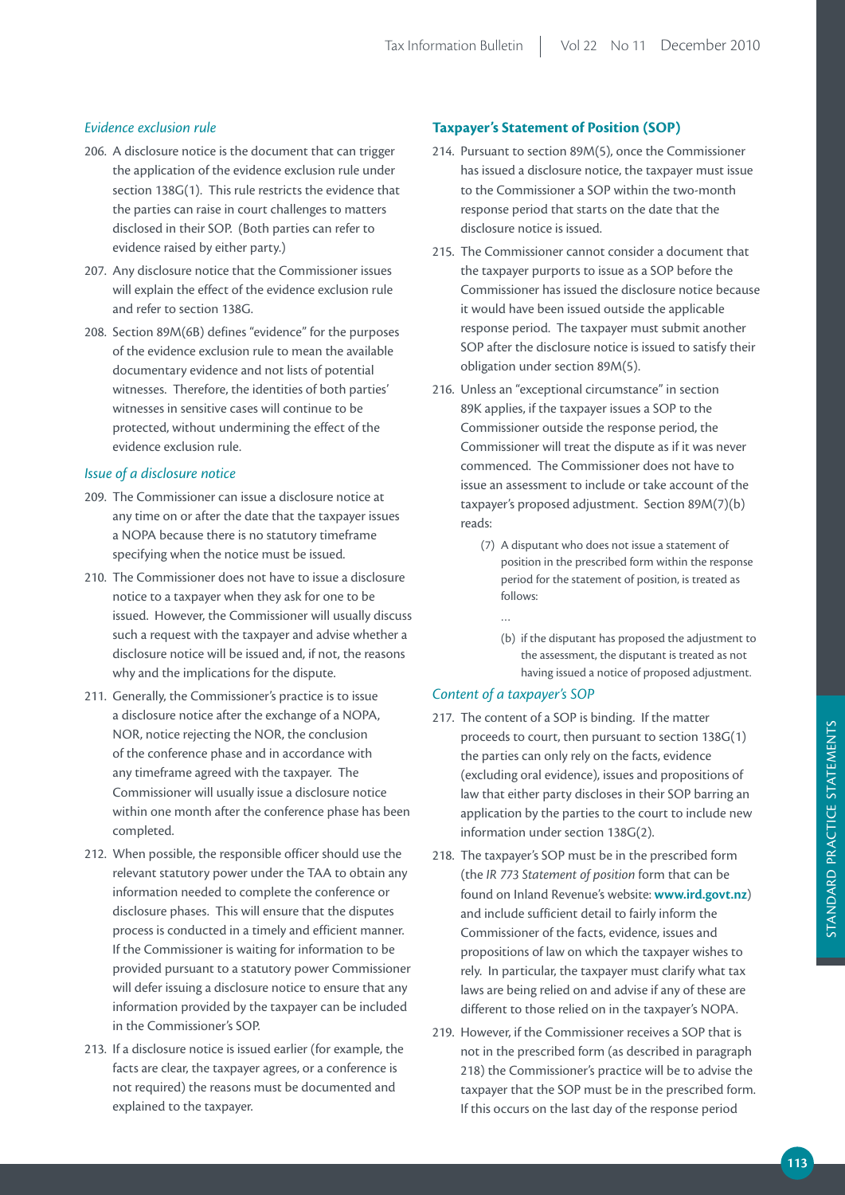### *Evidence exclusion rule*

206. A disclosure notice is the document that can trigger the application of the evidence exclusion rule under section 138G(1). This rule restricts the evidence that the parties can raise in court challenges to matters disclosed in their SOP. (Both parties can refer to evidence raised by either party.)

207. Any disclosure notice that the Commissioner issues will explain the effect of the evidence exclusion rule and refer to section 138G.

208. Section 89M(6B) defines "evidence" for the purposes of the evidence exclusion rule to mean the available documentary evidence and not lists of potential witnesses. Therefore, the identities of both parties' witnesses in sensitive cases will continue to be protected, without undermining the effect of the evidence exclusion rule.

### *Issue of a disclosure notice*

209. The Commissioner can issue a disclosure notice at any time on or after the date that the taxpayer issues a NOPA because there is no statutory timeframe specifying when the notice must be issued.

210. The Commissioner does not have to issue a disclosure notice to a taxpayer when they ask for one to be issued. However, the Commissioner will usually discuss such a request with the taxpayer and advise whether a disclosure notice will be issued and, if not, the reasons why and the implications for the dispute.

211. Generally, the Commissioner's practice is to issue a disclosure notice after the exchange of a NOPA, NOR, notice rejecting the NOR, the conclusion of the conference phase and in accordance with any timeframe agreed with the taxpayer. The Commissioner will usually issue a disclosure notice within one month after the conference phase has been completed.

212. When possible, the responsible officer should use the relevant statutory power under the TAA to obtain any information needed to complete the conference or disclosure phases. This will ensure that the disputes process is conducted in a timely and efficient manner. If the Commissioner is waiting for information to be provided pursuant to a statutory power Commissioner will defer issuing a disclosure notice to ensure that any information provided by the taxpayer can be included in the Commissioner's SOP.

213. If a disclosure notice is issued earlier (for example, the facts are clear, the taxpayer agrees, or a conference is not required) the reasons must be documented and explained to the taxpayer.

## **Taxpayer's Statement of Position (SOP)**

214. Pursuant to section 89M(5), once the Commissioner has issued a disclosure notice, the taxpayer must issue to the Commissioner a SOP within the two-month response period that starts on the date that the disclosure notice is issued.

215. The Commissioner cannot consider a document that the taxpayer purports to issue as a SOP before the Commissioner has issued the disclosure notice because it would have been issued outside the applicable response period. The taxpayer must submit another SOP after the disclosure notice is issued to satisfy their obligation under section 89M(5).

216. Unless an "exceptional circumstance" in section 89K applies, if the taxpayer issues a SOP to the Commissioner outside the response period, the Commissioner will treat the dispute as if it was never commenced. The Commissioner does not have to issue an assessment to include or take account of the taxpayer's proposed adjustment. Section 89M(7)(b) reads:

> (7) A disputant who does not issue a statement of position in the prescribed form within the response period for the statement of position, is treated as follows:
>
> …
>
> (b) if the disputant has proposed the adjustment to the assessment, the disputant is treated as not having issued a notice of proposed adjustment.

### *Content of a taxpayer's SOP*

217. The content of a SOP is binding. If the matter proceeds to court, then pursuant to section 138G(1) the parties can only rely on the facts, evidence (excluding oral evidence), issues and propositions of law that either party discloses in their SOP barring an application by the parties to the court to include new information under section 138G(2).

218. The taxpayer's SOP must be in the prescribed form (the *IR 773 Statement of position* form that can be found on Inland Revenue's website: **www.ird.govt.nz**) and include sufficient detail to fairly inform the Commissioner of the facts, evidence, issues and propositions of law on which the taxpayer wishes to rely. In particular, the taxpayer must clarify what tax laws are being relied on and advise if any of these are different to those relied on in the taxpayer's NOPA.

219. However, if the Commissioner receives a SOP that is not in the prescribed form (as described in paragraph 218) the Commissioner's practice will be to advise the taxpayer that the SOP must be in the prescribed form. If this occurs on the last day of the response period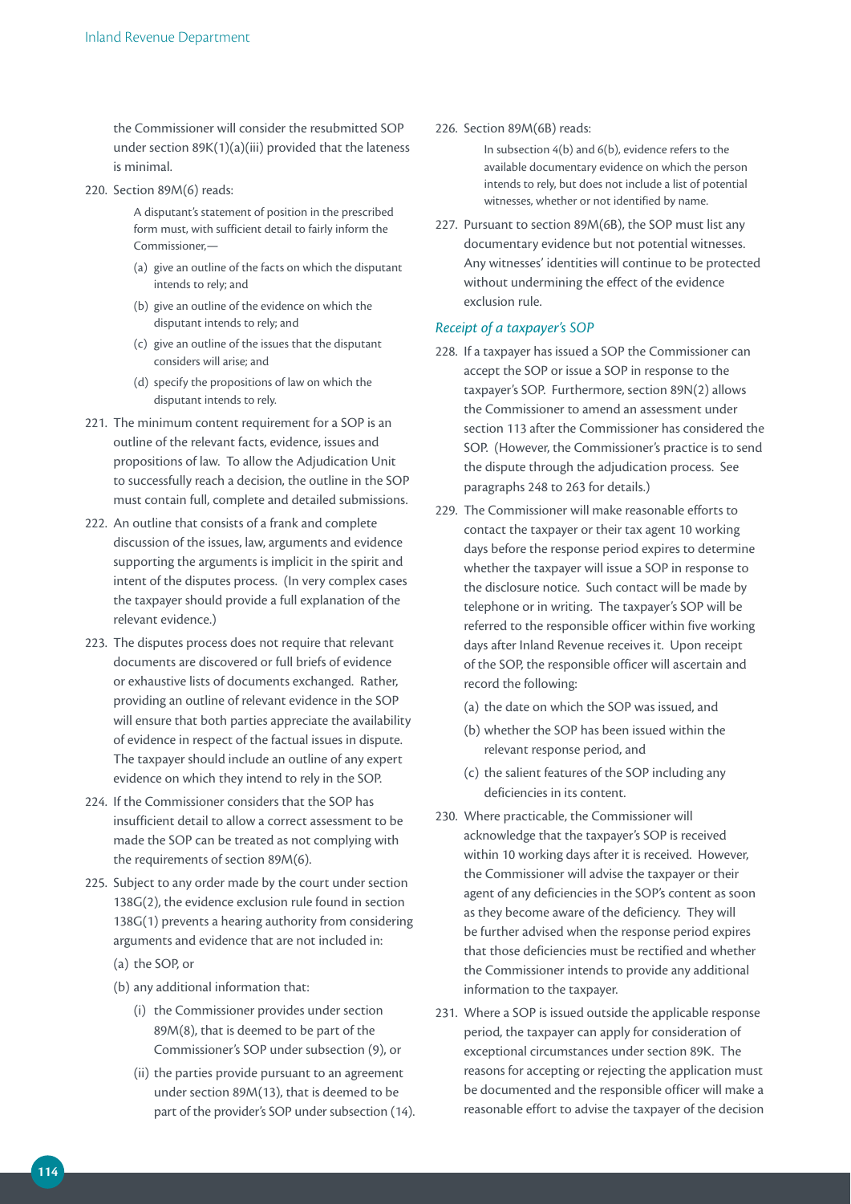the Commissioner will consider the resubmitted SOP under section 89K(1)(a)(iii) provided that the lateness is minimal.

220. Section 89M(6) reads:

> A disputant's statement of position in the prescribed form must, with sufficient detail to fairly inform the Commissioner,—
>
> (a) give an outline of the facts on which the disputant intends to rely; and
>
> (b) give an outline of the evidence on which the disputant intends to rely; and
>
> (c) give an outline of the issues that the disputant considers will arise; and
>
> (d) specify the propositions of law on which the disputant intends to rely.

221. The minimum content requirement for a SOP is an outline of the relevant facts, evidence, issues and propositions of law. To allow the Adjudication Unit to successfully reach a decision, the outline in the SOP must contain full, complete and detailed submissions.

222. An outline that consists of a frank and complete discussion of the issues, law, arguments and evidence supporting the arguments is implicit in the spirit and intent of the disputes process. (In very complex cases the taxpayer should provide a full explanation of the relevant evidence.)

223. The disputes process does not require that relevant documents are discovered or full briefs of evidence or exhaustive lists of documents exchanged. Rather, providing an outline of relevant evidence in the SOP will ensure that both parties appreciate the availability of evidence in respect of the factual issues in dispute. The taxpayer should include an outline of any expert evidence on which they intend to rely in the SOP.

224. If the Commissioner considers that the SOP has insufficient detail to allow a correct assessment to be made the SOP can be treated as not complying with the requirements of section 89M(6).

225. Subject to any order made by the court under section 138G(2), the evidence exclusion rule found in section 138G(1) prevents a hearing authority from considering arguments and evidence that are not included in:

   (a) the SOP, or

   (b) any additional information that:

      (i) the Commissioner provides under section 89M(8), that is deemed to be part of the Commissioner's SOP under subsection (9), or

      (ii) the parties provide pursuant to an agreement under section 89M(13), that is deemed to be part of the provider's SOP under subsection (14).

226. Section 89M(6B) reads:

> In subsection 4(b) and 6(b), evidence refers to the available documentary evidence on which the person intends to rely, but does not include a list of potential witnesses, whether or not identified by name.

227. Pursuant to section 89M(6B), the SOP must list any documentary evidence but not potential witnesses. Any witnesses' identities will continue to be protected without undermining the effect of the evidence exclusion rule.

### *Receipt of a taxpayer's SOP*

228. If a taxpayer has issued a SOP the Commissioner can accept the SOP or issue a SOP in response to the taxpayer's SOP. Furthermore, section 89N(2) allows the Commissioner to amend an assessment under section 113 after the Commissioner has considered the SOP. (However, the Commissioner's practice is to send the dispute through the adjudication process. See paragraphs 248 to 263 for details.)

229. The Commissioner will make reasonable efforts to contact the taxpayer or their tax agent 10 working days before the response period expires to determine whether the taxpayer will issue a SOP in response to the disclosure notice. Such contact will be made by telephone or in writing. The taxpayer's SOP will be referred to the responsible officer within five working days after Inland Revenue receives it. Upon receipt of the SOP, the responsible officer will ascertain and record the following:

   (a) the date on which the SOP was issued, and

   (b) whether the SOP has been issued within the relevant response period, and

   (c) the salient features of the SOP including any deficiencies in its content.

230. Where practicable, the Commissioner will acknowledge that the taxpayer's SOP is received within 10 working days after it is received. However, the Commissioner will advise the taxpayer or their agent of any deficiencies in the SOP's content as soon as they become aware of the deficiency. They will be further advised when the response period expires that those deficiencies must be rectified and whether the Commissioner intends to provide any additional information to the taxpayer.

231. Where a SOP is issued outside the applicable response period, the taxpayer can apply for consideration of exceptional circumstances under section 89K. The reasons for accepting or rejecting the application must be documented and the responsible officer will make a reasonable effort to advise the taxpayer of the decision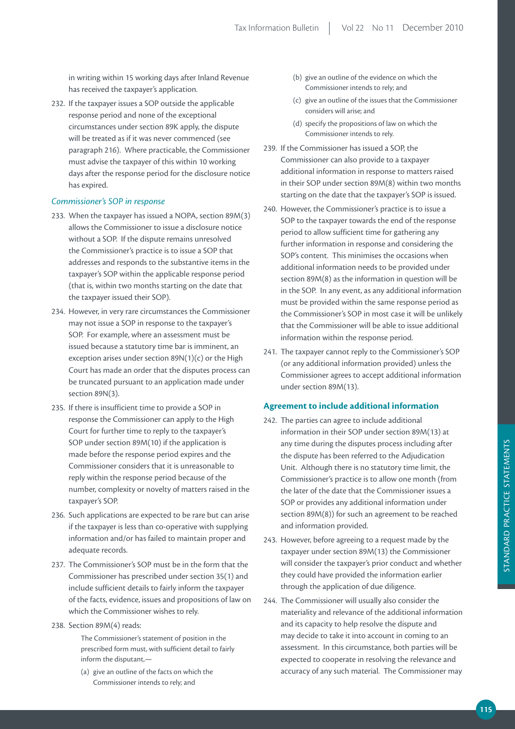in writing within 15 working days after Inland Revenue has received the taxpayer's application.

232. If the taxpayer issues a SOP outside the applicable response period and none of the exceptional circumstances under section 89K apply, the dispute will be treated as if it was never commenced (see paragraph 216). Where practicable, the Commissioner must advise the taxpayer of this within 10 working days after the response period for the disclosure notice has expired.

### *Commissioner's SOP in response*

233. When the taxpayer has issued a NOPA, section 89M(3) allows the Commissioner to issue a disclosure notice without a SOP. If the dispute remains unresolved the Commissioner's practice is to issue a SOP that addresses and responds to the substantive items in the taxpayer's SOP within the applicable response period (that is, within two months starting on the date that the taxpayer issued their SOP).

234. However, in very rare circumstances the Commissioner may not issue a SOP in response to the taxpayer's SOP. For example, where an assessment must be issued because a statutory time bar is imminent, an exception arises under section 89N(1)(c) or the High Court has made an order that the disputes process can be truncated pursuant to an application made under section 89N(3).

235. If there is insufficient time to provide a SOP in response the Commissioner can apply to the High Court for further time to reply to the taxpayer's SOP under section 89M(10) if the application is made before the response period expires and the Commissioner considers that it is unreasonable to reply within the response period because of the number, complexity or novelty of matters raised in the taxpayer's SOP.

236. Such applications are expected to be rare but can arise if the taxpayer is less than co-operative with supplying information and/or has failed to maintain proper and adequate records.

237. The Commissioner's SOP must be in the form that the Commissioner has prescribed under section 35(1) and include sufficient details to fairly inform the taxpayer of the facts, evidence, issues and propositions of law on which the Commissioner wishes to rely.

238. Section 89M(4) reads:

> The Commissioner's statement of position in the prescribed form must, with sufficient detail to fairly inform the disputant,—
>
> (a) give an outline of the facts on which the Commissioner intends to rely; and
>
> (b) give an outline of the evidence on which the Commissioner intends to rely; and
>
> (c) give an outline of the issues that the Commissioner considers will arise; and
>
> (d) specify the propositions of law on which the Commissioner intends to rely.

239. If the Commissioner has issued a SOP, the Commissioner can also provide to a taxpayer additional information in response to matters raised in their SOP under section 89M(8) within two months starting on the date that the taxpayer's SOP is issued.

240. However, the Commissioner's practice is to issue a SOP to the taxpayer towards the end of the response period to allow sufficient time for gathering any further information in response and considering the SOP's content. This minimises the occasions when additional information needs to be provided under section 89M(8) as the information in question will be in the SOP. In any event, as any additional information must be provided within the same response period as the Commissioner's SOP in most case it will be unlikely that the Commissioner will be able to issue additional information within the response period.

241. The taxpayer cannot reply to the Commissioner's SOP (or any additional information provided) unless the Commissioner agrees to accept additional information under section 89M(13).

### Agreement to include additional information

242. The parties can agree to include additional information in their SOP under section 89M(13) at any time during the disputes process including after the dispute has been referred to the Adjudication Unit. Although there is no statutory time limit, the Commissioner's practice is to allow one month (from the later of the date that the Commissioner issues a SOP or provides any additional information under section 89M(8)) for such an agreement to be reached and information provided.

243. However, before agreeing to a request made by the taxpayer under section 89M(13) the Commissioner will consider the taxpayer's prior conduct and whether they could have provided the information earlier through the application of due diligence.

244. The Commissioner will usually also consider the materiality and relevance of the additional information and its capacity to help resolve the dispute and may decide to take it into account in coming to an assessment. In this circumstance, both parties will be expected to cooperate in resolving the relevance and accuracy of any such material. The Commissioner may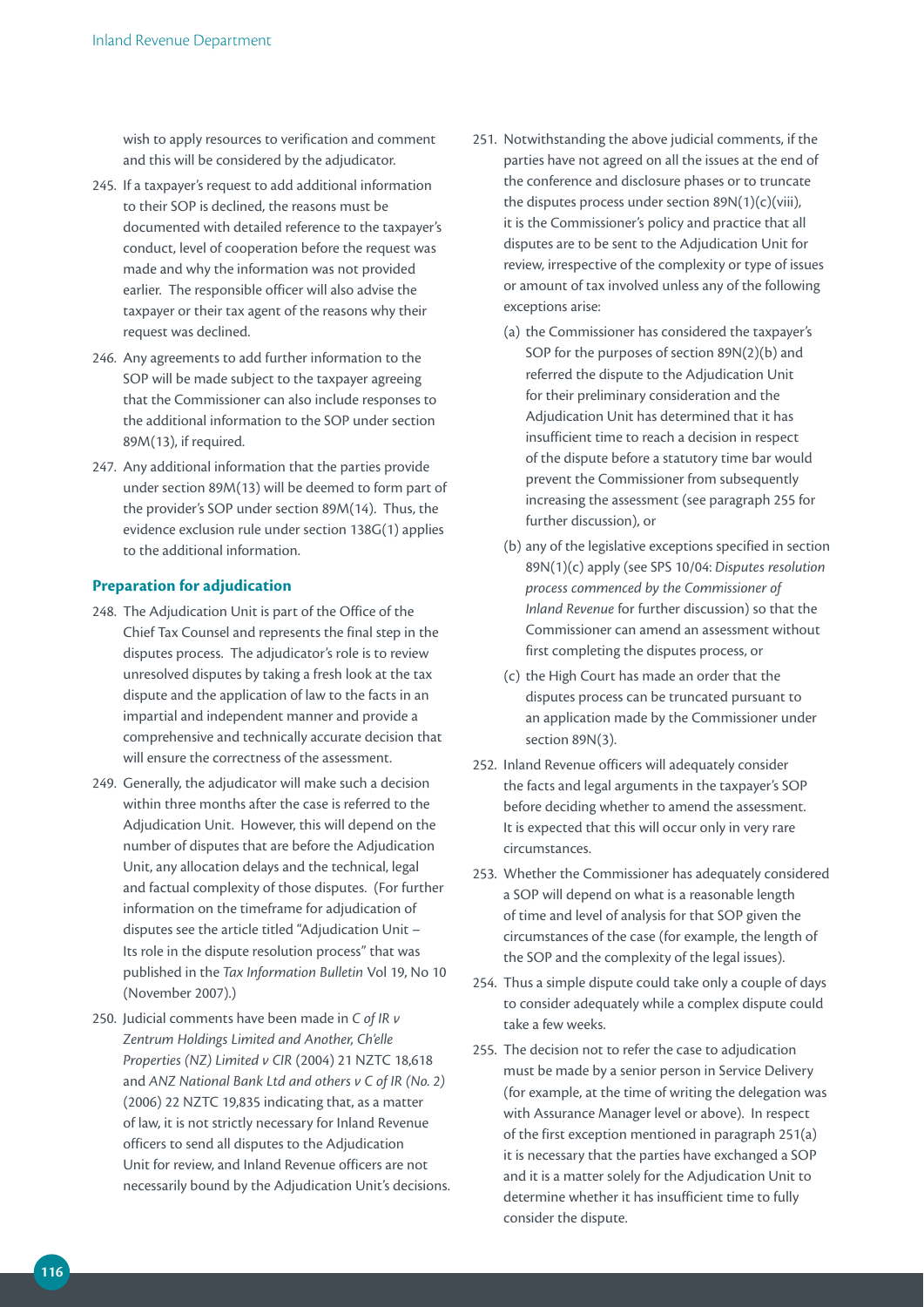wish to apply resources to verification and comment and this will be considered by the adjudicator.

245. If a taxpayer's request to add additional information to their SOP is declined, the reasons must be documented with detailed reference to the taxpayer's conduct, level of cooperation before the request was made and why the information was not provided earlier. The responsible officer will also advise the taxpayer or their tax agent of the reasons why their request was declined.

246. Any agreements to add further information to the SOP will be made subject to the taxpayer agreeing that the Commissioner can also include responses to the additional information to the SOP under section 89M(13), if required.

247. Any additional information that the parties provide under section 89M(13) will be deemed to form part of the provider's SOP under section 89M(14). Thus, the evidence exclusion rule under section 138G(1) applies to the additional information.

### Preparation for adjudication

248. The Adjudication Unit is part of the Office of the Chief Tax Counsel and represents the final step in the disputes process. The adjudicator's role is to review unresolved disputes by taking a fresh look at the tax dispute and the application of law to the facts in an impartial and independent manner and provide a comprehensive and technically accurate decision that will ensure the correctness of the assessment.

249. Generally, the adjudicator will make such a decision within three months after the case is referred to the Adjudication Unit. However, this will depend on the number of disputes that are before the Adjudication Unit, any allocation delays and the technical, legal and factual complexity of those disputes. (For further information on the timeframe for adjudication of disputes see the article titled "Adjudication Unit – Its role in the dispute resolution process" that was published in the *Tax Information Bulletin* Vol 19, No 10 (November 2007).)

250. Judicial comments have been made in *C of IR v Zentrum Holdings Limited and Another, Ch'elle Properties (NZ) Limited v CIR* (2004) 21 NZTC 18,618 and *ANZ National Bank Ltd and others v C of IR (No. 2)* (2006) 22 NZTC 19,835 indicating that, as a matter of law, it is not strictly necessary for Inland Revenue officers to send all disputes to the Adjudication Unit for review, and Inland Revenue officers are not necessarily bound by the Adjudication Unit's decisions.

251. Notwithstanding the above judicial comments, if the parties have not agreed on all the issues at the end of the conference and disclosure phases or to truncate the disputes process under section 89N(1)(c)(viii), it is the Commissioner's policy and practice that all disputes are to be sent to the Adjudication Unit for review, irrespective of the complexity or type of issues or amount of tax involved unless any of the following exceptions arise:

    (a) the Commissioner has considered the taxpayer's SOP for the purposes of section 89N(2)(b) and referred the dispute to the Adjudication Unit for their preliminary consideration and the Adjudication Unit has determined that it has insufficient time to reach a decision in respect of the dispute before a statutory time bar would prevent the Commissioner from subsequently increasing the assessment (see paragraph 255 for further discussion), or

    (b) any of the legislative exceptions specified in section 89N(1)(c) apply (see SPS 10/04: *Disputes resolution process commenced by the Commissioner of Inland Revenue* for further discussion) so that the Commissioner can amend an assessment without first completing the disputes process, or

    (c) the High Court has made an order that the disputes process can be truncated pursuant to an application made by the Commissioner under section 89N(3).

252. Inland Revenue officers will adequately consider the facts and legal arguments in the taxpayer's SOP before deciding whether to amend the assessment. It is expected that this will occur only in very rare circumstances.

253. Whether the Commissioner has adequately considered a SOP will depend on what is a reasonable length of time and level of analysis for that SOP given the circumstances of the case (for example, the length of the SOP and the complexity of the legal issues).

254. Thus a simple dispute could take only a couple of days to consider adequately while a complex dispute could take a few weeks.

255. The decision not to refer the case to adjudication must be made by a senior person in Service Delivery (for example, at the time of writing the delegation was with Assurance Manager level or above). In respect of the first exception mentioned in paragraph 251(a) it is necessary that the parties have exchanged a SOP and it is a matter solely for the Adjudication Unit to determine whether it has insufficient time to fully consider the dispute.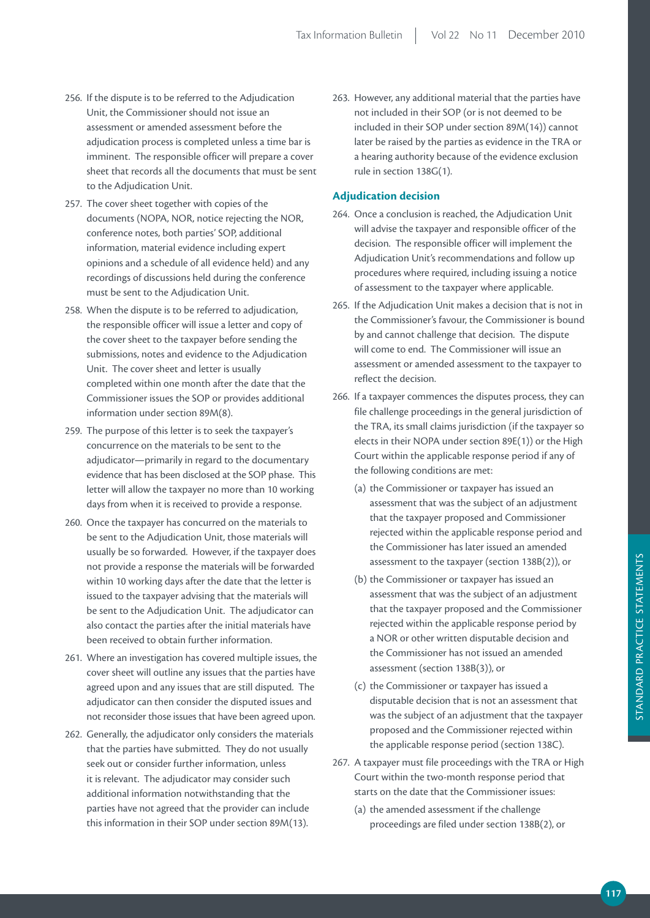256. If the dispute is to be referred to the Adjudication Unit, the Commissioner should not issue an assessment or amended assessment before the adjudication process is completed unless a time bar is imminent. The responsible officer will prepare a cover sheet that records all the documents that must be sent to the Adjudication Unit.

257. The cover sheet together with copies of the documents (NOPA, NOR, notice rejecting the NOR, conference notes, both parties' SOP, additional information, material evidence including expert opinions and a schedule of all evidence held) and any recordings of discussions held during the conference must be sent to the Adjudication Unit.

258. When the dispute is to be referred to adjudication, the responsible officer will issue a letter and copy of the cover sheet to the taxpayer before sending the submissions, notes and evidence to the Adjudication Unit. The cover sheet and letter is usually completed within one month after the date that the Commissioner issues the SOP or provides additional information under section 89M(8).

259. The purpose of this letter is to seek the taxpayer's concurrence on the materials to be sent to the adjudicator—primarily in regard to the documentary evidence that has been disclosed at the SOP phase. This letter will allow the taxpayer no more than 10 working days from when it is received to provide a response.

260. Once the taxpayer has concurred on the materials to be sent to the Adjudication Unit, those materials will usually be so forwarded. However, if the taxpayer does not provide a response the materials will be forwarded within 10 working days after the date that the letter is issued to the taxpayer advising that the materials will be sent to the Adjudication Unit. The adjudicator can also contact the parties after the initial materials have been received to obtain further information.

261. Where an investigation has covered multiple issues, the cover sheet will outline any issues that the parties have agreed upon and any issues that are still disputed. The adjudicator can then consider the disputed issues and not reconsider those issues that have been agreed upon.

262. Generally, the adjudicator only considers the materials that the parties have submitted. They do not usually seek out or consider further information, unless it is relevant. The adjudicator may consider such additional information notwithstanding that the parties have not agreed that the provider can include this information in their SOP under section 89M(13).

263. However, any additional material that the parties have not included in their SOP (or is not deemed to be included in their SOP under section 89M(14)) cannot later be raised by the parties as evidence in the TRA or a hearing authority because of the evidence exclusion rule in section 138G(1).

### Adjudication decision

264. Once a conclusion is reached, the Adjudication Unit will advise the taxpayer and responsible officer of the decision. The responsible officer will implement the Adjudication Unit's recommendations and follow up procedures where required, including issuing a notice of assessment to the taxpayer where applicable.

265. If the Adjudication Unit makes a decision that is not in the Commissioner's favour, the Commissioner is bound by and cannot challenge that decision. The dispute will come to end. The Commissioner will issue an assessment or amended assessment to the taxpayer to reflect the decision.

266. If a taxpayer commences the disputes process, they can file challenge proceedings in the general jurisdiction of the TRA, its small claims jurisdiction (if the taxpayer so elects in their NOPA under section 89E(1)) or the High Court within the applicable response period if any of the following conditions are met:

    (a) the Commissioner or taxpayer has issued an assessment that was the subject of an adjustment that the taxpayer proposed and Commissioner rejected within the applicable response period and the Commissioner has later issued an amended assessment to the taxpayer (section 138B(2)), or

    (b) the Commissioner or taxpayer has issued an assessment that was the subject of an adjustment that the taxpayer proposed and the Commissioner rejected within the applicable response period by a NOR or other written disputable decision and the Commissioner has not issued an amended assessment (section 138B(3)), or

    (c) the Commissioner or taxpayer has issued a disputable decision that is not an assessment that was the subject of an adjustment that the taxpayer proposed and the Commissioner rejected within the applicable response period (section 138C).

267. A taxpayer must file proceedings with the TRA or High Court within the two-month response period that starts on the date that the Commissioner issues:

    (a) the amended assessment if the challenge proceedings are filed under section 138B(2), or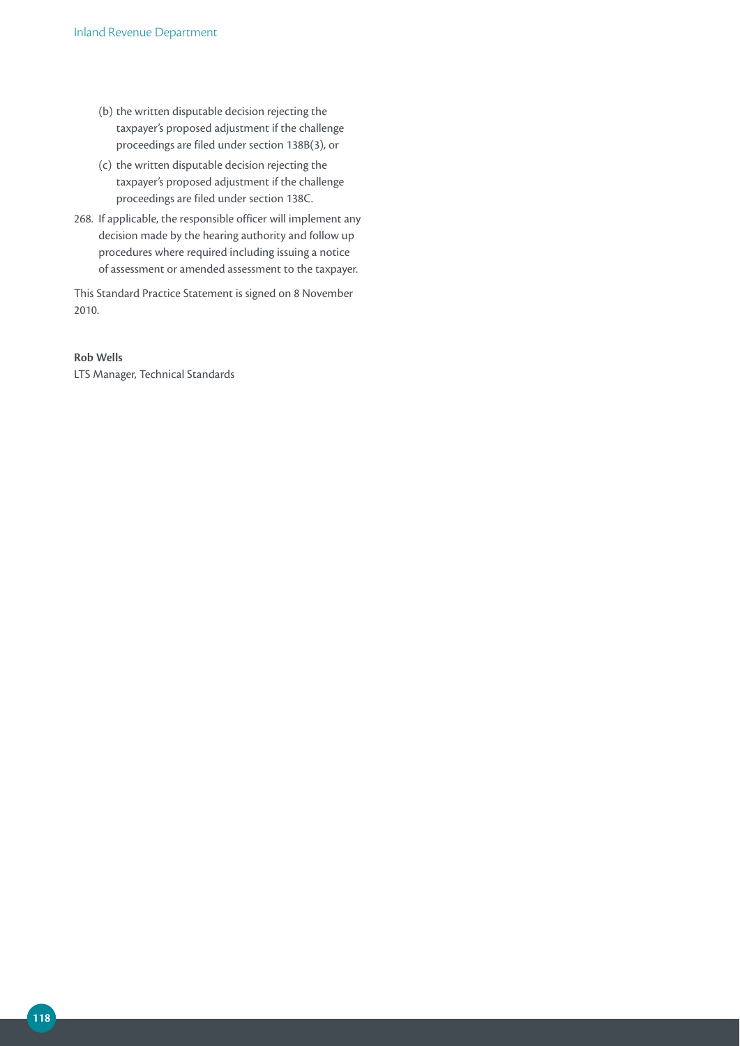(b) the written disputable decision rejecting the taxpayer's proposed adjustment if the challenge proceedings are filed under section 138B(3), or

(c) the written disputable decision rejecting the taxpayer's proposed adjustment if the challenge proceedings are filed under section 138C.

268. If applicable, the responsible officer will implement any decision made by the hearing authority and follow up procedures where required including issuing a notice of assessment or amended assessment to the taxpayer.

This Standard Practice Statement is signed on 8 November 2010.

**Rob Wells**
LTS Manager, Technical Standards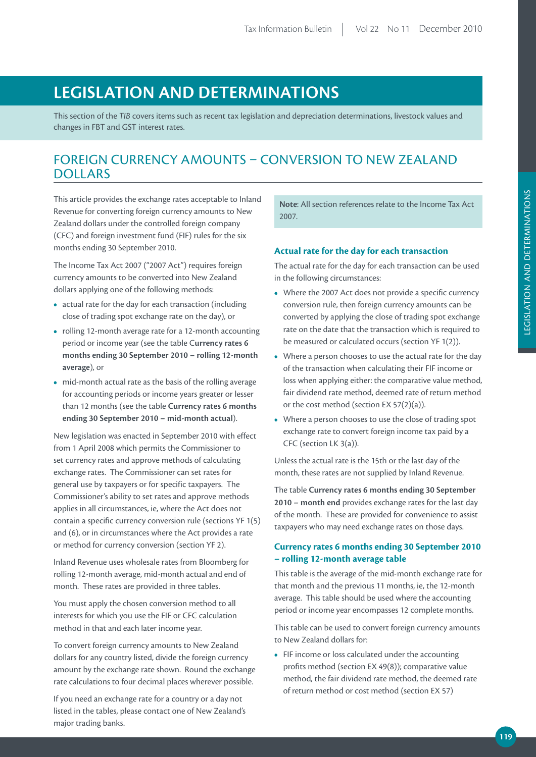# LEGISLATION AND DETERMINATIONS

This section of the *TIB* covers items such as recent tax legislation and depreciation determinations, livestock values and changes in FBT and GST interest rates.

## FOREIGN CURRENCY AMOUNTS – CONVERSION TO NEW ZEALAND DOLLARS

This article provides the exchange rates acceptable to Inland Revenue for converting foreign currency amounts to New Zealand dollars under the controlled foreign company (CFC) and foreign investment fund (FIF) rules for the six months ending 30 September 2010.

The Income Tax Act 2007 ("2007 Act") requires foreign currency amounts to be converted into New Zealand dollars applying one of the following methods:

- actual rate for the day for each transaction (including close of trading spot exchange rate on the day), or
- rolling 12-month average rate for a 12-month accounting period or income year (see the table C**urrency rates 6 months ending 30 September 2010 – rolling 12-month average**), or
- mid-month actual rate as the basis of the rolling average for accounting periods or income years greater or lesser than 12 months (see the table **Currency rates 6 months ending 30 September 2010 – mid-month actual**).

New legislation was enacted in September 2010 with effect from 1 April 2008 which permits the Commissioner to set currency rates and approve methods of calculating exchange rates. The Commissioner can set rates for general use by taxpayers or for specific taxpayers. The Commissioner's ability to set rates and approve methods applies in all circumstances, ie, where the Act does not contain a specific currency conversion rule (sections YF 1(5) and (6), or in circumstances where the Act provides a rate or method for currency conversion (section YF 2).

Inland Revenue uses wholesale rates from Bloomberg for rolling 12-month average, mid-month actual and end of month. These rates are provided in three tables.

You must apply the chosen conversion method to all interests for which you use the FIF or CFC calculation method in that and each later income year.

To convert foreign currency amounts to New Zealand dollars for any country listed, divide the foreign currency amount by the exchange rate shown. Round the exchange rate calculations to four decimal places wherever possible.

If you need an exchange rate for a country or a day not listed in the tables, please contact one of New Zealand's major trading banks.

**Note**: All section references relate to the Income Tax Act 2007.

### Actual rate for the day for each transaction

The actual rate for the day for each transaction can be used in the following circumstances:

- Where the 2007 Act does not provide a specific currency conversion rule, then foreign currency amounts can be converted by applying the close of trading spot exchange rate on the date that the transaction which is required to be measured or calculated occurs (section YF 1(2)).
- Where a person chooses to use the actual rate for the day of the transaction when calculating their FIF income or loss when applying either: the comparative value method, fair dividend rate method, deemed rate of return method or the cost method (section EX 57(2)(a)).
- Where a person chooses to use the close of trading spot exchange rate to convert foreign income tax paid by a CFC (section LK 3(a)).

Unless the actual rate is the 15th or the last day of the month, these rates are not supplied by Inland Revenue.

The table **Currency rates 6 months ending 30 September 2010 – month end** provides exchange rates for the last day of the month. These are provided for convenience to assist taxpayers who may need exchange rates on those days.

### Currency rates 6 months ending 30 September 2010 – rolling 12-month average table

This table is the average of the mid-month exchange rate for that month and the previous 11 months, ie, the 12-month average. This table should be used where the accounting period or income year encompasses 12 complete months.

This table can be used to convert foreign currency amounts to New Zealand dollars for:

- FIF income or loss calculated under the accounting profits method (section EX 49(8)); comparative value method, the fair dividend rate method, the deemed rate of return method or cost method (section EX 57)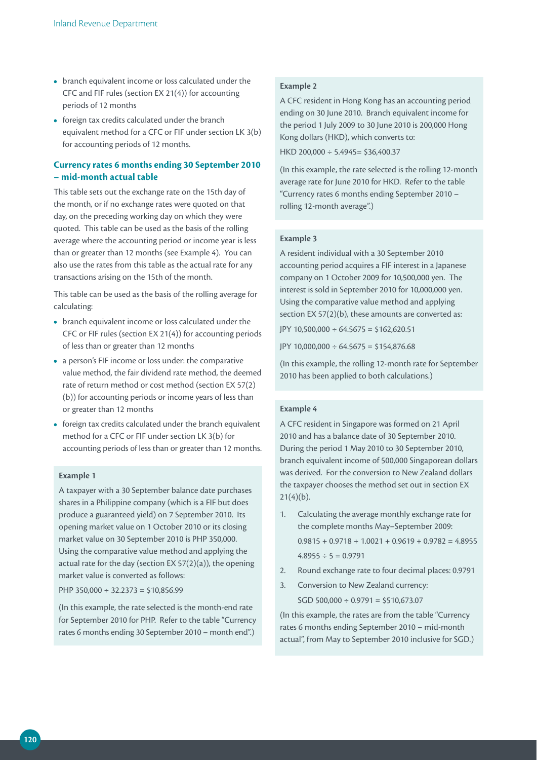- branch equivalent income or loss calculated under the CFC and FIF rules (section EX 21(4)) for accounting periods of 12 months
- foreign tax credits calculated under the branch equivalent method for a CFC or FIF under section LK 3(b) for accounting periods of 12 months.

## Currency rates 6 months ending 30 September 2010 – mid-month actual table

This table sets out the exchange rate on the 15th day of the month, or if no exchange rates were quoted on that day, on the preceding working day on which they were quoted. This table can be used as the basis of the rolling average where the accounting period or income year is less than or greater than 12 months (see Example 4). You can also use the rates from this table as the actual rate for any transactions arising on the 15th of the month.

This table can be used as the basis of the rolling average for calculating:

- branch equivalent income or loss calculated under the CFC or FIF rules (section EX 21(4)) for accounting periods of less than or greater than 12 months
- a person's FIF income or loss under: the comparative value method, the fair dividend rate method, the deemed rate of return method or cost method (section EX 57(2)(b)) for accounting periods or income years of less than or greater than 12 months
- foreign tax credits calculated under the branch equivalent method for a CFC or FIF under section LK 3(b) for accounting periods of less than or greater than 12 months.

**Example 1**

A taxpayer with a 30 September balance date purchases shares in a Philippine company (which is a FIF but does produce a guaranteed yield) on 7 September 2010. Its opening market value on 1 October 2010 or its closing market value on 30 September 2010 is PHP 350,000. Using the comparative value method and applying the actual rate for the day (section EX 57(2)(a)), the opening market value is converted as follows:

PHP 350,000 ÷ 32.2373 = $10,856.99

(In this example, the rate selected is the month-end rate for September 2010 for PHP. Refer to the table "Currency rates 6 months ending 30 September 2010 – month end".)

**Example 2**

A CFC resident in Hong Kong has an accounting period ending on 30 June 2010. Branch equivalent income for the period 1 July 2009 to 30 June 2010 is 200,000 Hong Kong dollars (HKD), which converts to:

HKD 200,000 ÷ 5.4945= $36,400.37

(In this example, the rate selected is the rolling 12-month average rate for June 2010 for HKD. Refer to the table "Currency rates 6 months ending September 2010 – rolling 12-month average".)

**Example 3**

A resident individual with a 30 September 2010 accounting period acquires a FIF interest in a Japanese company on 1 October 2009 for 10,500,000 yen. The interest is sold in September 2010 for 10,000,000 yen. Using the comparative value method and applying section EX 57(2)(b), these amounts are converted as:

JPY 10,500,000 ÷ 64.5675 = $162,620.51

JPY 10,000,000 ÷ 64.5675 = $154,876.68

(In this example, the rolling 12-month rate for September 2010 has been applied to both calculations.)

**Example 4**

A CFC resident in Singapore was formed on 21 April 2010 and has a balance date of 30 September 2010. During the period 1 May 2010 to 30 September 2010, branch equivalent income of 500,000 Singaporean dollars was derived. For the conversion to New Zealand dollars the taxpayer chooses the method set out in section EX 21(4)(b).

1. Calculating the average monthly exchange rate for the complete months May–September 2009:

   0.9815 + 0.9718 + 1.0021 + 0.9619 + 0.9782 = 4.8955

   4.8955 ÷ 5 = 0.9791

2. Round exchange rate to four decimal places: 0.9791
3. Conversion to New Zealand currency:

   SGD 500,000 ÷ 0.9791 = $510,673.07

(In this example, the rates are from the table "Currency rates 6 months ending September 2010 – mid-month actual", from May to September 2010 inclusive for SGD.)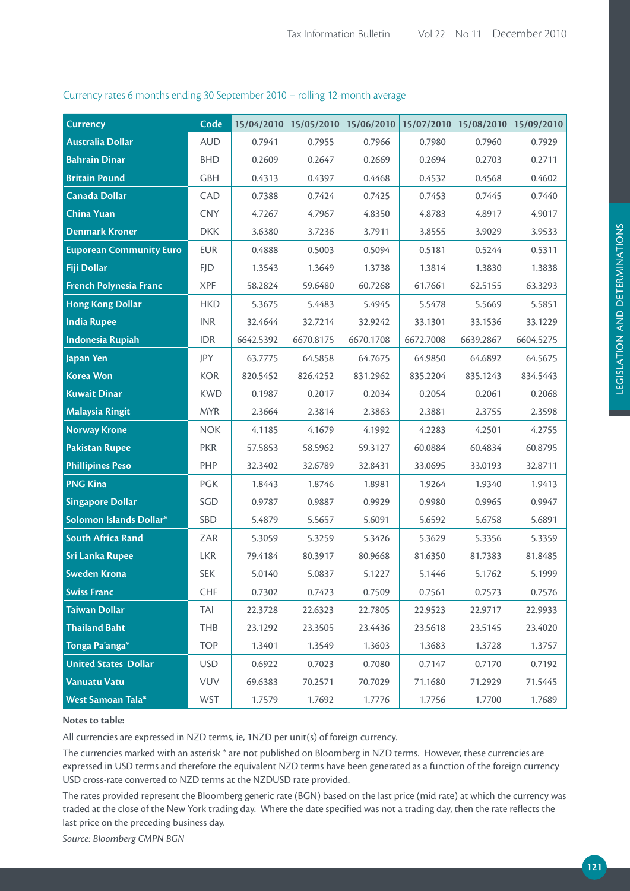Currency rates 6 months ending 30 September 2010 – rolling 12-month average

| Currency | Code | 15/04/2010 | 15/05/2010 | 15/06/2010 | 15/07/2010 | 15/08/2010 | 15/09/2010 |
|---|---|---|---|---|---|---|---|
| Australia Dollar | AUD | 0.7941 | 0.7955 | 0.7966 | 0.7980 | 0.7960 | 0.7929 |
| Bahrain Dinar | BHD | 0.2609 | 0.2647 | 0.2669 | 0.2694 | 0.2703 | 0.2711 |
| Britain Pound | GBH | 0.4313 | 0.4397 | 0.4468 | 0.4532 | 0.4568 | 0.4602 |
| Canada Dollar | CAD | 0.7388 | 0.7424 | 0.7425 | 0.7453 | 0.7445 | 0.7440 |
| China Yuan | CNY | 4.7267 | 4.7967 | 4.8350 | 4.8783 | 4.8917 | 4.9017 |
| Denmark Kroner | DKK | 3.6380 | 3.7236 | 3.7911 | 3.8555 | 3.9029 | 3.9533 |
| Euporean Community Euro | EUR | 0.4888 | 0.5003 | 0.5094 | 0.5181 | 0.5244 | 0.5311 |
| Fiji Dollar | FJD | 1.3543 | 1.3649 | 1.3738 | 1.3814 | 1.3830 | 1.3838 |
| French Polynesia Franc | XPF | 58.2824 | 59.6480 | 60.7268 | 61.7661 | 62.5155 | 63.3293 |
| Hong Kong Dollar | HKD | 5.3675 | 5.4483 | 5.4945 | 5.5478 | 5.5669 | 5.5851 |
| India Rupee | INR | 32.4644 | 32.7214 | 32.9242 | 33.1301 | 33.1536 | 33.1229 |
| Indonesia Rupiah | IDR | 6642.5392 | 6670.8175 | 6670.1708 | 6672.7008 | 6639.2867 | 6604.5275 |
| Japan Yen | JPY | 63.7775 | 64.5858 | 64.7675 | 64.9850 | 64.6892 | 64.5675 |
| Korea Won | KOR | 820.5452 | 826.4252 | 831.2962 | 835.2204 | 835.1243 | 834.5443 |
| Kuwait Dinar | KWD | 0.1987 | 0.2017 | 0.2034 | 0.2054 | 0.2061 | 0.2068 |
| Malaysia Ringit | MYR | 2.3664 | 2.3814 | 2.3863 | 2.3881 | 2.3755 | 2.3598 |
| Norway Krone | NOK | 4.1185 | 4.1679 | 4.1992 | 4.2283 | 4.2501 | 4.2755 |
| Pakistan Rupee | PKR | 57.5853 | 58.5962 | 59.3127 | 60.0884 | 60.4834 | 60.8795 |
| Phillipines Peso | PHP | 32.3402 | 32.6789 | 32.8431 | 33.0695 | 33.0193 | 32.8711 |
| PNG Kina | PGK | 1.8443 | 1.8746 | 1.8981 | 1.9264 | 1.9340 | 1.9413 |
| Singapore Dollar | SGD | 0.9787 | 0.9887 | 0.9929 | 0.9980 | 0.9965 | 0.9947 |
| Solomon Islands Dollar* | SBD | 5.4879 | 5.5657 | 5.6091 | 5.6592 | 5.6758 | 5.6891 |
| South Africa Rand | ZAR | 5.3059 | 5.3259 | 5.3426 | 5.3629 | 5.3356 | 5.3359 |
| Sri Lanka Rupee | LKR | 79.4184 | 80.3917 | 80.9668 | 81.6350 | 81.7383 | 81.8485 |
| Sweden Krona | SEK | 5.0140 | 5.0837 | 5.1227 | 5.1446 | 5.1762 | 5.1999 |
| Swiss Franc | CHF | 0.7302 | 0.7423 | 0.7509 | 0.7561 | 0.7573 | 0.7576 |
| Taiwan Dollar | TAI | 22.3728 | 22.6323 | 22.7805 | 22.9523 | 22.9717 | 22.9933 |
| Thailand Baht | THB | 23.1292 | 23.3505 | 23.4436 | 23.5618 | 23.5145 | 23.4020 |
| Tonga Pa'anga* | TOP | 1.3401 | 1.3549 | 1.3603 | 1.3683 | 1.3728 | 1.3757 |
| United States Dollar | USD | 0.6922 | 0.7023 | 0.7080 | 0.7147 | 0.7170 | 0.7192 |
| Vanuatu Vatu | VUV | 69.6383 | 70.2571 | 70.7029 | 71.1680 | 71.2929 | 71.5445 |
| West Samoan Tala* | WST | 1.7579 | 1.7692 | 1.7776 | 1.7756 | 1.7700 | 1.7689 |

**Notes to table:**

All currencies are expressed in NZD terms, ie, 1NZD per unit(s) of foreign currency.

The currencies marked with an asterisk * are not published on Bloomberg in NZD terms. However, these currencies are expressed in USD terms and therefore the equivalent NZD terms have been generated as a function of the foreign currency USD cross-rate converted to NZD terms at the NZDUSD rate provided.

The rates provided represent the Bloomberg generic rate (BGN) based on the last price (mid rate) at which the currency was traded at the close of the New York trading day. Where the date specified was not a trading day, then the rate reflects the last price on the preceding business day.

*Source: Bloomberg CMPN BGN*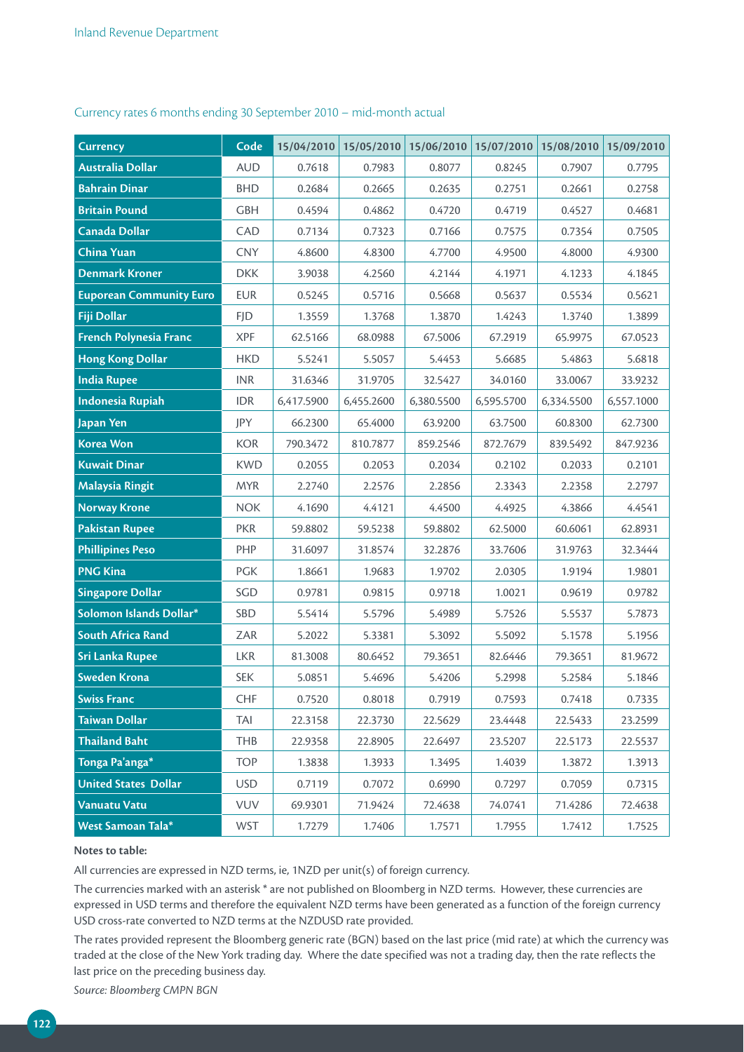Currency rates 6 months ending 30 September 2010 – mid-month actual

| Currency | Code | 15/04/2010 | 15/05/2010 | 15/06/2010 | 15/07/2010 | 15/08/2010 | 15/09/2010 |
|---|---|---|---|---|---|---|---|
| Australia Dollar | AUD | 0.7618 | 0.7983 | 0.8077 | 0.8245 | 0.7907 | 0.7795 |
| Bahrain Dinar | BHD | 0.2684 | 0.2665 | 0.2635 | 0.2751 | 0.2661 | 0.2758 |
| Britain Pound | GBH | 0.4594 | 0.4862 | 0.4720 | 0.4719 | 0.4527 | 0.4681 |
| Canada Dollar | CAD | 0.7134 | 0.7323 | 0.7166 | 0.7575 | 0.7354 | 0.7505 |
| China Yuan | CNY | 4.8600 | 4.8300 | 4.7700 | 4.9500 | 4.8000 | 4.9300 |
| Denmark Kroner | DKK | 3.9038 | 4.2560 | 4.2144 | 4.1971 | 4.1233 | 4.1845 |
| Euporean Community Euro | EUR | 0.5245 | 0.5716 | 0.5668 | 0.5637 | 0.5534 | 0.5621 |
| Fiji Dollar | FJD | 1.3559 | 1.3768 | 1.3870 | 1.4243 | 1.3740 | 1.3899 |
| French Polynesia Franc | XPF | 62.5166 | 68.0988 | 67.5006 | 67.2919 | 65.9975 | 67.0523 |
| Hong Kong Dollar | HKD | 5.5241 | 5.5057 | 5.4453 | 5.6685 | 5.4863 | 5.6818 |
| India Rupee | INR | 31.6346 | 31.9705 | 32.5427 | 34.0160 | 33.0067 | 33.9232 |
| Indonesia Rupiah | IDR | 6,417.5900 | 6,455.2600 | 6,380.5500 | 6,595.5700 | 6,334.5500 | 6,557.1000 |
| Japan Yen | JPY | 66.2300 | 65.4000 | 63.9200 | 63.7500 | 60.8300 | 62.7300 |
| Korea Won | KOR | 790.3472 | 810.7877 | 859.2546 | 872.7679 | 839.5492 | 847.9236 |
| Kuwait Dinar | KWD | 0.2055 | 0.2053 | 0.2034 | 0.2102 | 0.2033 | 0.2101 |
| Malaysia Ringit | MYR | 2.2740 | 2.2576 | 2.2856 | 2.3343 | 2.2358 | 2.2797 |
| Norway Krone | NOK | 4.1690 | 4.4121 | 4.4500 | 4.4925 | 4.3866 | 4.4541 |
| Pakistan Rupee | PKR | 59.8802 | 59.5238 | 59.8802 | 62.5000 | 60.6061 | 62.8931 |
| Phillipines Peso | PHP | 31.6097 | 31.8574 | 32.2876 | 33.7606 | 31.9763 | 32.3444 |
| PNG Kina | PGK | 1.8661 | 1.9683 | 1.9702 | 2.0305 | 1.9194 | 1.9801 |
| Singapore Dollar | SGD | 0.9781 | 0.9815 | 0.9718 | 1.0021 | 0.9619 | 0.9782 |
| Solomon Islands Dollar* | SBD | 5.5414 | 5.5796 | 5.4989 | 5.7526 | 5.5537 | 5.7873 |
| South Africa Rand | ZAR | 5.2022 | 5.3381 | 5.3092 | 5.5092 | 5.1578 | 5.1956 |
| Sri Lanka Rupee | LKR | 81.3008 | 80.6452 | 79.3651 | 82.6446 | 79.3651 | 81.9672 |
| Sweden Krona | SEK | 5.0851 | 5.4696 | 5.4206 | 5.2998 | 5.2584 | 5.1846 |
| Swiss Franc | CHF | 0.7520 | 0.8018 | 0.7919 | 0.7593 | 0.7418 | 0.7335 |
| Taiwan Dollar | TAI | 22.3158 | 22.3730 | 22.5629 | 23.4448 | 22.5433 | 23.2599 |
| Thailand Baht | THB | 22.9358 | 22.8905 | 22.6497 | 23.5207 | 22.5173 | 22.5537 |
| Tonga Pa'anga* | TOP | 1.3838 | 1.3933 | 1.3495 | 1.4039 | 1.3872 | 1.3913 |
| United States Dollar | USD | 0.7119 | 0.7072 | 0.6990 | 0.7297 | 0.7059 | 0.7315 |
| Vanuatu Vatu | VUV | 69.9301 | 71.9424 | 72.4638 | 74.0741 | 71.4286 | 72.4638 |
| West Samoan Tala* | WST | 1.7279 | 1.7406 | 1.7571 | 1.7955 | 1.7412 | 1.7525 |

**Notes to table:**

All currencies are expressed in NZD terms, ie, 1NZD per unit(s) of foreign currency.

The currencies marked with an asterisk * are not published on Bloomberg in NZD terms. However, these currencies are expressed in USD terms and therefore the equivalent NZD terms have been generated as a function of the foreign currency USD cross-rate converted to NZD terms at the NZDUSD rate provided.

The rates provided represent the Bloomberg generic rate (BGN) based on the last price (mid rate) at which the currency was traded at the close of the New York trading day. Where the date specified was not a trading day, then the rate reflects the last price on the preceding business day.

*Source: Bloomberg CMPN BGN*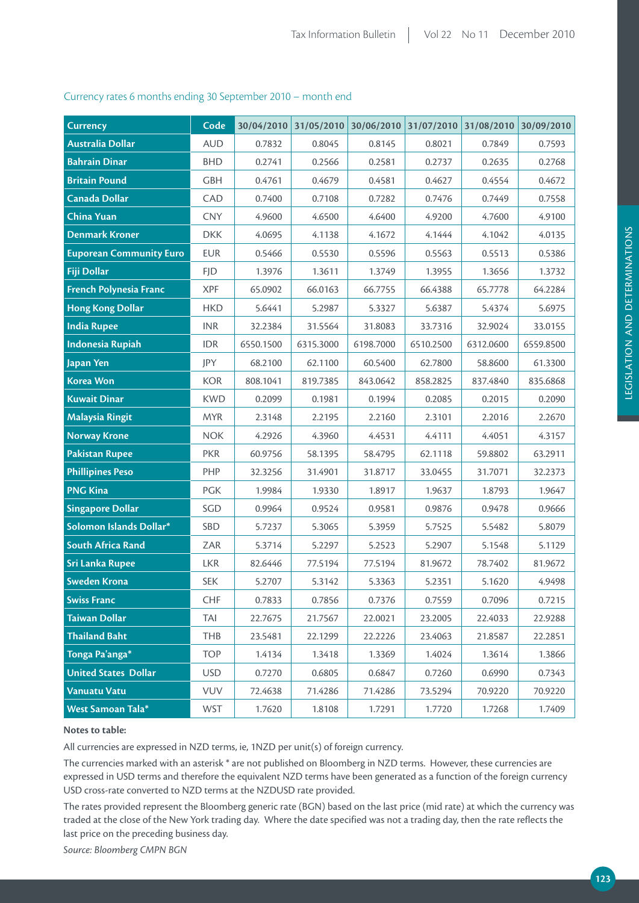Currency rates 6 months ending 30 September 2010 – month end

| Currency | Code | 30/04/2010 | 31/05/2010 | 30/06/2010 | 31/07/2010 | 31/08/2010 | 30/09/2010 |
|---|---|---|---|---|---|---|---|
| Australia Dollar | AUD | 0.7832 | 0.8045 | 0.8145 | 0.8021 | 0.7849 | 0.7593 |
| Bahrain Dinar | BHD | 0.2741 | 0.2566 | 0.2581 | 0.2737 | 0.2635 | 0.2768 |
| Britain Pound | GBH | 0.4761 | 0.4679 | 0.4581 | 0.4627 | 0.4554 | 0.4672 |
| Canada Dollar | CAD | 0.7400 | 0.7108 | 0.7282 | 0.7476 | 0.7449 | 0.7558 |
| China Yuan | CNY | 4.9600 | 4.6500 | 4.6400 | 4.9200 | 4.7600 | 4.9100 |
| Denmark Kroner | DKK | 4.0695 | 4.1138 | 4.1672 | 4.1444 | 4.1042 | 4.0135 |
| Euporean Community Euro | EUR | 0.5466 | 0.5530 | 0.5596 | 0.5563 | 0.5513 | 0.5386 |
| Fiji Dollar | FJD | 1.3976 | 1.3611 | 1.3749 | 1.3955 | 1.3656 | 1.3732 |
| French Polynesia Franc | XPF | 65.0902 | 66.0163 | 66.7755 | 66.4388 | 65.7778 | 64.2284 |
| Hong Kong Dollar | HKD | 5.6441 | 5.2987 | 5.3327 | 5.6387 | 5.4374 | 5.6975 |
| India Rupee | INR | 32.2384 | 31.5564 | 31.8083 | 33.7316 | 32.9024 | 33.0155 |
| Indonesia Rupiah | IDR | 6550.1500 | 6315.3000 | 6198.7000 | 6510.2500 | 6312.0600 | 6559.8500 |
| Japan Yen | JPY | 68.2100 | 62.1100 | 60.5400 | 62.7800 | 58.8600 | 61.3300 |
| Korea Won | KOR | 808.1041 | 819.7385 | 843.0642 | 858.2825 | 837.4840 | 835.6868 |
| Kuwait Dinar | KWD | 0.2099 | 0.1981 | 0.1994 | 0.2085 | 0.2015 | 0.2090 |
| Malaysia Ringit | MYR | 2.3148 | 2.2195 | 2.2160 | 2.3101 | 2.2016 | 2.2670 |
| Norway Krone | NOK | 4.2926 | 4.3960 | 4.4531 | 4.4111 | 4.4051 | 4.3157 |
| Pakistan Rupee | PKR | 60.9756 | 58.1395 | 58.4795 | 62.1118 | 59.8802 | 63.2911 |
| Phillipines Peso | PHP | 32.3256 | 31.4901 | 31.8717 | 33.0455 | 31.7071 | 32.2373 |
| PNG Kina | PGK | 1.9984 | 1.9330 | 1.8917 | 1.9637 | 1.8793 | 1.9647 |
| Singapore Dollar | SGD | 0.9964 | 0.9524 | 0.9581 | 0.9876 | 0.9478 | 0.9666 |
| Solomon Islands Dollar* | SBD | 5.7237 | 5.3065 | 5.3959 | 5.7525 | 5.5482 | 5.8079 |
| South Africa Rand | ZAR | 5.3714 | 5.2297 | 5.2523 | 5.2907 | 5.1548 | 5.1129 |
| Sri Lanka Rupee | LKR | 82.6446 | 77.5194 | 77.5194 | 81.9672 | 78.7402 | 81.9672 |
| Sweden Krona | SEK | 5.2707 | 5.3142 | 5.3363 | 5.2351 | 5.1620 | 4.9498 |
| Swiss Franc | CHF | 0.7833 | 0.7856 | 0.7376 | 0.7559 | 0.7096 | 0.7215 |
| Taiwan Dollar | TAI | 22.7675 | 21.7567 | 22.0021 | 23.2005 | 22.4033 | 22.9288 |
| Thailand Baht | THB | 23.5481 | 22.1299 | 22.2226 | 23.4063 | 21.8587 | 22.2851 |
| Tonga Pa'anga* | TOP | 1.4134 | 1.3418 | 1.3369 | 1.4024 | 1.3614 | 1.3866 |
| United States Dollar | USD | 0.7270 | 0.6805 | 0.6847 | 0.7260 | 0.6990 | 0.7343 |
| Vanuatu Vatu | VUV | 72.4638 | 71.4286 | 71.4286 | 73.5294 | 70.9220 | 70.9220 |
| West Samoan Tala* | WST | 1.7620 | 1.8108 | 1.7291 | 1.7720 | 1.7268 | 1.7409 |

**Notes to table:**

All currencies are expressed in NZD terms, ie, 1NZD per unit(s) of foreign currency.

The currencies marked with an asterisk * are not published on Bloomberg in NZD terms. However, these currencies are expressed in USD terms and therefore the equivalent NZD terms have been generated as a function of the foreign currency USD cross-rate converted to NZD terms at the NZDUSD rate provided.

The rates provided represent the Bloomberg generic rate (BGN) based on the last price (mid rate) at which the currency was traded at the close of the New York trading day. Where the date specified was not a trading day, then the rate reflects the last price on the preceding business day.

*Source: Bloomberg CMPN BGN*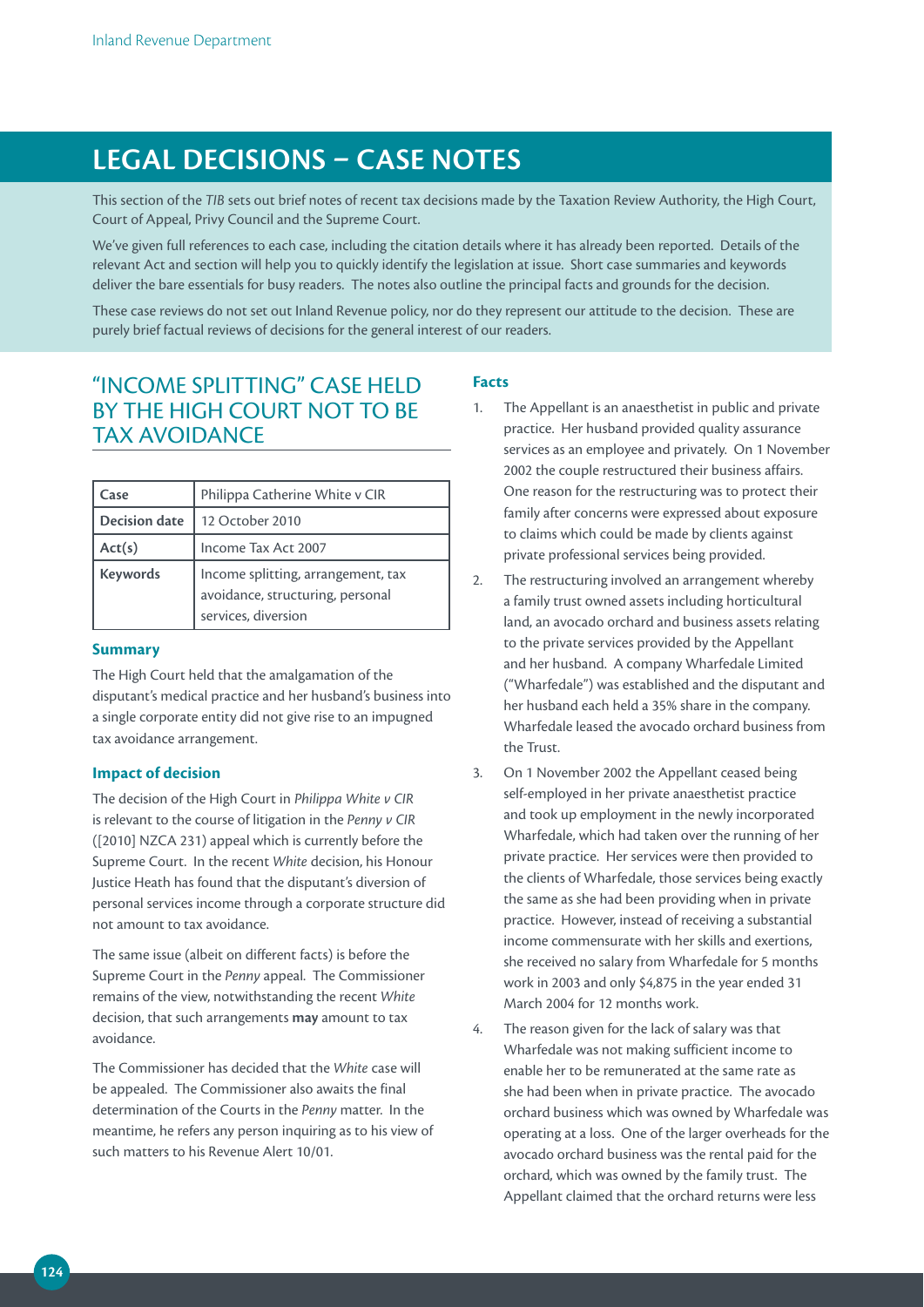# LEGAL DECISIONS – CASE NOTES

This section of the *TIB* sets out brief notes of recent tax decisions made by the Taxation Review Authority, the High Court, Court of Appeal, Privy Council and the Supreme Court.

We've given full references to each case, including the citation details where it has already been reported. Details of the relevant Act and section will help you to quickly identify the legislation at issue. Short case summaries and keywords deliver the bare essentials for busy readers. The notes also outline the principal facts and grounds for the decision.

These case reviews do not set out Inland Revenue policy, nor do they represent our attitude to the decision. These are purely brief factual reviews of decisions for the general interest of our readers.

## "INCOME SPLITTING" CASE HELD BY THE HIGH COURT NOT TO BE TAX AVOIDANCE

| Case | Philippa Catherine White v CIR |
|---|---|
| Decision date | 12 October 2010 |
| Act(s) | Income Tax Act 2007 |
| Keywords | Income splitting, arrangement, tax avoidance, structuring, personal services, diversion |

### Summary

The High Court held that the amalgamation of the disputant's medical practice and her husband's business into a single corporate entity did not give rise to an impugned tax avoidance arrangement.

### Impact of decision

The decision of the High Court in *Philippa White v CIR* is relevant to the course of litigation in the *Penny v CIR* ([2010] NZCA 231) appeal which is currently before the Supreme Court. In the recent *White* decision, his Honour Justice Heath has found that the disputant's diversion of personal services income through a corporate structure did not amount to tax avoidance.

The same issue (albeit on different facts) is before the Supreme Court in the *Penny* appeal. The Commissioner remains of the view, notwithstanding the recent *White* decision, that such arrangements **may** amount to tax avoidance.

The Commissioner has decided that the *White* case will be appealed. The Commissioner also awaits the final determination of the Courts in the *Penny* matter. In the meantime, he refers any person inquiring as to his view of such matters to his Revenue Alert 10/01.

### Facts

1. The Appellant is an anaesthetist in public and private practice. Her husband provided quality assurance services as an employee and privately. On 1 November 2002 the couple restructured their business affairs. One reason for the restructuring was to protect their family after concerns were expressed about exposure to claims which could be made by clients against private professional services being provided.

2. The restructuring involved an arrangement whereby a family trust owned assets including horticultural land, an avocado orchard and business assets relating to the private services provided by the Appellant and her husband. A company Wharfedale Limited ("Wharfedale") was established and the disputant and her husband each held a 35% share in the company. Wharfedale leased the avocado orchard business from the Trust.

3. On 1 November 2002 the Appellant ceased being self-employed in her private anaesthetist practice and took up employment in the newly incorporated Wharfedale, which had taken over the running of her private practice. Her services were then provided to the clients of Wharfedale, those services being exactly the same as she had been providing when in private practice. However, instead of receiving a substantial income commensurate with her skills and exertions, she received no salary from Wharfedale for 5 months work in 2003 and only $4,875 in the year ended 31 March 2004 for 12 months work.

4. The reason given for the lack of salary was that Wharfedale was not making sufficient income to enable her to be remunerated at the same rate as she had been when in private practice. The avocado orchard business which was owned by Wharfedale was operating at a loss. One of the larger overheads for the avocado orchard business was the rental paid for the orchard, which was owned by the family trust. The Appellant claimed that the orchard returns were less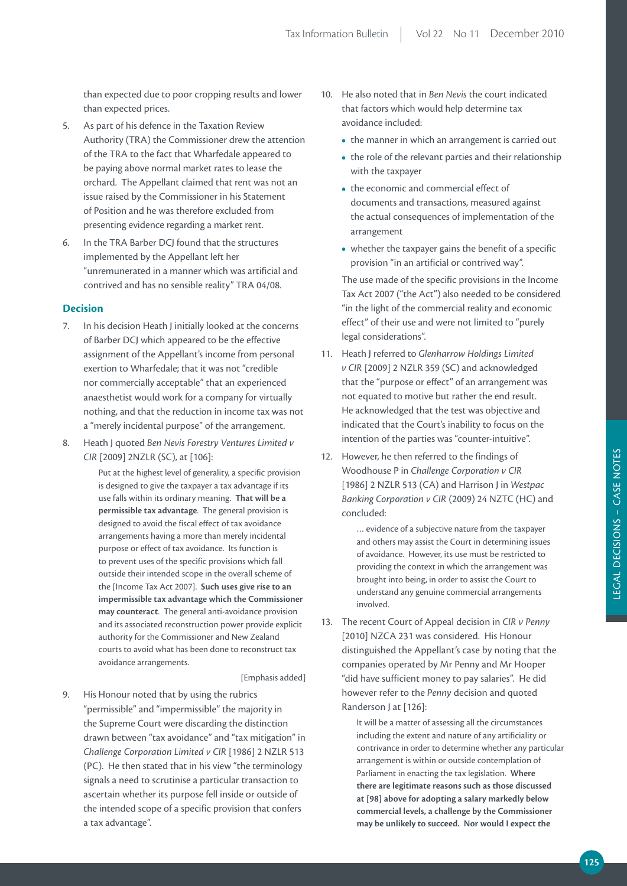than expected due to poor cropping results and lower than expected prices.

5. As part of his defence in the Taxation Review Authority (TRA) the Commissioner drew the attention of the TRA to the fact that Wharfedale appeared to be paying above normal market rates to lease the orchard. The Appellant claimed that rent was not an issue raised by the Commissioner in his Statement of Position and he was therefore excluded from presenting evidence regarding a market rent.

6. In the TRA Barber DCJ found that the structures implemented by the Appellant left her "unremunerated in a manner which was artificial and contrived and has no sensible reality" TRA 04/08.

## Decision

7. In his decision Heath J initially looked at the concerns of Barber DCJ which appeared to be the effective assignment of the Appellant's income from personal exertion to Wharfedale; that it was not "credible nor commercially acceptable" that an experienced anaesthetist would work for a company for virtually nothing, and that the reduction in income tax was not a "merely incidental purpose" of the arrangement.

8. Heath J quoted *Ben Nevis Forestry Ventures Limited v CIR* [2009] 2NZLR (SC), at [106]:

   > Put at the highest level of generality, a specific provision is designed to give the taxpayer a tax advantage if its use falls within its ordinary meaning. **That will be a permissible tax advantage**. The general provision is designed to avoid the fiscal effect of tax avoidance arrangements having a more than merely incidental purpose or effect of tax avoidance. Its function is to prevent uses of the specific provisions which fall outside their intended scope in the overall scheme of the [Income Tax Act 2007]. **Such uses give rise to an impermissible tax advantage which the Commissioner may counteract**. The general anti-avoidance provision and its associated reconstruction power provide explicit authority for the Commissioner and New Zealand courts to avoid what has been done to reconstruct tax avoidance arrangements.
   >
   > [Emphasis added]

9. His Honour noted that by using the rubrics "permissible" and "impermissible" the majority in the Supreme Court were discarding the distinction drawn between "tax avoidance" and "tax mitigation" in *Challenge Corporation Limited v CIR* [1986] 2 NZLR 513 (PC). He then stated that in his view "the terminology signals a need to scrutinise a particular transaction to ascertain whether its purpose fell inside or outside of the intended scope of a specific provision that confers a tax advantage".

10. He also noted that in *Ben Nevis* the court indicated that factors which would help determine tax avoidance included:

    - the manner in which an arrangement is carried out
    - the role of the relevant parties and their relationship with the taxpayer
    - the economic and commercial effect of documents and transactions, measured against the actual consequences of implementation of the arrangement
    - whether the taxpayer gains the benefit of a specific provision "in an artificial or contrived way".

    The use made of the specific provisions in the Income Tax Act 2007 ("the Act") also needed to be considered "in the light of the commercial reality and economic effect" of their use and were not limited to "purely legal considerations".

11. Heath J referred to *Glenharrow Holdings Limited v CIR* [2009] 2 NZLR 359 (SC) and acknowledged that the "purpose or effect" of an arrangement was not equated to motive but rather the end result. He acknowledged that the test was objective and indicated that the Court's inability to focus on the intention of the parties was "counter-intuitive".

12. However, he then referred to the findings of Woodhouse P in *Challenge Corporation v CIR* [1986] 2 NZLR 513 (CA) and Harrison J in *Westpac Banking Corporation v CIR* (2009) 24 NZTC (HC) and concluded:

    > … evidence of a subjective nature from the taxpayer and others may assist the Court in determining issues of avoidance. However, its use must be restricted to providing the context in which the arrangement was brought into being, in order to assist the Court to understand any genuine commercial arrangements involved.

13. The recent Court of Appeal decision in *CIR v Penny* [2010] NZCA 231 was considered. His Honour distinguished the Appellant's case by noting that the companies operated by Mr Penny and Mr Hooper "did have sufficient money to pay salaries". He did however refer to the *Penny* decision and quoted Randerson J at [126]:

    > It will be a matter of assessing all the circumstances including the extent and nature of any artificiality or contrivance in order to determine whether any particular arrangement is within or outside contemplation of Parliament in enacting the tax legislation. **Where there are legitimate reasons such as those discussed at [98] above for adopting a salary markedly below commercial levels, a challenge by the Commissioner may be unlikely to succeed. Nor would I expect the**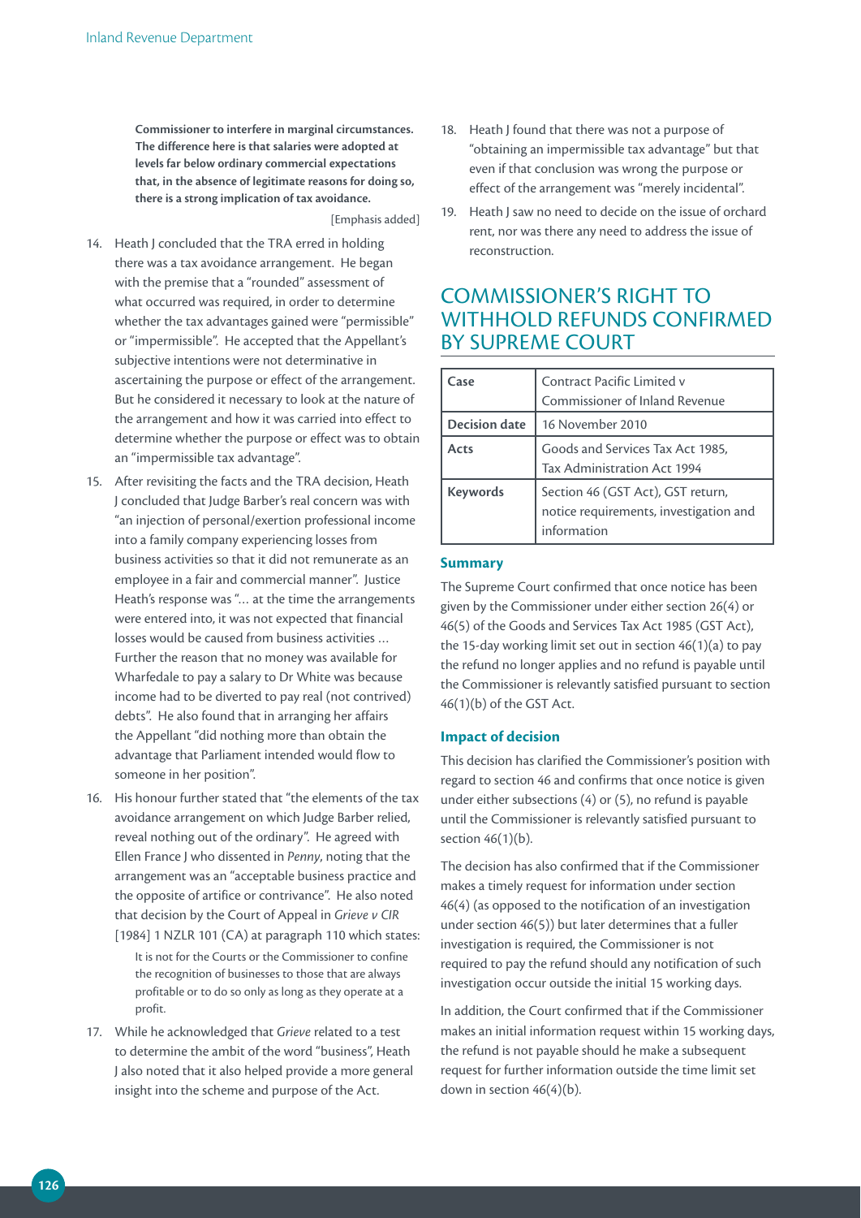**Commissioner to interfere in marginal circumstances. The difference here is that salaries were adopted at levels far below ordinary commercial expectations that, in the absence of legitimate reasons for doing so, there is a strong implication of tax avoidance.**

[Emphasis added]

14. Heath J concluded that the TRA erred in holding there was a tax avoidance arrangement. He began with the premise that a "rounded" assessment of what occurred was required, in order to determine whether the tax advantages gained were "permissible" or "impermissible". He accepted that the Appellant's subjective intentions were not determinative in ascertaining the purpose or effect of the arrangement. But he considered it necessary to look at the nature of the arrangement and how it was carried into effect to determine whether the purpose or effect was to obtain an "impermissible tax advantage".

15. After revisiting the facts and the TRA decision, Heath J concluded that Judge Barber's real concern was with "an injection of personal/exertion professional income into a family company experiencing losses from business activities so that it did not remunerate as an employee in a fair and commercial manner". Justice Heath's response was "… at the time the arrangements were entered into, it was not expected that financial losses would be caused from business activities … Further the reason that no money was available for Wharfedale to pay a salary to Dr White was because income had to be diverted to pay real (not contrived) debts". He also found that in arranging her affairs the Appellant "did nothing more than obtain the advantage that Parliament intended would flow to someone in her position".

16. His honour further stated that "the elements of the tax avoidance arrangement on which Judge Barber relied, reveal nothing out of the ordinary". He agreed with Ellen France J who dissented in *Penny*, noting that the arrangement was an "acceptable business practice and the opposite of artifice or contrivance". He also noted that decision by the Court of Appeal in *Grieve v CIR* [1984] 1 NZLR 101 (CA) at paragraph 110 which states:

    It is not for the Courts or the Commissioner to confine the recognition of businesses to those that are always profitable or to do so only as long as they operate at a profit.

17. While he acknowledged that *Grieve* related to a test to determine the ambit of the word "business", Heath J also noted that it also helped provide a more general insight into the scheme and purpose of the Act.

18. Heath J found that there was not a purpose of "obtaining an impermissible tax advantage" but that even if that conclusion was wrong the purpose or effect of the arrangement was "merely incidental".

19. Heath J saw no need to decide on the issue of orchard rent, nor was there any need to address the issue of reconstruction.

## COMMISSIONER'S RIGHT TO WITHHOLD REFUNDS CONFIRMED BY SUPREME COURT

| Case | Contract Pacific Limited v Commissioner of Inland Revenue |
|---|---|
| Decision date | 16 November 2010 |
| Acts | Goods and Services Tax Act 1985, Tax Administration Act 1994 |
| Keywords | Section 46 (GST Act), GST return, notice requirements, investigation and information |

### Summary

The Supreme Court confirmed that once notice has been given by the Commissioner under either section 26(4) or 46(5) of the Goods and Services Tax Act 1985 (GST Act), the 15-day working limit set out in section 46(1)(a) to pay the refund no longer applies and no refund is payable until the Commissioner is relevantly satisfied pursuant to section 46(1)(b) of the GST Act.

### Impact of decision

This decision has clarified the Commissioner's position with regard to section 46 and confirms that once notice is given under either subsections (4) or (5), no refund is payable until the Commissioner is relevantly satisfied pursuant to section 46(1)(b).

The decision has also confirmed that if the Commissioner makes a timely request for information under section 46(4) (as opposed to the notification of an investigation under section 46(5)) but later determines that a fuller investigation is required, the Commissioner is not required to pay the refund should any notification of such investigation occur outside the initial 15 working days.

In addition, the Court confirmed that if the Commissioner makes an initial information request within 15 working days, the refund is not payable should he make a subsequent request for further information outside the time limit set down in section 46(4)(b).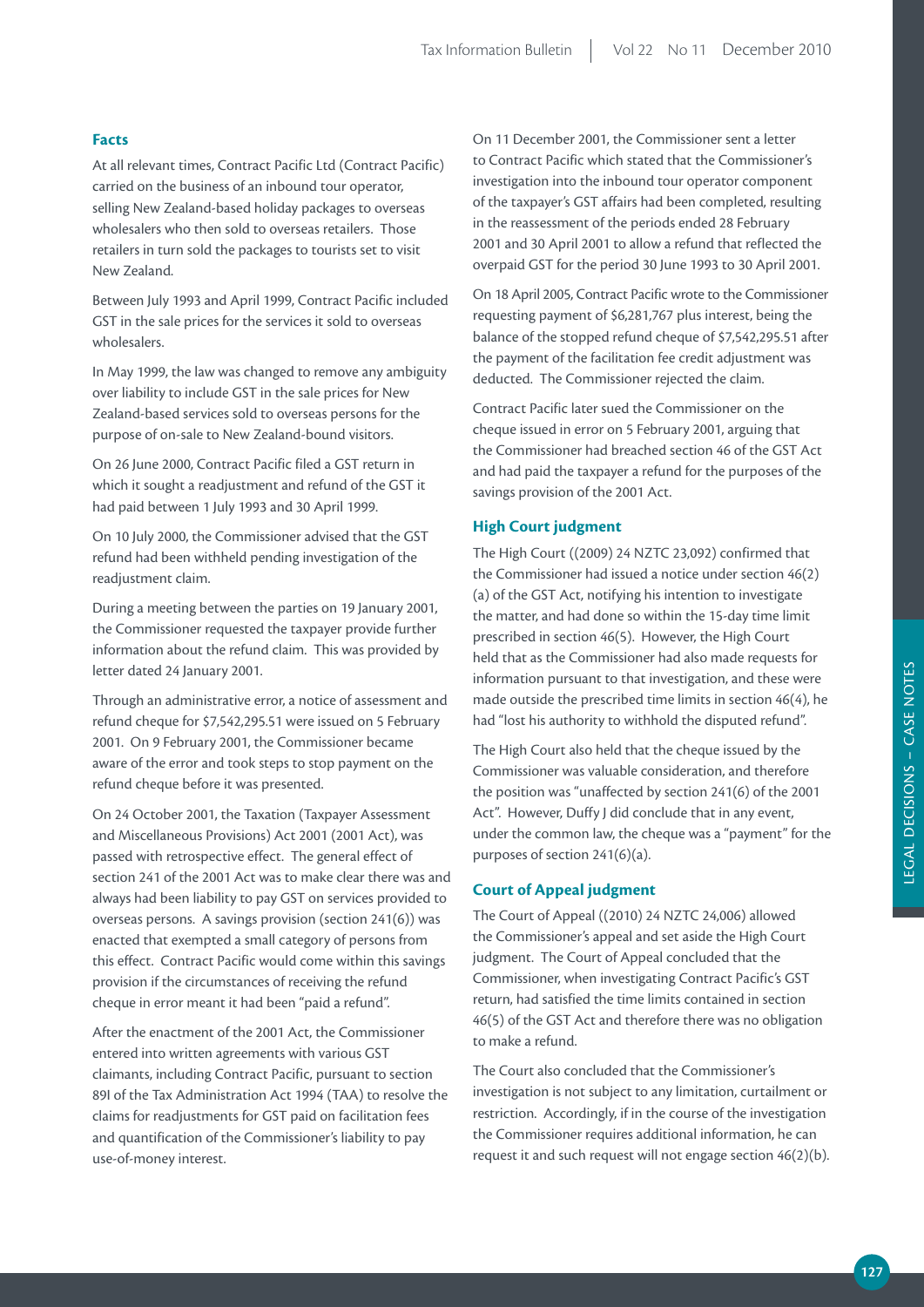### Facts

At all relevant times, Contract Pacific Ltd (Contract Pacific) carried on the business of an inbound tour operator, selling New Zealand-based holiday packages to overseas wholesalers who then sold to overseas retailers. Those retailers in turn sold the packages to tourists set to visit New Zealand.

Between July 1993 and April 1999, Contract Pacific included GST in the sale prices for the services it sold to overseas wholesalers.

In May 1999, the law was changed to remove any ambiguity over liability to include GST in the sale prices for New Zealand-based services sold to overseas persons for the purpose of on-sale to New Zealand-bound visitors.

On 26 June 2000, Contract Pacific filed a GST return in which it sought a readjustment and refund of the GST it had paid between 1 July 1993 and 30 April 1999.

On 10 July 2000, the Commissioner advised that the GST refund had been withheld pending investigation of the readjustment claim.

During a meeting between the parties on 19 January 2001, the Commissioner requested the taxpayer provide further information about the refund claim. This was provided by letter dated 24 January 2001.

Through an administrative error, a notice of assessment and refund cheque for $7,542,295.51 were issued on 5 February 2001. On 9 February 2001, the Commissioner became aware of the error and took steps to stop payment on the refund cheque before it was presented.

On 24 October 2001, the Taxation (Taxpayer Assessment and Miscellaneous Provisions) Act 2001 (2001 Act), was passed with retrospective effect. The general effect of section 241 of the 2001 Act was to make clear there was and always had been liability to pay GST on services provided to overseas persons. A savings provision (section 241(6)) was enacted that exempted a small category of persons from this effect. Contract Pacific would come within this savings provision if the circumstances of receiving the refund cheque in error meant it had been "paid a refund".

After the enactment of the 2001 Act, the Commissioner entered into written agreements with various GST claimants, including Contract Pacific, pursuant to section 89I of the Tax Administration Act 1994 (TAA) to resolve the claims for readjustments for GST paid on facilitation fees and quantification of the Commissioner's liability to pay use-of-money interest.

On 11 December 2001, the Commissioner sent a letter to Contract Pacific which stated that the Commissioner's investigation into the inbound tour operator component of the taxpayer's GST affairs had been completed, resulting in the reassessment of the periods ended 28 February 2001 and 30 April 2001 to allow a refund that reflected the overpaid GST for the period 30 June 1993 to 30 April 2001.

On 18 April 2005, Contract Pacific wrote to the Commissioner requesting payment of $6,281,767 plus interest, being the balance of the stopped refund cheque of $7,542,295.51 after the payment of the facilitation fee credit adjustment was deducted. The Commissioner rejected the claim.

Contract Pacific later sued the Commissioner on the cheque issued in error on 5 February 2001, arguing that the Commissioner had breached section 46 of the GST Act and had paid the taxpayer a refund for the purposes of the savings provision of the 2001 Act.

### High Court judgment

The High Court ((2009) 24 NZTC 23,092) confirmed that the Commissioner had issued a notice under section 46(2)(a) of the GST Act, notifying his intention to investigate the matter, and had done so within the 15-day time limit prescribed in section 46(5). However, the High Court held that as the Commissioner had also made requests for information pursuant to that investigation, and these were made outside the prescribed time limits in section 46(4), he had "lost his authority to withhold the disputed refund".

The High Court also held that the cheque issued by the Commissioner was valuable consideration, and therefore the position was "unaffected by section 241(6) of the 2001 Act". However, Duffy J did conclude that in any event, under the common law, the cheque was a "payment" for the purposes of section 241(6)(a).

### Court of Appeal judgment

The Court of Appeal ((2010) 24 NZTC 24,006) allowed the Commissioner's appeal and set aside the High Court judgment. The Court of Appeal concluded that the Commissioner, when investigating Contract Pacific's GST return, had satisfied the time limits contained in section 46(5) of the GST Act and therefore there was no obligation to make a refund.

The Court also concluded that the Commissioner's investigation is not subject to any limitation, curtailment or restriction. Accordingly, if in the course of the investigation the Commissioner requires additional information, he can request it and such request will not engage section 46(2)(b).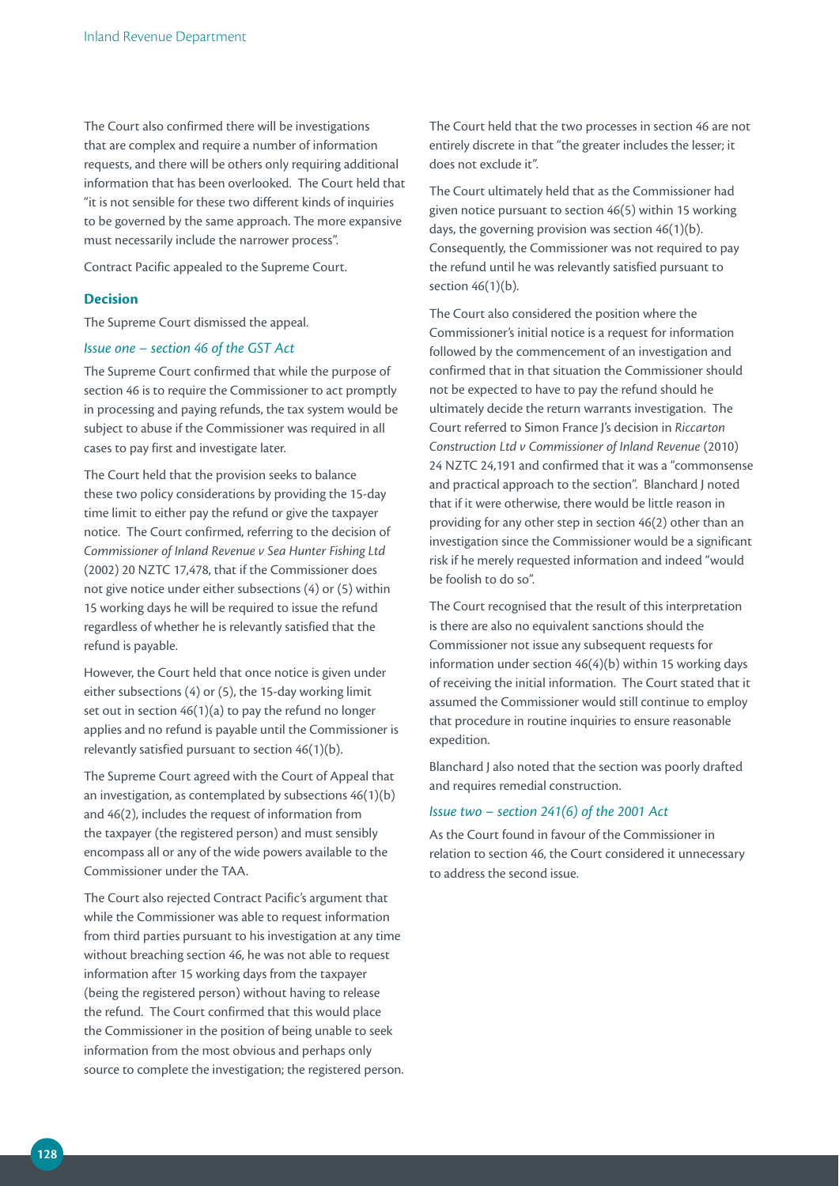The Court also confirmed there will be investigations that are complex and require a number of information requests, and there will be others only requiring additional information that has been overlooked. The Court held that "it is not sensible for these two different kinds of inquiries to be governed by the same approach. The more expansive must necessarily include the narrower process".

Contract Pacific appealed to the Supreme Court.

### Decision

The Supreme Court dismissed the appeal.

#### *Issue one – section 46 of the GST Act*

The Supreme Court confirmed that while the purpose of section 46 is to require the Commissioner to act promptly in processing and paying refunds, the tax system would be subject to abuse if the Commissioner was required in all cases to pay first and investigate later.

The Court held that the provision seeks to balance these two policy considerations by providing the 15-day time limit to either pay the refund or give the taxpayer notice. The Court confirmed, referring to the decision of *Commissioner of Inland Revenue v Sea Hunter Fishing Ltd* (2002) 20 NZTC 17,478, that if the Commissioner does not give notice under either subsections (4) or (5) within 15 working days he will be required to issue the refund regardless of whether he is relevantly satisfied that the refund is payable.

However, the Court held that once notice is given under either subsections (4) or (5), the 15-day working limit set out in section 46(1)(a) to pay the refund no longer applies and no refund is payable until the Commissioner is relevantly satisfied pursuant to section 46(1)(b).

The Supreme Court agreed with the Court of Appeal that an investigation, as contemplated by subsections 46(1)(b) and 46(2), includes the request of information from the taxpayer (the registered person) and must sensibly encompass all or any of the wide powers available to the Commissioner under the TAA.

The Court also rejected Contract Pacific's argument that while the Commissioner was able to request information from third parties pursuant to his investigation at any time without breaching section 46, he was not able to request information after 15 working days from the taxpayer (being the registered person) without having to release the refund. The Court confirmed that this would place the Commissioner in the position of being unable to seek information from the most obvious and perhaps only source to complete the investigation; the registered person.

The Court held that the two processes in section 46 are not entirely discrete in that "the greater includes the lesser; it does not exclude it".

The Court ultimately held that as the Commissioner had given notice pursuant to section 46(5) within 15 working days, the governing provision was section 46(1)(b). Consequently, the Commissioner was not required to pay the refund until he was relevantly satisfied pursuant to section 46(1)(b).

The Court also considered the position where the Commissioner's initial notice is a request for information followed by the commencement of an investigation and confirmed that in that situation the Commissioner should not be expected to have to pay the refund should he ultimately decide the return warrants investigation. The Court referred to Simon France J's decision in *Riccarton Construction Ltd v Commissioner of Inland Revenue* (2010) 24 NZTC 24,191 and confirmed that it was a "commonsense and practical approach to the section". Blanchard J noted that if it were otherwise, there would be little reason in providing for any other step in section 46(2) other than an investigation since the Commissioner would be a significant risk if he merely requested information and indeed "would be foolish to do so".

The Court recognised that the result of this interpretation is there are also no equivalent sanctions should the Commissioner not issue any subsequent requests for information under section 46(4)(b) within 15 working days of receiving the initial information. The Court stated that it assumed the Commissioner would still continue to employ that procedure in routine inquiries to ensure reasonable expedition.

Blanchard J also noted that the section was poorly drafted and requires remedial construction.

#### *Issue two – section 241(6) of the 2001 Act*

As the Court found in favour of the Commissioner in relation to section 46, the Court considered it unnecessary to address the second issue.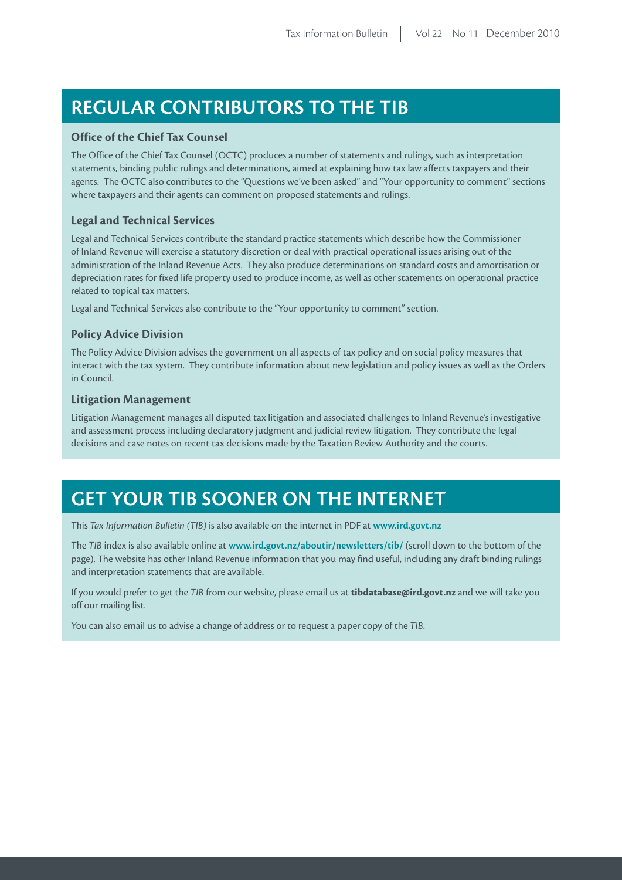# REGULAR CONTRIBUTORS TO THE TIB

### Office of the Chief Tax Counsel

The Office of the Chief Tax Counsel (OCTC) produces a number of statements and rulings, such as interpretation statements, binding public rulings and determinations, aimed at explaining how tax law affects taxpayers and their agents. The OCTC also contributes to the "Questions we've been asked" and "Your opportunity to comment" sections where taxpayers and their agents can comment on proposed statements and rulings.

### Legal and Technical Services

Legal and Technical Services contribute the standard practice statements which describe how the Commissioner of Inland Revenue will exercise a statutory discretion or deal with practical operational issues arising out of the administration of the Inland Revenue Acts. They also produce determinations on standard costs and amortisation or depreciation rates for fixed life property used to produce income, as well as other statements on operational practice related to topical tax matters.

Legal and Technical Services also contribute to the "Your opportunity to comment" section.

### Policy Advice Division

The Policy Advice Division advises the government on all aspects of tax policy and on social policy measures that interact with the tax system. They contribute information about new legislation and policy issues as well as the Orders in Council.

### Litigation Management

Litigation Management manages all disputed tax litigation and associated challenges to Inland Revenue's investigative and assessment process including declaratory judgment and judicial review litigation. They contribute the legal decisions and case notes on recent tax decisions made by the Taxation Review Authority and the courts.

# GET YOUR TIB SOONER ON THE INTERNET

This *Tax Information Bulletin (TIB)* is also available on the internet in PDF at **www.ird.govt.nz**

The *TIB* index is also available online at **www.ird.govt.nz/aboutir/newsletters/tib/** (scroll down to the bottom of the page). The website has other Inland Revenue information that you may find useful, including any draft binding rulings and interpretation statements that are available.

If you would prefer to get the *TIB* from our website, please email us at **tibdatabase@ird.govt.nz** and we will take you off our mailing list.

You can also email us to advise a change of address or to request a paper copy of the *TIB*.